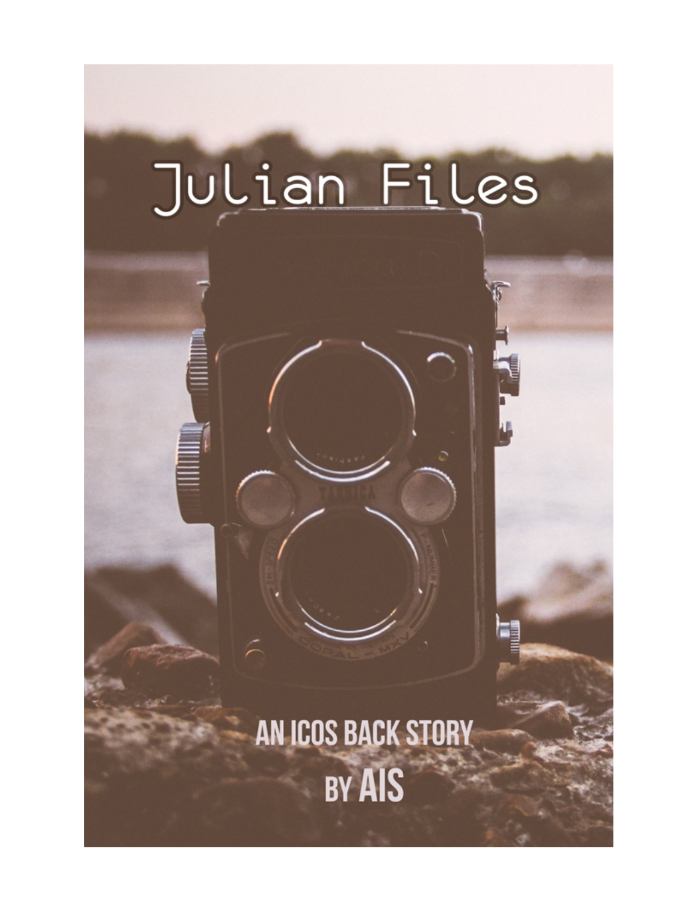# Julian Files

AN ICOS BACK STORY

BY AIS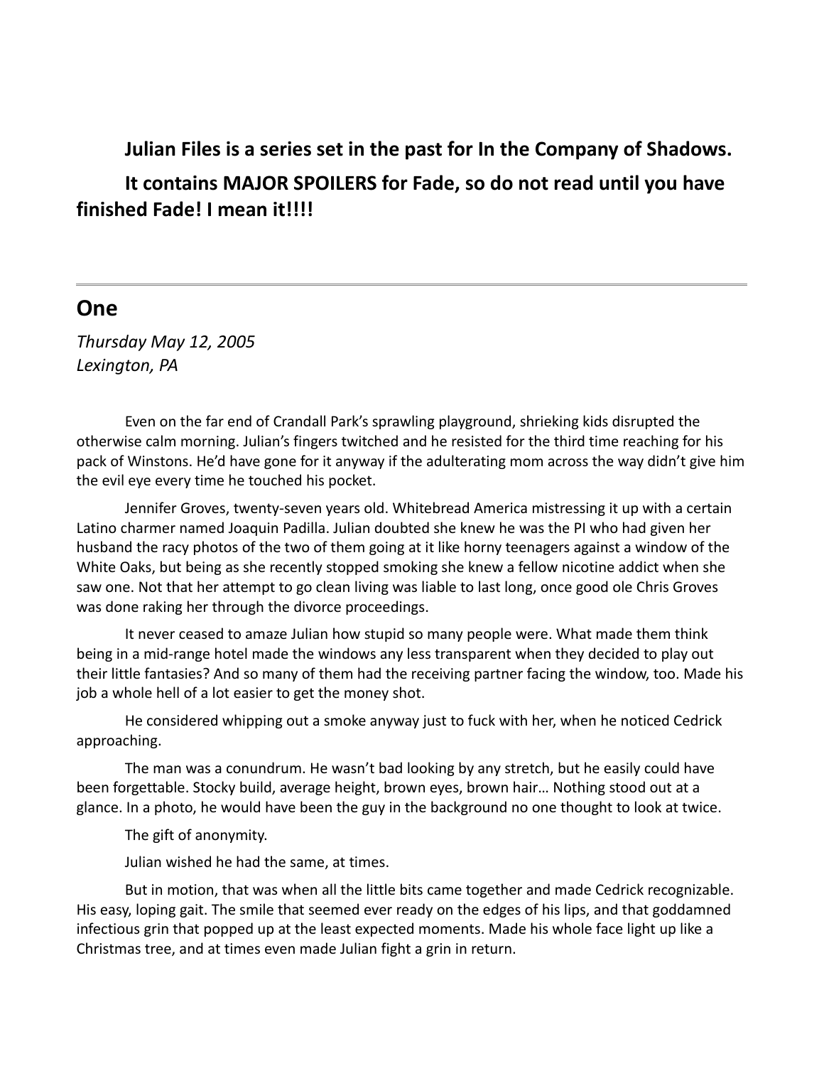**Julian Files is a series set in the past for In the Company of Shadows.**

**It contains MAJOR SPOILERS for Fade, so do not read until you have finished Fade! I mean it!!!!**

---

## One

*Thursday May 12, 2005*
*Lexington, PA*

Even on the far end of Crandall Park's sprawling playground, shrieking kids disrupted the otherwise calm morning. Julian's fingers twitched and he resisted for the third time reaching for his pack of Winstons. He'd have gone for it anyway if the adulterating mom across the way didn't give him the evil eye every time he touched his pocket.

Jennifer Groves, twenty-seven years old. Whitebread America mistressing it up with a certain Latino charmer named Joaquin Padilla. Julian doubted she knew he was the PI who had given her husband the racy photos of the two of them going at it like horny teenagers against a window of the White Oaks, but being as she recently stopped smoking she knew a fellow nicotine addict when she saw one. Not that her attempt to go clean living was liable to last long, once good ole Chris Groves was done raking her through the divorce proceedings.

It never ceased to amaze Julian how stupid so many people were. What made them think being in a mid-range hotel made the windows any less transparent when they decided to play out their little fantasies? And so many of them had the receiving partner facing the window, too. Made his job a whole hell of a lot easier to get the money shot.

He considered whipping out a smoke anyway just to fuck with her, when he noticed Cedrick approaching.

The man was a conundrum. He wasn't bad looking by any stretch, but he easily could have been forgettable. Stocky build, average height, brown eyes, brown hair… Nothing stood out at a glance. In a photo, he would have been the guy in the background no one thought to look at twice.

The gift of anonymity.

Julian wished he had the same, at times.

But in motion, that was when all the little bits came together and made Cedrick recognizable. His easy, loping gait. The smile that seemed ever ready on the edges of his lips, and that goddamned infectious grin that popped up at the least expected moments. Made his whole face light up like a Christmas tree, and at times even made Julian fight a grin in return.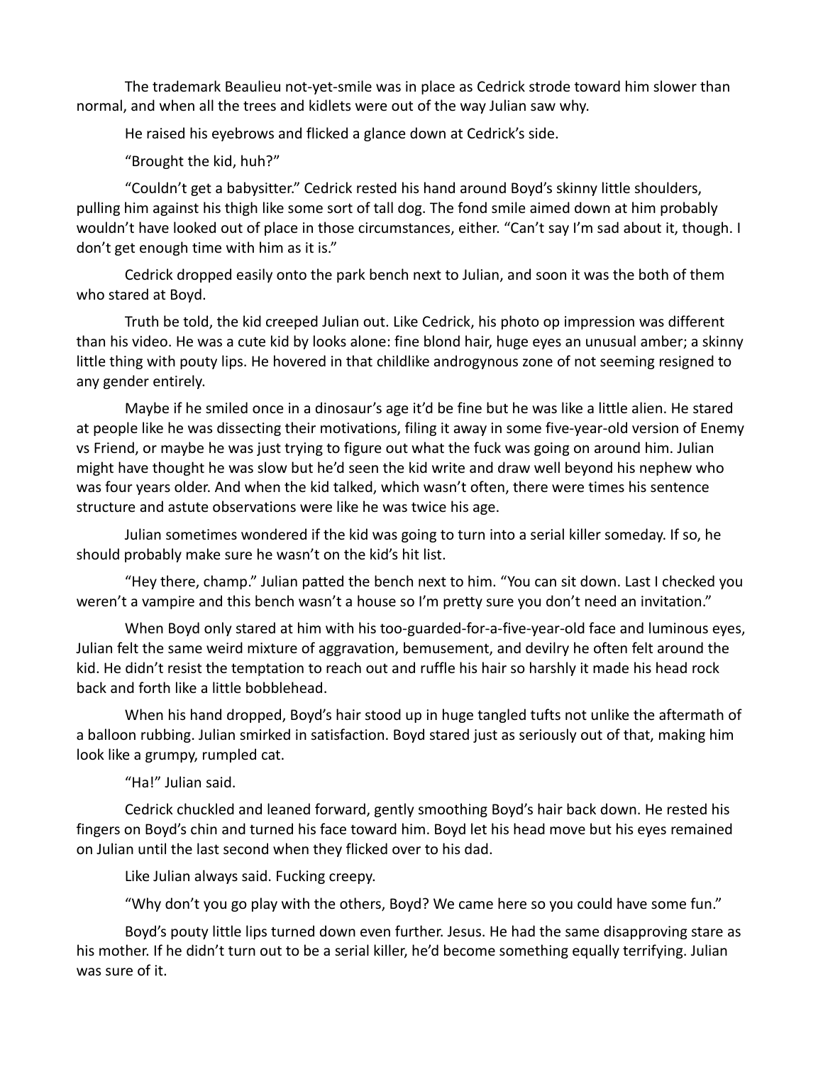The trademark Beaulieu not-yet-smile was in place as Cedrick strode toward him slower than normal, and when all the trees and kidlets were out of the way Julian saw why.

He raised his eyebrows and flicked a glance down at Cedrick's side.

"Brought the kid, huh?"

"Couldn't get a babysitter." Cedrick rested his hand around Boyd's skinny little shoulders, pulling him against his thigh like some sort of tall dog. The fond smile aimed down at him probably wouldn't have looked out of place in those circumstances, either. "Can't say I'm sad about it, though. I don't get enough time with him as it is."

Cedrick dropped easily onto the park bench next to Julian, and soon it was the both of them who stared at Boyd.

Truth be told, the kid creeped Julian out. Like Cedrick, his photo op impression was different than his video. He was a cute kid by looks alone: fine blond hair, huge eyes an unusual amber; a skinny little thing with pouty lips. He hovered in that childlike androgynous zone of not seeming resigned to any gender entirely.

Maybe if he smiled once in a dinosaur's age it'd be fine but he was like a little alien. He stared at people like he was dissecting their motivations, filing it away in some five-year-old version of Enemy vs Friend, or maybe he was just trying to figure out what the fuck was going on around him. Julian might have thought he was slow but he'd seen the kid write and draw well beyond his nephew who was four years older. And when the kid talked, which wasn't often, there were times his sentence structure and astute observations were like he was twice his age.

Julian sometimes wondered if the kid was going to turn into a serial killer someday. If so, he should probably make sure he wasn't on the kid's hit list.

"Hey there, champ." Julian patted the bench next to him. "You can sit down. Last I checked you weren't a vampire and this bench wasn't a house so I'm pretty sure you don't need an invitation."

When Boyd only stared at him with his too-guarded-for-a-five-year-old face and luminous eyes, Julian felt the same weird mixture of aggravation, bemusement, and devilry he often felt around the kid. He didn't resist the temptation to reach out and ruffle his hair so harshly it made his head rock back and forth like a little bobblehead.

When his hand dropped, Boyd's hair stood up in huge tangled tufts not unlike the aftermath of a balloon rubbing. Julian smirked in satisfaction. Boyd stared just as seriously out of that, making him look like a grumpy, rumpled cat.

"Ha!" Julian said.

Cedrick chuckled and leaned forward, gently smoothing Boyd's hair back down. He rested his fingers on Boyd's chin and turned his face toward him. Boyd let his head move but his eyes remained on Julian until the last second when they flicked over to his dad.

Like Julian always said. Fucking creepy.

"Why don't you go play with the others, Boyd? We came here so you could have some fun."

Boyd's pouty little lips turned down even further. Jesus. He had the same disapproving stare as his mother. If he didn't turn out to be a serial killer, he'd become something equally terrifying. Julian was sure of it.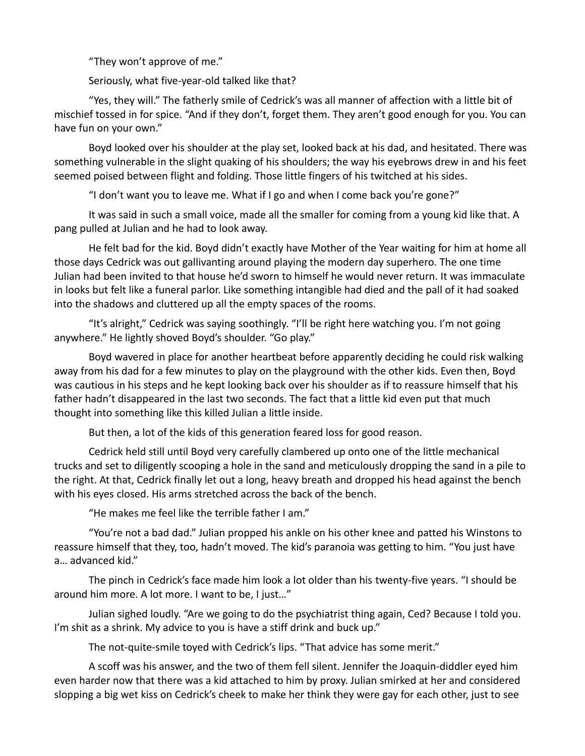"They won't approve of me."

Seriously, what five-year-old talked like that?

"Yes, they will." The fatherly smile of Cedrick's was all manner of affection with a little bit of mischief tossed in for spice. "And if they don't, forget them. They aren't good enough for you. You can have fun on your own."

Boyd looked over his shoulder at the play set, looked back at his dad, and hesitated. There was something vulnerable in the slight quaking of his shoulders; the way his eyebrows drew in and his feet seemed poised between flight and folding. Those little fingers of his twitched at his sides.

"I don't want you to leave me. What if I go and when I come back you're gone?"

It was said in such a small voice, made all the smaller for coming from a young kid like that. A pang pulled at Julian and he had to look away.

He felt bad for the kid. Boyd didn't exactly have Mother of the Year waiting for him at home all those days Cedrick was out gallivanting around playing the modern day superhero. The one time Julian had been invited to that house he'd sworn to himself he would never return. It was immaculate in looks but felt like a funeral parlor. Like something intangible had died and the pall of it had soaked into the shadows and cluttered up all the empty spaces of the rooms.

"It's alright," Cedrick was saying soothingly. "I'll be right here watching you. I'm not going anywhere." He lightly shoved Boyd's shoulder. "Go play."

Boyd wavered in place for another heartbeat before apparently deciding he could risk walking away from his dad for a few minutes to play on the playground with the other kids. Even then, Boyd was cautious in his steps and he kept looking back over his shoulder as if to reassure himself that his father hadn't disappeared in the last two seconds. The fact that a little kid even put that much thought into something like this killed Julian a little inside.

But then, a lot of the kids of this generation feared loss for good reason.

Cedrick held still until Boyd very carefully clambered up onto one of the little mechanical trucks and set to diligently scooping a hole in the sand and meticulously dropping the sand in a pile to the right. At that, Cedrick finally let out a long, heavy breath and dropped his head against the bench with his eyes closed. His arms stretched across the back of the bench.

"He makes me feel like the terrible father I am."

"You're not a bad dad." Julian propped his ankle on his other knee and patted his Winstons to reassure himself that they, too, hadn't moved. The kid's paranoia was getting to him. "You just have a… advanced kid."

The pinch in Cedrick's face made him look a lot older than his twenty-five years. "I should be around him more. A lot more. I want to be, I just…"

Julian sighed loudly. "Are we going to do the psychiatrist thing again, Ced? Because I told you. I'm shit as a shrink. My advice to you is have a stiff drink and buck up."

The not-quite-smile toyed with Cedrick's lips. "That advice has some merit."

A scoff was his answer, and the two of them fell silent. Jennifer the Joaquin-diddler eyed him even harder now that there was a kid attached to him by proxy. Julian smirked at her and considered slopping a big wet kiss on Cedrick's cheek to make her think they were gay for each other, just to see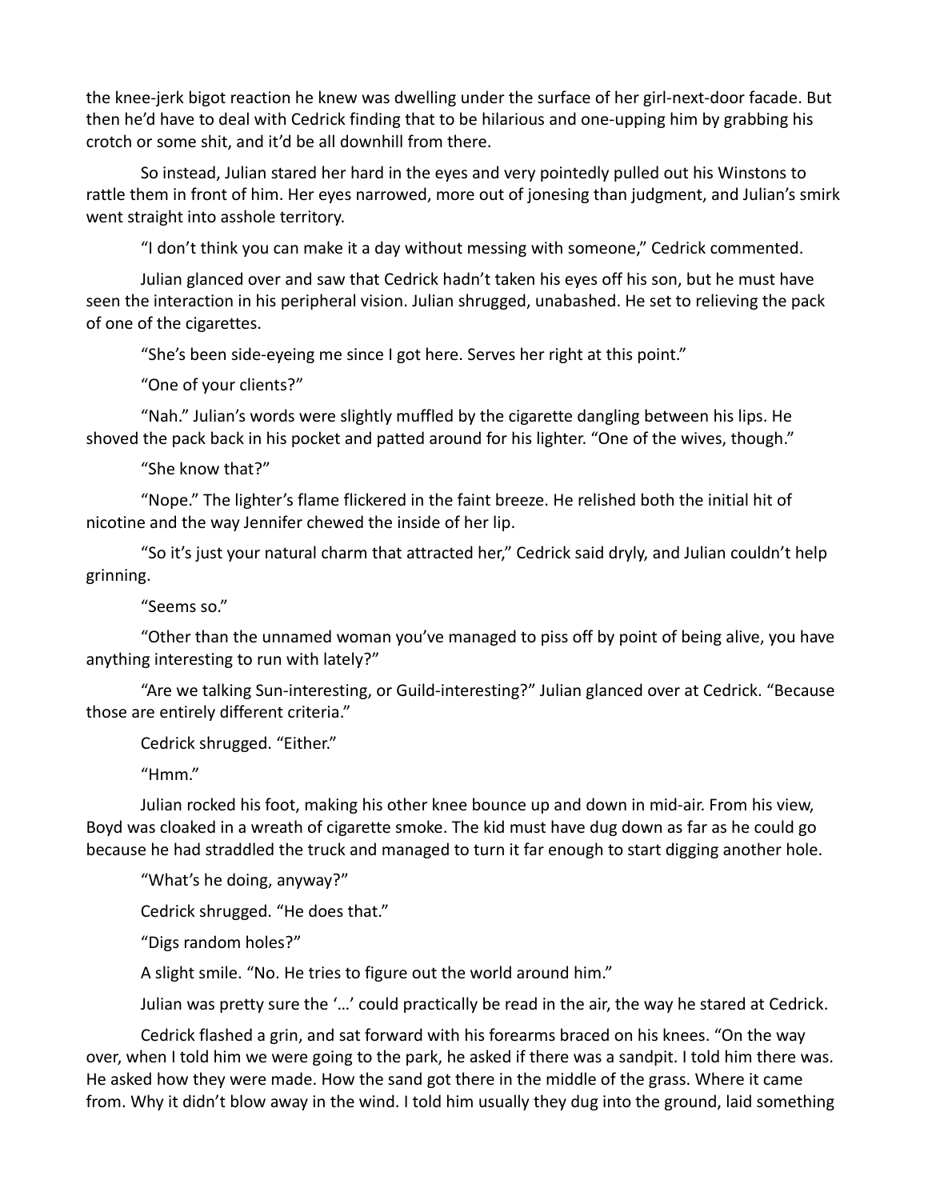the knee-jerk bigot reaction he knew was dwelling under the surface of her girl-next-door facade. But then he'd have to deal with Cedrick finding that to be hilarious and one-upping him by grabbing his crotch or some shit, and it'd be all downhill from there.

So instead, Julian stared her hard in the eyes and very pointedly pulled out his Winstons to rattle them in front of him. Her eyes narrowed, more out of jonesing than judgment, and Julian's smirk went straight into asshole territory.

"I don't think you can make it a day without messing with someone," Cedrick commented.

Julian glanced over and saw that Cedrick hadn't taken his eyes off his son, but he must have seen the interaction in his peripheral vision. Julian shrugged, unabashed. He set to relieving the pack of one of the cigarettes.

"She's been side-eyeing me since I got here. Serves her right at this point."

"One of your clients?"

"Nah." Julian's words were slightly muffled by the cigarette dangling between his lips. He shoved the pack back in his pocket and patted around for his lighter. "One of the wives, though."

"She know that?"

"Nope." The lighter's flame flickered in the faint breeze. He relished both the initial hit of nicotine and the way Jennifer chewed the inside of her lip.

"So it's just your natural charm that attracted her," Cedrick said dryly, and Julian couldn't help grinning.

"Seems so."

"Other than the unnamed woman you've managed to piss off by point of being alive, you have anything interesting to run with lately?"

"Are we talking Sun-interesting, or Guild-interesting?" Julian glanced over at Cedrick. "Because those are entirely different criteria."

Cedrick shrugged. "Either."

"Hmm."

Julian rocked his foot, making his other knee bounce up and down in mid-air. From his view, Boyd was cloaked in a wreath of cigarette smoke. The kid must have dug down as far as he could go because he had straddled the truck and managed to turn it far enough to start digging another hole.

"What's he doing, anyway?"

Cedrick shrugged. "He does that."

"Digs random holes?"

A slight smile. "No. He tries to figure out the world around him."

Julian was pretty sure the '…' could practically be read in the air, the way he stared at Cedrick.

Cedrick flashed a grin, and sat forward with his forearms braced on his knees. "On the way over, when I told him we were going to the park, he asked if there was a sandpit. I told him there was. He asked how they were made. How the sand got there in the middle of the grass. Where it came from. Why it didn't blow away in the wind. I told him usually they dug into the ground, laid something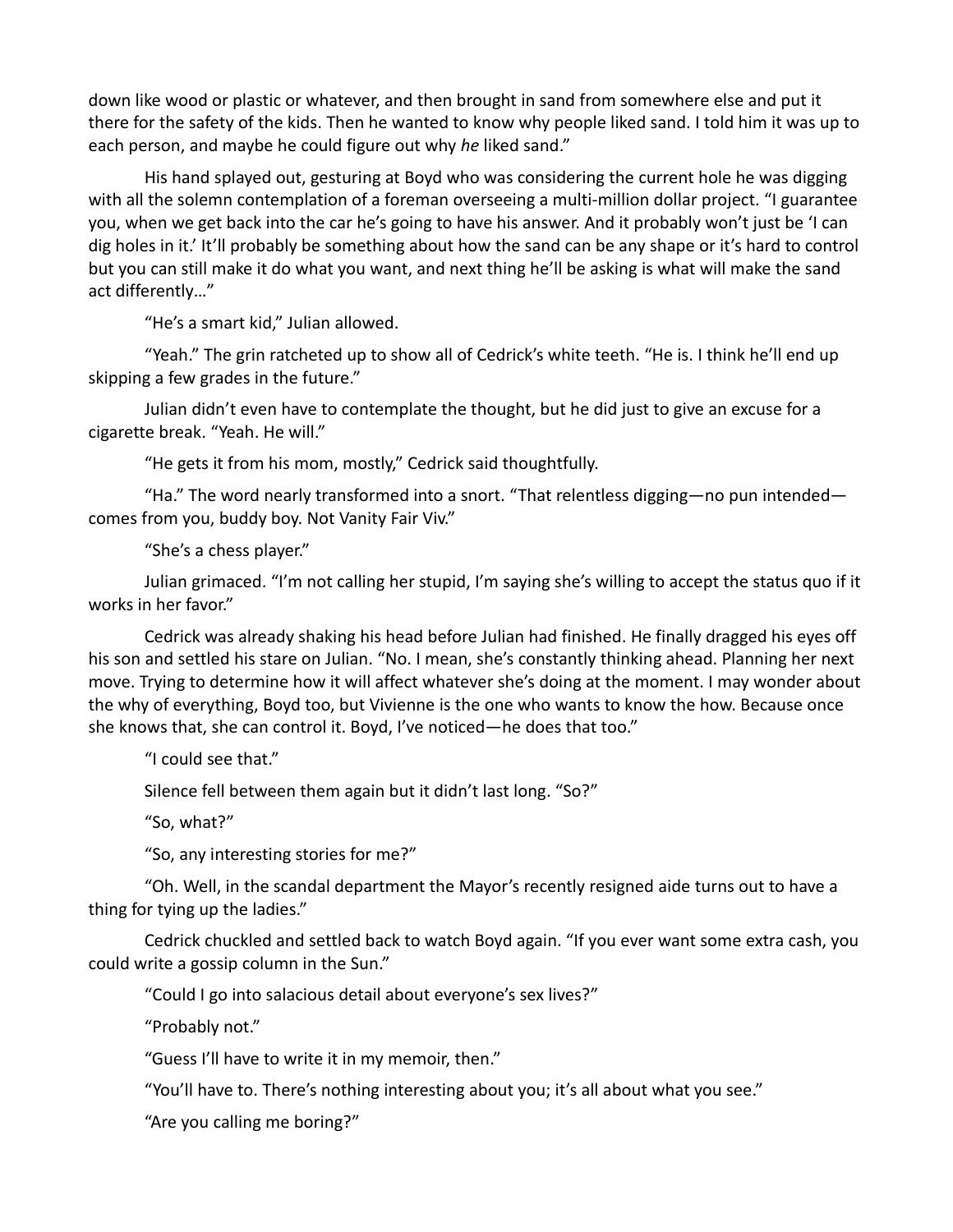down like wood or plastic or whatever, and then brought in sand from somewhere else and put it there for the safety of the kids. Then he wanted to know why people liked sand. I told him it was up to each person, and maybe he could figure out why *he* liked sand."

His hand splayed out, gesturing at Boyd who was considering the current hole he was digging with all the solemn contemplation of a foreman overseeing a multi-million dollar project. "I guarantee you, when we get back into the car he's going to have his answer. And it probably won't just be 'I can dig holes in it.' It'll probably be something about how the sand can be any shape or it's hard to control but you can still make it do what you want, and next thing he'll be asking is what will make the sand act differently…"

"He's a smart kid," Julian allowed.

"Yeah." The grin ratcheted up to show all of Cedrick's white teeth. "He is. I think he'll end up skipping a few grades in the future."

Julian didn't even have to contemplate the thought, but he did just to give an excuse for a cigarette break. "Yeah. He will."

"He gets it from his mom, mostly," Cedrick said thoughtfully.

"Ha." The word nearly transformed into a snort. "That relentless digging—no pun intended—comes from you, buddy boy. Not Vanity Fair Viv."

"She's a chess player."

Julian grimaced. "I'm not calling her stupid, I'm saying she's willing to accept the status quo if it works in her favor."

Cedrick was already shaking his head before Julian had finished. He finally dragged his eyes off his son and settled his stare on Julian. "No. I mean, she's constantly thinking ahead. Planning her next move. Trying to determine how it will affect whatever she's doing at the moment. I may wonder about the why of everything, Boyd too, but Vivienne is the one who wants to know the how. Because once she knows that, she can control it. Boyd, I've noticed—he does that too."

"I could see that."

Silence fell between them again but it didn't last long. "So?"

"So, what?"

"So, any interesting stories for me?"

"Oh. Well, in the scandal department the Mayor's recently resigned aide turns out to have a thing for tying up the ladies."

Cedrick chuckled and settled back to watch Boyd again. "If you ever want some extra cash, you could write a gossip column in the Sun."

"Could I go into salacious detail about everyone's sex lives?"

"Probably not."

"Guess I'll have to write it in my memoir, then."

"You'll have to. There's nothing interesting about you; it's all about what you see."

"Are you calling me boring?"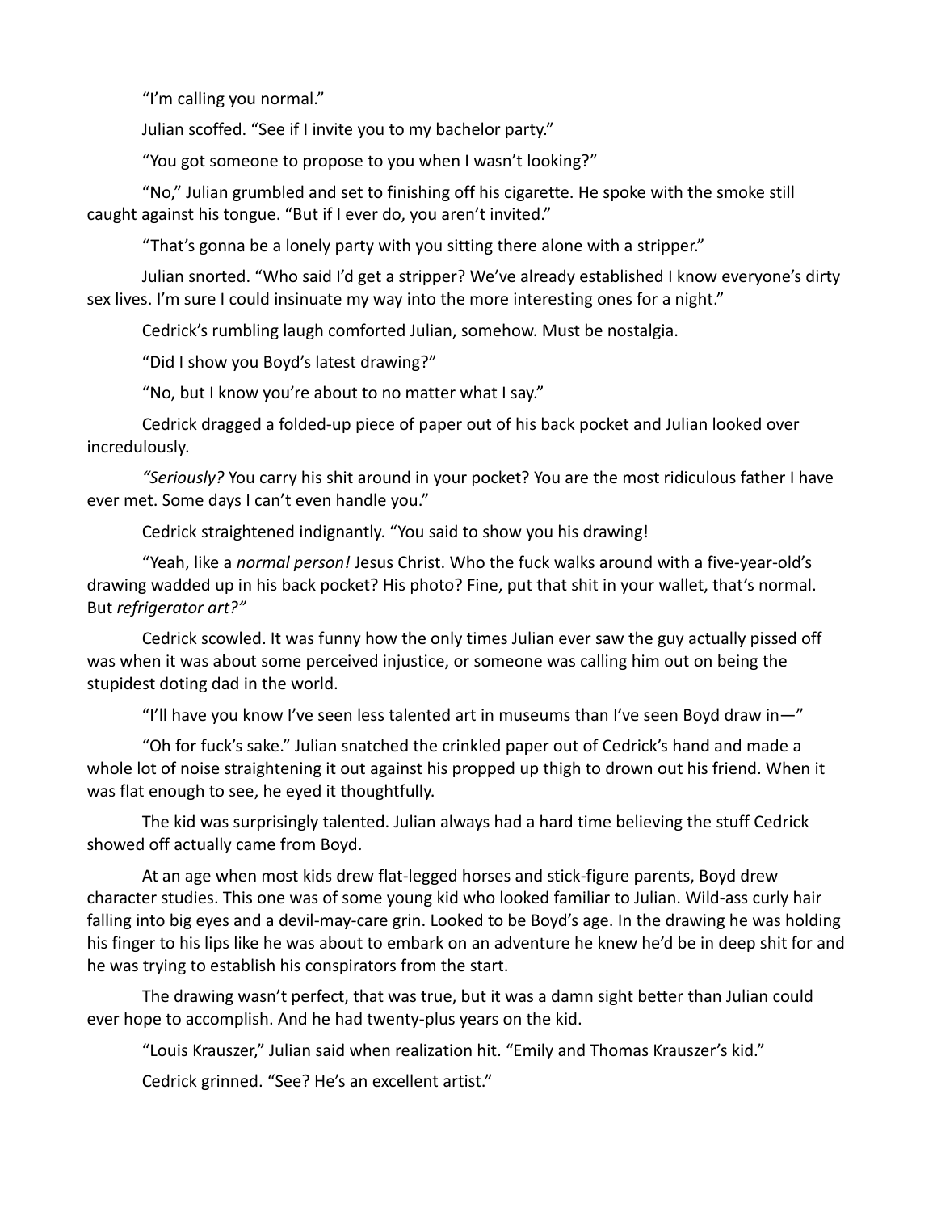"I'm calling you normal."

Julian scoffed. "See if I invite you to my bachelor party."

"You got someone to propose to you when I wasn't looking?"

"No," Julian grumbled and set to finishing off his cigarette. He spoke with the smoke still caught against his tongue. "But if I ever do, you aren't invited."

"That's gonna be a lonely party with you sitting there alone with a stripper."

Julian snorted. "Who said I'd get a stripper? We've already established I know everyone's dirty sex lives. I'm sure I could insinuate my way into the more interesting ones for a night."

Cedrick's rumbling laugh comforted Julian, somehow. Must be nostalgia.

"Did I show you Boyd's latest drawing?"

"No, but I know you're about to no matter what I say."

Cedrick dragged a folded-up piece of paper out of his back pocket and Julian looked over incredulously.

*"Seriously?* You carry his shit around in your pocket? You are the most ridiculous father I have ever met. Some days I can't even handle you."

Cedrick straightened indignantly. "You said to show you his drawing!

"Yeah, like a *normal person!* Jesus Christ. Who the fuck walks around with a five-year-old's drawing wadded up in his back pocket? His photo? Fine, put that shit in your wallet, that's normal. But *refrigerator art?"*

Cedrick scowled. It was funny how the only times Julian ever saw the guy actually pissed off was when it was about some perceived injustice, or someone was calling him out on being the stupidest doting dad in the world.

"I'll have you know I've seen less talented art in museums than I've seen Boyd draw in—"

"Oh for fuck's sake." Julian snatched the crinkled paper out of Cedrick's hand and made a whole lot of noise straightening it out against his propped up thigh to drown out his friend. When it was flat enough to see, he eyed it thoughtfully.

The kid was surprisingly talented. Julian always had a hard time believing the stuff Cedrick showed off actually came from Boyd.

At an age when most kids drew flat-legged horses and stick-figure parents, Boyd drew character studies. This one was of some young kid who looked familiar to Julian. Wild-ass curly hair falling into big eyes and a devil-may-care grin. Looked to be Boyd's age. In the drawing he was holding his finger to his lips like he was about to embark on an adventure he knew he'd be in deep shit for and he was trying to establish his conspirators from the start.

The drawing wasn't perfect, that was true, but it was a damn sight better than Julian could ever hope to accomplish. And he had twenty-plus years on the kid.

"Louis Krauszer," Julian said when realization hit. "Emily and Thomas Krauszer's kid."

Cedrick grinned. "See? He's an excellent artist."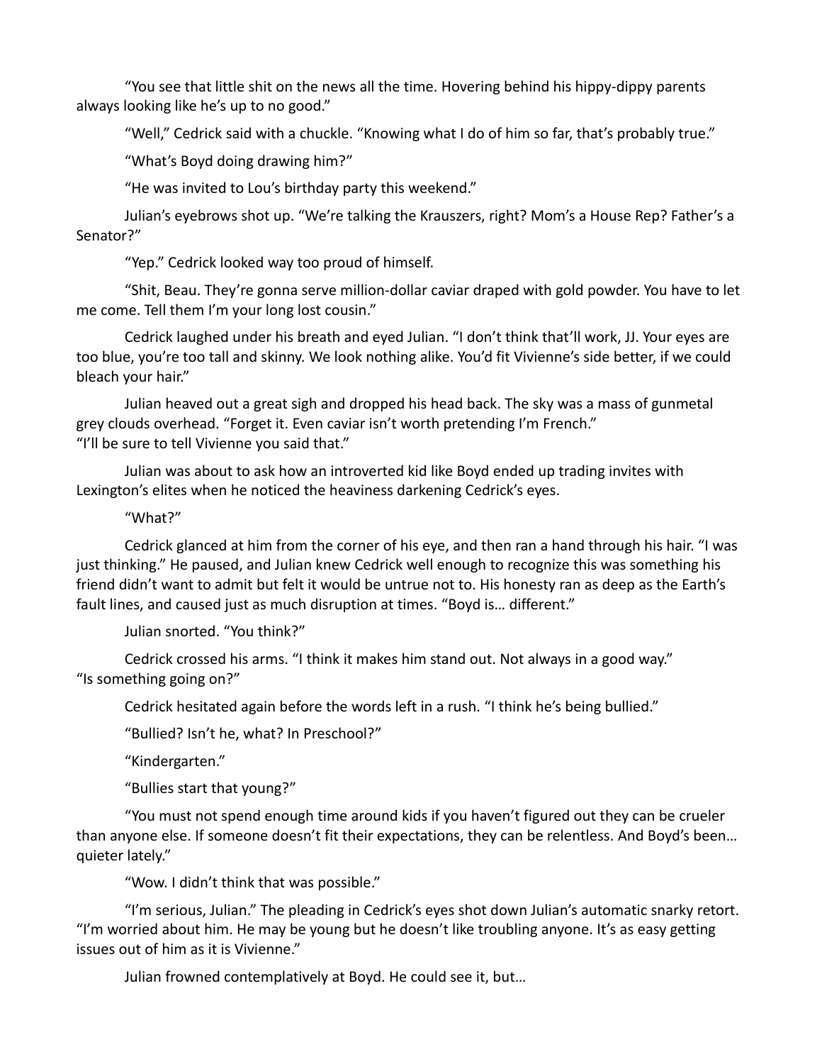"You see that little shit on the news all the time. Hovering behind his hippy-dippy parents always looking like he's up to no good."

"Well," Cedrick said with a chuckle. "Knowing what I do of him so far, that's probably true."

"What's Boyd doing drawing him?"

"He was invited to Lou's birthday party this weekend."

Julian's eyebrows shot up. "We're talking the Krauszers, right? Mom's a House Rep? Father's a Senator?"

"Yep." Cedrick looked way too proud of himself.

"Shit, Beau. They're gonna serve million-dollar caviar draped with gold powder. You have to let me come. Tell them I'm your long lost cousin."

Cedrick laughed under his breath and eyed Julian. "I don't think that'll work, JJ. Your eyes are too blue, you're too tall and skinny. We look nothing alike. You'd fit Vivienne's side better, if we could bleach your hair."

Julian heaved out a great sigh and dropped his head back. The sky was a mass of gunmetal grey clouds overhead. "Forget it. Even caviar isn't worth pretending I'm French."

"I'll be sure to tell Vivienne you said that."

Julian was about to ask how an introverted kid like Boyd ended up trading invites with Lexington's elites when he noticed the heaviness darkening Cedrick's eyes.

"What?"

Cedrick glanced at him from the corner of his eye, and then ran a hand through his hair. "I was just thinking." He paused, and Julian knew Cedrick well enough to recognize this was something his friend didn't want to admit but felt it would be untrue not to. His honesty ran as deep as the Earth's fault lines, and caused just as much disruption at times. "Boyd is… different."

Julian snorted. "You think?"

Cedrick crossed his arms. "I think it makes him stand out. Not always in a good way."

"Is something going on?"

Cedrick hesitated again before the words left in a rush. "I think he's being bullied."

"Bullied? Isn't he, what? In Preschool?"

"Kindergarten."

"Bullies start that young?"

"You must not spend enough time around kids if you haven't figured out they can be crueler than anyone else. If someone doesn't fit their expectations, they can be relentless. And Boyd's been… quieter lately."

"Wow. I didn't think that was possible."

"I'm serious, Julian." The pleading in Cedrick's eyes shot down Julian's automatic snarky retort. "I'm worried about him. He may be young but he doesn't like troubling anyone. It's as easy getting issues out of him as it is Vivienne."

Julian frowned contemplatively at Boyd. He could see it, but…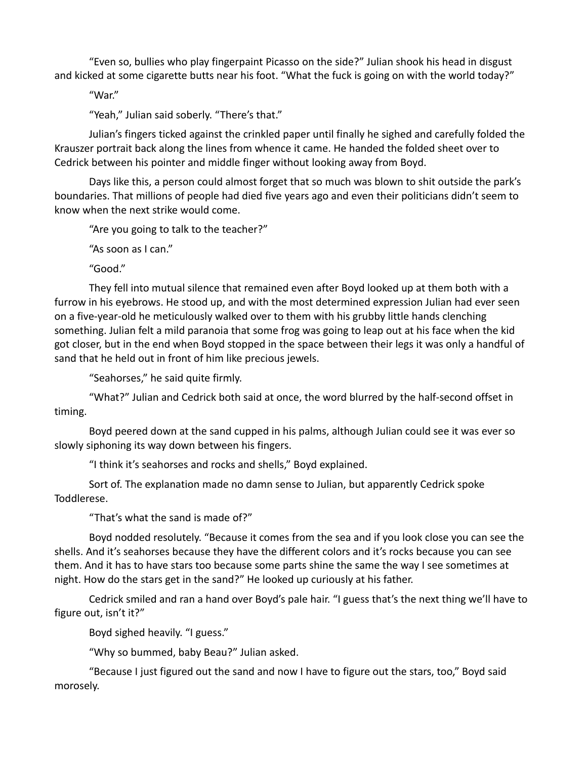"Even so, bullies who play fingerpaint Picasso on the side?" Julian shook his head in disgust and kicked at some cigarette butts near his foot. "What the fuck is going on with the world today?"

"War."

"Yeah," Julian said soberly. "There's that."

Julian's fingers ticked against the crinkled paper until finally he sighed and carefully folded the Krauszer portrait back along the lines from whence it came. He handed the folded sheet over to Cedrick between his pointer and middle finger without looking away from Boyd.

Days like this, a person could almost forget that so much was blown to shit outside the park's boundaries. That millions of people had died five years ago and even their politicians didn't seem to know when the next strike would come.

"Are you going to talk to the teacher?"

"As soon as I can."

"Good."

They fell into mutual silence that remained even after Boyd looked up at them both with a furrow in his eyebrows. He stood up, and with the most determined expression Julian had ever seen on a five-year-old he meticulously walked over to them with his grubby little hands clenching something. Julian felt a mild paranoia that some frog was going to leap out at his face when the kid got closer, but in the end when Boyd stopped in the space between their legs it was only a handful of sand that he held out in front of him like precious jewels.

"Seahorses," he said quite firmly.

"What?" Julian and Cedrick both said at once, the word blurred by the half-second offset in timing.

Boyd peered down at the sand cupped in his palms, although Julian could see it was ever so slowly siphoning its way down between his fingers.

"I think it's seahorses and rocks and shells," Boyd explained.

Sort of. The explanation made no damn sense to Julian, but apparently Cedrick spoke Toddlerese.

"That's what the sand is made of?"

Boyd nodded resolutely. "Because it comes from the sea and if you look close you can see the shells. And it's seahorses because they have the different colors and it's rocks because you can see them. And it has to have stars too because some parts shine the same the way I see sometimes at night. How do the stars get in the sand?" He looked up curiously at his father.

Cedrick smiled and ran a hand over Boyd's pale hair. "I guess that's the next thing we'll have to figure out, isn't it?"

Boyd sighed heavily. "I guess."

"Why so bummed, baby Beau?" Julian asked.

"Because I just figured out the sand and now I have to figure out the stars, too," Boyd said morosely.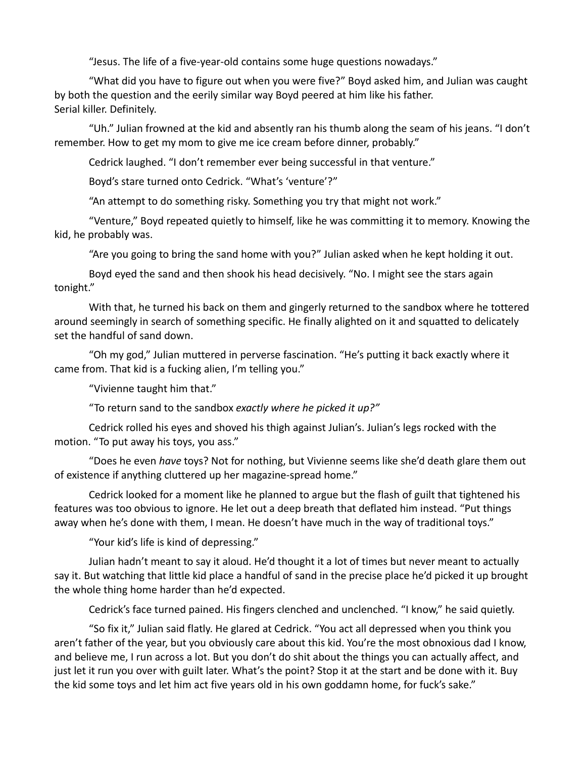"Jesus. The life of a five-year-old contains some huge questions nowadays."

"What did you have to figure out when you were five?" Boyd asked him, and Julian was caught by both the question and the eerily similar way Boyd peered at him like his father.
Serial killer. Definitely.

"Uh." Julian frowned at the kid and absently ran his thumb along the seam of his jeans. "I don't remember. How to get my mom to give me ice cream before dinner, probably."

Cedrick laughed. "I don't remember ever being successful in that venture."

Boyd's stare turned onto Cedrick. "What's 'venture'?"

"An attempt to do something risky. Something you try that might not work."

"Venture," Boyd repeated quietly to himself, like he was committing it to memory. Knowing the kid, he probably was.

"Are you going to bring the sand home with you?" Julian asked when he kept holding it out.

Boyd eyed the sand and then shook his head decisively. "No. I might see the stars again tonight."

With that, he turned his back on them and gingerly returned to the sandbox where he tottered around seemingly in search of something specific. He finally alighted on it and squatted to delicately set the handful of sand down.

"Oh my god," Julian muttered in perverse fascination. "He's putting it back exactly where it came from. That kid is a fucking alien, I'm telling you."

"Vivienne taught him that."

"To return sand to the sandbox *exactly where he picked it up?"*

Cedrick rolled his eyes and shoved his thigh against Julian's. Julian's legs rocked with the motion. "To put away his toys, you ass."

"Does he even *have* toys? Not for nothing, but Vivienne seems like she'd death glare them out of existence if anything cluttered up her magazine-spread home."

Cedrick looked for a moment like he planned to argue but the flash of guilt that tightened his features was too obvious to ignore. He let out a deep breath that deflated him instead. "Put things away when he's done with them, I mean. He doesn't have much in the way of traditional toys."

"Your kid's life is kind of depressing."

Julian hadn't meant to say it aloud. He'd thought it a lot of times but never meant to actually say it. But watching that little kid place a handful of sand in the precise place he'd picked it up brought the whole thing home harder than he'd expected.

Cedrick's face turned pained. His fingers clenched and unclenched. "I know," he said quietly.

"So fix it," Julian said flatly. He glared at Cedrick. "You act all depressed when you think you aren't father of the year, but you obviously care about this kid. You're the most obnoxious dad I know, and believe me, I run across a lot. But you don't do shit about the things you can actually affect, and just let it run you over with guilt later. What's the point? Stop it at the start and be done with it. Buy the kid some toys and let him act five years old in his own goddamn home, for fuck's sake."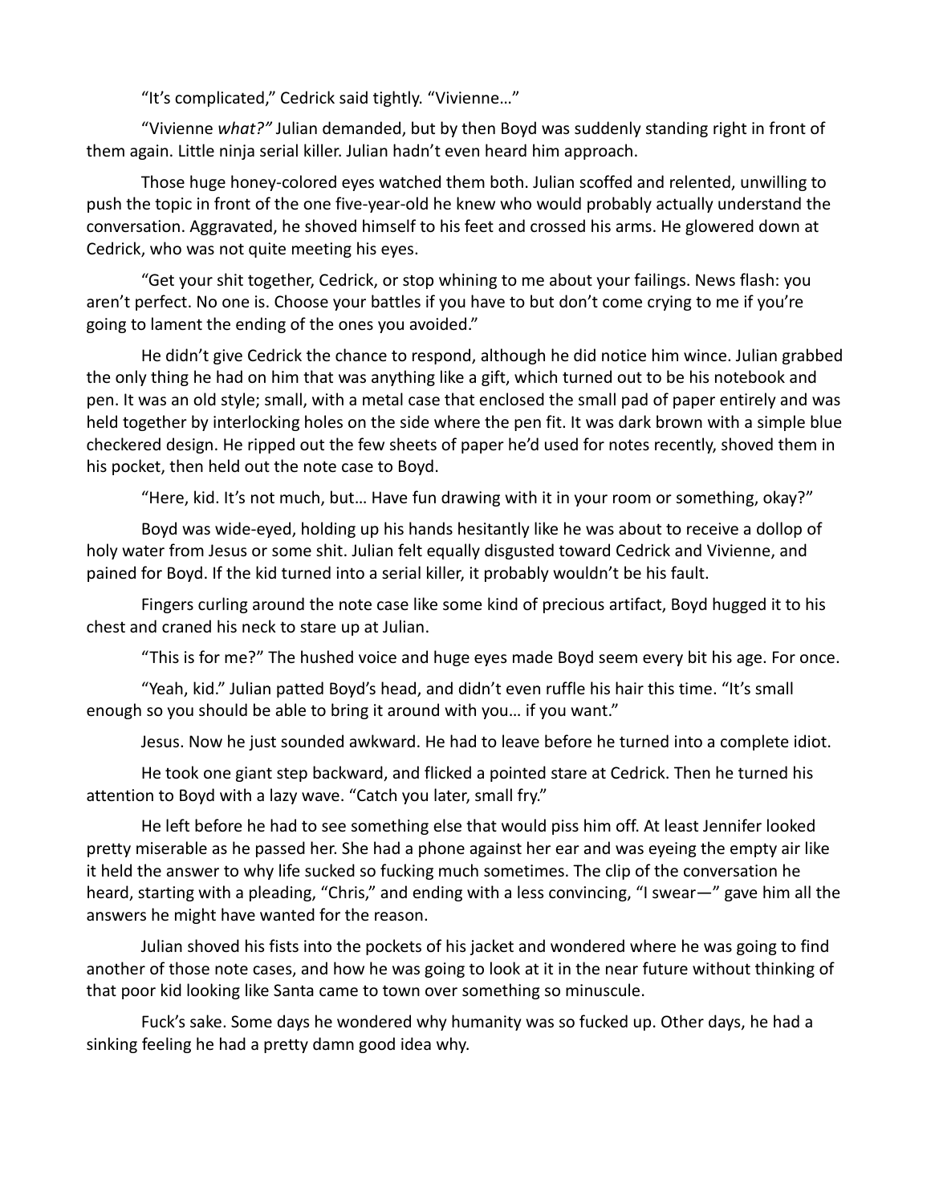"It's complicated," Cedrick said tightly. "Vivienne…"

"Vivienne *what?"* Julian demanded, but by then Boyd was suddenly standing right in front of them again. Little ninja serial killer. Julian hadn't even heard him approach.

Those huge honey-colored eyes watched them both. Julian scoffed and relented, unwilling to push the topic in front of the one five-year-old he knew who would probably actually understand the conversation. Aggravated, he shoved himself to his feet and crossed his arms. He glowered down at Cedrick, who was not quite meeting his eyes.

"Get your shit together, Cedrick, or stop whining to me about your failings. News flash: you aren't perfect. No one is. Choose your battles if you have to but don't come crying to me if you're going to lament the ending of the ones you avoided."

He didn't give Cedrick the chance to respond, although he did notice him wince. Julian grabbed the only thing he had on him that was anything like a gift, which turned out to be his notebook and pen. It was an old style; small, with a metal case that enclosed the small pad of paper entirely and was held together by interlocking holes on the side where the pen fit. It was dark brown with a simple blue checkered design. He ripped out the few sheets of paper he'd used for notes recently, shoved them in his pocket, then held out the note case to Boyd.

"Here, kid. It's not much, but… Have fun drawing with it in your room or something, okay?"

Boyd was wide-eyed, holding up his hands hesitantly like he was about to receive a dollop of holy water from Jesus or some shit. Julian felt equally disgusted toward Cedrick and Vivienne, and pained for Boyd. If the kid turned into a serial killer, it probably wouldn't be his fault.

Fingers curling around the note case like some kind of precious artifact, Boyd hugged it to his chest and craned his neck to stare up at Julian.

"This is for me?" The hushed voice and huge eyes made Boyd seem every bit his age. For once.

"Yeah, kid." Julian patted Boyd's head, and didn't even ruffle his hair this time. "It's small enough so you should be able to bring it around with you… if you want."

Jesus. Now he just sounded awkward. He had to leave before he turned into a complete idiot.

He took one giant step backward, and flicked a pointed stare at Cedrick. Then he turned his attention to Boyd with a lazy wave. "Catch you later, small fry."

He left before he had to see something else that would piss him off. At least Jennifer looked pretty miserable as he passed her. She had a phone against her ear and was eyeing the empty air like it held the answer to why life sucked so fucking much sometimes. The clip of the conversation he heard, starting with a pleading, "Chris," and ending with a less convincing, "I swear—" gave him all the answers he might have wanted for the reason.

Julian shoved his fists into the pockets of his jacket and wondered where he was going to find another of those note cases, and how he was going to look at it in the near future without thinking of that poor kid looking like Santa came to town over something so minuscule.

Fuck's sake. Some days he wondered why humanity was so fucked up. Other days, he had a sinking feeling he had a pretty damn good idea why.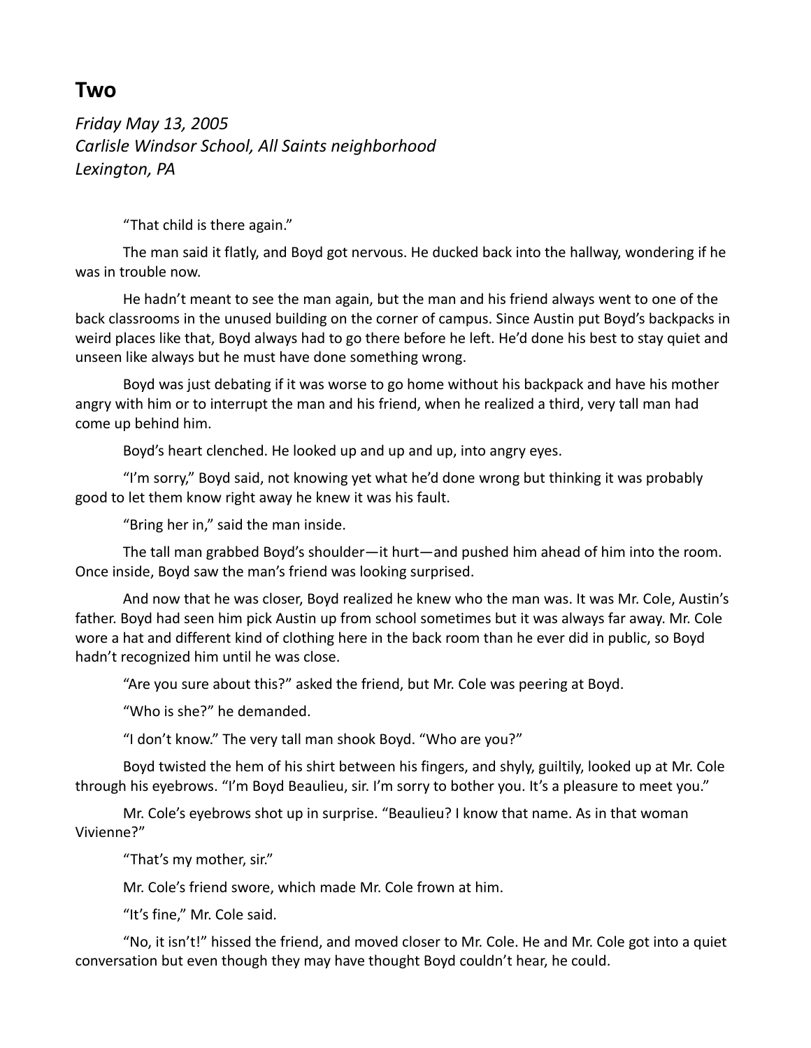## Two

*Friday May 13, 2005*
*Carlisle Windsor School, All Saints neighborhood*
*Lexington, PA*

"That child is there again."

The man said it flatly, and Boyd got nervous. He ducked back into the hallway, wondering if he was in trouble now.

He hadn't meant to see the man again, but the man and his friend always went to one of the back classrooms in the unused building on the corner of campus. Since Austin put Boyd's backpacks in weird places like that, Boyd always had to go there before he left. He'd done his best to stay quiet and unseen like always but he must have done something wrong.

Boyd was just debating if it was worse to go home without his backpack and have his mother angry with him or to interrupt the man and his friend, when he realized a third, very tall man had come up behind him.

Boyd's heart clenched. He looked up and up and up, into angry eyes.

"I'm sorry," Boyd said, not knowing yet what he'd done wrong but thinking it was probably good to let them know right away he knew it was his fault.

"Bring her in," said the man inside.

The tall man grabbed Boyd's shoulder—it hurt—and pushed him ahead of him into the room. Once inside, Boyd saw the man's friend was looking surprised.

And now that he was closer, Boyd realized he knew who the man was. It was Mr. Cole, Austin's father. Boyd had seen him pick Austin up from school sometimes but it was always far away. Mr. Cole wore a hat and different kind of clothing here in the back room than he ever did in public, so Boyd hadn't recognized him until he was close.

"Are you sure about this?" asked the friend, but Mr. Cole was peering at Boyd.

"Who is she?" he demanded.

"I don't know." The very tall man shook Boyd. "Who are you?"

Boyd twisted the hem of his shirt between his fingers, and shyly, guiltily, looked up at Mr. Cole through his eyebrows. "I'm Boyd Beaulieu, sir. I'm sorry to bother you. It's a pleasure to meet you."

Mr. Cole's eyebrows shot up in surprise. "Beaulieu? I know that name. As in that woman Vivienne?"

"That's my mother, sir."

Mr. Cole's friend swore, which made Mr. Cole frown at him.

"It's fine," Mr. Cole said.

"No, it isn't!" hissed the friend, and moved closer to Mr. Cole. He and Mr. Cole got into a quiet conversation but even though they may have thought Boyd couldn't hear, he could.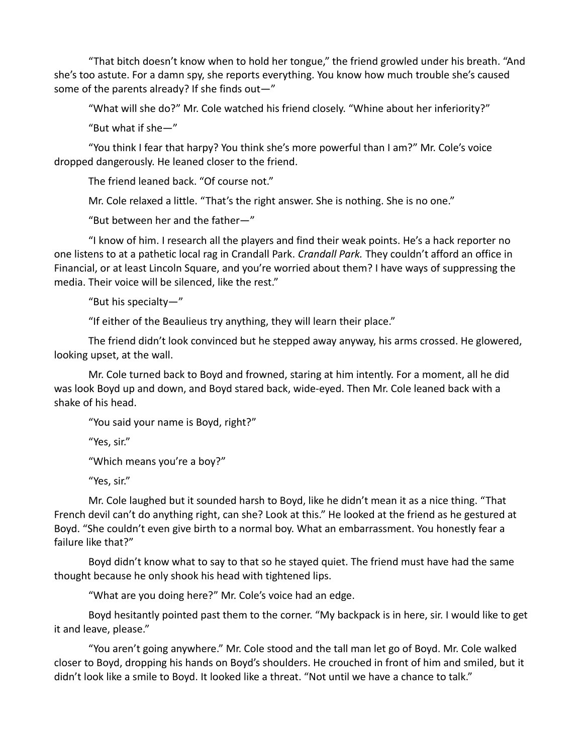"That bitch doesn't know when to hold her tongue," the friend growled under his breath. "And she's too astute. For a damn spy, she reports everything. You know how much trouble she's caused some of the parents already? If she finds out—"

"What will she do?" Mr. Cole watched his friend closely. "Whine about her inferiority?"

"But what if she—"

"You think I fear that harpy? You think she's more powerful than I am?" Mr. Cole's voice dropped dangerously. He leaned closer to the friend.

The friend leaned back. "Of course not."

Mr. Cole relaxed a little. "That's the right answer. She is nothing. She is no one."

"But between her and the father—"

"I know of him. I research all the players and find their weak points. He's a hack reporter no one listens to at a pathetic local rag in Crandall Park. *Crandall Park.* They couldn't afford an office in Financial, or at least Lincoln Square, and you're worried about them? I have ways of suppressing the media. Their voice will be silenced, like the rest."

"But his specialty—"

"If either of the Beaulieus try anything, they will learn their place."

The friend didn't look convinced but he stepped away anyway, his arms crossed. He glowered, looking upset, at the wall.

Mr. Cole turned back to Boyd and frowned, staring at him intently. For a moment, all he did was look Boyd up and down, and Boyd stared back, wide-eyed. Then Mr. Cole leaned back with a shake of his head.

"You said your name is Boyd, right?"

"Yes, sir."

"Which means you're a boy?"

"Yes, sir."

Mr. Cole laughed but it sounded harsh to Boyd, like he didn't mean it as a nice thing. "That French devil can't do anything right, can she? Look at this." He looked at the friend as he gestured at Boyd. "She couldn't even give birth to a normal boy. What an embarrassment. You honestly fear a failure like that?"

Boyd didn't know what to say to that so he stayed quiet. The friend must have had the same thought because he only shook his head with tightened lips.

"What are you doing here?" Mr. Cole's voice had an edge.

Boyd hesitantly pointed past them to the corner. "My backpack is in here, sir. I would like to get it and leave, please."

"You aren't going anywhere." Mr. Cole stood and the tall man let go of Boyd. Mr. Cole walked closer to Boyd, dropping his hands on Boyd's shoulders. He crouched in front of him and smiled, but it didn't look like a smile to Boyd. It looked like a threat. "Not until we have a chance to talk."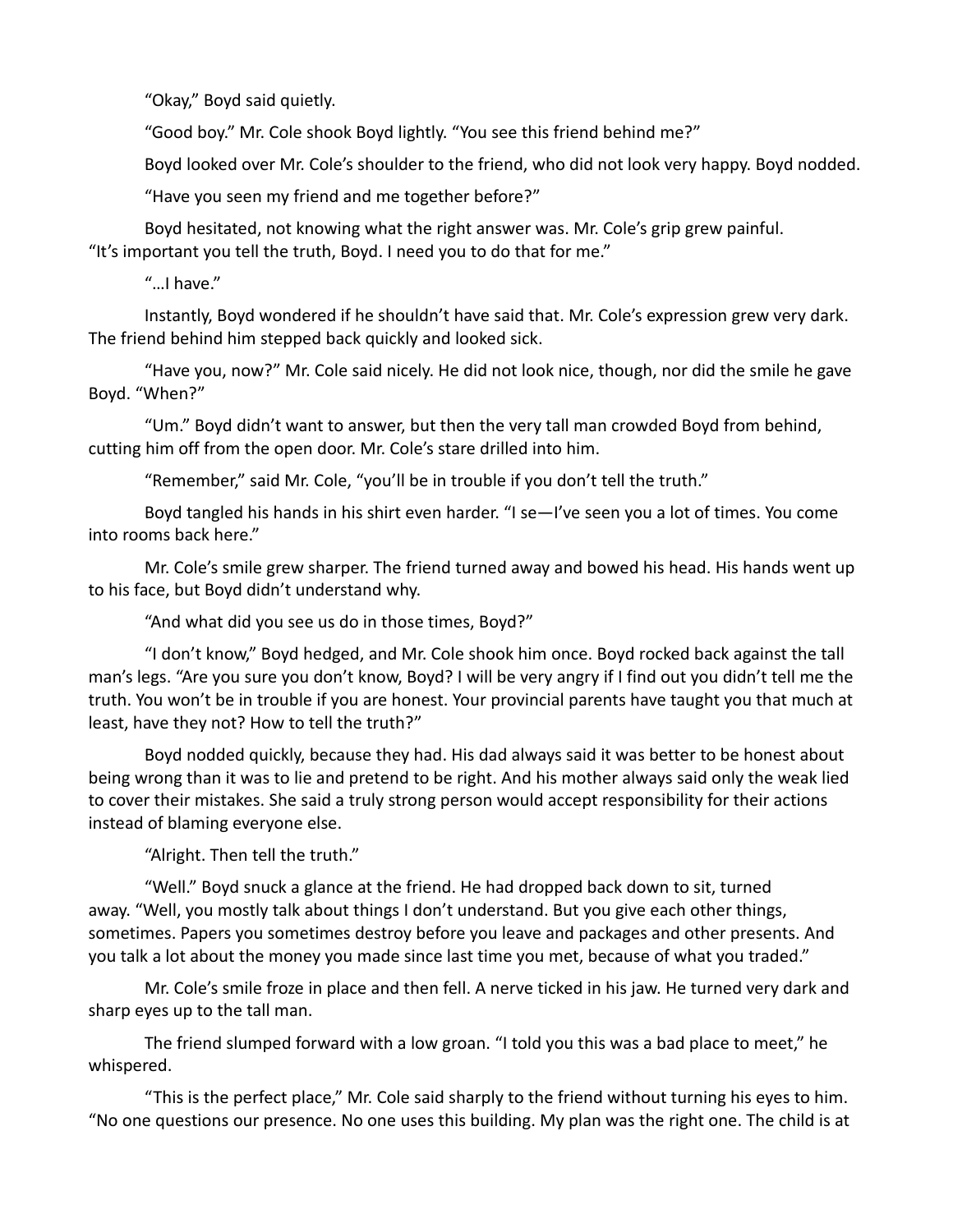"Okay," Boyd said quietly.

"Good boy." Mr. Cole shook Boyd lightly. "You see this friend behind me?"

Boyd looked over Mr. Cole's shoulder to the friend, who did not look very happy. Boyd nodded.

"Have you seen my friend and me together before?"

Boyd hesitated, not knowing what the right answer was. Mr. Cole's grip grew painful. "It's important you tell the truth, Boyd. I need you to do that for me."

"…I have."

Instantly, Boyd wondered if he shouldn't have said that. Mr. Cole's expression grew very dark. The friend behind him stepped back quickly and looked sick.

"Have you, now?" Mr. Cole said nicely. He did not look nice, though, nor did the smile he gave Boyd. "When?"

"Um." Boyd didn't want to answer, but then the very tall man crowded Boyd from behind, cutting him off from the open door. Mr. Cole's stare drilled into him.

"Remember," said Mr. Cole, "you'll be in trouble if you don't tell the truth."

Boyd tangled his hands in his shirt even harder. "I se—I've seen you a lot of times. You come into rooms back here."

Mr. Cole's smile grew sharper. The friend turned away and bowed his head. His hands went up to his face, but Boyd didn't understand why.

"And what did you see us do in those times, Boyd?"

"I don't know," Boyd hedged, and Mr. Cole shook him once. Boyd rocked back against the tall man's legs. "Are you sure you don't know, Boyd? I will be very angry if I find out you didn't tell me the truth. You won't be in trouble if you are honest. Your provincial parents have taught you that much at least, have they not? How to tell the truth?"

Boyd nodded quickly, because they had. His dad always said it was better to be honest about being wrong than it was to lie and pretend to be right. And his mother always said only the weak lied to cover their mistakes. She said a truly strong person would accept responsibility for their actions instead of blaming everyone else.

"Alright. Then tell the truth."

"Well." Boyd snuck a glance at the friend. He had dropped back down to sit, turned away. "Well, you mostly talk about things I don't understand. But you give each other things, sometimes. Papers you sometimes destroy before you leave and packages and other presents. And you talk a lot about the money you made since last time you met, because of what you traded."

Mr. Cole's smile froze in place and then fell. A nerve ticked in his jaw. He turned very dark and sharp eyes up to the tall man.

The friend slumped forward with a low groan. "I told you this was a bad place to meet," he whispered.

"This is the perfect place," Mr. Cole said sharply to the friend without turning his eyes to him. "No one questions our presence. No one uses this building. My plan was the right one. The child is at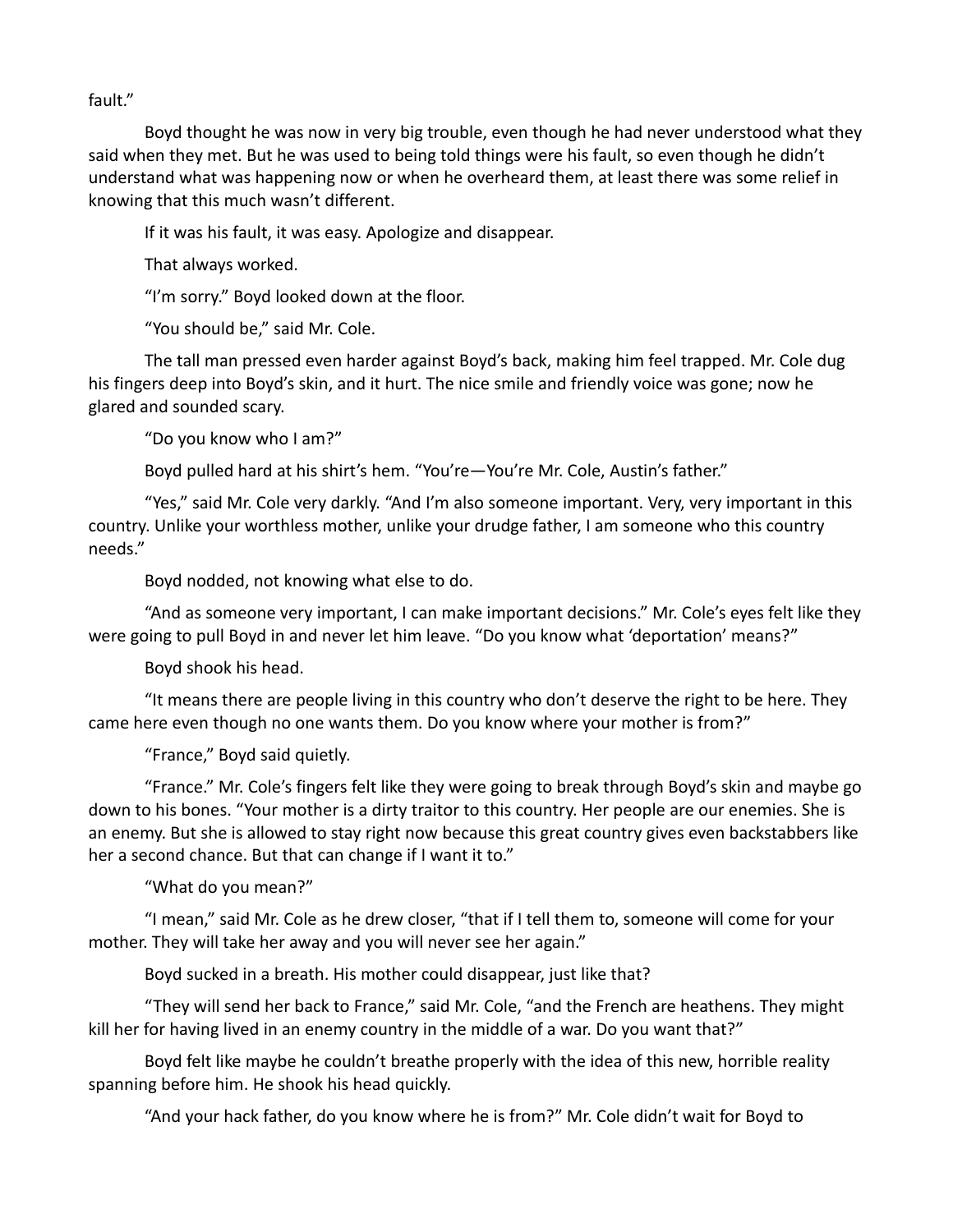fault."

Boyd thought he was now in very big trouble, even though he had never understood what they said when they met. But he was used to being told things were his fault, so even though he didn't understand what was happening now or when he overheard them, at least there was some relief in knowing that this much wasn't different.

If it was his fault, it was easy. Apologize and disappear.

That always worked.

"I'm sorry." Boyd looked down at the floor.

"You should be," said Mr. Cole.

The tall man pressed even harder against Boyd's back, making him feel trapped. Mr. Cole dug his fingers deep into Boyd's skin, and it hurt. The nice smile and friendly voice was gone; now he glared and sounded scary.

"Do you know who I am?"

Boyd pulled hard at his shirt's hem. "You're—You're Mr. Cole, Austin's father."

"Yes," said Mr. Cole very darkly. "And I'm also someone important. Very, very important in this country. Unlike your worthless mother, unlike your drudge father, I am someone who this country needs."

Boyd nodded, not knowing what else to do.

"And as someone very important, I can make important decisions." Mr. Cole's eyes felt like they were going to pull Boyd in and never let him leave. "Do you know what 'deportation' means?"

Boyd shook his head.

"It means there are people living in this country who don't deserve the right to be here. They came here even though no one wants them. Do you know where your mother is from?"

"France," Boyd said quietly.

"France." Mr. Cole's fingers felt like they were going to break through Boyd's skin and maybe go down to his bones. "Your mother is a dirty traitor to this country. Her people are our enemies. She is an enemy. But she is allowed to stay right now because this great country gives even backstabbers like her a second chance. But that can change if I want it to."

"What do you mean?"

"I mean," said Mr. Cole as he drew closer, "that if I tell them to, someone will come for your mother. They will take her away and you will never see her again."

Boyd sucked in a breath. His mother could disappear, just like that?

"They will send her back to France," said Mr. Cole, "and the French are heathens. They might kill her for having lived in an enemy country in the middle of a war. Do you want that?"

Boyd felt like maybe he couldn't breathe properly with the idea of this new, horrible reality spanning before him. He shook his head quickly.

"And your hack father, do you know where he is from?" Mr. Cole didn't wait for Boyd to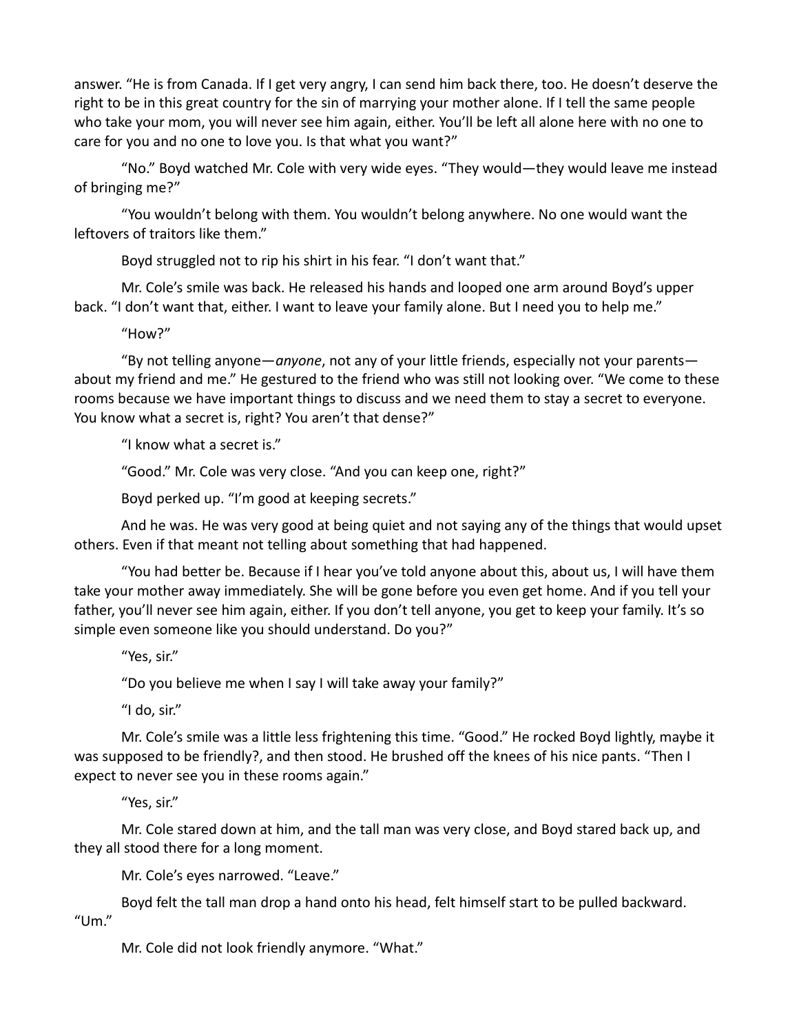answer. "He is from Canada. If I get very angry, I can send him back there, too. He doesn't deserve the right to be in this great country for the sin of marrying your mother alone. If I tell the same people who take your mom, you will never see him again, either. You'll be left all alone here with no one to care for you and no one to love you. Is that what you want?"

"No." Boyd watched Mr. Cole with very wide eyes. "They would—they would leave me instead of bringing me?"

"You wouldn't belong with them. You wouldn't belong anywhere. No one would want the leftovers of traitors like them."

Boyd struggled not to rip his shirt in his fear. "I don't want that."

Mr. Cole's smile was back. He released his hands and looped one arm around Boyd's upper back. "I don't want that, either. I want to leave your family alone. But I need you to help me."

"How?"

"By not telling anyone—*anyone*, not any of your little friends, especially not your parents—about my friend and me." He gestured to the friend who was still not looking over. "We come to these rooms because we have important things to discuss and we need them to stay a secret to everyone. You know what a secret is, right? You aren't that dense?"

"I know what a secret is."

"Good." Mr. Cole was very close. "And you can keep one, right?"

Boyd perked up. "I'm good at keeping secrets."

And he was. He was very good at being quiet and not saying any of the things that would upset others. Even if that meant not telling about something that had happened.

"You had better be. Because if I hear you've told anyone about this, about us, I will have them take your mother away immediately. She will be gone before you even get home. And if you tell your father, you'll never see him again, either. If you don't tell anyone, you get to keep your family. It's so simple even someone like you should understand. Do you?"

"Yes, sir."

"Do you believe me when I say I will take away your family?"

"I do, sir."

Mr. Cole's smile was a little less frightening this time. "Good." He rocked Boyd lightly, maybe it was supposed to be friendly?, and then stood. He brushed off the knees of his nice pants. "Then I expect to never see you in these rooms again."

"Yes, sir."

Mr. Cole stared down at him, and the tall man was very close, and Boyd stared back up, and they all stood there for a long moment.

Mr. Cole's eyes narrowed. "Leave."

Boyd felt the tall man drop a hand onto his head, felt himself start to be pulled backward. "Um."

Mr. Cole did not look friendly anymore. "What."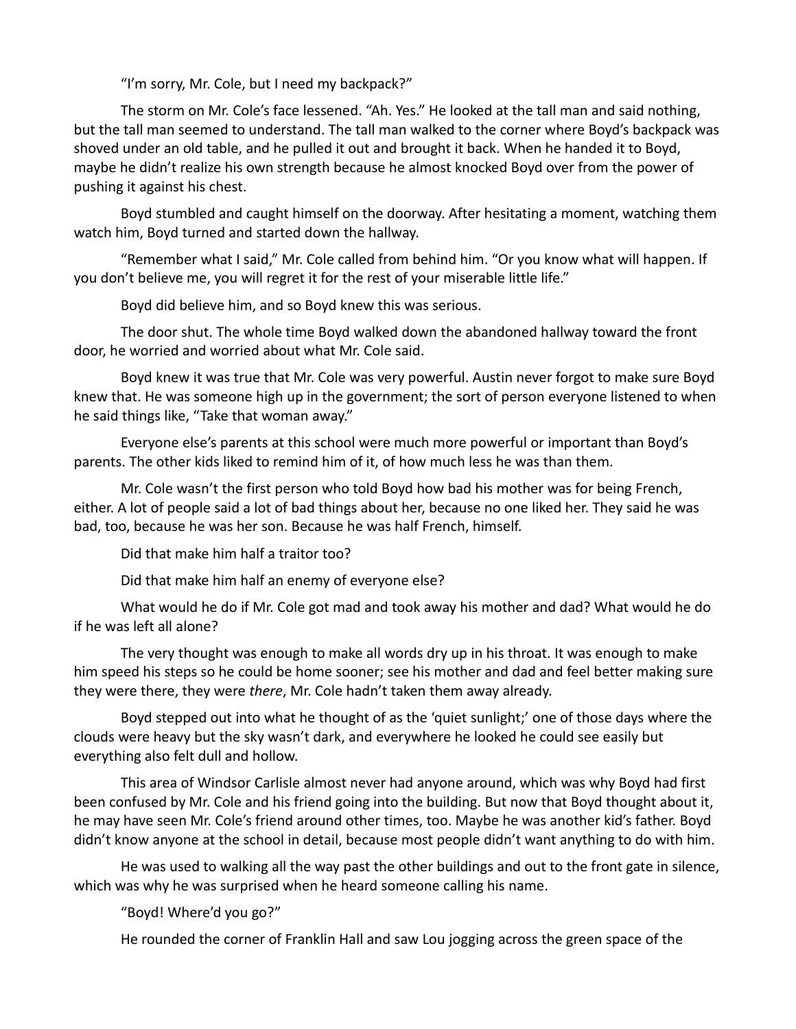"I'm sorry, Mr. Cole, but I need my backpack?"

The storm on Mr. Cole's face lessened. "Ah. Yes." He looked at the tall man and said nothing, but the tall man seemed to understand. The tall man walked to the corner where Boyd's backpack was shoved under an old table, and he pulled it out and brought it back. When he handed it to Boyd, maybe he didn't realize his own strength because he almost knocked Boyd over from the power of pushing it against his chest.

Boyd stumbled and caught himself on the doorway. After hesitating a moment, watching them watch him, Boyd turned and started down the hallway.

"Remember what I said," Mr. Cole called from behind him. "Or you know what will happen. If you don't believe me, you will regret it for the rest of your miserable little life."

Boyd did believe him, and so Boyd knew this was serious.

The door shut. The whole time Boyd walked down the abandoned hallway toward the front door, he worried and worried about what Mr. Cole said.

Boyd knew it was true that Mr. Cole was very powerful. Austin never forgot to make sure Boyd knew that. He was someone high up in the government; the sort of person everyone listened to when he said things like, "Take that woman away."

Everyone else's parents at this school were much more powerful or important than Boyd's parents. The other kids liked to remind him of it, of how much less he was than them.

Mr. Cole wasn't the first person who told Boyd how bad his mother was for being French, either. A lot of people said a lot of bad things about her, because no one liked her. They said he was bad, too, because he was her son. Because he was half French, himself.

Did that make him half a traitor too?

Did that make him half an enemy of everyone else?

What would he do if Mr. Cole got mad and took away his mother and dad? What would he do if he was left all alone?

The very thought was enough to make all words dry up in his throat. It was enough to make him speed his steps so he could be home sooner; see his mother and dad and feel better making sure they were there, they were *there*, Mr. Cole hadn't taken them away already.

Boyd stepped out into what he thought of as the 'quiet sunlight;' one of those days where the clouds were heavy but the sky wasn't dark, and everywhere he looked he could see easily but everything also felt dull and hollow.

This area of Windsor Carlisle almost never had anyone around, which was why Boyd had first been confused by Mr. Cole and his friend going into the building. But now that Boyd thought about it, he may have seen Mr. Cole's friend around other times, too. Maybe he was another kid's father. Boyd didn't know anyone at the school in detail, because most people didn't want anything to do with him.

He was used to walking all the way past the other buildings and out to the front gate in silence, which was why he was surprised when he heard someone calling his name.

"Boyd! Where'd you go?"

He rounded the corner of Franklin Hall and saw Lou jogging across the green space of the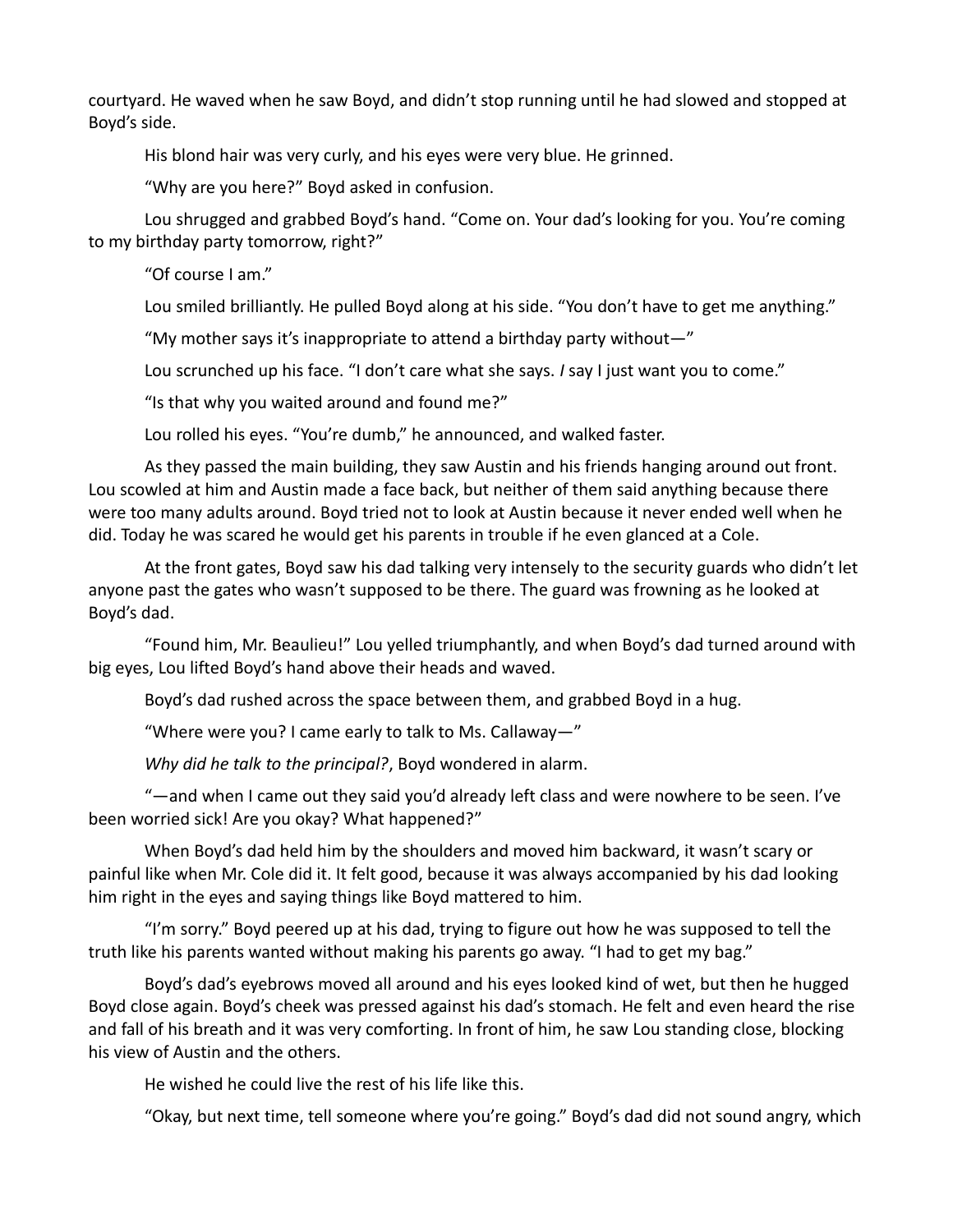courtyard. He waved when he saw Boyd, and didn't stop running until he had slowed and stopped at Boyd's side.

His blond hair was very curly, and his eyes were very blue. He grinned.

"Why are you here?" Boyd asked in confusion.

Lou shrugged and grabbed Boyd's hand. "Come on. Your dad's looking for you. You're coming to my birthday party tomorrow, right?"

"Of course I am."

Lou smiled brilliantly. He pulled Boyd along at his side. "You don't have to get me anything."

"My mother says it's inappropriate to attend a birthday party without—"

Lou scrunched up his face. "I don't care what she says. *I* say I just want you to come."

"Is that why you waited around and found me?"

Lou rolled his eyes. "You're dumb," he announced, and walked faster.

As they passed the main building, they saw Austin and his friends hanging around out front. Lou scowled at him and Austin made a face back, but neither of them said anything because there were too many adults around. Boyd tried not to look at Austin because it never ended well when he did. Today he was scared he would get his parents in trouble if he even glanced at a Cole.

At the front gates, Boyd saw his dad talking very intensely to the security guards who didn't let anyone past the gates who wasn't supposed to be there. The guard was frowning as he looked at Boyd's dad.

"Found him, Mr. Beaulieu!" Lou yelled triumphantly, and when Boyd's dad turned around with big eyes, Lou lifted Boyd's hand above their heads and waved.

Boyd's dad rushed across the space between them, and grabbed Boyd in a hug.

"Where were you? I came early to talk to Ms. Callaway—"

*Why did he talk to the principal?*, Boyd wondered in alarm.

"—and when I came out they said you'd already left class and were nowhere to be seen. I've been worried sick! Are you okay? What happened?"

When Boyd's dad held him by the shoulders and moved him backward, it wasn't scary or painful like when Mr. Cole did it. It felt good, because it was always accompanied by his dad looking him right in the eyes and saying things like Boyd mattered to him.

"I'm sorry." Boyd peered up at his dad, trying to figure out how he was supposed to tell the truth like his parents wanted without making his parents go away. "I had to get my bag."

Boyd's dad's eyebrows moved all around and his eyes looked kind of wet, but then he hugged Boyd close again. Boyd's cheek was pressed against his dad's stomach. He felt and even heard the rise and fall of his breath and it was very comforting. In front of him, he saw Lou standing close, blocking his view of Austin and the others.

He wished he could live the rest of his life like this.

"Okay, but next time, tell someone where you're going." Boyd's dad did not sound angry, which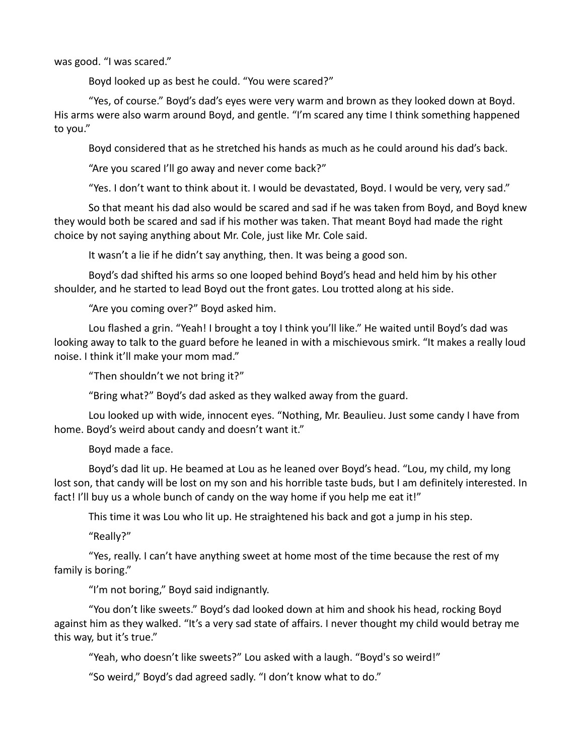was good. "I was scared."

Boyd looked up as best he could. "You were scared?"

"Yes, of course." Boyd's dad's eyes were very warm and brown as they looked down at Boyd. His arms were also warm around Boyd, and gentle. "I'm scared any time I think something happened to you."

Boyd considered that as he stretched his hands as much as he could around his dad's back.

"Are you scared I'll go away and never come back?"

"Yes. I don't want to think about it. I would be devastated, Boyd. I would be very, very sad."

So that meant his dad also would be scared and sad if he was taken from Boyd, and Boyd knew they would both be scared and sad if his mother was taken. That meant Boyd had made the right choice by not saying anything about Mr. Cole, just like Mr. Cole said.

It wasn't a lie if he didn't say anything, then. It was being a good son.

Boyd's dad shifted his arms so one looped behind Boyd's head and held him by his other shoulder, and he started to lead Boyd out the front gates. Lou trotted along at his side.

"Are you coming over?" Boyd asked him.

Lou flashed a grin. "Yeah! I brought a toy I think you'll like." He waited until Boyd's dad was looking away to talk to the guard before he leaned in with a mischievous smirk. "It makes a really loud noise. I think it'll make your mom mad."

"Then shouldn't we not bring it?"

"Bring what?" Boyd's dad asked as they walked away from the guard.

Lou looked up with wide, innocent eyes. "Nothing, Mr. Beaulieu. Just some candy I have from home. Boyd's weird about candy and doesn't want it."

Boyd made a face.

Boyd's dad lit up. He beamed at Lou as he leaned over Boyd's head. "Lou, my child, my long lost son, that candy will be lost on my son and his horrible taste buds, but I am definitely interested. In fact! I'll buy us a whole bunch of candy on the way home if you help me eat it!"

This time it was Lou who lit up. He straightened his back and got a jump in his step.

"Really?"

"Yes, really. I can't have anything sweet at home most of the time because the rest of my family is boring."

"I'm not boring," Boyd said indignantly.

"You don't like sweets." Boyd's dad looked down at him and shook his head, rocking Boyd against him as they walked. "It's a very sad state of affairs. I never thought my child would betray me this way, but it's true."

"Yeah, who doesn't like sweets?" Lou asked with a laugh. "Boyd's so weird!"

"So weird," Boyd's dad agreed sadly. "I don't know what to do."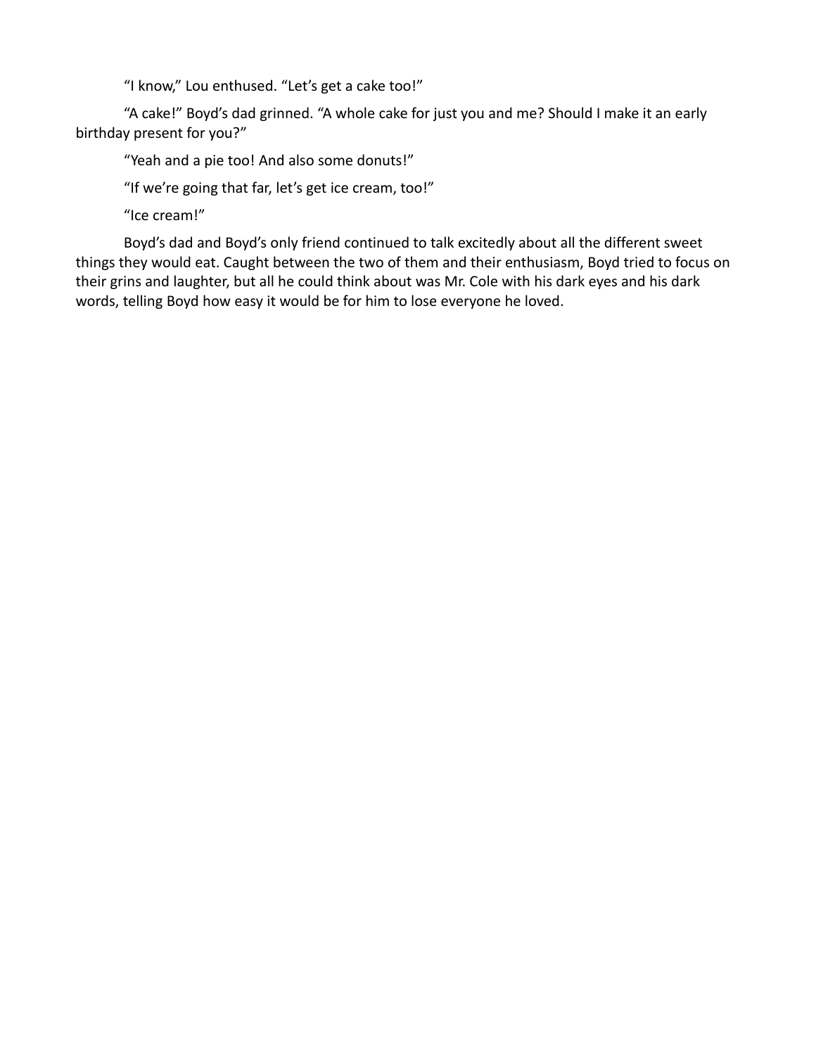"I know," Lou enthused. "Let's get a cake too!"

"A cake!" Boyd's dad grinned. "A whole cake for just you and me? Should I make it an early birthday present for you?"

"Yeah and a pie too! And also some donuts!"

"If we're going that far, let's get ice cream, too!"

"Ice cream!"

Boyd's dad and Boyd's only friend continued to talk excitedly about all the different sweet things they would eat. Caught between the two of them and their enthusiasm, Boyd tried to focus on their grins and laughter, but all he could think about was Mr. Cole with his dark eyes and his dark words, telling Boyd how easy it would be for him to lose everyone he loved.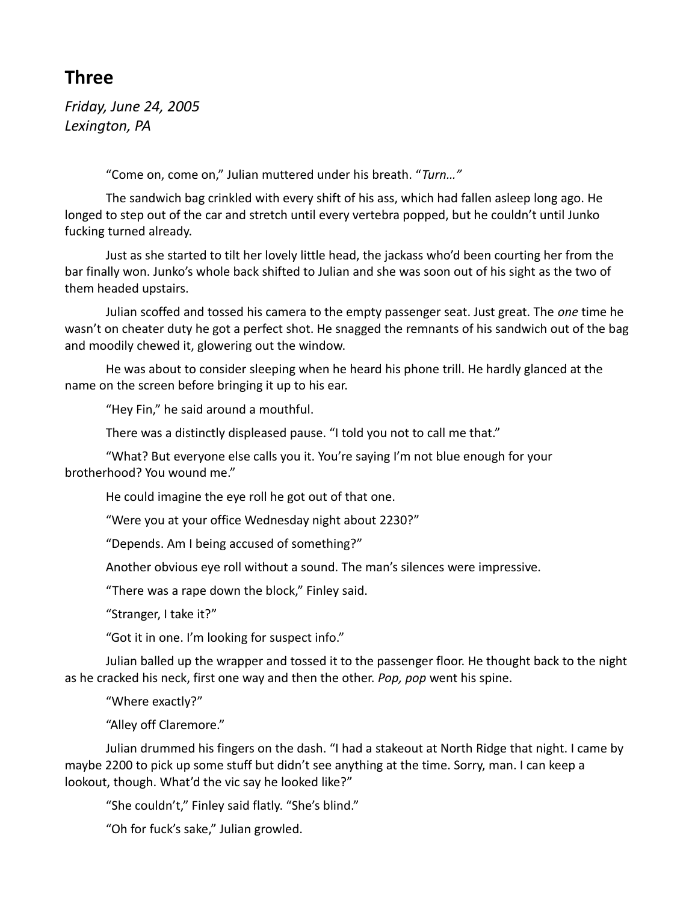## Three

*Friday, June 24, 2005*
*Lexington, PA*

"Come on, come on," Julian muttered under his breath. "*Turn…*"

The sandwich bag crinkled with every shift of his ass, which had fallen asleep long ago. He longed to step out of the car and stretch until every vertebra popped, but he couldn't until Junko fucking turned already.

Just as she started to tilt her lovely little head, the jackass who'd been courting her from the bar finally won. Junko's whole back shifted to Julian and she was soon out of his sight as the two of them headed upstairs.

Julian scoffed and tossed his camera to the empty passenger seat. Just great. The *one* time he wasn't on cheater duty he got a perfect shot. He snagged the remnants of his sandwich out of the bag and moodily chewed it, glowering out the window.

He was about to consider sleeping when he heard his phone trill. He hardly glanced at the name on the screen before bringing it up to his ear.

"Hey Fin," he said around a mouthful.

There was a distinctly displeased pause. "I told you not to call me that."

"What? But everyone else calls you it. You're saying I'm not blue enough for your brotherhood? You wound me."

He could imagine the eye roll he got out of that one.

"Were you at your office Wednesday night about 2230?"

"Depends. Am I being accused of something?"

Another obvious eye roll without a sound. The man's silences were impressive.

"There was a rape down the block," Finley said.

"Stranger, I take it?"

"Got it in one. I'm looking for suspect info."

Julian balled up the wrapper and tossed it to the passenger floor. He thought back to the night as he cracked his neck, first one way and then the other. *Pop, pop* went his spine.

"Where exactly?"

"Alley off Claremore."

Julian drummed his fingers on the dash. "I had a stakeout at North Ridge that night. I came by maybe 2200 to pick up some stuff but didn't see anything at the time. Sorry, man. I can keep a lookout, though. What'd the vic say he looked like?"

"She couldn't," Finley said flatly. "She's blind."

"Oh for fuck's sake," Julian growled.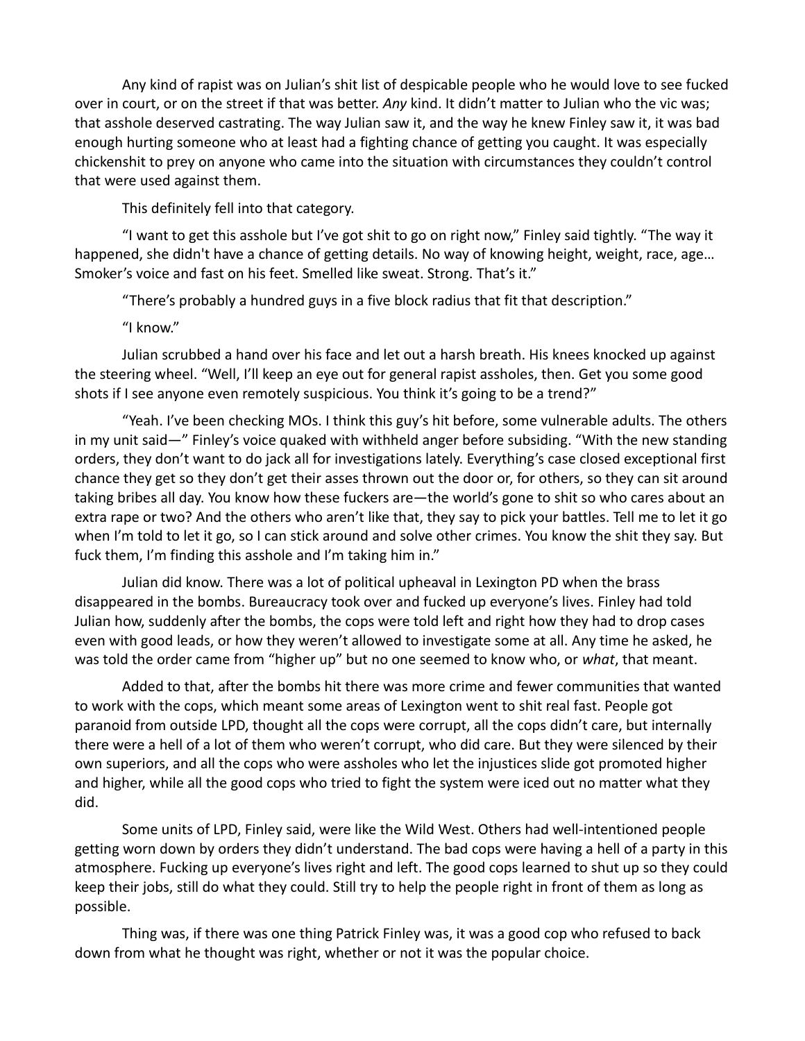Any kind of rapist was on Julian's shit list of despicable people who he would love to see fucked over in court, or on the street if that was better. *Any* kind. It didn't matter to Julian who the vic was; that asshole deserved castrating. The way Julian saw it, and the way he knew Finley saw it, it was bad enough hurting someone who at least had a fighting chance of getting you caught. It was especially chickenshit to prey on anyone who came into the situation with circumstances they couldn't control that were used against them.

This definitely fell into that category.

"I want to get this asshole but I've got shit to go on right now," Finley said tightly. "The way it happened, she didn't have a chance of getting details. No way of knowing height, weight, race, age… Smoker's voice and fast on his feet. Smelled like sweat. Strong. That's it."

"There's probably a hundred guys in a five block radius that fit that description."

"I know."

Julian scrubbed a hand over his face and let out a harsh breath. His knees knocked up against the steering wheel. "Well, I'll keep an eye out for general rapist assholes, then. Get you some good shots if I see anyone even remotely suspicious. You think it's going to be a trend?"

"Yeah. I've been checking MOs. I think this guy's hit before, some vulnerable adults. The others in my unit said—" Finley's voice quaked with withheld anger before subsiding. "With the new standing orders, they don't want to do jack all for investigations lately. Everything's case closed exceptional first chance they get so they don't get their asses thrown out the door or, for others, so they can sit around taking bribes all day. You know how these fuckers are—the world's gone to shit so who cares about an extra rape or two? And the others who aren't like that, they say to pick your battles. Tell me to let it go when I'm told to let it go, so I can stick around and solve other crimes. You know the shit they say. But fuck them, I'm finding this asshole and I'm taking him in."

Julian did know. There was a lot of political upheaval in Lexington PD when the brass disappeared in the bombs. Bureaucracy took over and fucked up everyone's lives. Finley had told Julian how, suddenly after the bombs, the cops were told left and right how they had to drop cases even with good leads, or how they weren't allowed to investigate some at all. Any time he asked, he was told the order came from "higher up" but no one seemed to know who, or *what*, that meant.

Added to that, after the bombs hit there was more crime and fewer communities that wanted to work with the cops, which meant some areas of Lexington went to shit real fast. People got paranoid from outside LPD, thought all the cops were corrupt, all the cops didn't care, but internally there were a hell of a lot of them who weren't corrupt, who did care. But they were silenced by their own superiors, and all the cops who were assholes who let the injustices slide got promoted higher and higher, while all the good cops who tried to fight the system were iced out no matter what they did.

Some units of LPD, Finley said, were like the Wild West. Others had well-intentioned people getting worn down by orders they didn't understand. The bad cops were having a hell of a party in this atmosphere. Fucking up everyone's lives right and left. The good cops learned to shut up so they could keep their jobs, still do what they could. Still try to help the people right in front of them as long as possible.

Thing was, if there was one thing Patrick Finley was, it was a good cop who refused to back down from what he thought was right, whether or not it was the popular choice.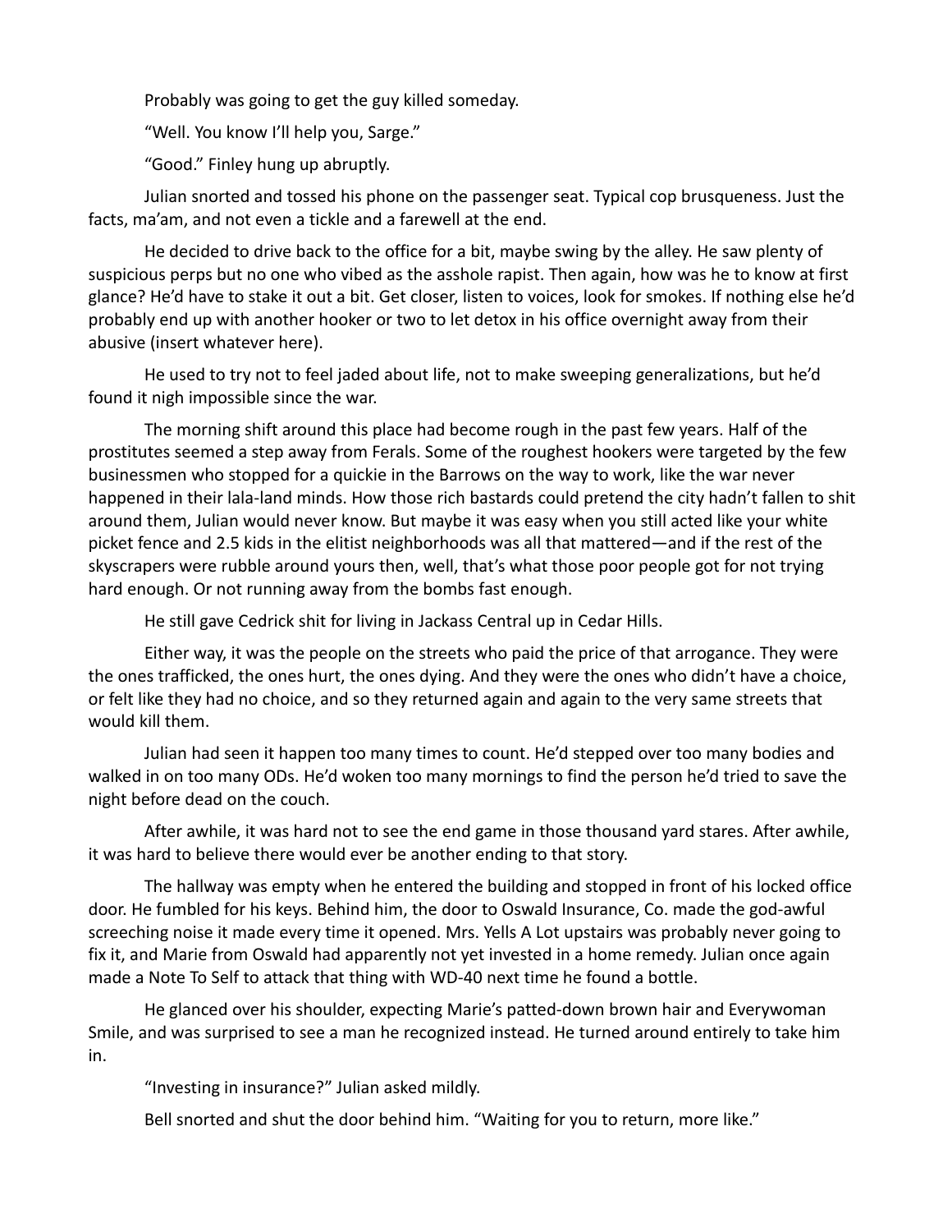Probably was going to get the guy killed someday.

"Well. You know I'll help you, Sarge."

"Good." Finley hung up abruptly.

Julian snorted and tossed his phone on the passenger seat. Typical cop brusqueness. Just the facts, ma'am, and not even a tickle and a farewell at the end.

He decided to drive back to the office for a bit, maybe swing by the alley. He saw plenty of suspicious perps but no one who vibed as the asshole rapist. Then again, how was he to know at first glance? He'd have to stake it out a bit. Get closer, listen to voices, look for smokes. If nothing else he'd probably end up with another hooker or two to let detox in his office overnight away from their abusive (insert whatever here).

He used to try not to feel jaded about life, not to make sweeping generalizations, but he'd found it nigh impossible since the war.

The morning shift around this place had become rough in the past few years. Half of the prostitutes seemed a step away from Ferals. Some of the roughest hookers were targeted by the few businessmen who stopped for a quickie in the Barrows on the way to work, like the war never happened in their lala-land minds. How those rich bastards could pretend the city hadn't fallen to shit around them, Julian would never know. But maybe it was easy when you still acted like your white picket fence and 2.5 kids in the elitist neighborhoods was all that mattered—and if the rest of the skyscrapers were rubble around yours then, well, that's what those poor people got for not trying hard enough. Or not running away from the bombs fast enough.

He still gave Cedrick shit for living in Jackass Central up in Cedar Hills.

Either way, it was the people on the streets who paid the price of that arrogance. They were the ones trafficked, the ones hurt, the ones dying. And they were the ones who didn't have a choice, or felt like they had no choice, and so they returned again and again to the very same streets that would kill them.

Julian had seen it happen too many times to count. He'd stepped over too many bodies and walked in on too many ODs. He'd woken too many mornings to find the person he'd tried to save the night before dead on the couch.

After awhile, it was hard not to see the end game in those thousand yard stares. After awhile, it was hard to believe there would ever be another ending to that story.

The hallway was empty when he entered the building and stopped in front of his locked office door. He fumbled for his keys. Behind him, the door to Oswald Insurance, Co. made the god-awful screeching noise it made every time it opened. Mrs. Yells A Lot upstairs was probably never going to fix it, and Marie from Oswald had apparently not yet invested in a home remedy. Julian once again made a Note To Self to attack that thing with WD-40 next time he found a bottle.

He glanced over his shoulder, expecting Marie's patted-down brown hair and Everywoman Smile, and was surprised to see a man he recognized instead. He turned around entirely to take him in.

"Investing in insurance?" Julian asked mildly.

Bell snorted and shut the door behind him. "Waiting for you to return, more like."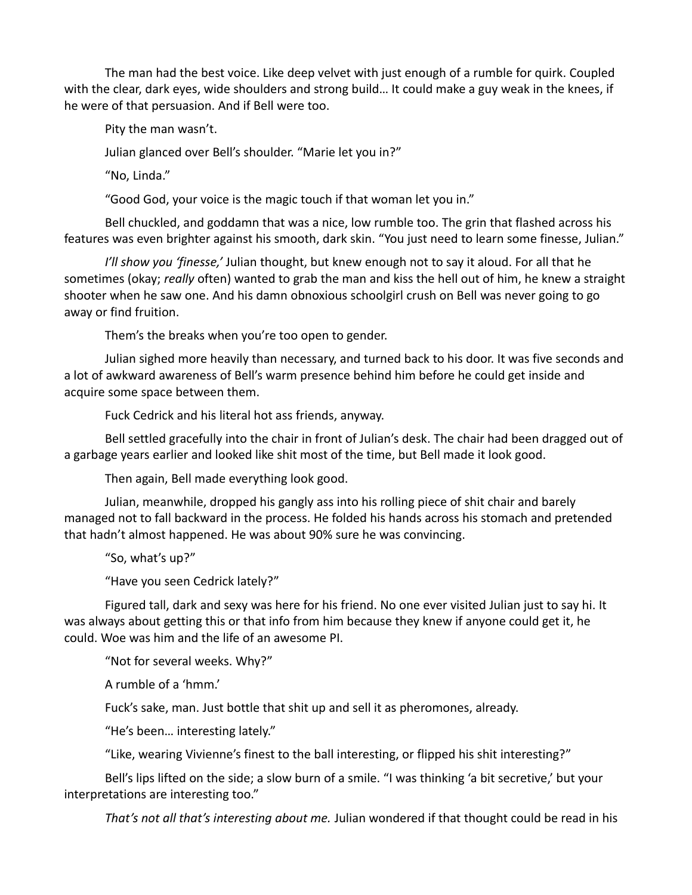The man had the best voice. Like deep velvet with just enough of a rumble for quirk. Coupled with the clear, dark eyes, wide shoulders and strong build… It could make a guy weak in the knees, if he were of that persuasion. And if Bell were too.

Pity the man wasn't.

Julian glanced over Bell's shoulder. "Marie let you in?"

"No, Linda."

"Good God, your voice is the magic touch if that woman let you in."

Bell chuckled, and goddamn that was a nice, low rumble too. The grin that flashed across his features was even brighter against his smooth, dark skin. "You just need to learn some finesse, Julian."

*I'll show you 'finesse,'* Julian thought, but knew enough not to say it aloud. For all that he sometimes (okay; *really* often) wanted to grab the man and kiss the hell out of him, he knew a straight shooter when he saw one. And his damn obnoxious schoolgirl crush on Bell was never going to go away or find fruition.

Them's the breaks when you're too open to gender.

Julian sighed more heavily than necessary, and turned back to his door. It was five seconds and a lot of awkward awareness of Bell's warm presence behind him before he could get inside and acquire some space between them.

Fuck Cedrick and his literal hot ass friends, anyway.

Bell settled gracefully into the chair in front of Julian's desk. The chair had been dragged out of a garbage years earlier and looked like shit most of the time, but Bell made it look good.

Then again, Bell made everything look good.

Julian, meanwhile, dropped his gangly ass into his rolling piece of shit chair and barely managed not to fall backward in the process. He folded his hands across his stomach and pretended that hadn't almost happened. He was about 90% sure he was convincing.

"So, what's up?"

"Have you seen Cedrick lately?"

Figured tall, dark and sexy was here for his friend. No one ever visited Julian just to say hi. It was always about getting this or that info from him because they knew if anyone could get it, he could. Woe was him and the life of an awesome PI.

"Not for several weeks. Why?"

A rumble of a 'hmm.'

Fuck's sake, man. Just bottle that shit up and sell it as pheromones, already.

"He's been… interesting lately."

"Like, wearing Vivienne's finest to the ball interesting, or flipped his shit interesting?"

Bell's lips lifted on the side; a slow burn of a smile. "I was thinking 'a bit secretive,' but your interpretations are interesting too."

*That's not all that's interesting about me.* Julian wondered if that thought could be read in his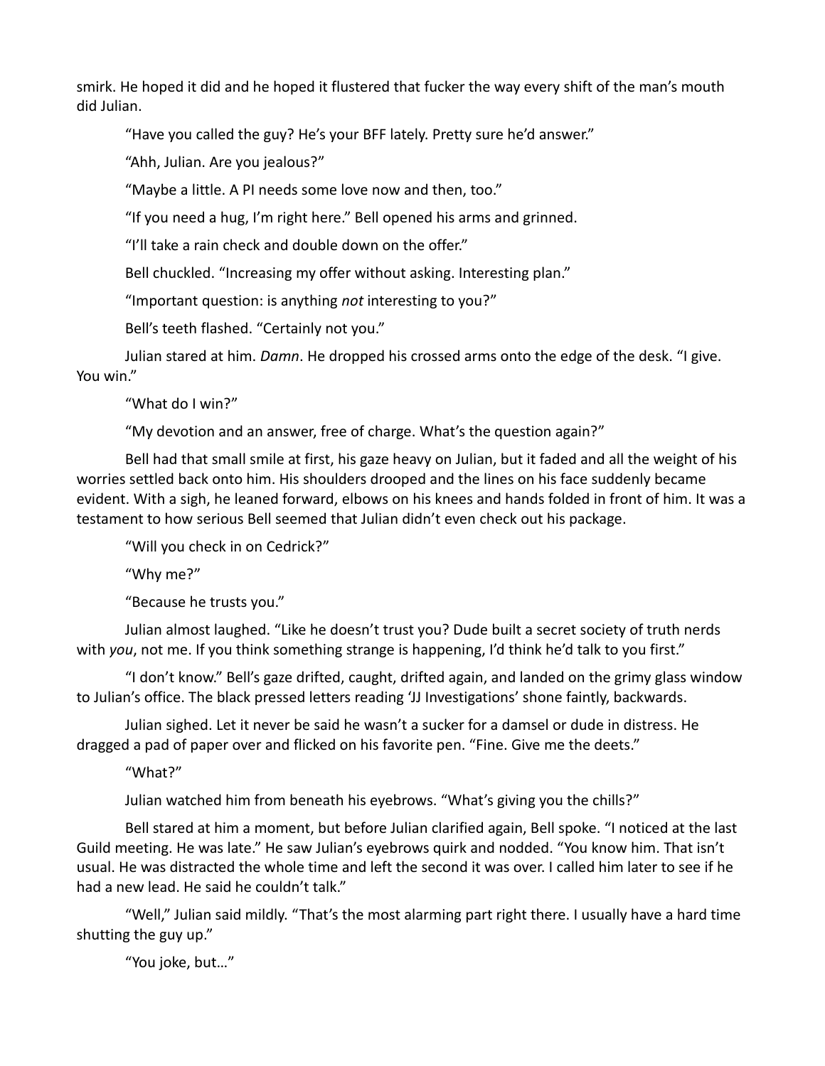smirk. He hoped it did and he hoped it flustered that fucker the way every shift of the man's mouth did Julian.

"Have you called the guy? He's your BFF lately. Pretty sure he'd answer."

"Ahh, Julian. Are you jealous?"

"Maybe a little. A PI needs some love now and then, too."

"If you need a hug, I'm right here." Bell opened his arms and grinned.

"I'll take a rain check and double down on the offer."

Bell chuckled. "Increasing my offer without asking. Interesting plan."

"Important question: is anything *not* interesting to you?"

Bell's teeth flashed. "Certainly not you."

Julian stared at him. *Damn*. He dropped his crossed arms onto the edge of the desk. "I give. You win."

"What do I win?"

"My devotion and an answer, free of charge. What's the question again?"

Bell had that small smile at first, his gaze heavy on Julian, but it faded and all the weight of his worries settled back onto him. His shoulders drooped and the lines on his face suddenly became evident. With a sigh, he leaned forward, elbows on his knees and hands folded in front of him. It was a testament to how serious Bell seemed that Julian didn't even check out his package.

"Will you check in on Cedrick?"

"Why me?"

"Because he trusts you."

Julian almost laughed. "Like he doesn't trust you? Dude built a secret society of truth nerds with *you*, not me. If you think something strange is happening, I'd think he'd talk to you first."

"I don't know." Bell's gaze drifted, caught, drifted again, and landed on the grimy glass window to Julian's office. The black pressed letters reading 'JJ Investigations' shone faintly, backwards.

Julian sighed. Let it never be said he wasn't a sucker for a damsel or dude in distress. He dragged a pad of paper over and flicked on his favorite pen. "Fine. Give me the deets."

"What?"

Julian watched him from beneath his eyebrows. "What's giving you the chills?"

Bell stared at him a moment, but before Julian clarified again, Bell spoke. "I noticed at the last Guild meeting. He was late." He saw Julian's eyebrows quirk and nodded. "You know him. That isn't usual. He was distracted the whole time and left the second it was over. I called him later to see if he had a new lead. He said he couldn't talk."

"Well," Julian said mildly. "That's the most alarming part right there. I usually have a hard time shutting the guy up."

"You joke, but…"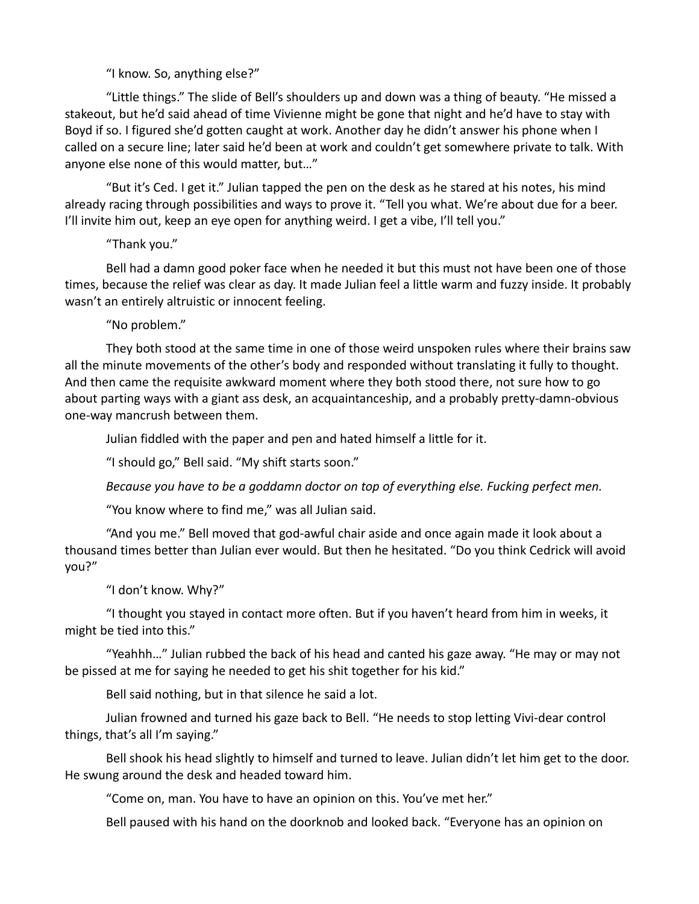"I know. So, anything else?"

"Little things." The slide of Bell's shoulders up and down was a thing of beauty. "He missed a stakeout, but he'd said ahead of time Vivienne might be gone that night and he'd have to stay with Boyd if so. I figured she'd gotten caught at work. Another day he didn't answer his phone when I called on a secure line; later said he'd been at work and couldn't get somewhere private to talk. With anyone else none of this would matter, but…"

"But it's Ced. I get it." Julian tapped the pen on the desk as he stared at his notes, his mind already racing through possibilities and ways to prove it. "Tell you what. We're about due for a beer. I'll invite him out, keep an eye open for anything weird. I get a vibe, I'll tell you."

"Thank you."

Bell had a damn good poker face when he needed it but this must not have been one of those times, because the relief was clear as day. It made Julian feel a little warm and fuzzy inside. It probably wasn't an entirely altruistic or innocent feeling.

"No problem."

They both stood at the same time in one of those weird unspoken rules where their brains saw all the minute movements of the other's body and responded without translating it fully to thought. And then came the requisite awkward moment where they both stood there, not sure how to go about parting ways with a giant ass desk, an acquaintanceship, and a probably pretty-damn-obvious one-way mancrush between them.

Julian fiddled with the paper and pen and hated himself a little for it.

"I should go," Bell said. "My shift starts soon."

*Because you have to be a goddamn doctor on top of everything else. Fucking perfect men.*

"You know where to find me," was all Julian said.

"And you me." Bell moved that god-awful chair aside and once again made it look about a thousand times better than Julian ever would. But then he hesitated. "Do you think Cedrick will avoid you?"

"I don't know. Why?"

"I thought you stayed in contact more often. But if you haven't heard from him in weeks, it might be tied into this."

"Yeahhh…" Julian rubbed the back of his head and canted his gaze away. "He may or may not be pissed at me for saying he needed to get his shit together for his kid."

Bell said nothing, but in that silence he said a lot.

Julian frowned and turned his gaze back to Bell. "He needs to stop letting Vivi-dear control things, that's all I'm saying."

Bell shook his head slightly to himself and turned to leave. Julian didn't let him get to the door. He swung around the desk and headed toward him.

"Come on, man. You have to have an opinion on this. You've met her."

Bell paused with his hand on the doorknob and looked back. "Everyone has an opinion on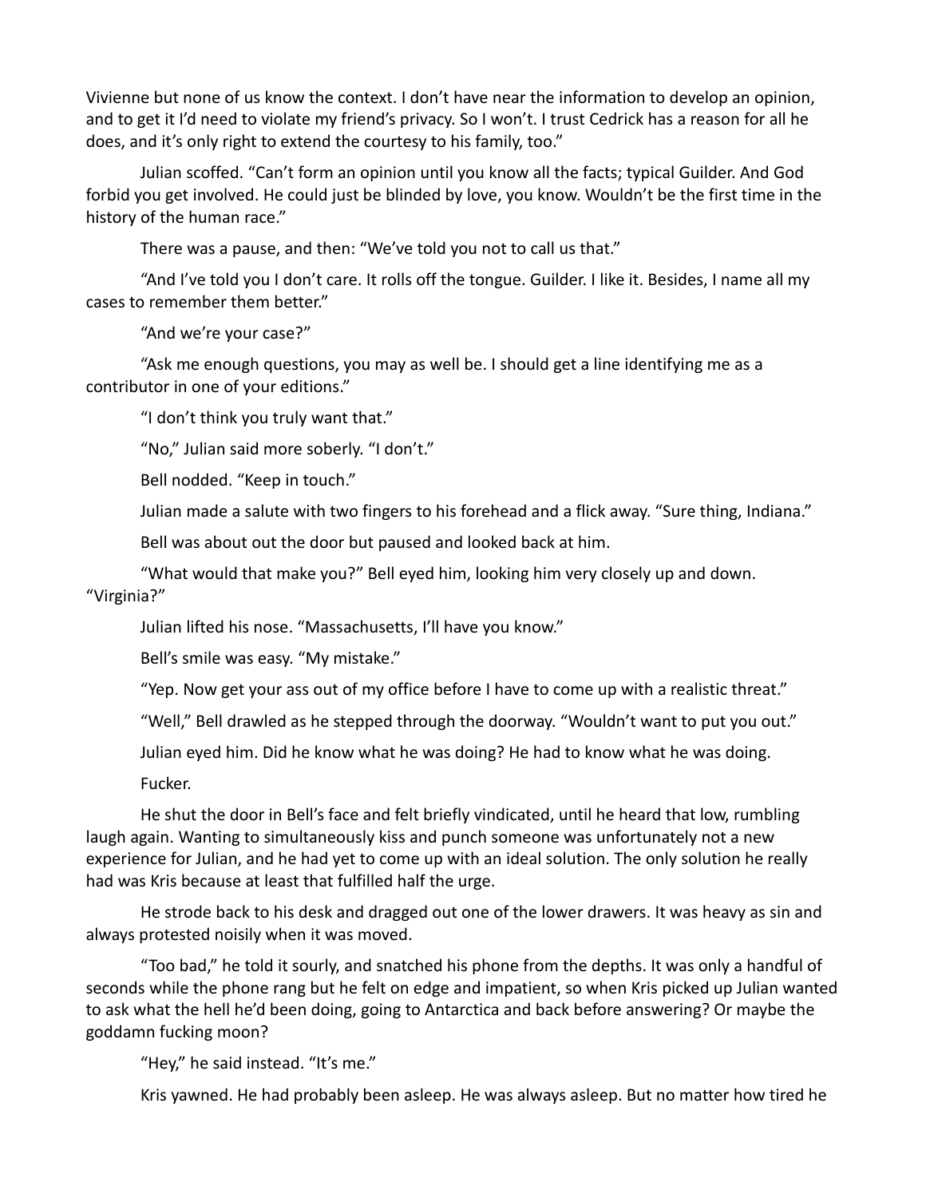Vivienne but none of us know the context. I don't have near the information to develop an opinion, and to get it I'd need to violate my friend's privacy. So I won't. I trust Cedrick has a reason for all he does, and it's only right to extend the courtesy to his family, too."

Julian scoffed. "Can't form an opinion until you know all the facts; typical Guilder. And God forbid you get involved. He could just be blinded by love, you know. Wouldn't be the first time in the history of the human race."

There was a pause, and then: "We've told you not to call us that."

"And I've told you I don't care. It rolls off the tongue. Guilder. I like it. Besides, I name all my cases to remember them better."

"And we're your case?"

"Ask me enough questions, you may as well be. I should get a line identifying me as a contributor in one of your editions."

"I don't think you truly want that."

"No," Julian said more soberly. "I don't."

Bell nodded. "Keep in touch."

Julian made a salute with two fingers to his forehead and a flick away. "Sure thing, Indiana."

Bell was about out the door but paused and looked back at him.

"What would that make you?" Bell eyed him, looking him very closely up and down. "Virginia?"

Julian lifted his nose. "Massachusetts, I'll have you know."

Bell's smile was easy. "My mistake."

"Yep. Now get your ass out of my office before I have to come up with a realistic threat."

"Well," Bell drawled as he stepped through the doorway. "Wouldn't want to put you out."

Julian eyed him. Did he know what he was doing? He had to know what he was doing.

Fucker.

He shut the door in Bell's face and felt briefly vindicated, until he heard that low, rumbling laugh again. Wanting to simultaneously kiss and punch someone was unfortunately not a new experience for Julian, and he had yet to come up with an ideal solution. The only solution he really had was Kris because at least that fulfilled half the urge.

He strode back to his desk and dragged out one of the lower drawers. It was heavy as sin and always protested noisily when it was moved.

"Too bad," he told it sourly, and snatched his phone from the depths. It was only a handful of seconds while the phone rang but he felt on edge and impatient, so when Kris picked up Julian wanted to ask what the hell he'd been doing, going to Antarctica and back before answering? Or maybe the goddamn fucking moon?

"Hey," he said instead. "It's me."

Kris yawned. He had probably been asleep. He was always asleep. But no matter how tired he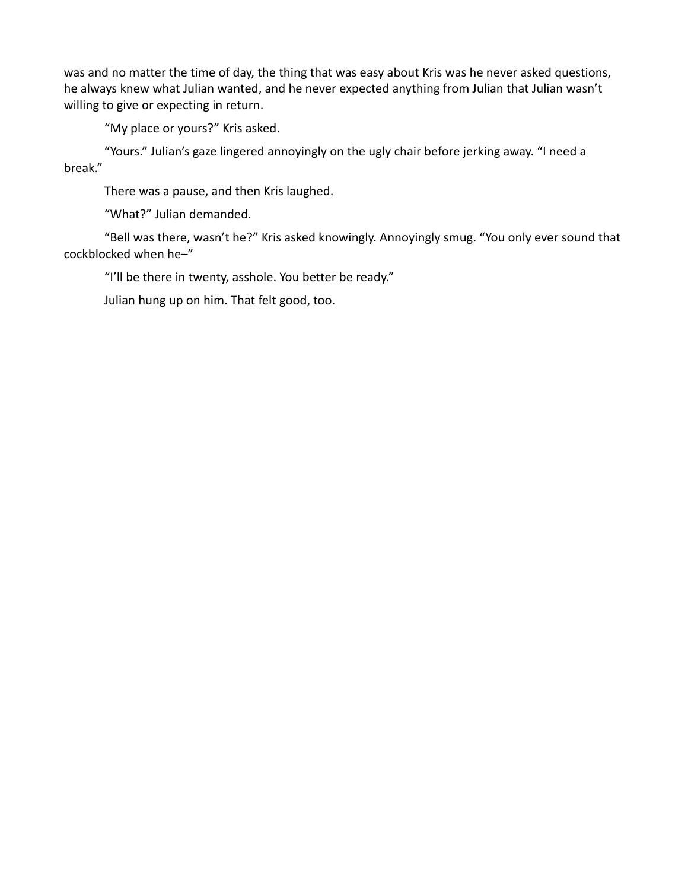was and no matter the time of day, the thing that was easy about Kris was he never asked questions, he always knew what Julian wanted, and he never expected anything from Julian that Julian wasn't willing to give or expecting in return.

"My place or yours?" Kris asked.

"Yours." Julian's gaze lingered annoyingly on the ugly chair before jerking away. "I need a break."

There was a pause, and then Kris laughed.

"What?" Julian demanded.

"Bell was there, wasn't he?" Kris asked knowingly. Annoyingly smug. "You only ever sound that cockblocked when he–"

"I'll be there in twenty, asshole. You better be ready."

Julian hung up on him. That felt good, too.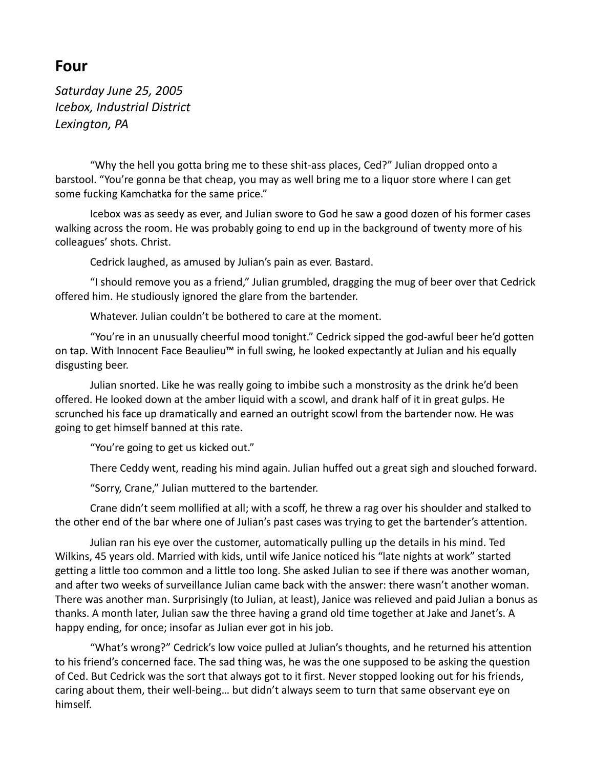## Four

*Saturday June 25, 2005*
*Icebox, Industrial District*
*Lexington, PA*

"Why the hell you gotta bring me to these shit-ass places, Ced?" Julian dropped onto a barstool. "You're gonna be that cheap, you may as well bring me to a liquor store where I can get some fucking Kamchatka for the same price."

Icebox was as seedy as ever, and Julian swore to God he saw a good dozen of his former cases walking across the room. He was probably going to end up in the background of twenty more of his colleagues' shots. Christ.

Cedrick laughed, as amused by Julian's pain as ever. Bastard.

"I should remove you as a friend," Julian grumbled, dragging the mug of beer over that Cedrick offered him. He studiously ignored the glare from the bartender.

Whatever. Julian couldn't be bothered to care at the moment.

"You're in an unusually cheerful mood tonight." Cedrick sipped the god-awful beer he'd gotten on tap. With Innocent Face Beaulieu™ in full swing, he looked expectantly at Julian and his equally disgusting beer.

Julian snorted. Like he was really going to imbibe such a monstrosity as the drink he'd been offered. He looked down at the amber liquid with a scowl, and drank half of it in great gulps. He scrunched his face up dramatically and earned an outright scowl from the bartender now. He was going to get himself banned at this rate.

"You're going to get us kicked out."

There Ceddy went, reading his mind again. Julian huffed out a great sigh and slouched forward.

"Sorry, Crane," Julian muttered to the bartender.

Crane didn't seem mollified at all; with a scoff, he threw a rag over his shoulder and stalked to the other end of the bar where one of Julian's past cases was trying to get the bartender's attention.

Julian ran his eye over the customer, automatically pulling up the details in his mind. Ted Wilkins, 45 years old. Married with kids, until wife Janice noticed his "late nights at work" started getting a little too common and a little too long. She asked Julian to see if there was another woman, and after two weeks of surveillance Julian came back with the answer: there wasn't another woman. There was another man. Surprisingly (to Julian, at least), Janice was relieved and paid Julian a bonus as thanks. A month later, Julian saw the three having a grand old time together at Jake and Janet's. A happy ending, for once; insofar as Julian ever got in his job.

"What's wrong?" Cedrick's low voice pulled at Julian's thoughts, and he returned his attention to his friend's concerned face. The sad thing was, he was the one supposed to be asking the question of Ced. But Cedrick was the sort that always got to it first. Never stopped looking out for his friends, caring about them, their well-being… but didn't always seem to turn that same observant eye on himself.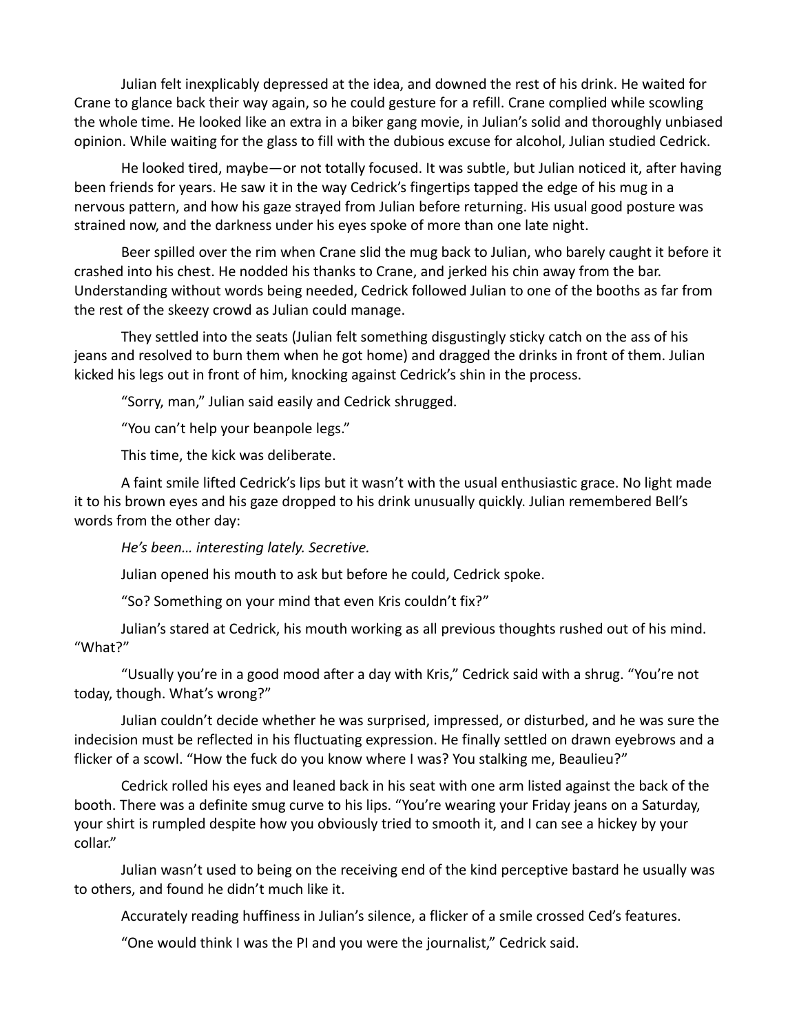Julian felt inexplicably depressed at the idea, and downed the rest of his drink. He waited for Crane to glance back their way again, so he could gesture for a refill. Crane complied while scowling the whole time. He looked like an extra in a biker gang movie, in Julian's solid and thoroughly unbiased opinion. While waiting for the glass to fill with the dubious excuse for alcohol, Julian studied Cedrick.

He looked tired, maybe—or not totally focused. It was subtle, but Julian noticed it, after having been friends for years. He saw it in the way Cedrick's fingertips tapped the edge of his mug in a nervous pattern, and how his gaze strayed from Julian before returning. His usual good posture was strained now, and the darkness under his eyes spoke of more than one late night.

Beer spilled over the rim when Crane slid the mug back to Julian, who barely caught it before it crashed into his chest. He nodded his thanks to Crane, and jerked his chin away from the bar. Understanding without words being needed, Cedrick followed Julian to one of the booths as far from the rest of the skeezy crowd as Julian could manage.

They settled into the seats (Julian felt something disgustingly sticky catch on the ass of his jeans and resolved to burn them when he got home) and dragged the drinks in front of them. Julian kicked his legs out in front of him, knocking against Cedrick's shin in the process.

"Sorry, man," Julian said easily and Cedrick shrugged.

"You can't help your beanpole legs."

This time, the kick was deliberate.

A faint smile lifted Cedrick's lips but it wasn't with the usual enthusiastic grace. No light made it to his brown eyes and his gaze dropped to his drink unusually quickly. Julian remembered Bell's words from the other day:

*He's been… interesting lately. Secretive.*

Julian opened his mouth to ask but before he could, Cedrick spoke.

"So? Something on your mind that even Kris couldn't fix?"

Julian's stared at Cedrick, his mouth working as all previous thoughts rushed out of his mind. "What?"

"Usually you're in a good mood after a day with Kris," Cedrick said with a shrug. "You're not today, though. What's wrong?"

Julian couldn't decide whether he was surprised, impressed, or disturbed, and he was sure the indecision must be reflected in his fluctuating expression. He finally settled on drawn eyebrows and a flicker of a scowl. "How the fuck do you know where I was? You stalking me, Beaulieu?"

Cedrick rolled his eyes and leaned back in his seat with one arm listed against the back of the booth. There was a definite smug curve to his lips. "You're wearing your Friday jeans on a Saturday, your shirt is rumpled despite how you obviously tried to smooth it, and I can see a hickey by your collar."

Julian wasn't used to being on the receiving end of the kind perceptive bastard he usually was to others, and found he didn't much like it.

Accurately reading huffiness in Julian's silence, a flicker of a smile crossed Ced's features.

"One would think I was the PI and you were the journalist," Cedrick said.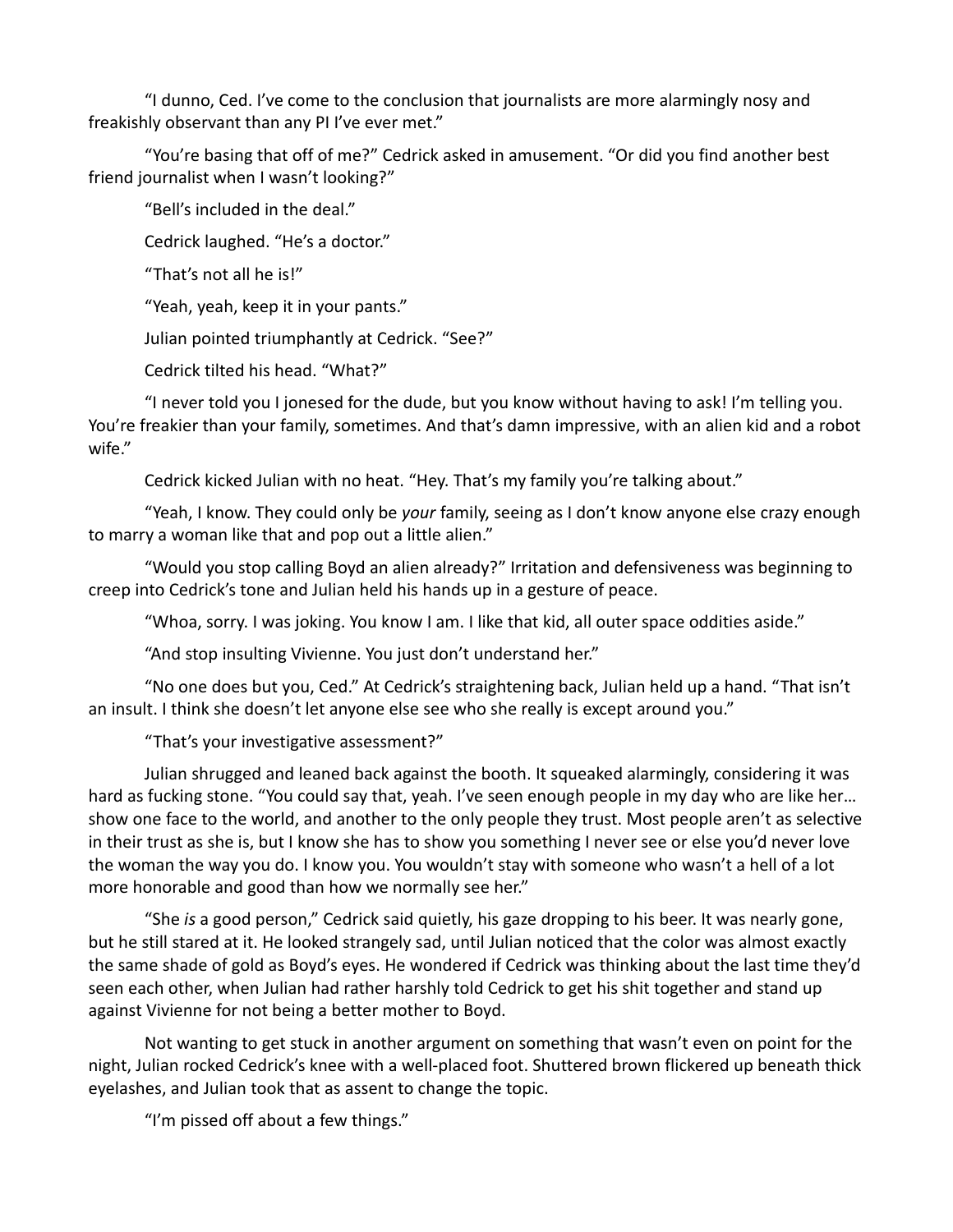"I dunno, Ced. I've come to the conclusion that journalists are more alarmingly nosy and freakishly observant than any PI I've ever met."

"You're basing that off of me?" Cedrick asked in amusement. "Or did you find another best friend journalist when I wasn't looking?"

"Bell's included in the deal."

Cedrick laughed. "He's a doctor."

"That's not all he is!"

"Yeah, yeah, keep it in your pants."

Julian pointed triumphantly at Cedrick. "See?"

Cedrick tilted his head. "What?"

"I never told you I jonesed for the dude, but you know without having to ask! I'm telling you. You're freakier than your family, sometimes. And that's damn impressive, with an alien kid and a robot wife."

Cedrick kicked Julian with no heat. "Hey. That's my family you're talking about."

"Yeah, I know. They could only be *your* family, seeing as I don't know anyone else crazy enough to marry a woman like that and pop out a little alien."

"Would you stop calling Boyd an alien already?" Irritation and defensiveness was beginning to creep into Cedrick's tone and Julian held his hands up in a gesture of peace.

"Whoa, sorry. I was joking. You know I am. I like that kid, all outer space oddities aside."

"And stop insulting Vivienne. You just don't understand her."

"No one does but you, Ced." At Cedrick's straightening back, Julian held up a hand. "That isn't an insult. I think she doesn't let anyone else see who she really is except around you."

"That's your investigative assessment?"

Julian shrugged and leaned back against the booth. It squeaked alarmingly, considering it was hard as fucking stone. "You could say that, yeah. I've seen enough people in my day who are like her… show one face to the world, and another to the only people they trust. Most people aren't as selective in their trust as she is, but I know she has to show you something I never see or else you'd never love the woman the way you do. I know you. You wouldn't stay with someone who wasn't a hell of a lot more honorable and good than how we normally see her."

"She *is* a good person," Cedrick said quietly, his gaze dropping to his beer. It was nearly gone, but he still stared at it. He looked strangely sad, until Julian noticed that the color was almost exactly the same shade of gold as Boyd's eyes. He wondered if Cedrick was thinking about the last time they'd seen each other, when Julian had rather harshly told Cedrick to get his shit together and stand up against Vivienne for not being a better mother to Boyd.

Not wanting to get stuck in another argument on something that wasn't even on point for the night, Julian rocked Cedrick's knee with a well-placed foot. Shuttered brown flickered up beneath thick eyelashes, and Julian took that as assent to change the topic.

"I'm pissed off about a few things."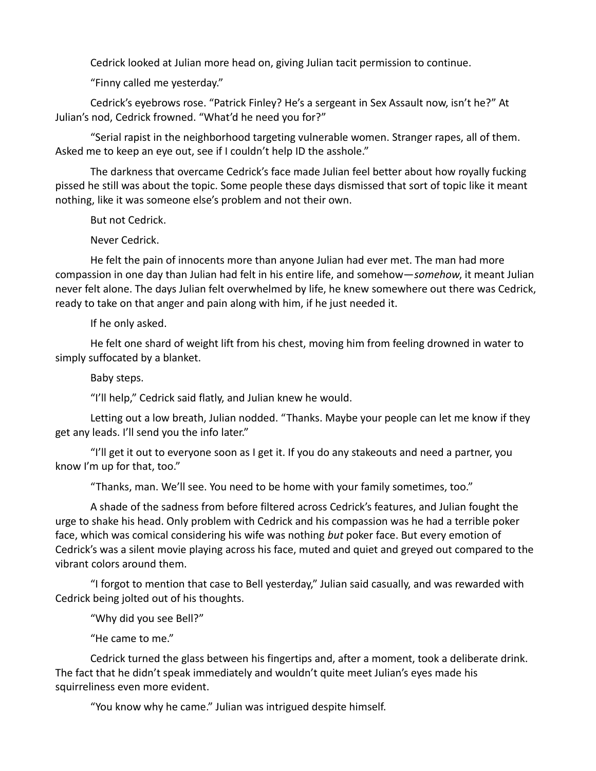Cedrick looked at Julian more head on, giving Julian tacit permission to continue.

"Finny called me yesterday."

Cedrick's eyebrows rose. "Patrick Finley? He's a sergeant in Sex Assault now, isn't he?" At Julian's nod, Cedrick frowned. "What'd he need you for?"

"Serial rapist in the neighborhood targeting vulnerable women. Stranger rapes, all of them. Asked me to keep an eye out, see if I couldn't help ID the asshole."

The darkness that overcame Cedrick's face made Julian feel better about how royally fucking pissed he still was about the topic. Some people these days dismissed that sort of topic like it meant nothing, like it was someone else's problem and not their own.

But not Cedrick.

Never Cedrick.

He felt the pain of innocents more than anyone Julian had ever met. The man had more compassion in one day than Julian had felt in his entire life, and somehow—*somehow*, it meant Julian never felt alone. The days Julian felt overwhelmed by life, he knew somewhere out there was Cedrick, ready to take on that anger and pain along with him, if he just needed it.

If he only asked.

He felt one shard of weight lift from his chest, moving him from feeling drowned in water to simply suffocated by a blanket.

Baby steps.

"I'll help," Cedrick said flatly, and Julian knew he would.

Letting out a low breath, Julian nodded. "Thanks. Maybe your people can let me know if they get any leads. I'll send you the info later."

"I'll get it out to everyone soon as I get it. If you do any stakeouts and need a partner, you know I'm up for that, too."

"Thanks, man. We'll see. You need to be home with your family sometimes, too."

A shade of the sadness from before filtered across Cedrick's features, and Julian fought the urge to shake his head. Only problem with Cedrick and his compassion was he had a terrible poker face, which was comical considering his wife was nothing *but* poker face. But every emotion of Cedrick's was a silent movie playing across his face, muted and quiet and greyed out compared to the vibrant colors around them.

"I forgot to mention that case to Bell yesterday," Julian said casually, and was rewarded with Cedrick being jolted out of his thoughts.

"Why did you see Bell?"

"He came to me."

Cedrick turned the glass between his fingertips and, after a moment, took a deliberate drink. The fact that he didn't speak immediately and wouldn't quite meet Julian's eyes made his squirreliness even more evident.

"You know why he came." Julian was intrigued despite himself.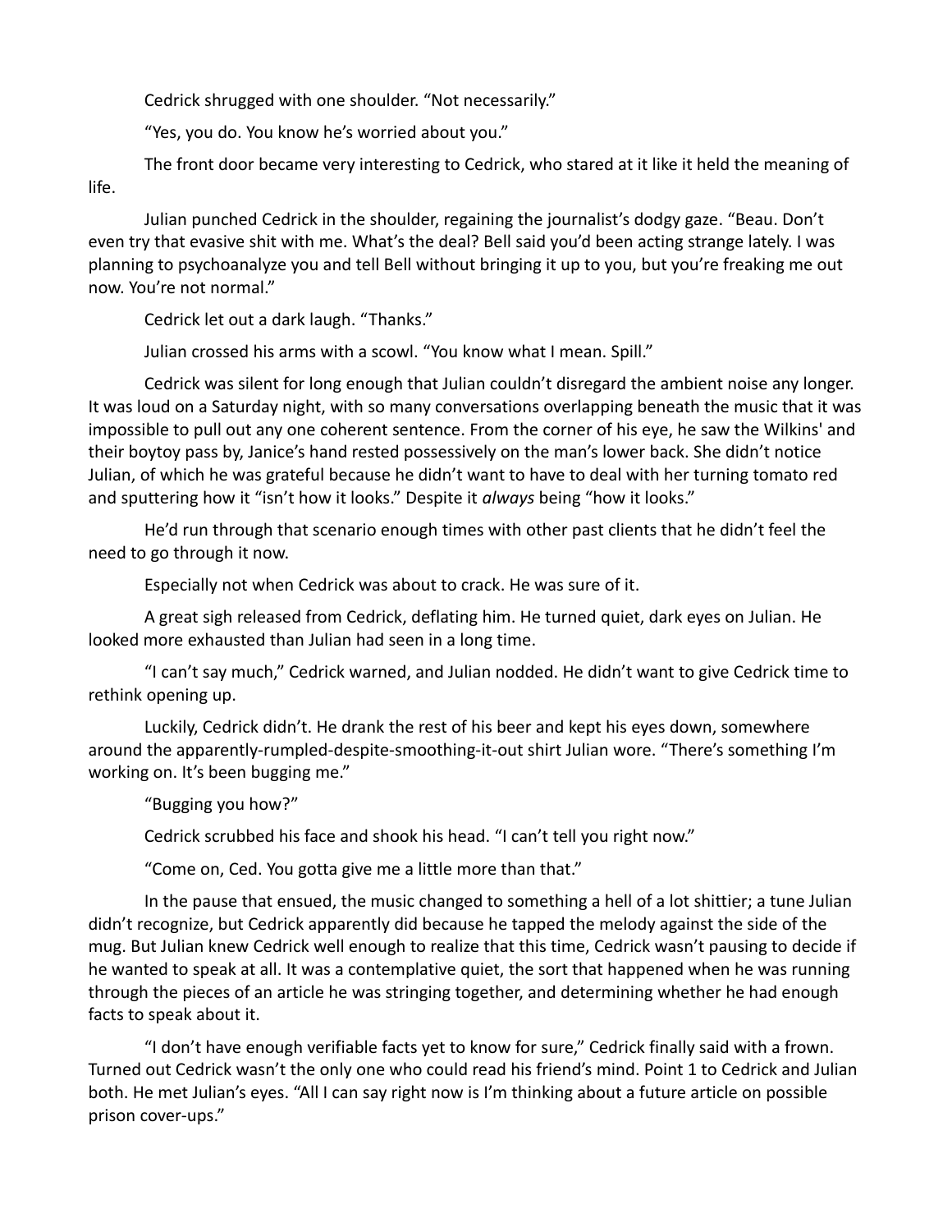Cedrick shrugged with one shoulder. "Not necessarily."

"Yes, you do. You know he's worried about you."

The front door became very interesting to Cedrick, who stared at it like it held the meaning of life.

Julian punched Cedrick in the shoulder, regaining the journalist's dodgy gaze. "Beau. Don't even try that evasive shit with me. What's the deal? Bell said you'd been acting strange lately. I was planning to psychoanalyze you and tell Bell without bringing it up to you, but you're freaking me out now. You're not normal."

Cedrick let out a dark laugh. "Thanks."

Julian crossed his arms with a scowl. "You know what I mean. Spill."

Cedrick was silent for long enough that Julian couldn't disregard the ambient noise any longer. It was loud on a Saturday night, with so many conversations overlapping beneath the music that it was impossible to pull out any one coherent sentence. From the corner of his eye, he saw the Wilkins' and their boytoy pass by, Janice's hand rested possessively on the man's lower back. She didn't notice Julian, of which he was grateful because he didn't want to have to deal with her turning tomato red and sputtering how it "isn't how it looks." Despite it *always* being "how it looks."

He'd run through that scenario enough times with other past clients that he didn't feel the need to go through it now.

Especially not when Cedrick was about to crack. He was sure of it.

A great sigh released from Cedrick, deflating him. He turned quiet, dark eyes on Julian. He looked more exhausted than Julian had seen in a long time.

"I can't say much," Cedrick warned, and Julian nodded. He didn't want to give Cedrick time to rethink opening up.

Luckily, Cedrick didn't. He drank the rest of his beer and kept his eyes down, somewhere around the apparently-rumpled-despite-smoothing-it-out shirt Julian wore. "There's something I'm working on. It's been bugging me."

"Bugging you how?"

Cedrick scrubbed his face and shook his head. "I can't tell you right now."

"Come on, Ced. You gotta give me a little more than that."

In the pause that ensued, the music changed to something a hell of a lot shittier; a tune Julian didn't recognize, but Cedrick apparently did because he tapped the melody against the side of the mug. But Julian knew Cedrick well enough to realize that this time, Cedrick wasn't pausing to decide if he wanted to speak at all. It was a contemplative quiet, the sort that happened when he was running through the pieces of an article he was stringing together, and determining whether he had enough facts to speak about it.

"I don't have enough verifiable facts yet to know for sure," Cedrick finally said with a frown. Turned out Cedrick wasn't the only one who could read his friend's mind. Point 1 to Cedrick and Julian both. He met Julian's eyes. "All I can say right now is I'm thinking about a future article on possible prison cover-ups."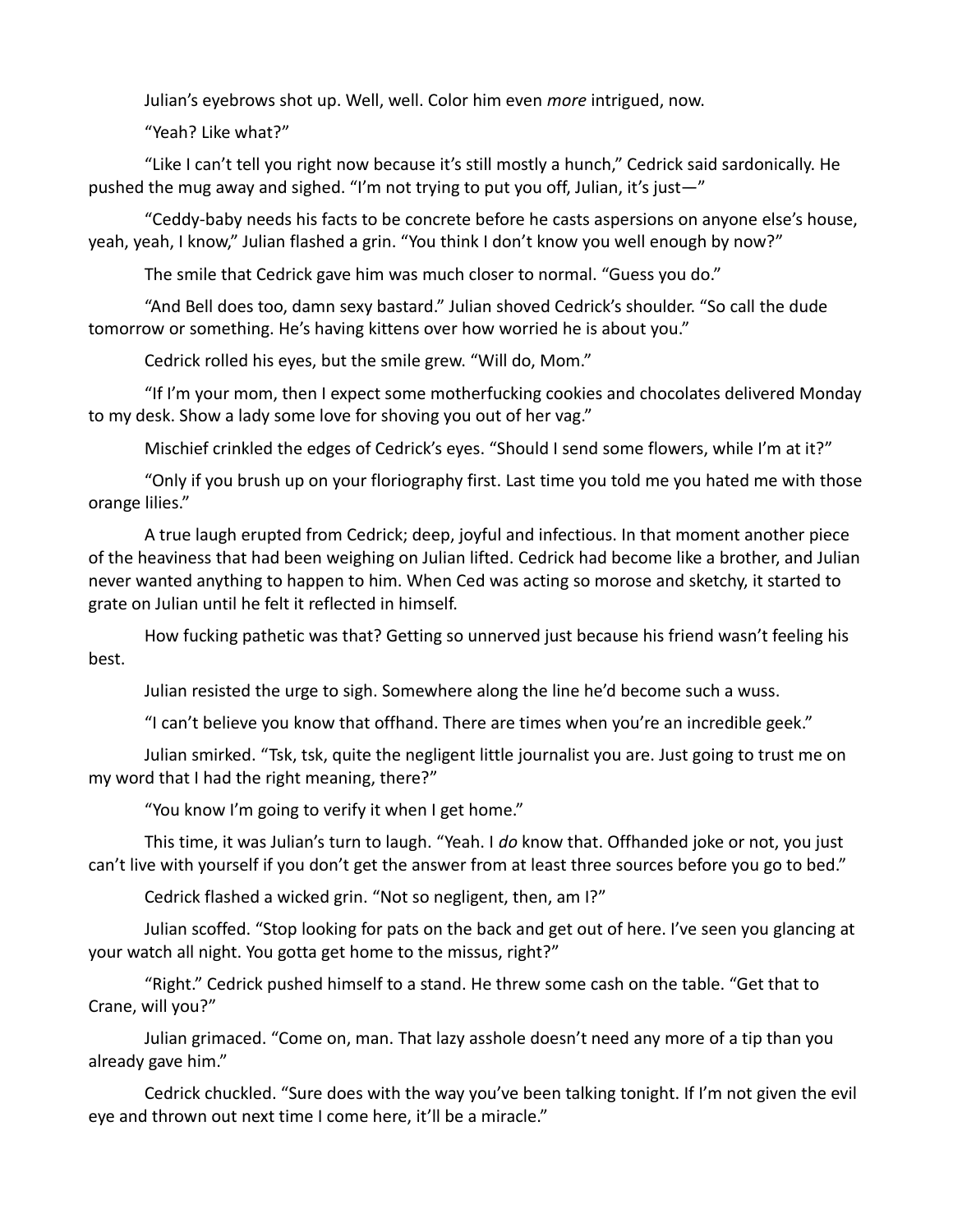Julian's eyebrows shot up. Well, well. Color him even *more* intrigued, now.

"Yeah? Like what?"

"Like I can't tell you right now because it's still mostly a hunch," Cedrick said sardonically. He pushed the mug away and sighed. "I'm not trying to put you off, Julian, it's just—"

"Ceddy-baby needs his facts to be concrete before he casts aspersions on anyone else's house, yeah, yeah, I know," Julian flashed a grin. "You think I don't know you well enough by now?"

The smile that Cedrick gave him was much closer to normal. "Guess you do."

"And Bell does too, damn sexy bastard." Julian shoved Cedrick's shoulder. "So call the dude tomorrow or something. He's having kittens over how worried he is about you."

Cedrick rolled his eyes, but the smile grew. "Will do, Mom."

"If I'm your mom, then I expect some motherfucking cookies and chocolates delivered Monday to my desk. Show a lady some love for shoving you out of her vag."

Mischief crinkled the edges of Cedrick's eyes. "Should I send some flowers, while I'm at it?"

"Only if you brush up on your floriography first. Last time you told me you hated me with those orange lilies."

A true laugh erupted from Cedrick; deep, joyful and infectious. In that moment another piece of the heaviness that had been weighing on Julian lifted. Cedrick had become like a brother, and Julian never wanted anything to happen to him. When Ced was acting so morose and sketchy, it started to grate on Julian until he felt it reflected in himself.

How fucking pathetic was that? Getting so unnerved just because his friend wasn't feeling his best.

Julian resisted the urge to sigh. Somewhere along the line he'd become such a wuss.

"I can't believe you know that offhand. There are times when you're an incredible geek."

Julian smirked. "Tsk, tsk, quite the negligent little journalist you are. Just going to trust me on my word that I had the right meaning, there?"

"You know I'm going to verify it when I get home."

This time, it was Julian's turn to laugh. "Yeah. I *do* know that. Offhanded joke or not, you just can't live with yourself if you don't get the answer from at least three sources before you go to bed."

Cedrick flashed a wicked grin. "Not so negligent, then, am I?"

Julian scoffed. "Stop looking for pats on the back and get out of here. I've seen you glancing at your watch all night. You gotta get home to the missus, right?"

"Right." Cedrick pushed himself to a stand. He threw some cash on the table. "Get that to Crane, will you?"

Julian grimaced. "Come on, man. That lazy asshole doesn't need any more of a tip than you already gave him."

Cedrick chuckled. "Sure does with the way you've been talking tonight. If I'm not given the evil eye and thrown out next time I come here, it'll be a miracle."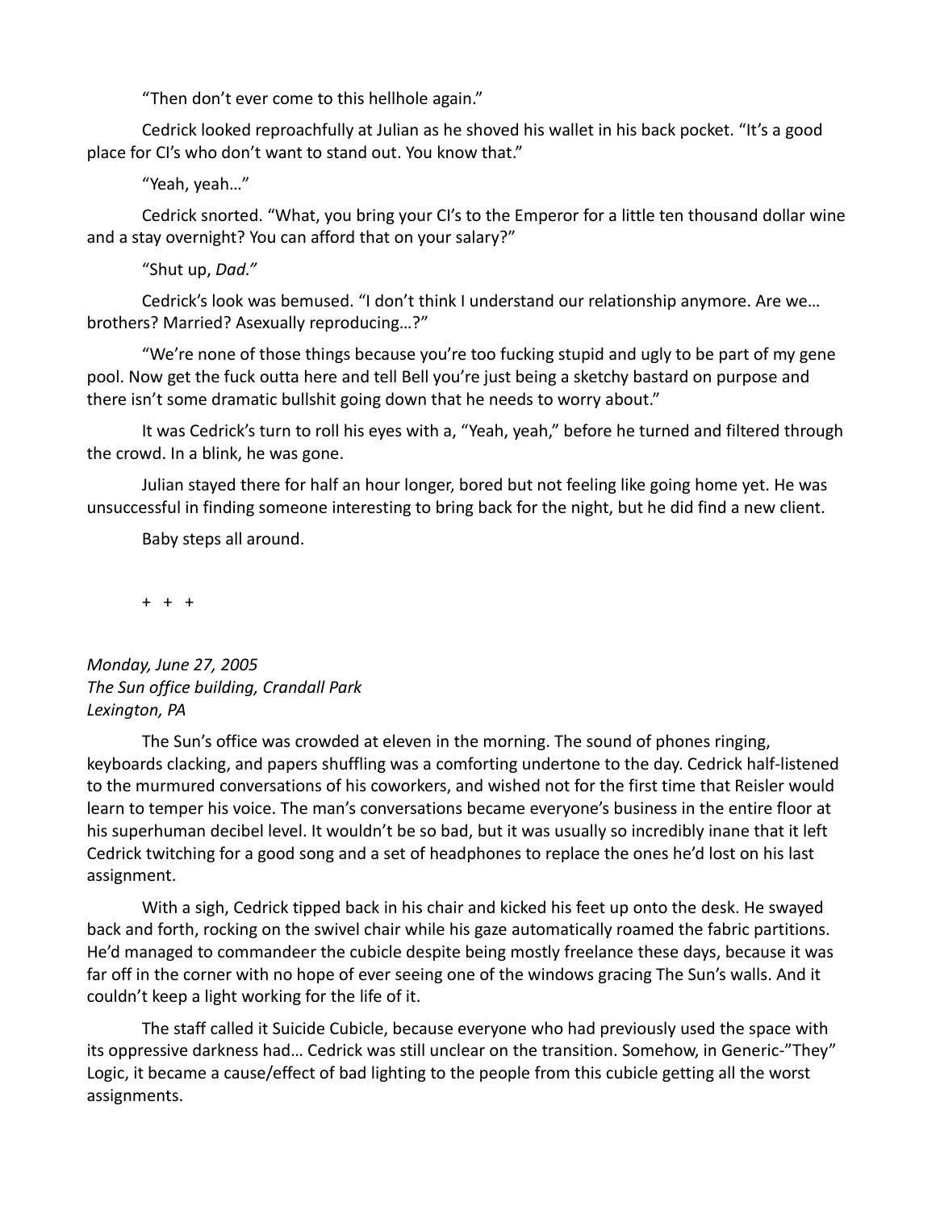“Then don’t ever come to this hellhole again.”

Cedrick looked reproachfully at Julian as he shoved his wallet in his back pocket. “It’s a good place for CI’s who don’t want to stand out. You know that.”

“Yeah, yeah…”

Cedrick snorted. “What, you bring your CI’s to the Emperor for a little ten thousand dollar wine and a stay overnight? You can afford that on your salary?”

“Shut up, *Dad.”*

Cedrick’s look was bemused. “I don’t think I understand our relationship anymore. Are we… brothers? Married? Asexually reproducing…?”

“We’re none of those things because you’re too fucking stupid and ugly to be part of my gene pool. Now get the fuck outta here and tell Bell you’re just being a sketchy bastard on purpose and there isn’t some dramatic bullshit going down that he needs to worry about.”

It was Cedrick’s turn to roll his eyes with a, “Yeah, yeah,” before he turned and filtered through the crowd. In a blink, he was gone.

Julian stayed there for half an hour longer, bored but not feeling like going home yet. He was unsuccessful in finding someone interesting to bring back for the night, but he did find a new client.

Baby steps all around.

\+ + +

*Monday, June 27, 2005*
*The Sun office building, Crandall Park*
*Lexington, PA*

The Sun’s office was crowded at eleven in the morning. The sound of phones ringing, keyboards clacking, and papers shuffling was a comforting undertone to the day. Cedrick half-listened to the murmured conversations of his coworkers, and wished not for the first time that Reisler would learn to temper his voice. The man’s conversations became everyone’s business in the entire floor at his superhuman decibel level. It wouldn’t be so bad, but it was usually so incredibly inane that it left Cedrick twitching for a good song and a set of headphones to replace the ones he’d lost on his last assignment.

With a sigh, Cedrick tipped back in his chair and kicked his feet up onto the desk. He swayed back and forth, rocking on the swivel chair while his gaze automatically roamed the fabric partitions. He’d managed to commandeer the cubicle despite being mostly freelance these days, because it was far off in the corner with no hope of ever seeing one of the windows gracing The Sun’s walls. And it couldn’t keep a light working for the life of it.

The staff called it Suicide Cubicle, because everyone who had previously used the space with its oppressive darkness had… Cedrick was still unclear on the transition. Somehow, in Generic-”They” Logic, it became a cause/effect of bad lighting to the people from this cubicle getting all the worst assignments.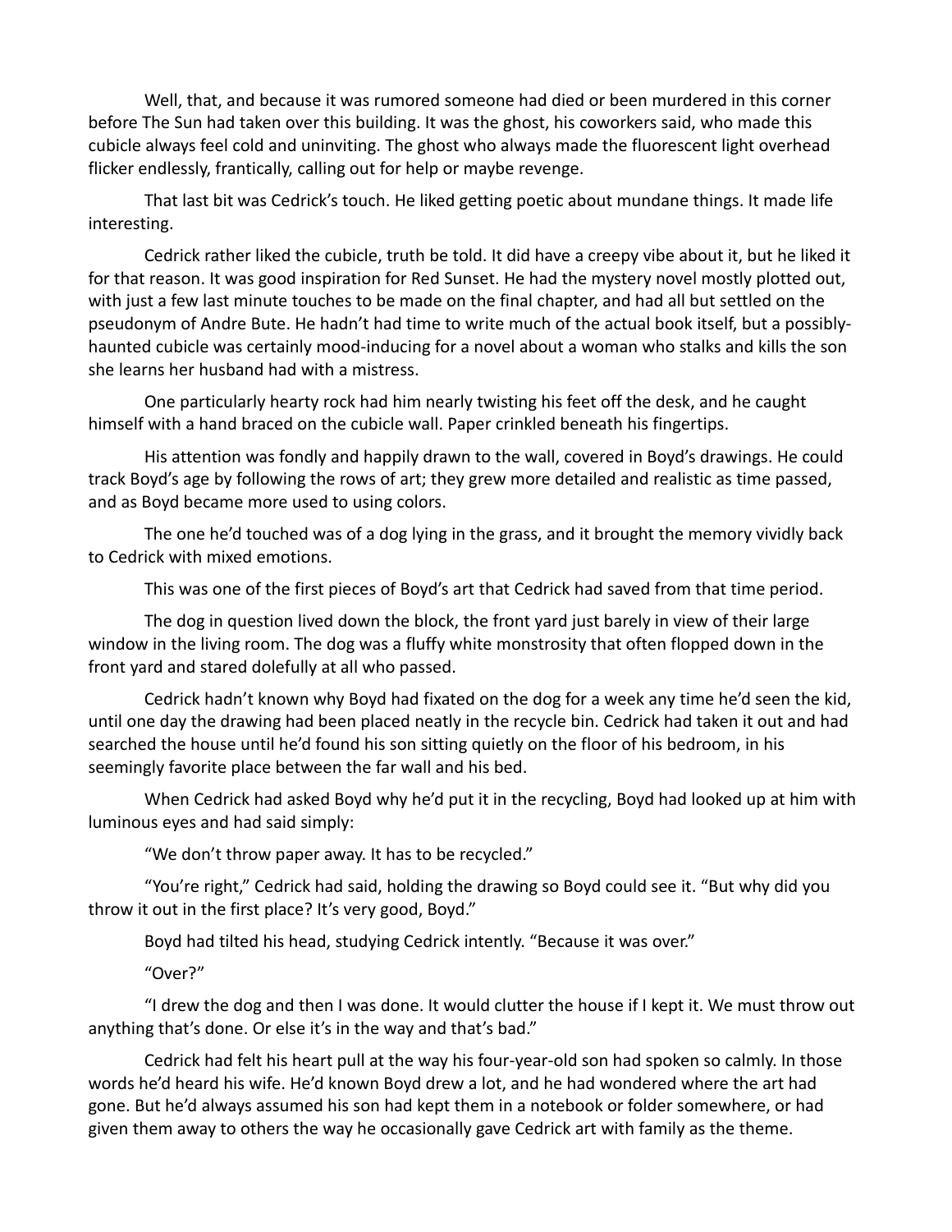Well, that, and because it was rumored someone had died or been murdered in this corner before The Sun had taken over this building. It was the ghost, his coworkers said, who made this cubicle always feel cold and uninviting. The ghost who always made the fluorescent light overhead flicker endlessly, frantically, calling out for help or maybe revenge.

That last bit was Cedrick's touch. He liked getting poetic about mundane things. It made life interesting.

Cedrick rather liked the cubicle, truth be told. It did have a creepy vibe about it, but he liked it for that reason. It was good inspiration for Red Sunset. He had the mystery novel mostly plotted out, with just a few last minute touches to be made on the final chapter, and had all but settled on the pseudonym of Andre Bute. He hadn't had time to write much of the actual book itself, but a possibly-haunted cubicle was certainly mood-inducing for a novel about a woman who stalks and kills the son she learns her husband had with a mistress.

One particularly hearty rock had him nearly twisting his feet off the desk, and he caught himself with a hand braced on the cubicle wall. Paper crinkled beneath his fingertips.

His attention was fondly and happily drawn to the wall, covered in Boyd's drawings. He could track Boyd's age by following the rows of art; they grew more detailed and realistic as time passed, and as Boyd became more used to using colors.

The one he'd touched was of a dog lying in the grass, and it brought the memory vividly back to Cedrick with mixed emotions.

This was one of the first pieces of Boyd's art that Cedrick had saved from that time period.

The dog in question lived down the block, the front yard just barely in view of their large window in the living room. The dog was a fluffy white monstrosity that often flopped down in the front yard and stared dolefully at all who passed.

Cedrick hadn't known why Boyd had fixated on the dog for a week any time he'd seen the kid, until one day the drawing had been placed neatly in the recycle bin. Cedrick had taken it out and had searched the house until he'd found his son sitting quietly on the floor of his bedroom, in his seemingly favorite place between the far wall and his bed.

When Cedrick had asked Boyd why he'd put it in the recycling, Boyd had looked up at him with luminous eyes and had said simply:

"We don't throw paper away. It has to be recycled."

"You're right," Cedrick had said, holding the drawing so Boyd could see it. "But why did you throw it out in the first place? It's very good, Boyd."

Boyd had tilted his head, studying Cedrick intently. "Because it was over."

"Over?"

"I drew the dog and then I was done. It would clutter the house if I kept it. We must throw out anything that's done. Or else it's in the way and that's bad."

Cedrick had felt his heart pull at the way his four-year-old son had spoken so calmly. In those words he'd heard his wife. He'd known Boyd drew a lot, and he had wondered where the art had gone. But he'd always assumed his son had kept them in a notebook or folder somewhere, or had given them away to others the way he occasionally gave Cedrick art with family as the theme.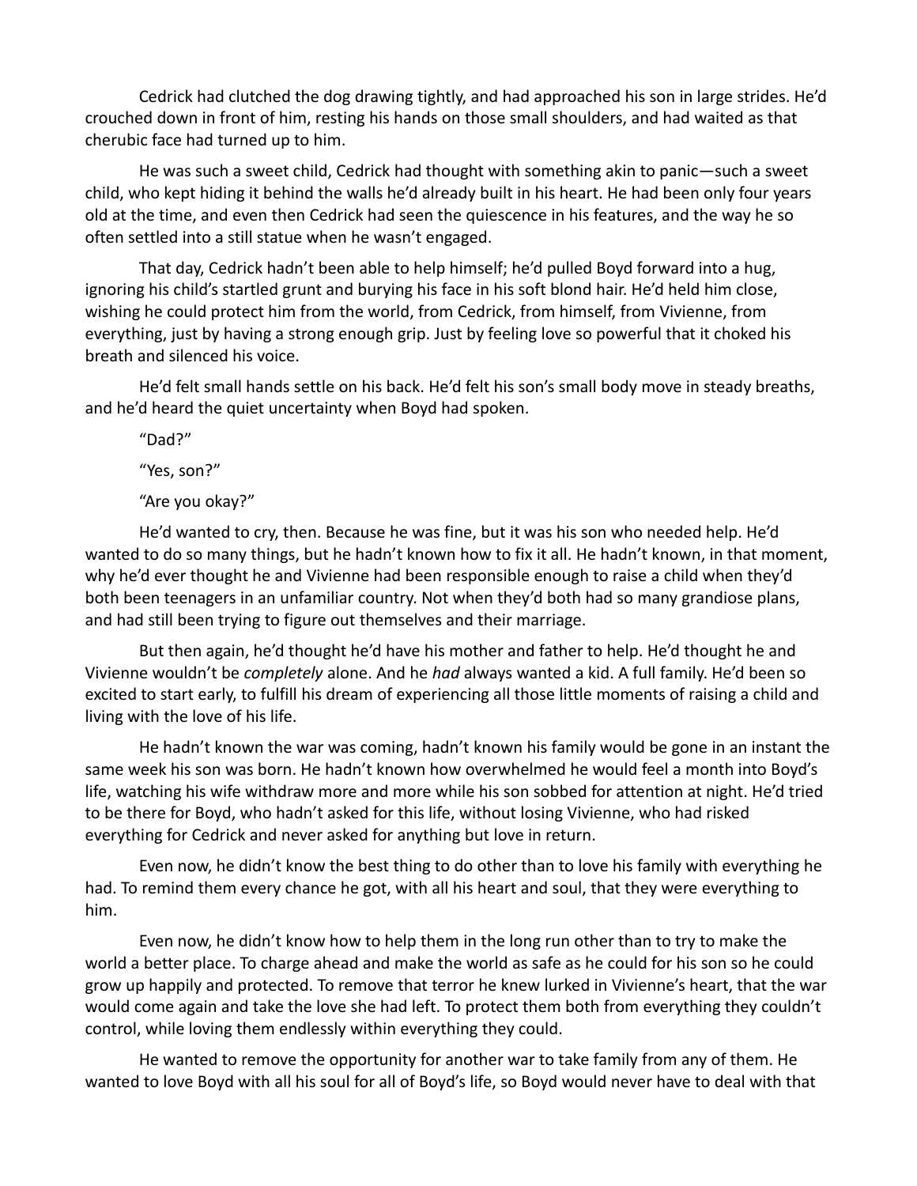Cedrick had clutched the dog drawing tightly, and had approached his son in large strides. He'd crouched down in front of him, resting his hands on those small shoulders, and had waited as that cherubic face had turned up to him.

He was such a sweet child, Cedrick had thought with something akin to panic—such a sweet child, who kept hiding it behind the walls he'd already built in his heart. He had been only four years old at the time, and even then Cedrick had seen the quiescence in his features, and the way he so often settled into a still statue when he wasn't engaged.

That day, Cedrick hadn't been able to help himself; he'd pulled Boyd forward into a hug, ignoring his child's startled grunt and burying his face in his soft blond hair. He'd held him close, wishing he could protect him from the world, from Cedrick, from himself, from Vivienne, from everything, just by having a strong enough grip. Just by feeling love so powerful that it choked his breath and silenced his voice.

He'd felt small hands settle on his back. He'd felt his son's small body move in steady breaths, and he'd heard the quiet uncertainty when Boyd had spoken.

"Dad?"

"Yes, son?"

"Are you okay?"

He'd wanted to cry, then. Because he was fine, but it was his son who needed help. He'd wanted to do so many things, but he hadn't known how to fix it all. He hadn't known, in that moment, why he'd ever thought he and Vivienne had been responsible enough to raise a child when they'd both been teenagers in an unfamiliar country. Not when they'd both had so many grandiose plans, and had still been trying to figure out themselves and their marriage.

But then again, he'd thought he'd have his mother and father to help. He'd thought he and Vivienne wouldn't be *completely* alone. And he *had* always wanted a kid. A full family. He'd been so excited to start early, to fulfill his dream of experiencing all those little moments of raising a child and living with the love of his life.

He hadn't known the war was coming, hadn't known his family would be gone in an instant the same week his son was born. He hadn't known how overwhelmed he would feel a month into Boyd's life, watching his wife withdraw more and more while his son sobbed for attention at night. He'd tried to be there for Boyd, who hadn't asked for this life, without losing Vivienne, who had risked everything for Cedrick and never asked for anything but love in return.

Even now, he didn't know the best thing to do other than to love his family with everything he had. To remind them every chance he got, with all his heart and soul, that they were everything to him.

Even now, he didn't know how to help them in the long run other than to try to make the world a better place. To charge ahead and make the world as safe as he could for his son so he could grow up happily and protected. To remove that terror he knew lurked in Vivienne's heart, that the war would come again and take the love she had left. To protect them both from everything they couldn't control, while loving them endlessly within everything they could.

He wanted to remove the opportunity for another war to take family from any of them. He wanted to love Boyd with all his soul for all of Boyd's life, so Boyd would never have to deal with that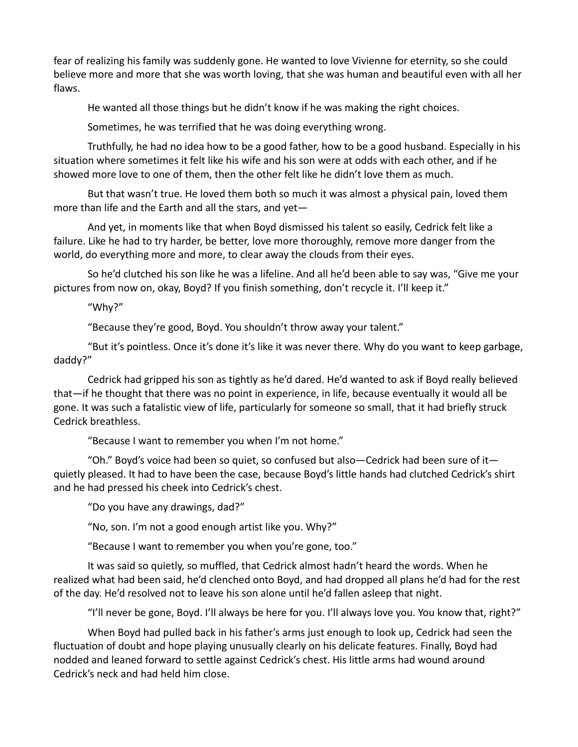fear of realizing his family was suddenly gone. He wanted to love Vivienne for eternity, so she could believe more and more that she was worth loving, that she was human and beautiful even with all her flaws.

He wanted all those things but he didn't know if he was making the right choices.

Sometimes, he was terrified that he was doing everything wrong.

Truthfully, he had no idea how to be a good father, how to be a good husband. Especially in his situation where sometimes it felt like his wife and his son were at odds with each other, and if he showed more love to one of them, then the other felt like he didn't love them as much.

But that wasn't true. He loved them both so much it was almost a physical pain, loved them more than life and the Earth and all the stars, and yet—

And yet, in moments like that when Boyd dismissed his talent so easily, Cedrick felt like a failure. Like he had to try harder, be better, love more thoroughly, remove more danger from the world, do everything more and more, to clear away the clouds from their eyes.

So he'd clutched his son like he was a lifeline. And all he'd been able to say was, "Give me your pictures from now on, okay, Boyd? If you finish something, don't recycle it. I'll keep it."

"Why?"

"Because they're good, Boyd. You shouldn't throw away your talent."

"But it's pointless. Once it's done it's like it was never there. Why do you want to keep garbage, daddy?"

Cedrick had gripped his son as tightly as he'd dared. He'd wanted to ask if Boyd really believed that—if he thought that there was no point in experience, in life, because eventually it would all be gone. It was such a fatalistic view of life, particularly for someone so small, that it had briefly struck Cedrick breathless.

"Because I want to remember you when I'm not home."

"Oh." Boyd's voice had been so quiet, so confused but also—Cedrick had been sure of it—quietly pleased. It had to have been the case, because Boyd's little hands had clutched Cedrick's shirt and he had pressed his cheek into Cedrick's chest.

"Do you have any drawings, dad?"

"No, son. I'm not a good enough artist like you. Why?"

"Because I want to remember you when you're gone, too."

It was said so quietly, so muffled, that Cedrick almost hadn't heard the words. When he realized what had been said, he'd clenched onto Boyd, and had dropped all plans he'd had for the rest of the day. He'd resolved not to leave his son alone until he'd fallen asleep that night.

"I'll never be gone, Boyd. I'll always be here for you. I'll always love you. You know that, right?"

When Boyd had pulled back in his father's arms just enough to look up, Cedrick had seen the fluctuation of doubt and hope playing unusually clearly on his delicate features. Finally, Boyd had nodded and leaned forward to settle against Cedrick's chest. His little arms had wound around Cedrick's neck and had held him close.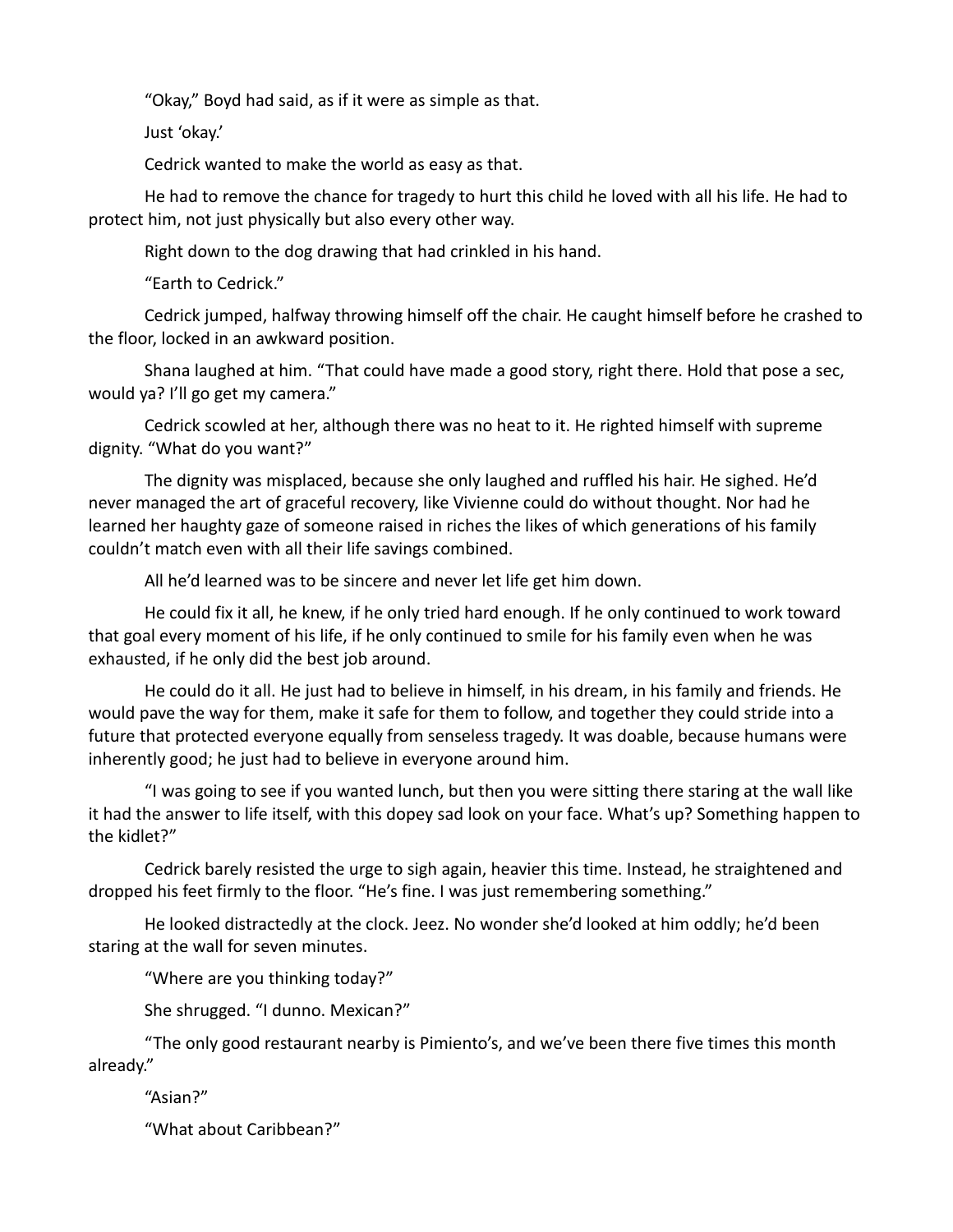"Okay," Boyd had said, as if it were as simple as that.

Just 'okay.'

Cedrick wanted to make the world as easy as that.

He had to remove the chance for tragedy to hurt this child he loved with all his life. He had to protect him, not just physically but also every other way.

Right down to the dog drawing that had crinkled in his hand.

"Earth to Cedrick."

Cedrick jumped, halfway throwing himself off the chair. He caught himself before he crashed to the floor, locked in an awkward position.

Shana laughed at him. "That could have made a good story, right there. Hold that pose a sec, would ya? I'll go get my camera."

Cedrick scowled at her, although there was no heat to it. He righted himself with supreme dignity. "What do you want?"

The dignity was misplaced, because she only laughed and ruffled his hair. He sighed. He'd never managed the art of graceful recovery, like Vivienne could do without thought. Nor had he learned her haughty gaze of someone raised in riches the likes of which generations of his family couldn't match even with all their life savings combined.

All he'd learned was to be sincere and never let life get him down.

He could fix it all, he knew, if he only tried hard enough. If he only continued to work toward that goal every moment of his life, if he only continued to smile for his family even when he was exhausted, if he only did the best job around.

He could do it all. He just had to believe in himself, in his dream, in his family and friends. He would pave the way for them, make it safe for them to follow, and together they could stride into a future that protected everyone equally from senseless tragedy. It was doable, because humans were inherently good; he just had to believe in everyone around him.

"I was going to see if you wanted lunch, but then you were sitting there staring at the wall like it had the answer to life itself, with this dopey sad look on your face. What's up? Something happen to the kidlet?"

Cedrick barely resisted the urge to sigh again, heavier this time. Instead, he straightened and dropped his feet firmly to the floor. "He's fine. I was just remembering something."

He looked distractedly at the clock. Jeez. No wonder she'd looked at him oddly; he'd been staring at the wall for seven minutes.

"Where are you thinking today?"

She shrugged. "I dunno. Mexican?"

"The only good restaurant nearby is Pimiento's, and we've been there five times this month already."

"Asian?"

"What about Caribbean?"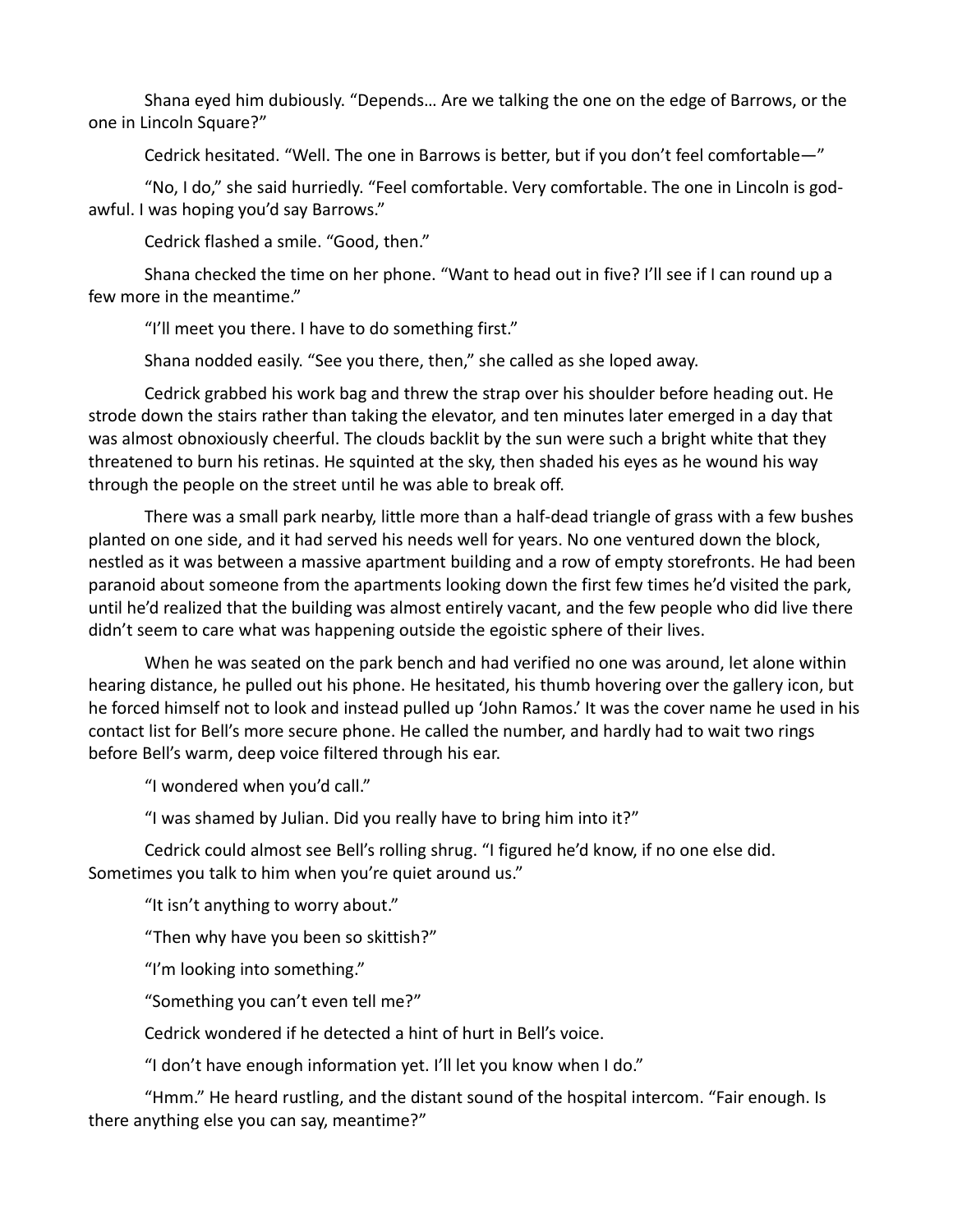Shana eyed him dubiously. "Depends… Are we talking the one on the edge of Barrows, or the one in Lincoln Square?"

Cedrick hesitated. "Well. The one in Barrows is better, but if you don't feel comfortable—"

"No, I do," she said hurriedly. "Feel comfortable. Very comfortable. The one in Lincoln is god-awful. I was hoping you'd say Barrows."

Cedrick flashed a smile. "Good, then."

Shana checked the time on her phone. "Want to head out in five? I'll see if I can round up a few more in the meantime."

"I'll meet you there. I have to do something first."

Shana nodded easily. "See you there, then," she called as she loped away.

Cedrick grabbed his work bag and threw the strap over his shoulder before heading out. He strode down the stairs rather than taking the elevator, and ten minutes later emerged in a day that was almost obnoxiously cheerful. The clouds backlit by the sun were such a bright white that they threatened to burn his retinas. He squinted at the sky, then shaded his eyes as he wound his way through the people on the street until he was able to break off.

There was a small park nearby, little more than a half-dead triangle of grass with a few bushes planted on one side, and it had served his needs well for years. No one ventured down the block, nestled as it was between a massive apartment building and a row of empty storefronts. He had been paranoid about someone from the apartments looking down the first few times he'd visited the park, until he'd realized that the building was almost entirely vacant, and the few people who did live there didn't seem to care what was happening outside the egoistic sphere of their lives.

When he was seated on the park bench and had verified no one was around, let alone within hearing distance, he pulled out his phone. He hesitated, his thumb hovering over the gallery icon, but he forced himself not to look and instead pulled up 'John Ramos.' It was the cover name he used in his contact list for Bell's more secure phone. He called the number, and hardly had to wait two rings before Bell's warm, deep voice filtered through his ear.

"I wondered when you'd call."

"I was shamed by Julian. Did you really have to bring him into it?"

Cedrick could almost see Bell's rolling shrug. "I figured he'd know, if no one else did. Sometimes you talk to him when you're quiet around us."

"It isn't anything to worry about."

"Then why have you been so skittish?"

"I'm looking into something."

"Something you can't even tell me?"

Cedrick wondered if he detected a hint of hurt in Bell's voice.

"I don't have enough information yet. I'll let you know when I do."

"Hmm." He heard rustling, and the distant sound of the hospital intercom. "Fair enough. Is there anything else you can say, meantime?"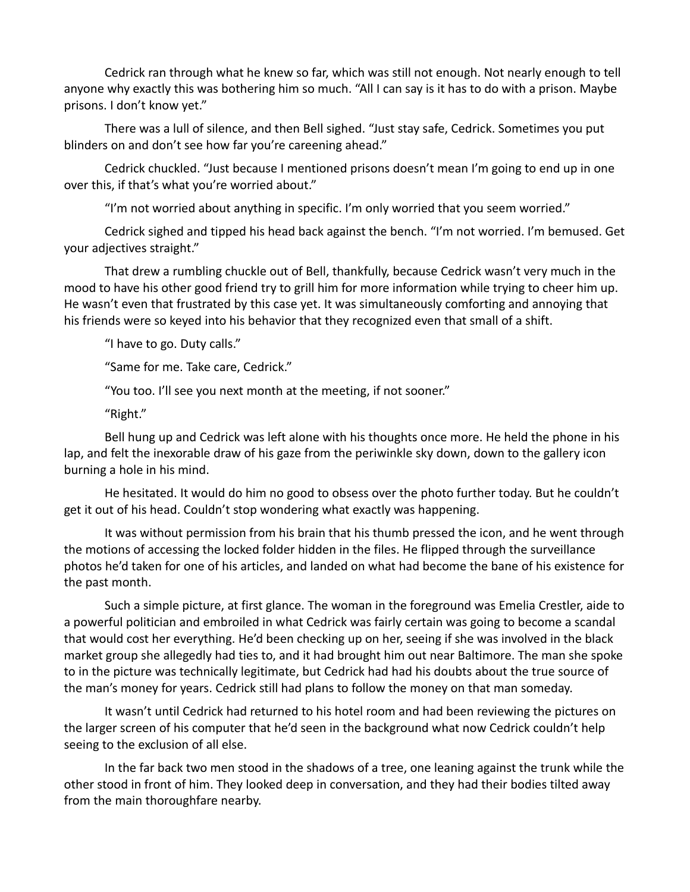Cedrick ran through what he knew so far, which was still not enough. Not nearly enough to tell anyone why exactly this was bothering him so much. "All I can say is it has to do with a prison. Maybe prisons. I don't know yet."

There was a lull of silence, and then Bell sighed. "Just stay safe, Cedrick. Sometimes you put blinders on and don't see how far you're careening ahead."

Cedrick chuckled. "Just because I mentioned prisons doesn't mean I'm going to end up in one over this, if that's what you're worried about."

"I'm not worried about anything in specific. I'm only worried that you seem worried."

Cedrick sighed and tipped his head back against the bench. "I'm not worried. I'm bemused. Get your adjectives straight."

That drew a rumbling chuckle out of Bell, thankfully, because Cedrick wasn't very much in the mood to have his other good friend try to grill him for more information while trying to cheer him up. He wasn't even that frustrated by this case yet. It was simultaneously comforting and annoying that his friends were so keyed into his behavior that they recognized even that small of a shift.

"I have to go. Duty calls."

"Same for me. Take care, Cedrick."

"You too. I'll see you next month at the meeting, if not sooner."

"Right."

Bell hung up and Cedrick was left alone with his thoughts once more. He held the phone in his lap, and felt the inexorable draw of his gaze from the periwinkle sky down, down to the gallery icon burning a hole in his mind.

He hesitated. It would do him no good to obsess over the photo further today. But he couldn't get it out of his head. Couldn't stop wondering what exactly was happening.

It was without permission from his brain that his thumb pressed the icon, and he went through the motions of accessing the locked folder hidden in the files. He flipped through the surveillance photos he'd taken for one of his articles, and landed on what had become the bane of his existence for the past month.

Such a simple picture, at first glance. The woman in the foreground was Emelia Crestler, aide to a powerful politician and embroiled in what Cedrick was fairly certain was going to become a scandal that would cost her everything. He'd been checking up on her, seeing if she was involved in the black market group she allegedly had ties to, and it had brought him out near Baltimore. The man she spoke to in the picture was technically legitimate, but Cedrick had had his doubts about the true source of the man's money for years. Cedrick still had plans to follow the money on that man someday.

It wasn't until Cedrick had returned to his hotel room and had been reviewing the pictures on the larger screen of his computer that he'd seen in the background what now Cedrick couldn't help seeing to the exclusion of all else.

In the far back two men stood in the shadows of a tree, one leaning against the trunk while the other stood in front of him. They looked deep in conversation, and they had their bodies tilted away from the main thoroughfare nearby.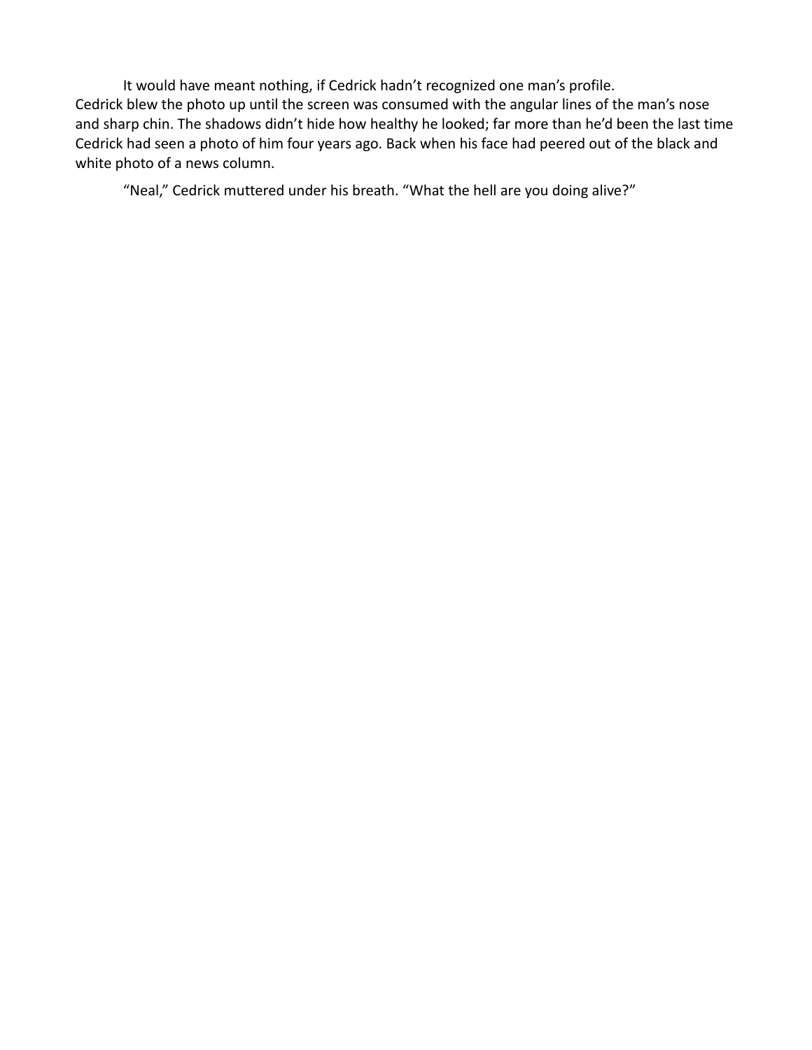It would have meant nothing, if Cedrick hadn't recognized one man's profile.

Cedrick blew the photo up until the screen was consumed with the angular lines of the man's nose and sharp chin. The shadows didn't hide how healthy he looked; far more than he'd been the last time Cedrick had seen a photo of him four years ago. Back when his face had peered out of the black and white photo of a news column.

"Neal," Cedrick muttered under his breath. "What the hell are you doing alive?"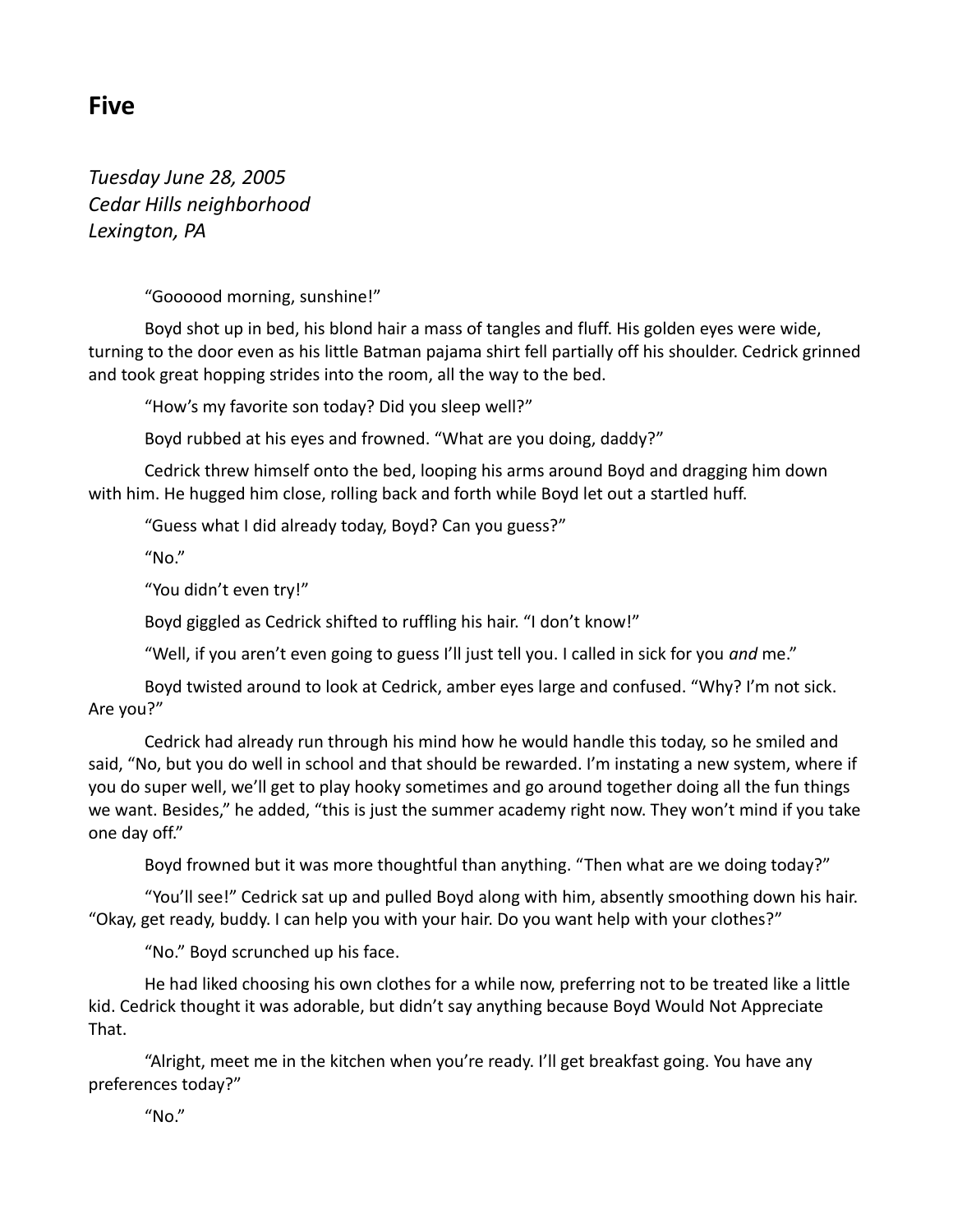## Five

*Tuesday June 28, 2005*
*Cedar Hills neighborhood*
*Lexington, PA*

"Goooood morning, sunshine!"

Boyd shot up in bed, his blond hair a mass of tangles and fluff. His golden eyes were wide, turning to the door even as his little Batman pajama shirt fell partially off his shoulder. Cedrick grinned and took great hopping strides into the room, all the way to the bed.

"How's my favorite son today? Did you sleep well?"

Boyd rubbed at his eyes and frowned. "What are you doing, daddy?"

Cedrick threw himself onto the bed, looping his arms around Boyd and dragging him down with him. He hugged him close, rolling back and forth while Boyd let out a startled huff.

"Guess what I did already today, Boyd? Can you guess?"

"No."

"You didn't even try!"

Boyd giggled as Cedrick shifted to ruffling his hair. "I don't know!"

"Well, if you aren't even going to guess I'll just tell you. I called in sick for you *and* me."

Boyd twisted around to look at Cedrick, amber eyes large and confused. "Why? I'm not sick. Are you?"

Cedrick had already run through his mind how he would handle this today, so he smiled and said, "No, but you do well in school and that should be rewarded. I'm instating a new system, where if you do super well, we'll get to play hooky sometimes and go around together doing all the fun things we want. Besides," he added, "this is just the summer academy right now. They won't mind if you take one day off."

Boyd frowned but it was more thoughtful than anything. "Then what are we doing today?"

"You'll see!" Cedrick sat up and pulled Boyd along with him, absently smoothing down his hair. "Okay, get ready, buddy. I can help you with your hair. Do you want help with your clothes?"

"No." Boyd scrunched up his face.

He had liked choosing his own clothes for a while now, preferring not to be treated like a little kid. Cedrick thought it was adorable, but didn't say anything because Boyd Would Not Appreciate That.

"Alright, meet me in the kitchen when you're ready. I'll get breakfast going. You have any preferences today?"

"No."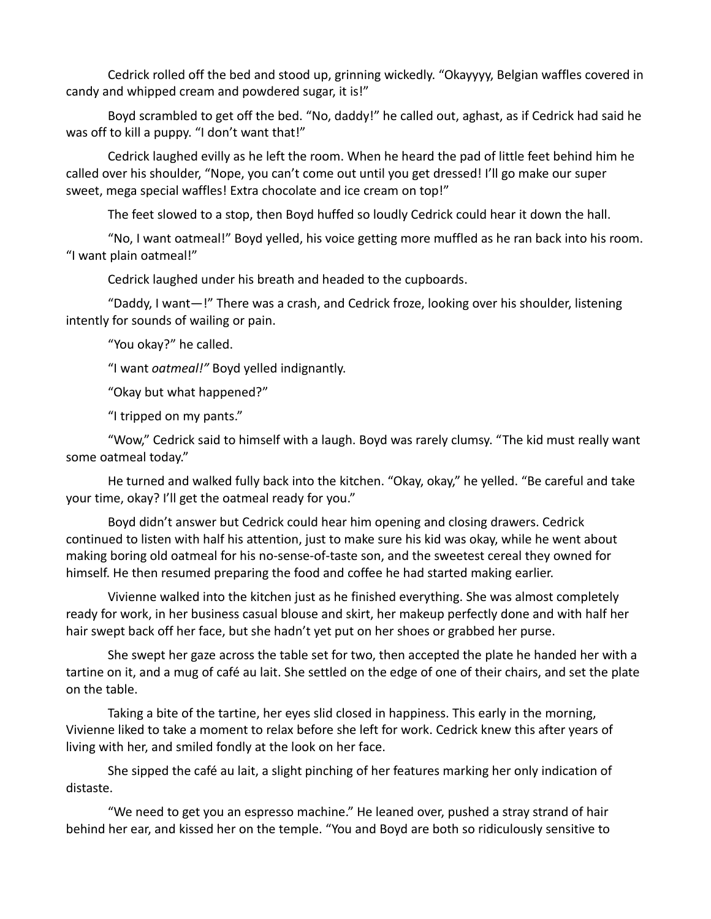Cedrick rolled off the bed and stood up, grinning wickedly. "Okayyyy, Belgian waffles covered in candy and whipped cream and powdered sugar, it is!"

Boyd scrambled to get off the bed. "No, daddy!" he called out, aghast, as if Cedrick had said he was off to kill a puppy. "I don't want that!"

Cedrick laughed evilly as he left the room. When he heard the pad of little feet behind him he called over his shoulder, "Nope, you can't come out until you get dressed! I'll go make our super sweet, mega special waffles! Extra chocolate and ice cream on top!"

The feet slowed to a stop, then Boyd huffed so loudly Cedrick could hear it down the hall.

"No, I want oatmeal!" Boyd yelled, his voice getting more muffled as he ran back into his room. "I want plain oatmeal!"

Cedrick laughed under his breath and headed to the cupboards.

"Daddy, I want—!" There was a crash, and Cedrick froze, looking over his shoulder, listening intently for sounds of wailing or pain.

"You okay?" he called.

"I want *oatmeal!"* Boyd yelled indignantly.

"Okay but what happened?"

"I tripped on my pants."

"Wow," Cedrick said to himself with a laugh. Boyd was rarely clumsy. "The kid must really want some oatmeal today."

He turned and walked fully back into the kitchen. "Okay, okay," he yelled. "Be careful and take your time, okay? I'll get the oatmeal ready for you."

Boyd didn't answer but Cedrick could hear him opening and closing drawers. Cedrick continued to listen with half his attention, just to make sure his kid was okay, while he went about making boring old oatmeal for his no-sense-of-taste son, and the sweetest cereal they owned for himself. He then resumed preparing the food and coffee he had started making earlier.

Vivienne walked into the kitchen just as he finished everything. She was almost completely ready for work, in her business casual blouse and skirt, her makeup perfectly done and with half her hair swept back off her face, but she hadn't yet put on her shoes or grabbed her purse.

She swept her gaze across the table set for two, then accepted the plate he handed her with a tartine on it, and a mug of café au lait. She settled on the edge of one of their chairs, and set the plate on the table.

Taking a bite of the tartine, her eyes slid closed in happiness. This early in the morning, Vivienne liked to take a moment to relax before she left for work. Cedrick knew this after years of living with her, and smiled fondly at the look on her face.

She sipped the café au lait, a slight pinching of her features marking her only indication of distaste.

"We need to get you an espresso machine." He leaned over, pushed a stray strand of hair behind her ear, and kissed her on the temple. "You and Boyd are both so ridiculously sensitive to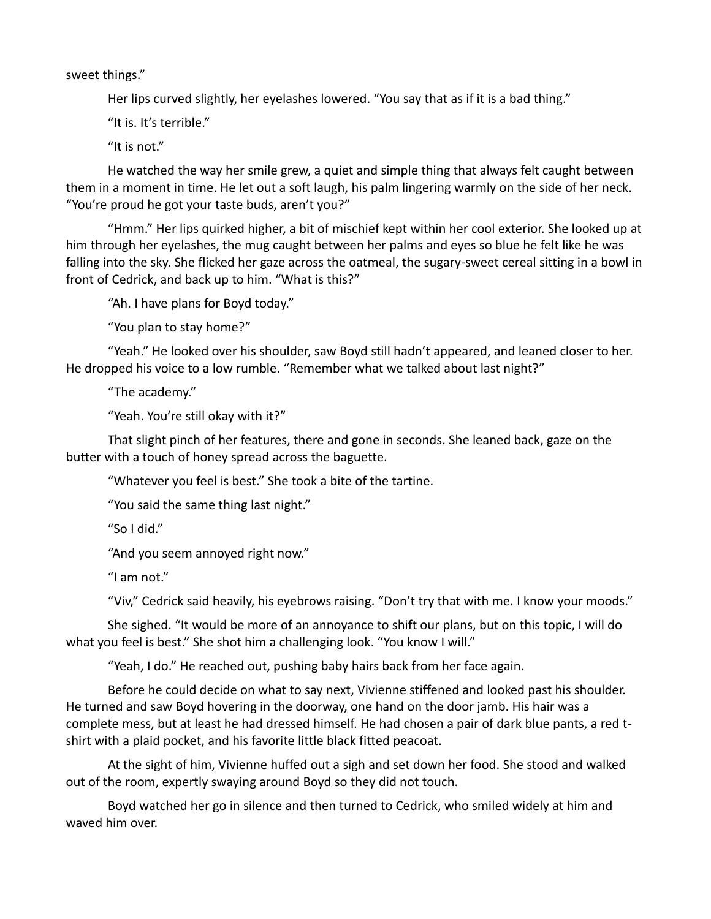sweet things."

Her lips curved slightly, her eyelashes lowered. "You say that as if it is a bad thing."

"It is. It's terrible."

"It is not."

He watched the way her smile grew, a quiet and simple thing that always felt caught between them in a moment in time. He let out a soft laugh, his palm lingering warmly on the side of her neck. "You're proud he got your taste buds, aren't you?"

"Hmm." Her lips quirked higher, a bit of mischief kept within her cool exterior. She looked up at him through her eyelashes, the mug caught between her palms and eyes so blue he felt like he was falling into the sky. She flicked her gaze across the oatmeal, the sugary-sweet cereal sitting in a bowl in front of Cedrick, and back up to him. "What is this?"

"Ah. I have plans for Boyd today."

"You plan to stay home?"

"Yeah." He looked over his shoulder, saw Boyd still hadn't appeared, and leaned closer to her. He dropped his voice to a low rumble. "Remember what we talked about last night?"

"The academy."

"Yeah. You're still okay with it?"

That slight pinch of her features, there and gone in seconds. She leaned back, gaze on the butter with a touch of honey spread across the baguette.

"Whatever you feel is best." She took a bite of the tartine.

"You said the same thing last night."

"So I did."

"And you seem annoyed right now."

"I am not."

"Viv," Cedrick said heavily, his eyebrows raising. "Don't try that with me. I know your moods."

She sighed. "It would be more of an annoyance to shift our plans, but on this topic, I will do what you feel is best." She shot him a challenging look. "You know I will."

"Yeah, I do." He reached out, pushing baby hairs back from her face again.

Before he could decide on what to say next, Vivienne stiffened and looked past his shoulder. He turned and saw Boyd hovering in the doorway, one hand on the door jamb. His hair was a complete mess, but at least he had dressed himself. He had chosen a pair of dark blue pants, a red t-shirt with a plaid pocket, and his favorite little black fitted peacoat.

At the sight of him, Vivienne huffed out a sigh and set down her food. She stood and walked out of the room, expertly swaying around Boyd so they did not touch.

Boyd watched her go in silence and then turned to Cedrick, who smiled widely at him and waved him over.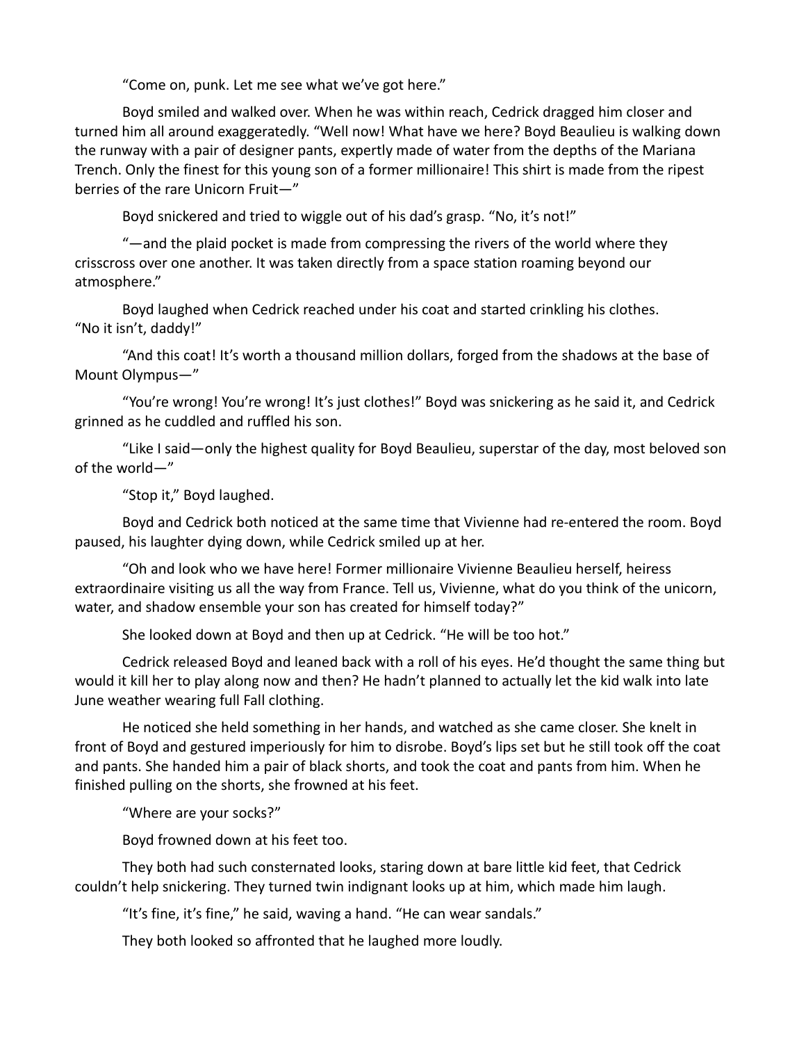"Come on, punk. Let me see what we've got here."

Boyd smiled and walked over. When he was within reach, Cedrick dragged him closer and turned him all around exaggeratedly. "Well now! What have we here? Boyd Beaulieu is walking down the runway with a pair of designer pants, expertly made of water from the depths of the Mariana Trench. Only the finest for this young son of a former millionaire! This shirt is made from the ripest berries of the rare Unicorn Fruit—"

Boyd snickered and tried to wiggle out of his dad's grasp. "No, it's not!"

"—and the plaid pocket is made from compressing the rivers of the world where they crisscross over one another. It was taken directly from a space station roaming beyond our atmosphere."

Boyd laughed when Cedrick reached under his coat and started crinkling his clothes. "No it isn't, daddy!"

"And this coat! It's worth a thousand million dollars, forged from the shadows at the base of Mount Olympus—"

"You're wrong! You're wrong! It's just clothes!" Boyd was snickering as he said it, and Cedrick grinned as he cuddled and ruffled his son.

"Like I said—only the highest quality for Boyd Beaulieu, superstar of the day, most beloved son of the world—"

"Stop it," Boyd laughed.

Boyd and Cedrick both noticed at the same time that Vivienne had re-entered the room. Boyd paused, his laughter dying down, while Cedrick smiled up at her.

"Oh and look who we have here! Former millionaire Vivienne Beaulieu herself, heiress extraordinaire visiting us all the way from France. Tell us, Vivienne, what do you think of the unicorn, water, and shadow ensemble your son has created for himself today?"

She looked down at Boyd and then up at Cedrick. "He will be too hot."

Cedrick released Boyd and leaned back with a roll of his eyes. He'd thought the same thing but would it kill her to play along now and then? He hadn't planned to actually let the kid walk into late June weather wearing full Fall clothing.

He noticed she held something in her hands, and watched as she came closer. She knelt in front of Boyd and gestured imperiously for him to disrobe. Boyd's lips set but he still took off the coat and pants. She handed him a pair of black shorts, and took the coat and pants from him. When he finished pulling on the shorts, she frowned at his feet.

"Where are your socks?"

Boyd frowned down at his feet too.

They both had such consternated looks, staring down at bare little kid feet, that Cedrick couldn't help snickering. They turned twin indignant looks up at him, which made him laugh.

"It's fine, it's fine," he said, waving a hand. "He can wear sandals."

They both looked so affronted that he laughed more loudly.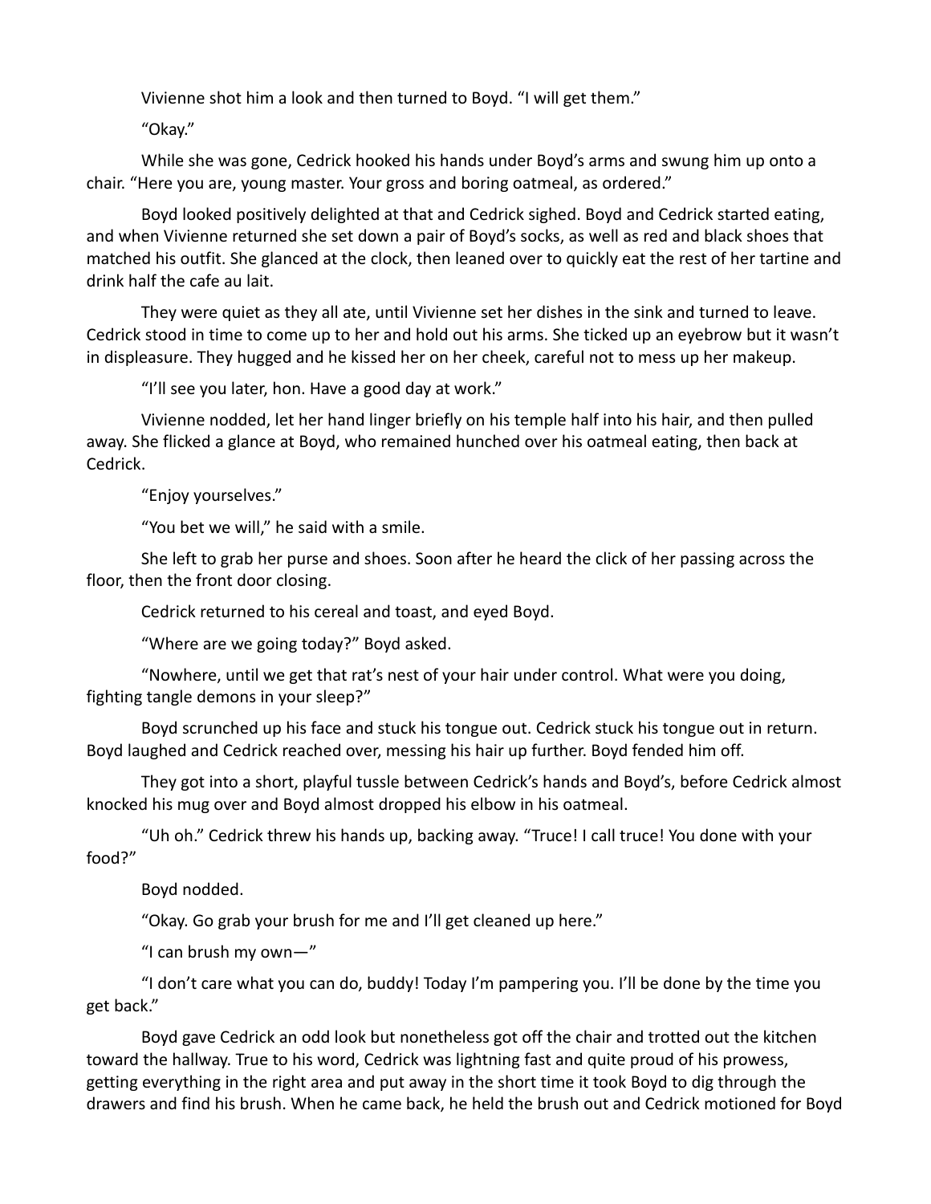Vivienne shot him a look and then turned to Boyd. "I will get them."

"Okay."

While she was gone, Cedrick hooked his hands under Boyd's arms and swung him up onto a chair. "Here you are, young master. Your gross and boring oatmeal, as ordered."

Boyd looked positively delighted at that and Cedrick sighed. Boyd and Cedrick started eating, and when Vivienne returned she set down a pair of Boyd's socks, as well as red and black shoes that matched his outfit. She glanced at the clock, then leaned over to quickly eat the rest of her tartine and drink half the cafe au lait.

They were quiet as they all ate, until Vivienne set her dishes in the sink and turned to leave. Cedrick stood in time to come up to her and hold out his arms. She ticked up an eyebrow but it wasn't in displeasure. They hugged and he kissed her on her cheek, careful not to mess up her makeup.

"I'll see you later, hon. Have a good day at work."

Vivienne nodded, let her hand linger briefly on his temple half into his hair, and then pulled away. She flicked a glance at Boyd, who remained hunched over his oatmeal eating, then back at Cedrick.

"Enjoy yourselves."

"You bet we will," he said with a smile.

She left to grab her purse and shoes. Soon after he heard the click of her passing across the floor, then the front door closing.

Cedrick returned to his cereal and toast, and eyed Boyd.

"Where are we going today?" Boyd asked.

"Nowhere, until we get that rat's nest of your hair under control. What were you doing, fighting tangle demons in your sleep?"

Boyd scrunched up his face and stuck his tongue out. Cedrick stuck his tongue out in return. Boyd laughed and Cedrick reached over, messing his hair up further. Boyd fended him off.

They got into a short, playful tussle between Cedrick's hands and Boyd's, before Cedrick almost knocked his mug over and Boyd almost dropped his elbow in his oatmeal.

"Uh oh." Cedrick threw his hands up, backing away. "Truce! I call truce! You done with your food?"

Boyd nodded.

"Okay. Go grab your brush for me and I'll get cleaned up here."

"I can brush my own—"

"I don't care what you can do, buddy! Today I'm pampering you. I'll be done by the time you get back."

Boyd gave Cedrick an odd look but nonetheless got off the chair and trotted out the kitchen toward the hallway. True to his word, Cedrick was lightning fast and quite proud of his prowess, getting everything in the right area and put away in the short time it took Boyd to dig through the drawers and find his brush. When he came back, he held the brush out and Cedrick motioned for Boyd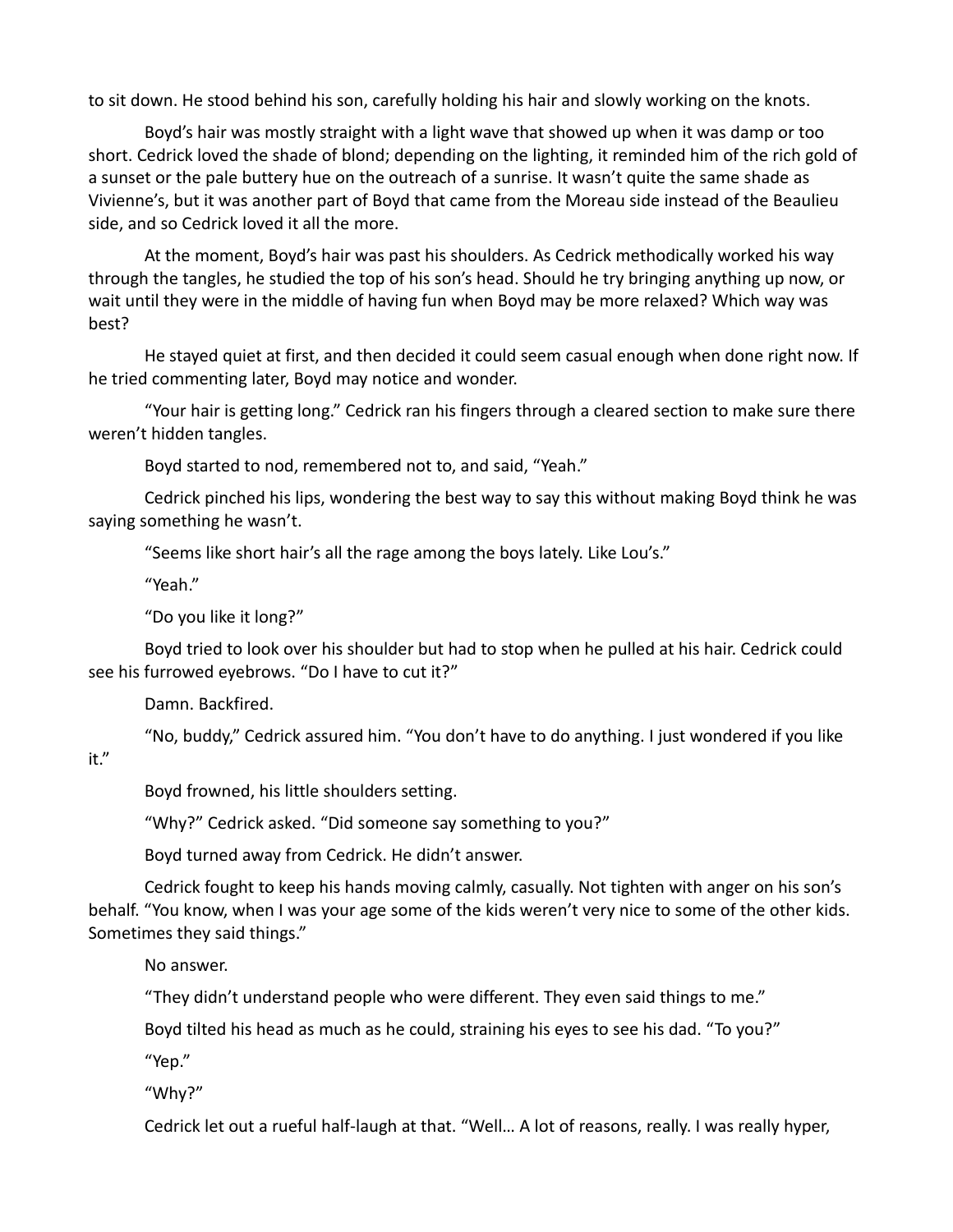to sit down. He stood behind his son, carefully holding his hair and slowly working on the knots.

Boyd's hair was mostly straight with a light wave that showed up when it was damp or too short. Cedrick loved the shade of blond; depending on the lighting, it reminded him of the rich gold of a sunset or the pale buttery hue on the outreach of a sunrise. It wasn't quite the same shade as Vivienne's, but it was another part of Boyd that came from the Moreau side instead of the Beaulieu side, and so Cedrick loved it all the more.

At the moment, Boyd's hair was past his shoulders. As Cedrick methodically worked his way through the tangles, he studied the top of his son's head. Should he try bringing anything up now, or wait until they were in the middle of having fun when Boyd may be more relaxed? Which way was best?

He stayed quiet at first, and then decided it could seem casual enough when done right now. If he tried commenting later, Boyd may notice and wonder.

"Your hair is getting long." Cedrick ran his fingers through a cleared section to make sure there weren't hidden tangles.

Boyd started to nod, remembered not to, and said, "Yeah."

Cedrick pinched his lips, wondering the best way to say this without making Boyd think he was saying something he wasn't.

"Seems like short hair's all the rage among the boys lately. Like Lou's."

"Yeah."

"Do you like it long?"

Boyd tried to look over his shoulder but had to stop when he pulled at his hair. Cedrick could see his furrowed eyebrows. "Do I have to cut it?"

Damn. Backfired.

"No, buddy," Cedrick assured him. "You don't have to do anything. I just wondered if you like it."

Boyd frowned, his little shoulders setting.

"Why?" Cedrick asked. "Did someone say something to you?"

Boyd turned away from Cedrick. He didn't answer.

Cedrick fought to keep his hands moving calmly, casually. Not tighten with anger on his son's behalf. "You know, when I was your age some of the kids weren't very nice to some of the other kids. Sometimes they said things."

No answer.

"They didn't understand people who were different. They even said things to me."

Boyd tilted his head as much as he could, straining his eyes to see his dad. "To you?"

"Yep."

"Why?"

Cedrick let out a rueful half-laugh at that. "Well… A lot of reasons, really. I was really hyper,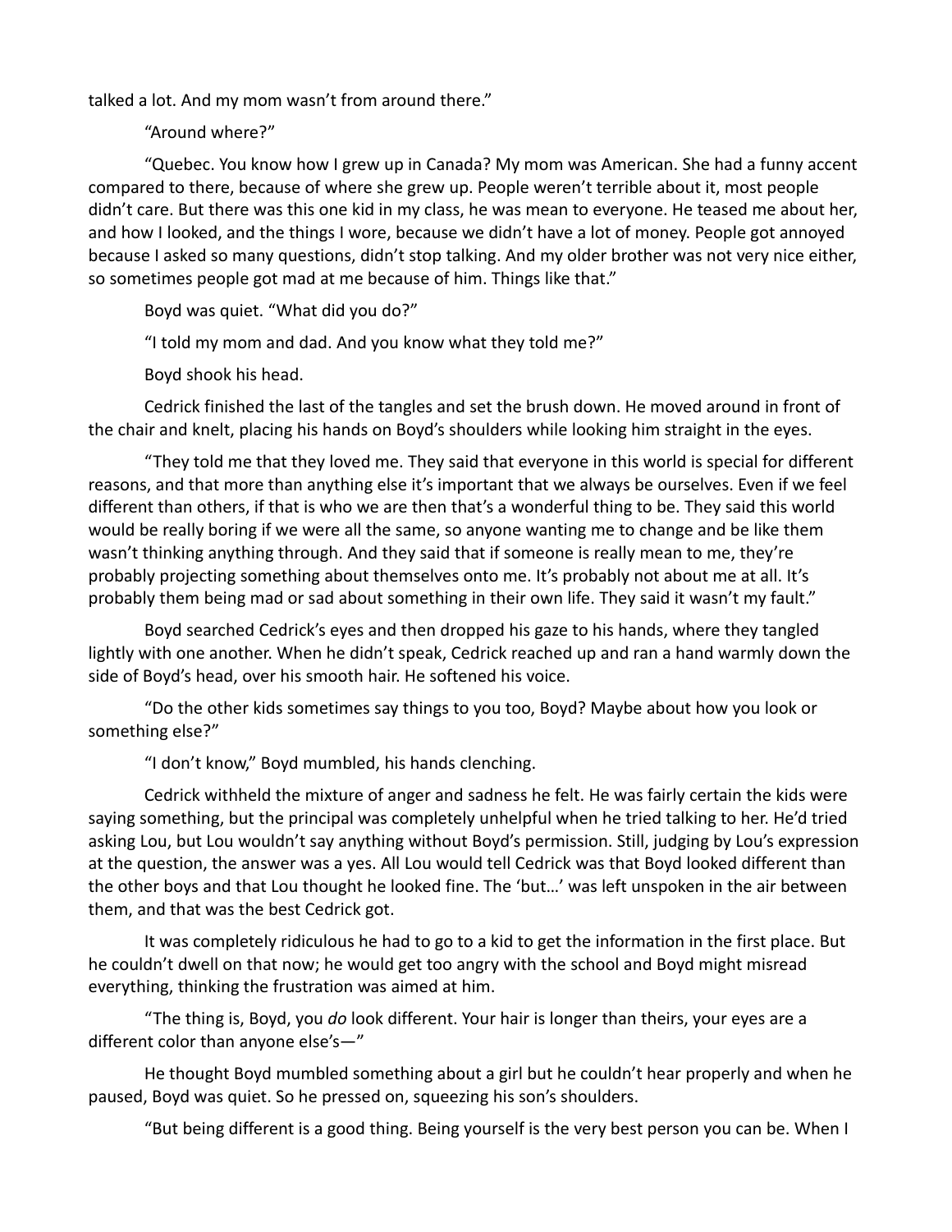talked a lot. And my mom wasn't from around there."

"Around where?"

"Quebec. You know how I grew up in Canada? My mom was American. She had a funny accent compared to there, because of where she grew up. People weren't terrible about it, most people didn't care. But there was this one kid in my class, he was mean to everyone. He teased me about her, and how I looked, and the things I wore, because we didn't have a lot of money. People got annoyed because I asked so many questions, didn't stop talking. And my older brother was not very nice either, so sometimes people got mad at me because of him. Things like that."

Boyd was quiet. "What did you do?"

"I told my mom and dad. And you know what they told me?"

Boyd shook his head.

Cedrick finished the last of the tangles and set the brush down. He moved around in front of the chair and knelt, placing his hands on Boyd's shoulders while looking him straight in the eyes.

"They told me that they loved me. They said that everyone in this world is special for different reasons, and that more than anything else it's important that we always be ourselves. Even if we feel different than others, if that is who we are then that's a wonderful thing to be. They said this world would be really boring if we were all the same, so anyone wanting me to change and be like them wasn't thinking anything through. And they said that if someone is really mean to me, they're probably projecting something about themselves onto me. It's probably not about me at all. It's probably them being mad or sad about something in their own life. They said it wasn't my fault."

Boyd searched Cedrick's eyes and then dropped his gaze to his hands, where they tangled lightly with one another. When he didn't speak, Cedrick reached up and ran a hand warmly down the side of Boyd's head, over his smooth hair. He softened his voice.

"Do the other kids sometimes say things to you too, Boyd? Maybe about how you look or something else?"

"I don't know," Boyd mumbled, his hands clenching.

Cedrick withheld the mixture of anger and sadness he felt. He was fairly certain the kids were saying something, but the principal was completely unhelpful when he tried talking to her. He'd tried asking Lou, but Lou wouldn't say anything without Boyd's permission. Still, judging by Lou's expression at the question, the answer was a yes. All Lou would tell Cedrick was that Boyd looked different than the other boys and that Lou thought he looked fine. The 'but…' was left unspoken in the air between them, and that was the best Cedrick got.

It was completely ridiculous he had to go to a kid to get the information in the first place. But he couldn't dwell on that now; he would get too angry with the school and Boyd might misread everything, thinking the frustration was aimed at him.

"The thing is, Boyd, you *do* look different. Your hair is longer than theirs, your eyes are a different color than anyone else's—"

He thought Boyd mumbled something about a girl but he couldn't hear properly and when he paused, Boyd was quiet. So he pressed on, squeezing his son's shoulders.

"But being different is a good thing. Being yourself is the very best person you can be. When I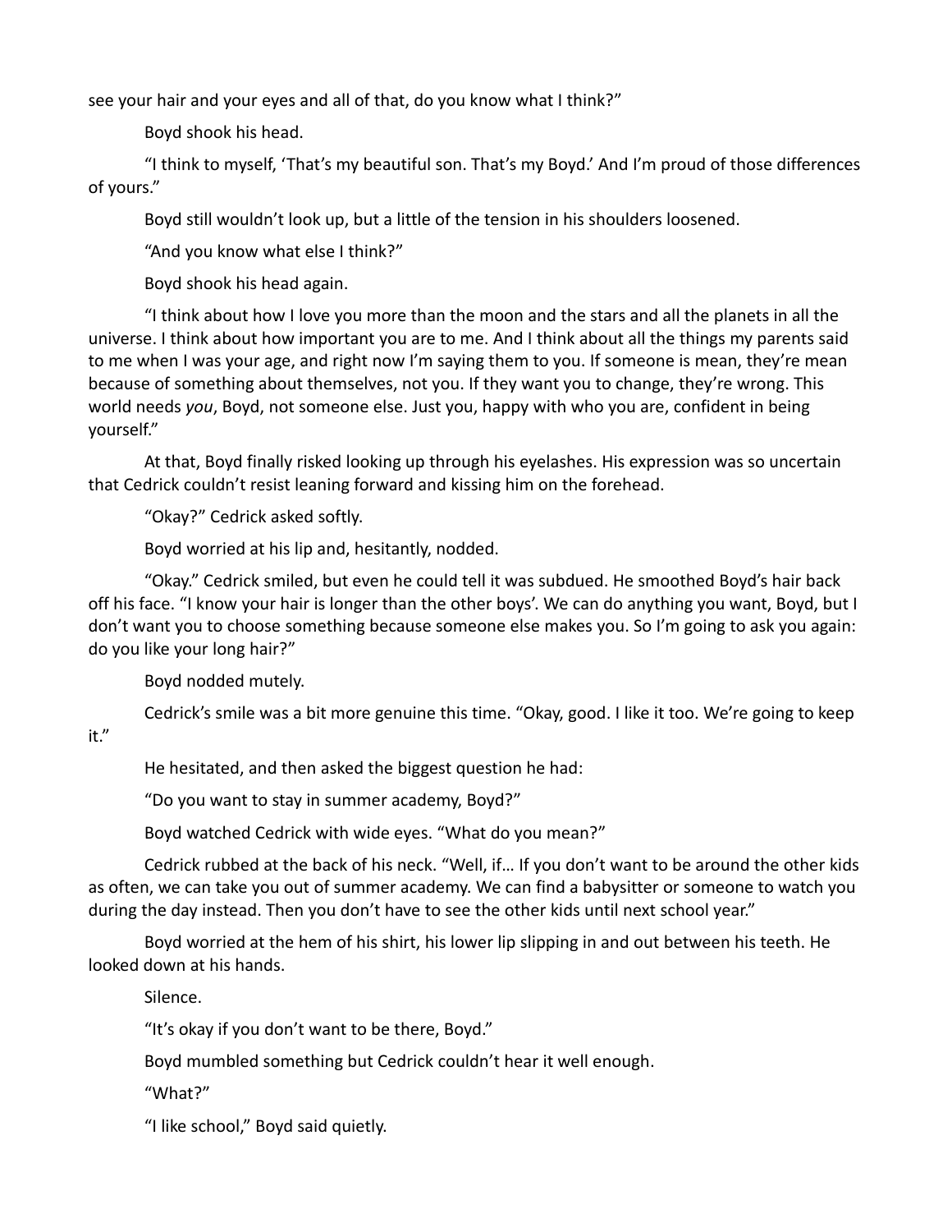see your hair and your eyes and all of that, do you know what I think?"

Boyd shook his head.

"I think to myself, 'That's my beautiful son. That's my Boyd.' And I'm proud of those differences of yours."

Boyd still wouldn't look up, but a little of the tension in his shoulders loosened.

"And you know what else I think?"

Boyd shook his head again.

"I think about how I love you more than the moon and the stars and all the planets in all the universe. I think about how important you are to me. And I think about all the things my parents said to me when I was your age, and right now I'm saying them to you. If someone is mean, they're mean because of something about themselves, not you. If they want you to change, they're wrong. This world needs *you*, Boyd, not someone else. Just you, happy with who you are, confident in being yourself."

At that, Boyd finally risked looking up through his eyelashes. His expression was so uncertain that Cedrick couldn't resist leaning forward and kissing him on the forehead.

"Okay?" Cedrick asked softly.

Boyd worried at his lip and, hesitantly, nodded.

"Okay." Cedrick smiled, but even he could tell it was subdued. He smoothed Boyd's hair back off his face. "I know your hair is longer than the other boys'. We can do anything you want, Boyd, but I don't want you to choose something because someone else makes you. So I'm going to ask you again: do you like your long hair?"

Boyd nodded mutely.

Cedrick's smile was a bit more genuine this time. "Okay, good. I like it too. We're going to keep it."

He hesitated, and then asked the biggest question he had:

"Do you want to stay in summer academy, Boyd?"

Boyd watched Cedrick with wide eyes. "What do you mean?"

Cedrick rubbed at the back of his neck. "Well, if… If you don't want to be around the other kids as often, we can take you out of summer academy. We can find a babysitter or someone to watch you during the day instead. Then you don't have to see the other kids until next school year."

Boyd worried at the hem of his shirt, his lower lip slipping in and out between his teeth. He looked down at his hands.

Silence.

"It's okay if you don't want to be there, Boyd."

Boyd mumbled something but Cedrick couldn't hear it well enough.

"What?"

"I like school," Boyd said quietly.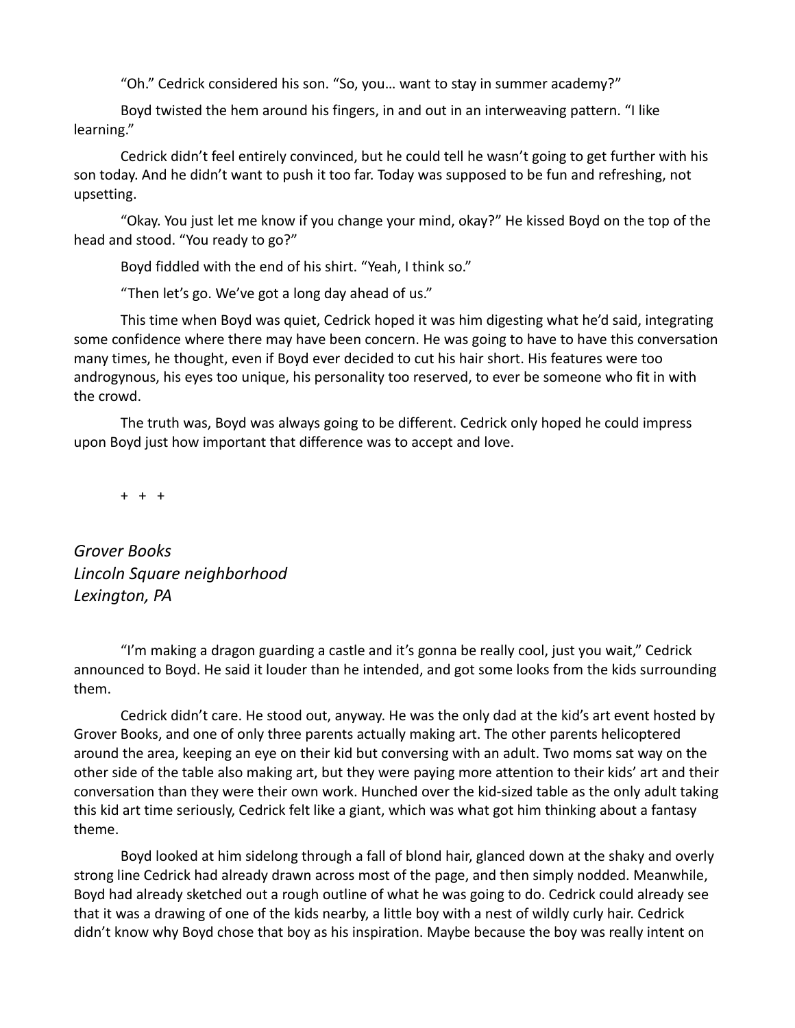"Oh." Cedrick considered his son. "So, you… want to stay in summer academy?"

Boyd twisted the hem around his fingers, in and out in an interweaving pattern. "I like learning."

Cedrick didn't feel entirely convinced, but he could tell he wasn't going to get further with his son today. And he didn't want to push it too far. Today was supposed to be fun and refreshing, not upsetting.

"Okay. You just let me know if you change your mind, okay?" He kissed Boyd on the top of the head and stood. "You ready to go?"

Boyd fiddled with the end of his shirt. "Yeah, I think so."

"Then let's go. We've got a long day ahead of us."

This time when Boyd was quiet, Cedrick hoped it was him digesting what he'd said, integrating some confidence where there may have been concern. He was going to have to have this conversation many times, he thought, even if Boyd ever decided to cut his hair short. His features were too androgynous, his eyes too unique, his personality too reserved, to ever be someone who fit in with the crowd.

The truth was, Boyd was always going to be different. Cedrick only hoped he could impress upon Boyd just how important that difference was to accept and love.

\+ + +

*Grover Books*
*Lincoln Square neighborhood*
*Lexington, PA*

"I'm making a dragon guarding a castle and it's gonna be really cool, just you wait," Cedrick announced to Boyd. He said it louder than he intended, and got some looks from the kids surrounding them.

Cedrick didn't care. He stood out, anyway. He was the only dad at the kid's art event hosted by Grover Books, and one of only three parents actually making art. The other parents helicoptered around the area, keeping an eye on their kid but conversing with an adult. Two moms sat way on the other side of the table also making art, but they were paying more attention to their kids' art and their conversation than they were their own work. Hunched over the kid-sized table as the only adult taking this kid art time seriously, Cedrick felt like a giant, which was what got him thinking about a fantasy theme.

Boyd looked at him sidelong through a fall of blond hair, glanced down at the shaky and overly strong line Cedrick had already drawn across most of the page, and then simply nodded. Meanwhile, Boyd had already sketched out a rough outline of what he was going to do. Cedrick could already see that it was a drawing of one of the kids nearby, a little boy with a nest of wildly curly hair. Cedrick didn't know why Boyd chose that boy as his inspiration. Maybe because the boy was really intent on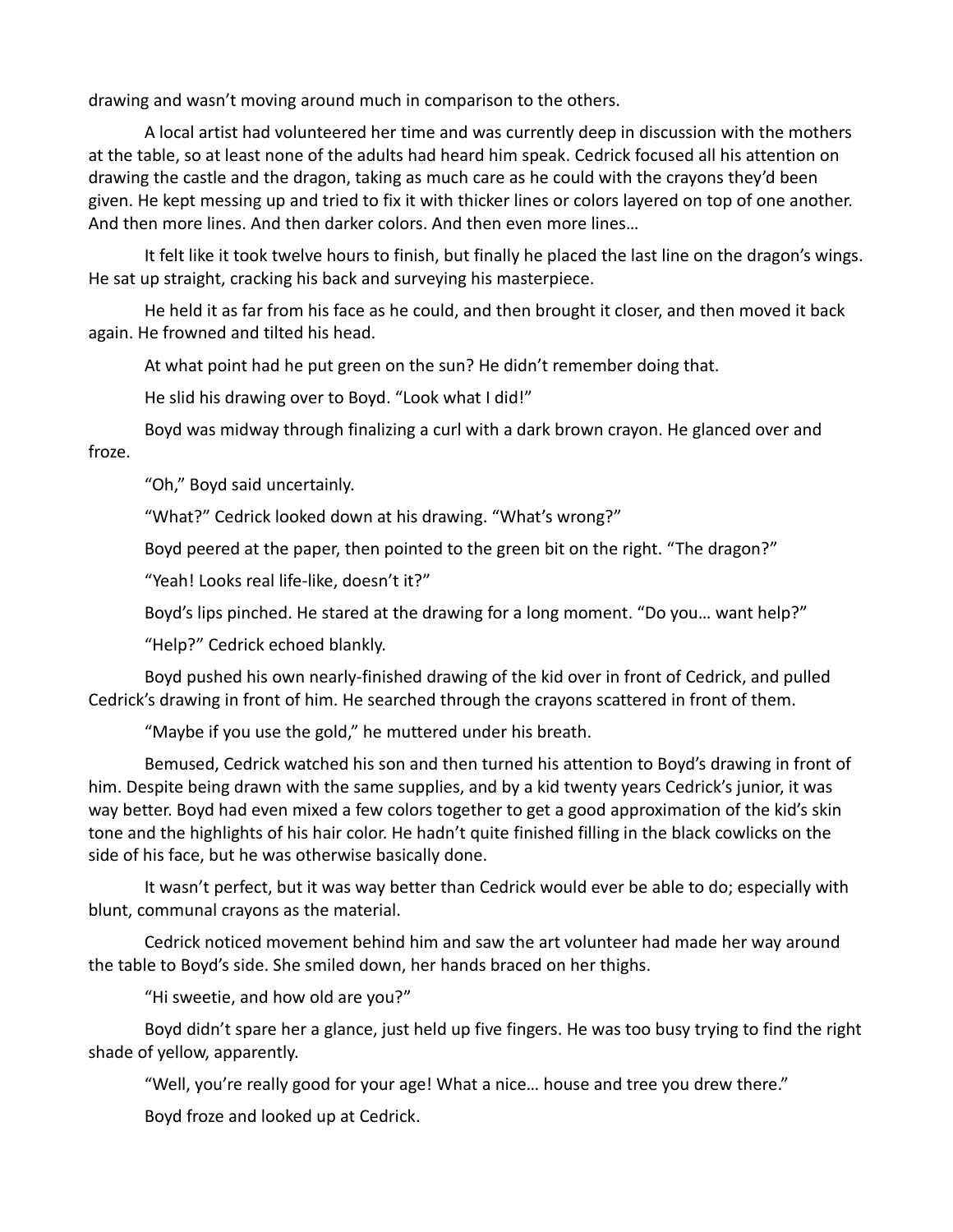drawing and wasn't moving around much in comparison to the others.

A local artist had volunteered her time and was currently deep in discussion with the mothers at the table, so at least none of the adults had heard him speak. Cedrick focused all his attention on drawing the castle and the dragon, taking as much care as he could with the crayons they'd been given. He kept messing up and tried to fix it with thicker lines or colors layered on top of one another. And then more lines. And then darker colors. And then even more lines…

It felt like it took twelve hours to finish, but finally he placed the last line on the dragon's wings. He sat up straight, cracking his back and surveying his masterpiece.

He held it as far from his face as he could, and then brought it closer, and then moved it back again. He frowned and tilted his head.

At what point had he put green on the sun? He didn't remember doing that.

He slid his drawing over to Boyd. "Look what I did!"

Boyd was midway through finalizing a curl with a dark brown crayon. He glanced over and froze.

"Oh," Boyd said uncertainly.

"What?" Cedrick looked down at his drawing. "What's wrong?"

Boyd peered at the paper, then pointed to the green bit on the right. "The dragon?"

"Yeah! Looks real life-like, doesn't it?"

Boyd's lips pinched. He stared at the drawing for a long moment. "Do you… want help?"

"Help?" Cedrick echoed blankly.

Boyd pushed his own nearly-finished drawing of the kid over in front of Cedrick, and pulled Cedrick's drawing in front of him. He searched through the crayons scattered in front of them.

"Maybe if you use the gold," he muttered under his breath.

Bemused, Cedrick watched his son and then turned his attention to Boyd's drawing in front of him. Despite being drawn with the same supplies, and by a kid twenty years Cedrick's junior, it was way better. Boyd had even mixed a few colors together to get a good approximation of the kid's skin tone and the highlights of his hair color. He hadn't quite finished filling in the black cowlicks on the side of his face, but he was otherwise basically done.

It wasn't perfect, but it was way better than Cedrick would ever be able to do; especially with blunt, communal crayons as the material.

Cedrick noticed movement behind him and saw the art volunteer had made her way around the table to Boyd's side. She smiled down, her hands braced on her thighs.

"Hi sweetie, and how old are you?"

Boyd didn't spare her a glance, just held up five fingers. He was too busy trying to find the right shade of yellow, apparently.

"Well, you're really good for your age! What a nice… house and tree you drew there."

Boyd froze and looked up at Cedrick.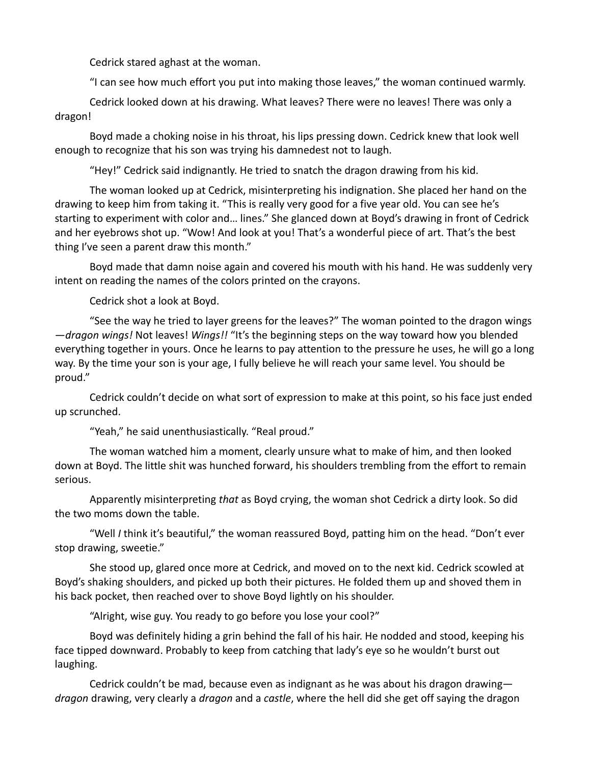Cedrick stared aghast at the woman.

"I can see how much effort you put into making those leaves," the woman continued warmly.

Cedrick looked down at his drawing. What leaves? There were no leaves! There was only a dragon!

Boyd made a choking noise in his throat, his lips pressing down. Cedrick knew that look well enough to recognize that his son was trying his damnedest not to laugh.

"Hey!" Cedrick said indignantly. He tried to snatch the dragon drawing from his kid.

The woman looked up at Cedrick, misinterpreting his indignation. She placed her hand on the drawing to keep him from taking it. "This is really very good for a five year old. You can see he's starting to experiment with color and… lines." She glanced down at Boyd's drawing in front of Cedrick and her eyebrows shot up. "Wow! And look at you! That's a wonderful piece of art. That's the best thing I've seen a parent draw this month."

Boyd made that damn noise again and covered his mouth with his hand. He was suddenly very intent on reading the names of the colors printed on the crayons.

Cedrick shot a look at Boyd.

"See the way he tried to layer greens for the leaves?" The woman pointed to the dragon wings—*dragon wings!* Not leaves! *Wings!!* "It's the beginning steps on the way toward how you blended everything together in yours. Once he learns to pay attention to the pressure he uses, he will go a long way. By the time your son is your age, I fully believe he will reach your same level. You should be proud."

Cedrick couldn't decide on what sort of expression to make at this point, so his face just ended up scrunched.

"Yeah," he said unenthusiastically. "Real proud."

The woman watched him a moment, clearly unsure what to make of him, and then looked down at Boyd. The little shit was hunched forward, his shoulders trembling from the effort to remain serious.

Apparently misinterpreting *that* as Boyd crying, the woman shot Cedrick a dirty look. So did the two moms down the table.

"Well *I* think it's beautiful," the woman reassured Boyd, patting him on the head. "Don't ever stop drawing, sweetie."

She stood up, glared once more at Cedrick, and moved on to the next kid. Cedrick scowled at Boyd's shaking shoulders, and picked up both their pictures. He folded them up and shoved them in his back pocket, then reached over to shove Boyd lightly on his shoulder.

"Alright, wise guy. You ready to go before you lose your cool?"

Boyd was definitely hiding a grin behind the fall of his hair. He nodded and stood, keeping his face tipped downward. Probably to keep from catching that lady's eye so he wouldn't burst out laughing.

Cedrick couldn't be mad, because even as indignant as he was about his dragon drawing—*dragon* drawing, very clearly a *dragon* and a *castle*, where the hell did she get off saying the dragon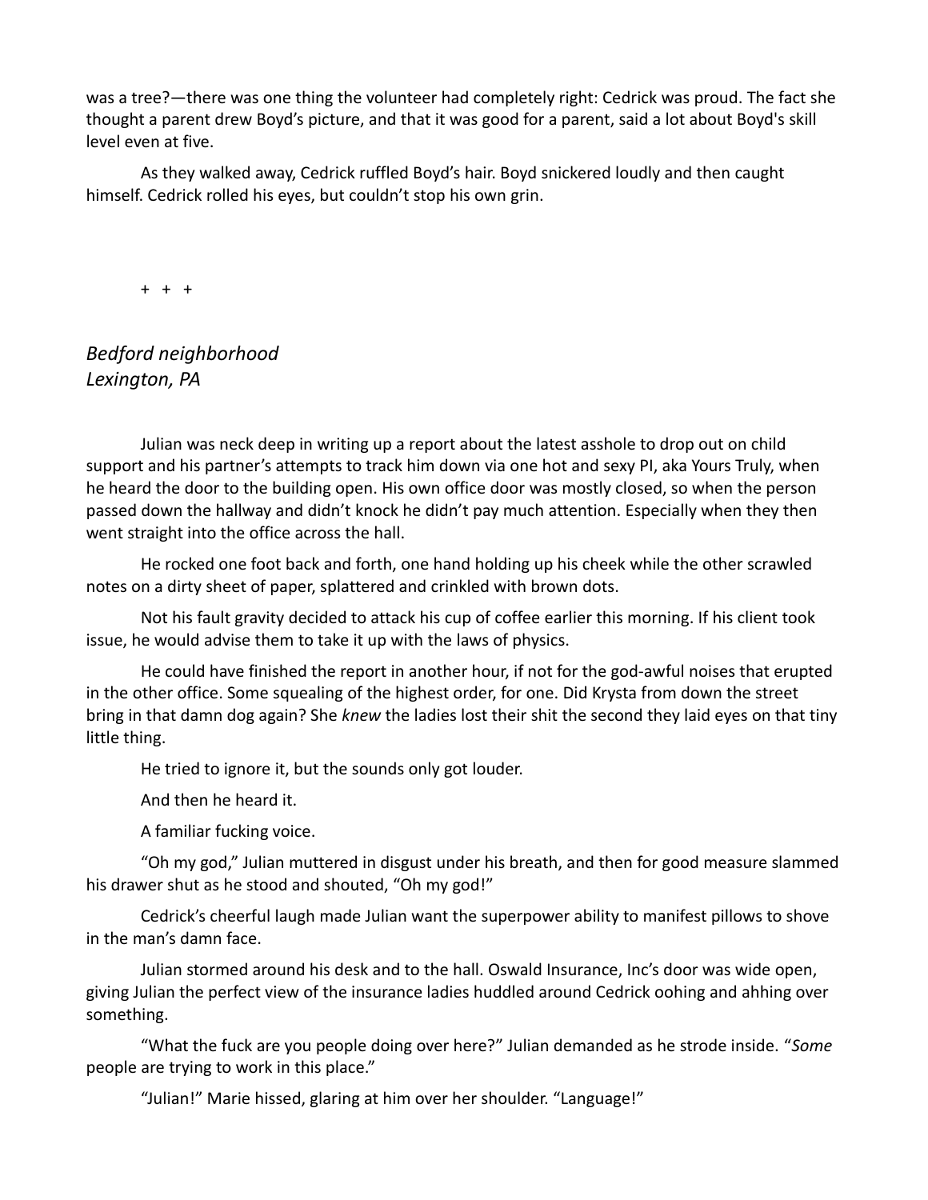was a tree?—there was one thing the volunteer had completely right: Cedrick was proud. The fact she thought a parent drew Boyd's picture, and that it was good for a parent, said a lot about Boyd's skill level even at five.

As they walked away, Cedrick ruffled Boyd's hair. Boyd snickered loudly and then caught himself. Cedrick rolled his eyes, but couldn't stop his own grin.

+ + +

*Bedford neighborhood*
*Lexington, PA*

Julian was neck deep in writing up a report about the latest asshole to drop out on child support and his partner's attempts to track him down via one hot and sexy PI, aka Yours Truly, when he heard the door to the building open. His own office door was mostly closed, so when the person passed down the hallway and didn't knock he didn't pay much attention. Especially when they then went straight into the office across the hall.

He rocked one foot back and forth, one hand holding up his cheek while the other scrawled notes on a dirty sheet of paper, splattered and crinkled with brown dots.

Not his fault gravity decided to attack his cup of coffee earlier this morning. If his client took issue, he would advise them to take it up with the laws of physics.

He could have finished the report in another hour, if not for the god-awful noises that erupted in the other office. Some squealing of the highest order, for one. Did Krysta from down the street bring in that damn dog again? She *knew* the ladies lost their shit the second they laid eyes on that tiny little thing.

He tried to ignore it, but the sounds only got louder.

And then he heard it.

A familiar fucking voice.

"Oh my god," Julian muttered in disgust under his breath, and then for good measure slammed his drawer shut as he stood and shouted, "Oh my god!"

Cedrick's cheerful laugh made Julian want the superpower ability to manifest pillows to shove in the man's damn face.

Julian stormed around his desk and to the hall. Oswald Insurance, Inc's door was wide open, giving Julian the perfect view of the insurance ladies huddled around Cedrick oohing and ahhing over something.

"What the fuck are you people doing over here?" Julian demanded as he strode inside. "*Some* people are trying to work in this place."

"Julian!" Marie hissed, glaring at him over her shoulder. "Language!"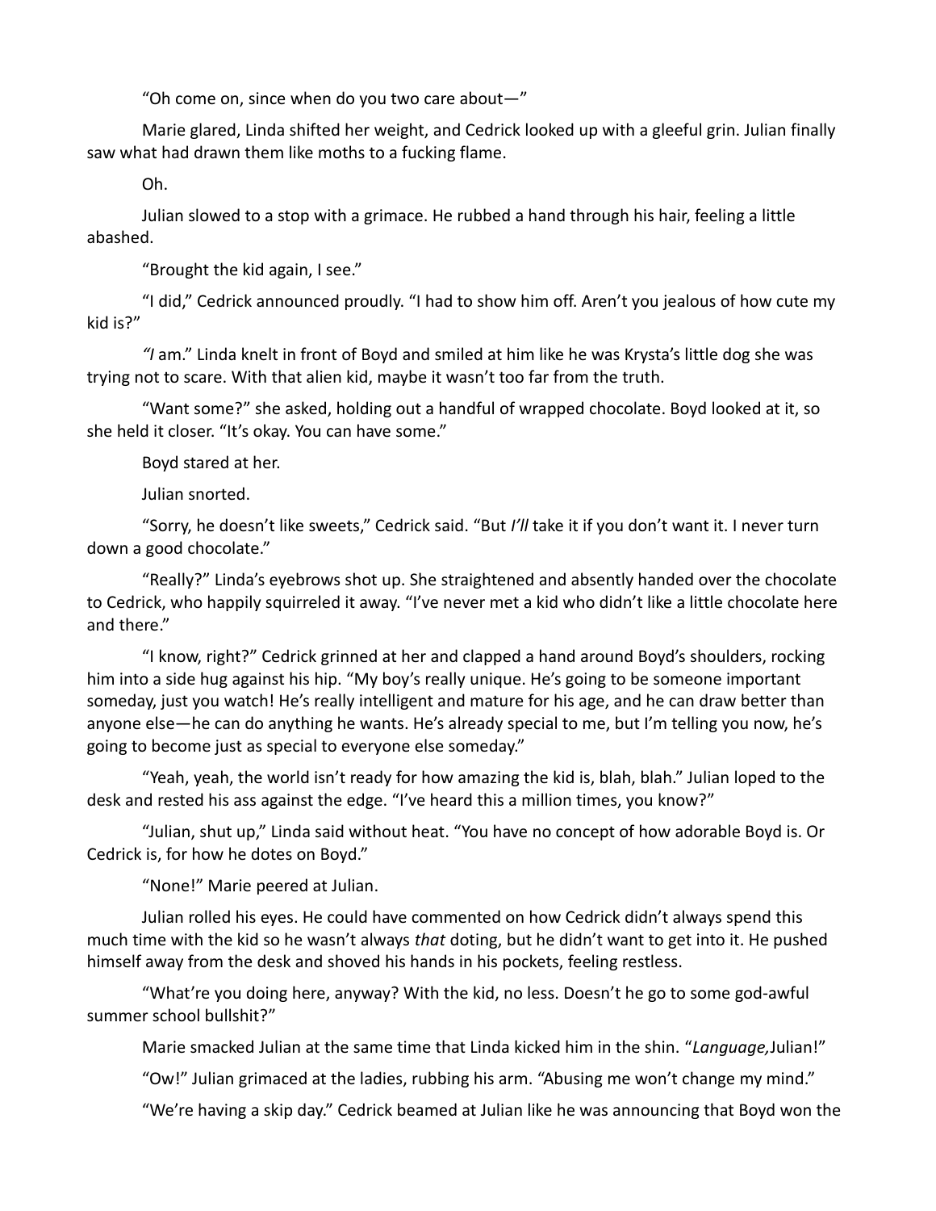"Oh come on, since when do you two care about—"

Marie glared, Linda shifted her weight, and Cedrick looked up with a gleeful grin. Julian finally saw what had drawn them like moths to a fucking flame.

Oh.

Julian slowed to a stop with a grimace. He rubbed a hand through his hair, feeling a little abashed.

"Brought the kid again, I see."

"I did," Cedrick announced proudly. "I had to show him off. Aren't you jealous of how cute my kid is?"

*"I* am." Linda knelt in front of Boyd and smiled at him like he was Krysta's little dog she was trying not to scare. With that alien kid, maybe it wasn't too far from the truth.

"Want some?" she asked, holding out a handful of wrapped chocolate. Boyd looked at it, so she held it closer. "It's okay. You can have some."

Boyd stared at her.

Julian snorted.

"Sorry, he doesn't like sweets," Cedrick said. "But *I'll* take it if you don't want it. I never turn down a good chocolate."

"Really?" Linda's eyebrows shot up. She straightened and absently handed over the chocolate to Cedrick, who happily squirreled it away. "I've never met a kid who didn't like a little chocolate here and there."

"I know, right?" Cedrick grinned at her and clapped a hand around Boyd's shoulders, rocking him into a side hug against his hip. "My boy's really unique. He's going to be someone important someday, just you watch! He's really intelligent and mature for his age, and he can draw better than anyone else—he can do anything he wants. He's already special to me, but I'm telling you now, he's going to become just as special to everyone else someday."

"Yeah, yeah, the world isn't ready for how amazing the kid is, blah, blah." Julian loped to the desk and rested his ass against the edge. "I've heard this a million times, you know?"

"Julian, shut up," Linda said without heat. "You have no concept of how adorable Boyd is. Or Cedrick is, for how he dotes on Boyd."

"None!" Marie peered at Julian.

Julian rolled his eyes. He could have commented on how Cedrick didn't always spend this much time with the kid so he wasn't always *that* doting, but he didn't want to get into it. He pushed himself away from the desk and shoved his hands in his pockets, feeling restless.

"What're you doing here, anyway? With the kid, no less. Doesn't he go to some god-awful summer school bullshit?"

Marie smacked Julian at the same time that Linda kicked him in the shin. "*Language,* Julian!"

"Ow!" Julian grimaced at the ladies, rubbing his arm. "Abusing me won't change my mind."

"We're having a skip day." Cedrick beamed at Julian like he was announcing that Boyd won the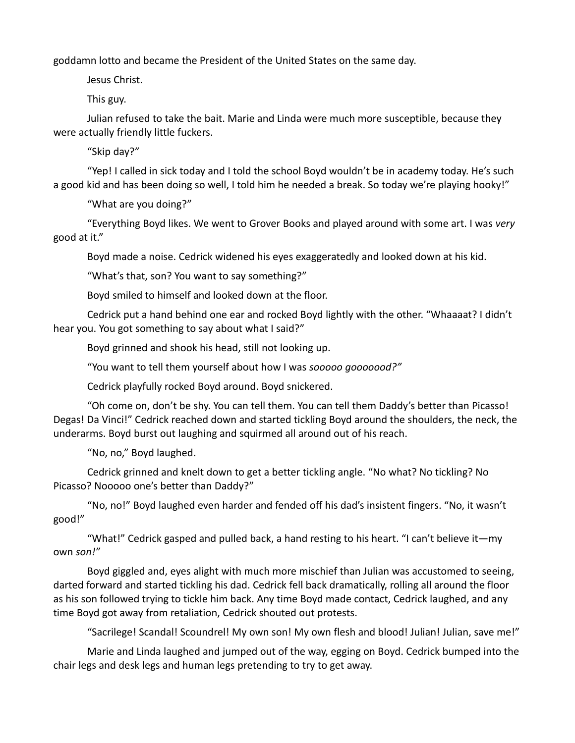goddamn lotto and became the President of the United States on the same day.

Jesus Christ.

This guy.

Julian refused to take the bait. Marie and Linda were much more susceptible, because they were actually friendly little fuckers.

"Skip day?"

"Yep! I called in sick today and I told the school Boyd wouldn't be in academy today. He's such a good kid and has been doing so well, I told him he needed a break. So today we're playing hooky!"

"What are you doing?"

"Everything Boyd likes. We went to Grover Books and played around with some art. I was *very* good at it."

Boyd made a noise. Cedrick widened his eyes exaggeratedly and looked down at his kid.

"What's that, son? You want to say something?"

Boyd smiled to himself and looked down at the floor.

Cedrick put a hand behind one ear and rocked Boyd lightly with the other. "Whaaaat? I didn't hear you. You got something to say about what I said?"

Boyd grinned and shook his head, still not looking up.

"You want to tell them yourself about how I was *sooooo gooooood?"*

Cedrick playfully rocked Boyd around. Boyd snickered.

"Oh come on, don't be shy. You can tell them. You can tell them Daddy's better than Picasso! Degas! Da Vinci!" Cedrick reached down and started tickling Boyd around the shoulders, the neck, the underarms. Boyd burst out laughing and squirmed all around out of his reach.

"No, no," Boyd laughed.

Cedrick grinned and knelt down to get a better tickling angle. "No what? No tickling? No Picasso? Nooooo one's better than Daddy?"

"No, no!" Boyd laughed even harder and fended off his dad's insistent fingers. "No, it wasn't good!"

"What!" Cedrick gasped and pulled back, a hand resting to his heart. "I can't believe it—my own *son!"*

Boyd giggled and, eyes alight with much more mischief than Julian was accustomed to seeing, darted forward and started tickling his dad. Cedrick fell back dramatically, rolling all around the floor as his son followed trying to tickle him back. Any time Boyd made contact, Cedrick laughed, and any time Boyd got away from retaliation, Cedrick shouted out protests.

"Sacrilege! Scandal! Scoundrel! My own son! My own flesh and blood! Julian! Julian, save me!"

Marie and Linda laughed and jumped out of the way, egging on Boyd. Cedrick bumped into the chair legs and desk legs and human legs pretending to try to get away.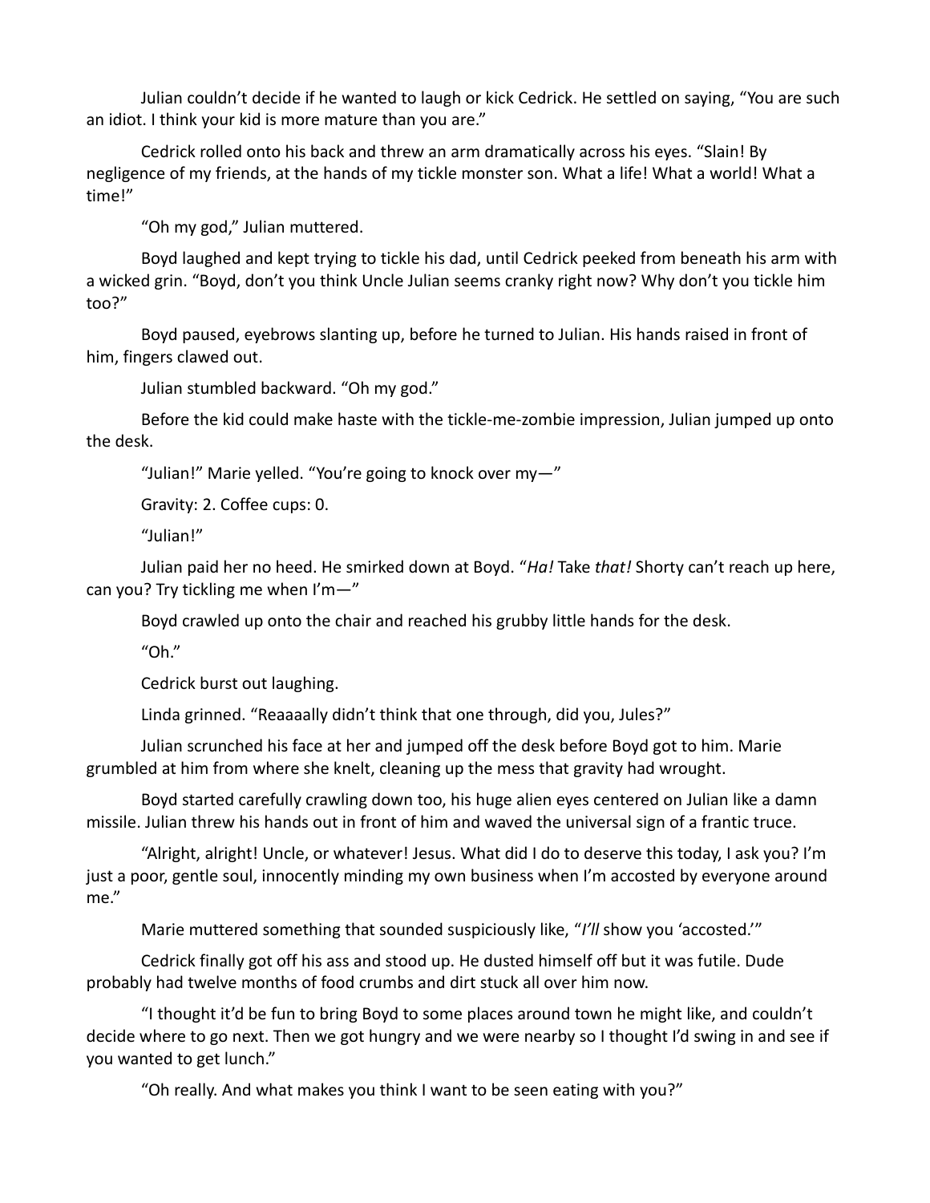Julian couldn't decide if he wanted to laugh or kick Cedrick. He settled on saying, "You are such an idiot. I think your kid is more mature than you are."

Cedrick rolled onto his back and threw an arm dramatically across his eyes. "Slain! By negligence of my friends, at the hands of my tickle monster son. What a life! What a world! What a time!"

"Oh my god," Julian muttered.

Boyd laughed and kept trying to tickle his dad, until Cedrick peeked from beneath his arm with a wicked grin. "Boyd, don't you think Uncle Julian seems cranky right now? Why don't you tickle him too?"

Boyd paused, eyebrows slanting up, before he turned to Julian. His hands raised in front of him, fingers clawed out.

Julian stumbled backward. "Oh my god."

Before the kid could make haste with the tickle-me-zombie impression, Julian jumped up onto the desk.

"Julian!" Marie yelled. "You're going to knock over my—"

Gravity: 2. Coffee cups: 0.

"Julian!"

Julian paid her no heed. He smirked down at Boyd. "*Ha!* Take *that!* Shorty can't reach up here, can you? Try tickling me when I'm—"

Boyd crawled up onto the chair and reached his grubby little hands for the desk.

"Oh."

Cedrick burst out laughing.

Linda grinned. "Reaaaally didn't think that one through, did you, Jules?"

Julian scrunched his face at her and jumped off the desk before Boyd got to him. Marie grumbled at him from where she knelt, cleaning up the mess that gravity had wrought.

Boyd started carefully crawling down too, his huge alien eyes centered on Julian like a damn missile. Julian threw his hands out in front of him and waved the universal sign of a frantic truce.

"Alright, alright! Uncle, or whatever! Jesus. What did I do to deserve this today, I ask you? I'm just a poor, gentle soul, innocently minding my own business when I'm accosted by everyone around me."

Marie muttered something that sounded suspiciously like, "*I'll* show you 'accosted.'"

Cedrick finally got off his ass and stood up. He dusted himself off but it was futile. Dude probably had twelve months of food crumbs and dirt stuck all over him now.

"I thought it'd be fun to bring Boyd to some places around town he might like, and couldn't decide where to go next. Then we got hungry and we were nearby so I thought I'd swing in and see if you wanted to get lunch."

"Oh really. And what makes you think I want to be seen eating with you?"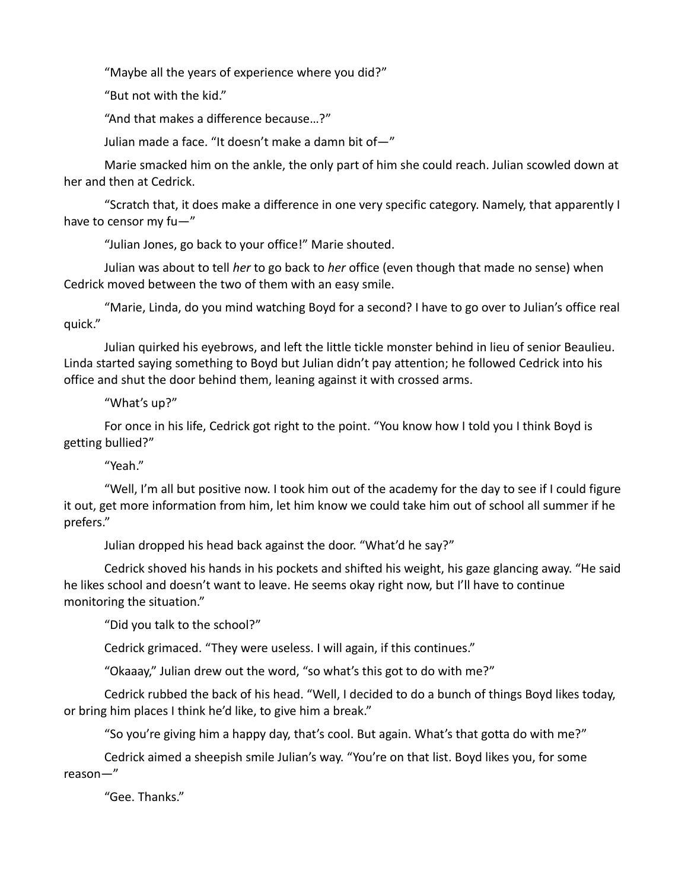"Maybe all the years of experience where you did?"

"But not with the kid."

"And that makes a difference because…?"

Julian made a face. "It doesn't make a damn bit of—"

Marie smacked him on the ankle, the only part of him she could reach. Julian scowled down at her and then at Cedrick.

"Scratch that, it does make a difference in one very specific category. Namely, that apparently I have to censor my fu—"

"Julian Jones, go back to your office!" Marie shouted.

Julian was about to tell *her* to go back to *her* office (even though that made no sense) when Cedrick moved between the two of them with an easy smile.

"Marie, Linda, do you mind watching Boyd for a second? I have to go over to Julian's office real quick."

Julian quirked his eyebrows, and left the little tickle monster behind in lieu of senior Beaulieu. Linda started saying something to Boyd but Julian didn't pay attention; he followed Cedrick into his office and shut the door behind them, leaning against it with crossed arms.

"What's up?"

For once in his life, Cedrick got right to the point. "You know how I told you I think Boyd is getting bullied?"

"Yeah."

"Well, I'm all but positive now. I took him out of the academy for the day to see if I could figure it out, get more information from him, let him know we could take him out of school all summer if he prefers."

Julian dropped his head back against the door. "What'd he say?"

Cedrick shoved his hands in his pockets and shifted his weight, his gaze glancing away. "He said he likes school and doesn't want to leave. He seems okay right now, but I'll have to continue monitoring the situation."

"Did you talk to the school?"

Cedrick grimaced. "They were useless. I will again, if this continues."

"Okaaay," Julian drew out the word, "so what's this got to do with me?"

Cedrick rubbed the back of his head. "Well, I decided to do a bunch of things Boyd likes today, or bring him places I think he'd like, to give him a break."

"So you're giving him a happy day, that's cool. But again. What's that gotta do with me?"

Cedrick aimed a sheepish smile Julian's way. "You're on that list. Boyd likes you, for some reason—"

"Gee. Thanks."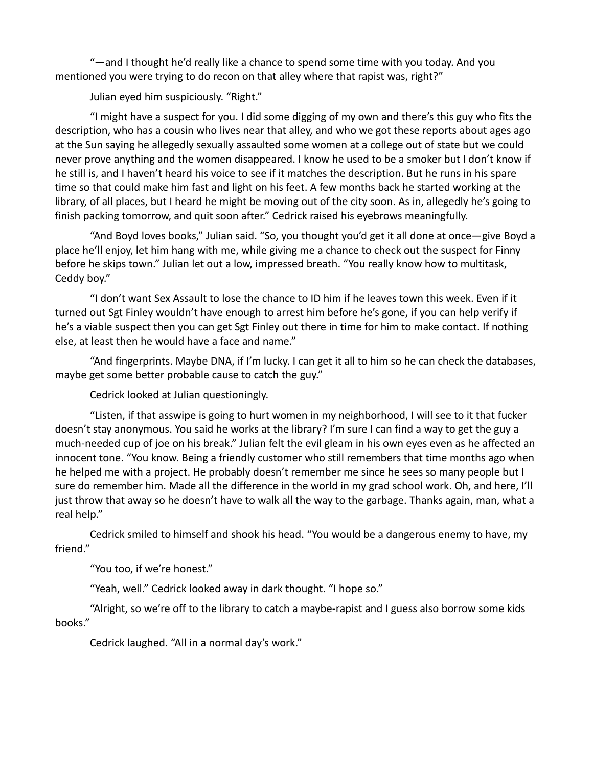"—and I thought he'd really like a chance to spend some time with you today. And you mentioned you were trying to do recon on that alley where that rapist was, right?"

Julian eyed him suspiciously. "Right."

"I might have a suspect for you. I did some digging of my own and there's this guy who fits the description, who has a cousin who lives near that alley, and who we got these reports about ages ago at the Sun saying he allegedly sexually assaulted some women at a college out of state but we could never prove anything and the women disappeared. I know he used to be a smoker but I don't know if he still is, and I haven't heard his voice to see if it matches the description. But he runs in his spare time so that could make him fast and light on his feet. A few months back he started working at the library, of all places, but I heard he might be moving out of the city soon. As in, allegedly he's going to finish packing tomorrow, and quit soon after." Cedrick raised his eyebrows meaningfully.

"And Boyd loves books," Julian said. "So, you thought you'd get it all done at once—give Boyd a place he'll enjoy, let him hang with me, while giving me a chance to check out the suspect for Finny before he skips town." Julian let out a low, impressed breath. "You really know how to multitask, Ceddy boy."

"I don't want Sex Assault to lose the chance to ID him if he leaves town this week. Even if it turned out Sgt Finley wouldn't have enough to arrest him before he's gone, if you can help verify if he's a viable suspect then you can get Sgt Finley out there in time for him to make contact. If nothing else, at least then he would have a face and name."

"And fingerprints. Maybe DNA, if I'm lucky. I can get it all to him so he can check the databases, maybe get some better probable cause to catch the guy."

Cedrick looked at Julian questioningly.

"Listen, if that asswipe is going to hurt women in my neighborhood, I will see to it that fucker doesn't stay anonymous. You said he works at the library? I'm sure I can find a way to get the guy a much-needed cup of joe on his break." Julian felt the evil gleam in his own eyes even as he affected an innocent tone. "You know. Being a friendly customer who still remembers that time months ago when he helped me with a project. He probably doesn't remember me since he sees so many people but I sure do remember him. Made all the difference in the world in my grad school work. Oh, and here, I'll just throw that away so he doesn't have to walk all the way to the garbage. Thanks again, man, what a real help."

Cedrick smiled to himself and shook his head. "You would be a dangerous enemy to have, my friend."

"You too, if we're honest."

"Yeah, well." Cedrick looked away in dark thought. "I hope so."

"Alright, so we're off to the library to catch a maybe-rapist and I guess also borrow some kids books."

Cedrick laughed. "All in a normal day's work."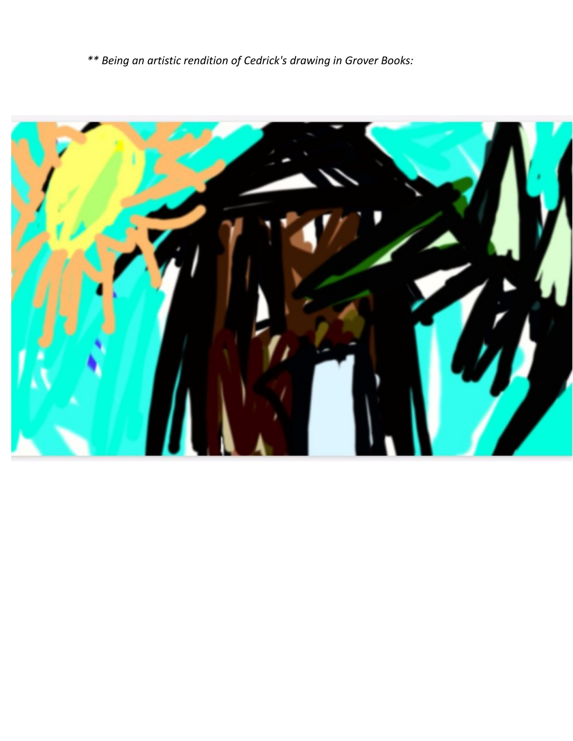*** Being an artistic rendition of Cedrick's drawing in Grover Books:*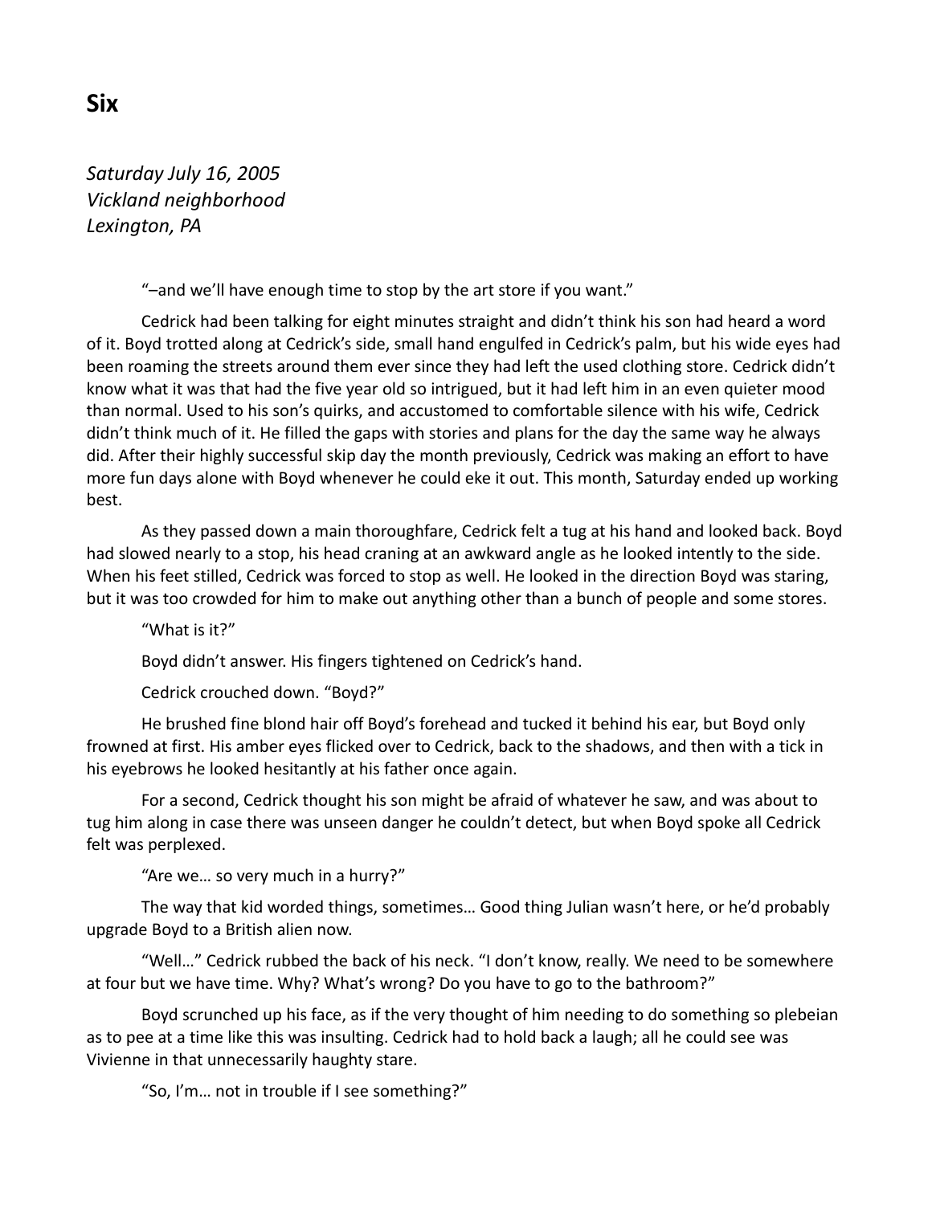## Six

*Saturday July 16, 2005*
*Vickland neighborhood*
*Lexington, PA*

"–and we'll have enough time to stop by the art store if you want."

Cedrick had been talking for eight minutes straight and didn't think his son had heard a word of it. Boyd trotted along at Cedrick's side, small hand engulfed in Cedrick's palm, but his wide eyes had been roaming the streets around them ever since they had left the used clothing store. Cedrick didn't know what it was that had the five year old so intrigued, but it had left him in an even quieter mood than normal. Used to his son's quirks, and accustomed to comfortable silence with his wife, Cedrick didn't think much of it. He filled the gaps with stories and plans for the day the same way he always did. After their highly successful skip day the month previously, Cedrick was making an effort to have more fun days alone with Boyd whenever he could eke it out. This month, Saturday ended up working best.

As they passed down a main thoroughfare, Cedrick felt a tug at his hand and looked back. Boyd had slowed nearly to a stop, his head craning at an awkward angle as he looked intently to the side. When his feet stilled, Cedrick was forced to stop as well. He looked in the direction Boyd was staring, but it was too crowded for him to make out anything other than a bunch of people and some stores.

"What is it?"

Boyd didn't answer. His fingers tightened on Cedrick's hand.

Cedrick crouched down. "Boyd?"

He brushed fine blond hair off Boyd's forehead and tucked it behind his ear, but Boyd only frowned at first. His amber eyes flicked over to Cedrick, back to the shadows, and then with a tick in his eyebrows he looked hesitantly at his father once again.

For a second, Cedrick thought his son might be afraid of whatever he saw, and was about to tug him along in case there was unseen danger he couldn't detect, but when Boyd spoke all Cedrick felt was perplexed.

"Are we… so very much in a hurry?"

The way that kid worded things, sometimes… Good thing Julian wasn't here, or he'd probably upgrade Boyd to a British alien now.

"Well…" Cedrick rubbed the back of his neck. "I don't know, really. We need to be somewhere at four but we have time. Why? What's wrong? Do you have to go to the bathroom?"

Boyd scrunched up his face, as if the very thought of him needing to do something so plebeian as to pee at a time like this was insulting. Cedrick had to hold back a laugh; all he could see was Vivienne in that unnecessarily haughty stare.

"So, I'm… not in trouble if I see something?"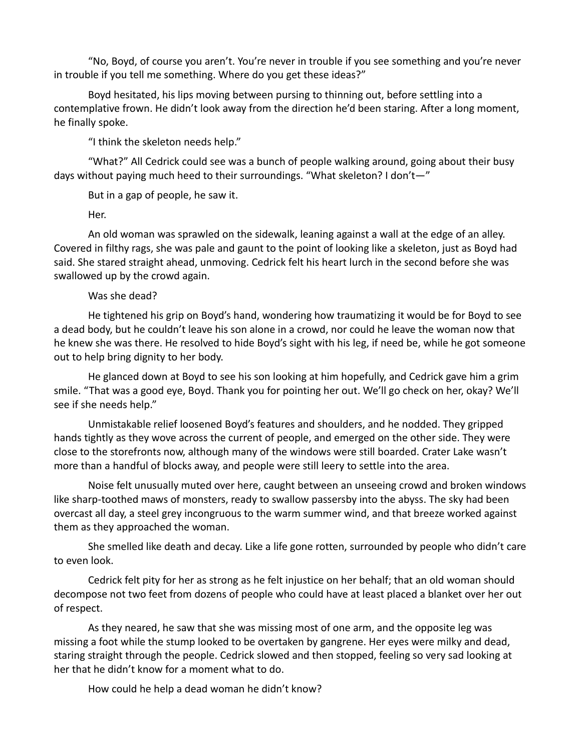"No, Boyd, of course you aren't. You're never in trouble if you see something and you're never in trouble if you tell me something. Where do you get these ideas?"

Boyd hesitated, his lips moving between pursing to thinning out, before settling into a contemplative frown. He didn't look away from the direction he'd been staring. After a long moment, he finally spoke.

"I think the skeleton needs help."

"What?" All Cedrick could see was a bunch of people walking around, going about their busy days without paying much heed to their surroundings. "What skeleton? I don't—"

But in a gap of people, he saw it.

Her.

An old woman was sprawled on the sidewalk, leaning against a wall at the edge of an alley. Covered in filthy rags, she was pale and gaunt to the point of looking like a skeleton, just as Boyd had said. She stared straight ahead, unmoving. Cedrick felt his heart lurch in the second before she was swallowed up by the crowd again.

Was she dead?

He tightened his grip on Boyd's hand, wondering how traumatizing it would be for Boyd to see a dead body, but he couldn't leave his son alone in a crowd, nor could he leave the woman now that he knew she was there. He resolved to hide Boyd's sight with his leg, if need be, while he got someone out to help bring dignity to her body.

He glanced down at Boyd to see his son looking at him hopefully, and Cedrick gave him a grim smile. "That was a good eye, Boyd. Thank you for pointing her out. We'll go check on her, okay? We'll see if she needs help."

Unmistakable relief loosened Boyd's features and shoulders, and he nodded. They gripped hands tightly as they wove across the current of people, and emerged on the other side. They were close to the storefronts now, although many of the windows were still boarded. Crater Lake wasn't more than a handful of blocks away, and people were still leery to settle into the area.

Noise felt unusually muted over here, caught between an unseeing crowd and broken windows like sharp-toothed maws of monsters, ready to swallow passersby into the abyss. The sky had been overcast all day, a steel grey incongruous to the warm summer wind, and that breeze worked against them as they approached the woman.

She smelled like death and decay. Like a life gone rotten, surrounded by people who didn't care to even look.

Cedrick felt pity for her as strong as he felt injustice on her behalf; that an old woman should decompose not two feet from dozens of people who could have at least placed a blanket over her out of respect.

As they neared, he saw that she was missing most of one arm, and the opposite leg was missing a foot while the stump looked to be overtaken by gangrene. Her eyes were milky and dead, staring straight through the people. Cedrick slowed and then stopped, feeling so very sad looking at her that he didn't know for a moment what to do.

How could he help a dead woman he didn't know?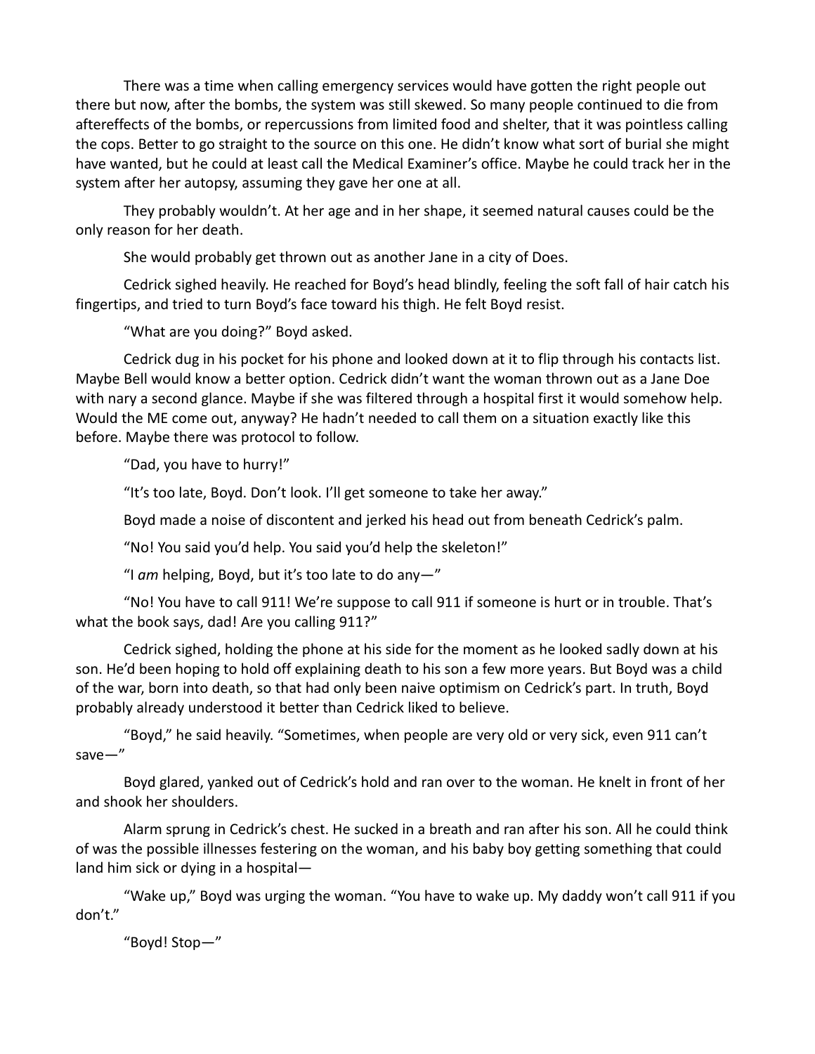There was a time when calling emergency services would have gotten the right people out there but now, after the bombs, the system was still skewed. So many people continued to die from aftereffects of the bombs, or repercussions from limited food and shelter, that it was pointless calling the cops. Better to go straight to the source on this one. He didn't know what sort of burial she might have wanted, but he could at least call the Medical Examiner's office. Maybe he could track her in the system after her autopsy, assuming they gave her one at all.

They probably wouldn't. At her age and in her shape, it seemed natural causes could be the only reason for her death.

She would probably get thrown out as another Jane in a city of Does.

Cedrick sighed heavily. He reached for Boyd's head blindly, feeling the soft fall of hair catch his fingertips, and tried to turn Boyd's face toward his thigh. He felt Boyd resist.

"What are you doing?" Boyd asked.

Cedrick dug in his pocket for his phone and looked down at it to flip through his contacts list. Maybe Bell would know a better option. Cedrick didn't want the woman thrown out as a Jane Doe with nary a second glance. Maybe if she was filtered through a hospital first it would somehow help. Would the ME come out, anyway? He hadn't needed to call them on a situation exactly like this before. Maybe there was protocol to follow.

"Dad, you have to hurry!"

"It's too late, Boyd. Don't look. I'll get someone to take her away."

Boyd made a noise of discontent and jerked his head out from beneath Cedrick's palm.

"No! You said you'd help. You said you'd help the skeleton!"

"I *am* helping, Boyd, but it's too late to do any—"

"No! You have to call 911! We're suppose to call 911 if someone is hurt or in trouble. That's what the book says, dad! Are you calling 911?"

Cedrick sighed, holding the phone at his side for the moment as he looked sadly down at his son. He'd been hoping to hold off explaining death to his son a few more years. But Boyd was a child of the war, born into death, so that had only been naive optimism on Cedrick's part. In truth, Boyd probably already understood it better than Cedrick liked to believe.

"Boyd," he said heavily. "Sometimes, when people are very old or very sick, even 911 can't save—"

Boyd glared, yanked out of Cedrick's hold and ran over to the woman. He knelt in front of her and shook her shoulders.

Alarm sprung in Cedrick's chest. He sucked in a breath and ran after his son. All he could think of was the possible illnesses festering on the woman, and his baby boy getting something that could land him sick or dying in a hospital—

"Wake up," Boyd was urging the woman. "You have to wake up. My daddy won't call 911 if you don't."

"Boyd! Stop—"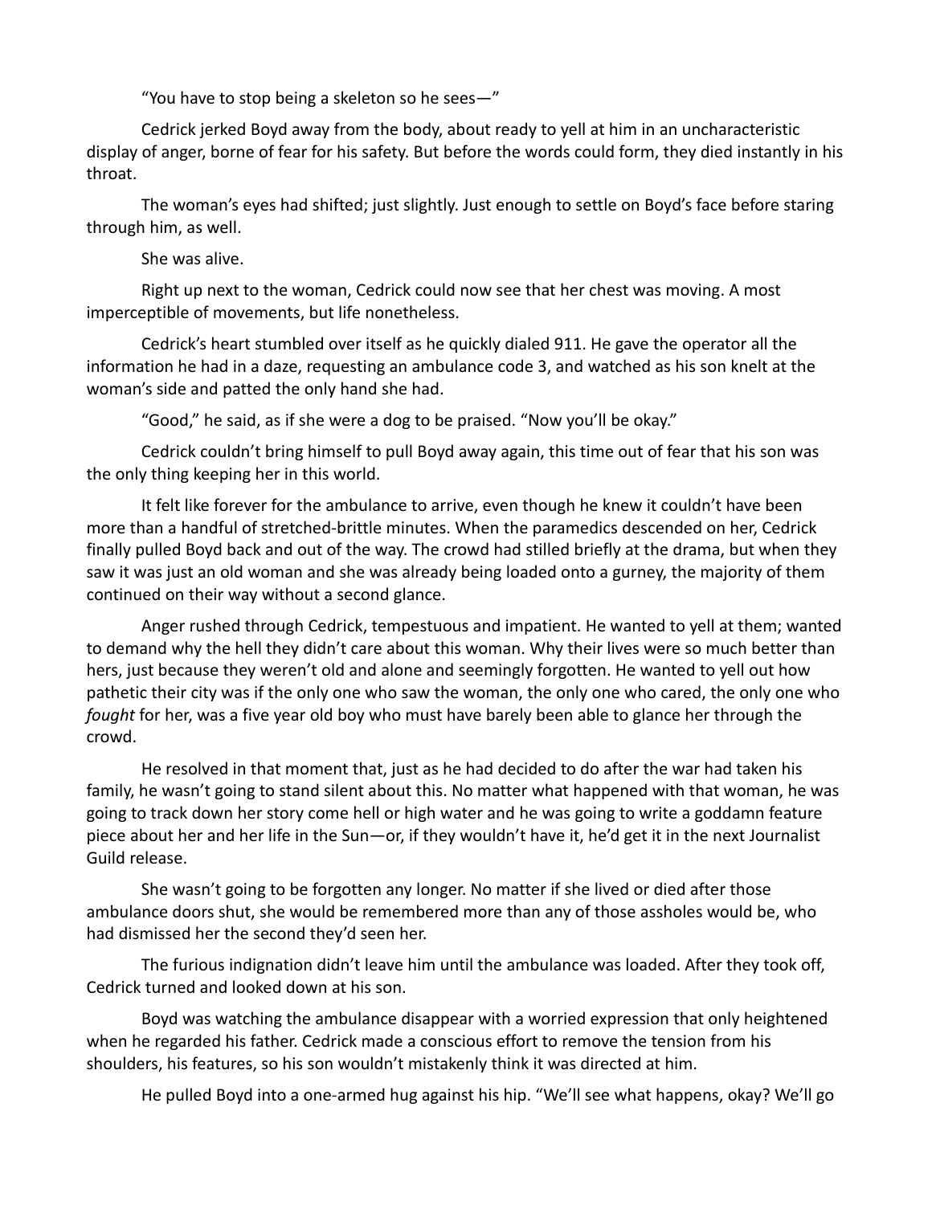"You have to stop being a skeleton so he sees—"

Cedrick jerked Boyd away from the body, about ready to yell at him in an uncharacteristic display of anger, borne of fear for his safety. But before the words could form, they died instantly in his throat.

The woman's eyes had shifted; just slightly. Just enough to settle on Boyd's face before staring through him, as well.

She was alive.

Right up next to the woman, Cedrick could now see that her chest was moving. A most imperceptible of movements, but life nonetheless.

Cedrick's heart stumbled over itself as he quickly dialed 911. He gave the operator all the information he had in a daze, requesting an ambulance code 3, and watched as his son knelt at the woman's side and patted the only hand she had.

"Good," he said, as if she were a dog to be praised. "Now you'll be okay."

Cedrick couldn't bring himself to pull Boyd away again, this time out of fear that his son was the only thing keeping her in this world.

It felt like forever for the ambulance to arrive, even though he knew it couldn't have been more than a handful of stretched-brittle minutes. When the paramedics descended on her, Cedrick finally pulled Boyd back and out of the way. The crowd had stilled briefly at the drama, but when they saw it was just an old woman and she was already being loaded onto a gurney, the majority of them continued on their way without a second glance.

Anger rushed through Cedrick, tempestuous and impatient. He wanted to yell at them; wanted to demand why the hell they didn't care about this woman. Why their lives were so much better than hers, just because they weren't old and alone and seemingly forgotten. He wanted to yell out how pathetic their city was if the only one who saw the woman, the only one who cared, the only one who *fought* for her, was a five year old boy who must have barely been able to glance her through the crowd.

He resolved in that moment that, just as he had decided to do after the war had taken his family, he wasn't going to stand silent about this. No matter what happened with that woman, he was going to track down her story come hell or high water and he was going to write a goddamn feature piece about her and her life in the Sun—or, if they wouldn't have it, he'd get it in the next Journalist Guild release.

She wasn't going to be forgotten any longer. No matter if she lived or died after those ambulance doors shut, she would be remembered more than any of those assholes would be, who had dismissed her the second they'd seen her.

The furious indignation didn't leave him until the ambulance was loaded. After they took off, Cedrick turned and looked down at his son.

Boyd was watching the ambulance disappear with a worried expression that only heightened when he regarded his father. Cedrick made a conscious effort to remove the tension from his shoulders, his features, so his son wouldn't mistakenly think it was directed at him.

He pulled Boyd into a one-armed hug against his hip. "We'll see what happens, okay? We'll go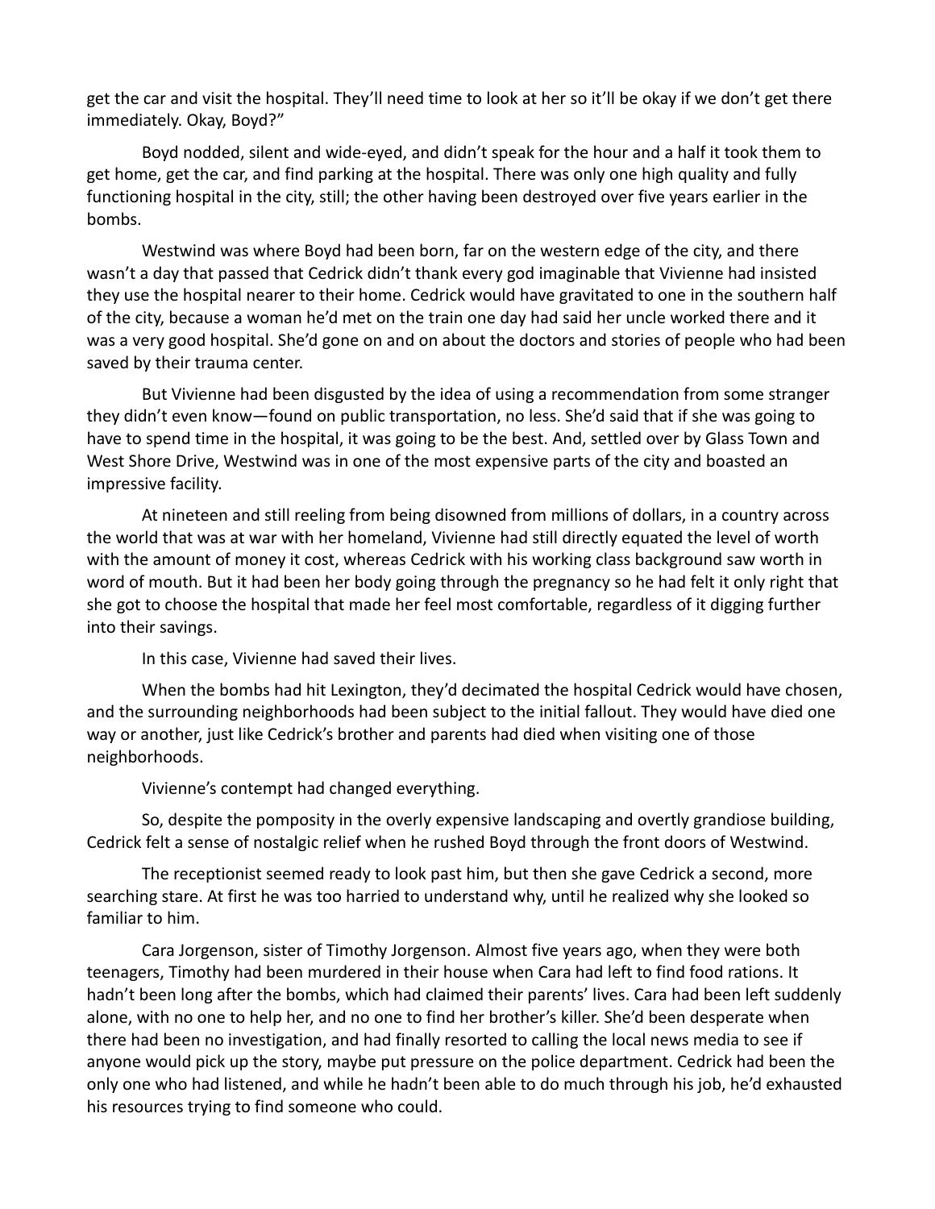get the car and visit the hospital. They'll need time to look at her so it'll be okay if we don't get there immediately. Okay, Boyd?"

Boyd nodded, silent and wide-eyed, and didn't speak for the hour and a half it took them to get home, get the car, and find parking at the hospital. There was only one high quality and fully functioning hospital in the city, still; the other having been destroyed over five years earlier in the bombs.

Westwind was where Boyd had been born, far on the western edge of the city, and there wasn't a day that passed that Cedrick didn't thank every god imaginable that Vivienne had insisted they use the hospital nearer to their home. Cedrick would have gravitated to one in the southern half of the city, because a woman he'd met on the train one day had said her uncle worked there and it was a very good hospital. She'd gone on and on about the doctors and stories of people who had been saved by their trauma center.

But Vivienne had been disgusted by the idea of using a recommendation from some stranger they didn't even know—found on public transportation, no less. She'd said that if she was going to have to spend time in the hospital, it was going to be the best. And, settled over by Glass Town and West Shore Drive, Westwind was in one of the most expensive parts of the city and boasted an impressive facility.

At nineteen and still reeling from being disowned from millions of dollars, in a country across the world that was at war with her homeland, Vivienne had still directly equated the level of worth with the amount of money it cost, whereas Cedrick with his working class background saw worth in word of mouth. But it had been her body going through the pregnancy so he had felt it only right that she got to choose the hospital that made her feel most comfortable, regardless of it digging further into their savings.

In this case, Vivienne had saved their lives.

When the bombs had hit Lexington, they'd decimated the hospital Cedrick would have chosen, and the surrounding neighborhoods had been subject to the initial fallout. They would have died one way or another, just like Cedrick's brother and parents had died when visiting one of those neighborhoods.

Vivienne's contempt had changed everything.

So, despite the pomposity in the overly expensive landscaping and overtly grandiose building, Cedrick felt a sense of nostalgic relief when he rushed Boyd through the front doors of Westwind.

The receptionist seemed ready to look past him, but then she gave Cedrick a second, more searching stare. At first he was too harried to understand why, until he realized why she looked so familiar to him.

Cara Jorgenson, sister of Timothy Jorgenson. Almost five years ago, when they were both teenagers, Timothy had been murdered in their house when Cara had left to find food rations. It hadn't been long after the bombs, which had claimed their parents' lives. Cara had been left suddenly alone, with no one to help her, and no one to find her brother's killer. She'd been desperate when there had been no investigation, and had finally resorted to calling the local news media to see if anyone would pick up the story, maybe put pressure on the police department. Cedrick had been the only one who had listened, and while he hadn't been able to do much through his job, he'd exhausted his resources trying to find someone who could.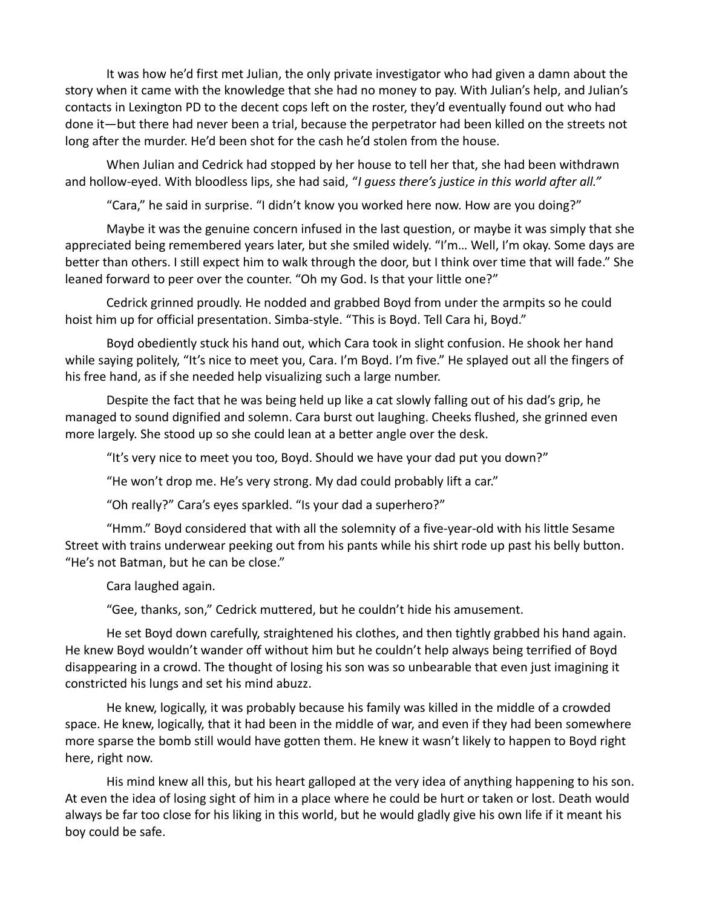It was how he'd first met Julian, the only private investigator who had given a damn about the story when it came with the knowledge that she had no money to pay. With Julian's help, and Julian's contacts in Lexington PD to the decent cops left on the roster, they'd eventually found out who had done it—but there had never been a trial, because the perpetrator had been killed on the streets not long after the murder. He'd been shot for the cash he'd stolen from the house.

When Julian and Cedrick had stopped by her house to tell her that, she had been withdrawn and hollow-eyed. With bloodless lips, she had said, "*I guess there's justice in this world after all.*"

"Cara," he said in surprise. "I didn't know you worked here now. How are you doing?"

Maybe it was the genuine concern infused in the last question, or maybe it was simply that she appreciated being remembered years later, but she smiled widely. "I'm… Well, I'm okay. Some days are better than others. I still expect him to walk through the door, but I think over time that will fade." She leaned forward to peer over the counter. "Oh my God. Is that your little one?"

Cedrick grinned proudly. He nodded and grabbed Boyd from under the armpits so he could hoist him up for official presentation. Simba-style. "This is Boyd. Tell Cara hi, Boyd."

Boyd obediently stuck his hand out, which Cara took in slight confusion. He shook her hand while saying politely, "It's nice to meet you, Cara. I'm Boyd. I'm five." He splayed out all the fingers of his free hand, as if she needed help visualizing such a large number.

Despite the fact that he was being held up like a cat slowly falling out of his dad's grip, he managed to sound dignified and solemn. Cara burst out laughing. Cheeks flushed, she grinned even more largely. She stood up so she could lean at a better angle over the desk.

"It's very nice to meet you too, Boyd. Should we have your dad put you down?"

"He won't drop me. He's very strong. My dad could probably lift a car."

"Oh really?" Cara's eyes sparkled. "Is your dad a superhero?"

"Hmm." Boyd considered that with all the solemnity of a five-year-old with his little Sesame Street with trains underwear peeking out from his pants while his shirt rode up past his belly button. "He's not Batman, but he can be close."

Cara laughed again.

"Gee, thanks, son," Cedrick muttered, but he couldn't hide his amusement.

He set Boyd down carefully, straightened his clothes, and then tightly grabbed his hand again. He knew Boyd wouldn't wander off without him but he couldn't help always being terrified of Boyd disappearing in a crowd. The thought of losing his son was so unbearable that even just imagining it constricted his lungs and set his mind abuzz.

He knew, logically, it was probably because his family was killed in the middle of a crowded space. He knew, logically, that it had been in the middle of war, and even if they had been somewhere more sparse the bomb still would have gotten them. He knew it wasn't likely to happen to Boyd right here, right now.

His mind knew all this, but his heart galloped at the very idea of anything happening to his son. At even the idea of losing sight of him in a place where he could be hurt or taken or lost. Death would always be far too close for his liking in this world, but he would gladly give his own life if it meant his boy could be safe.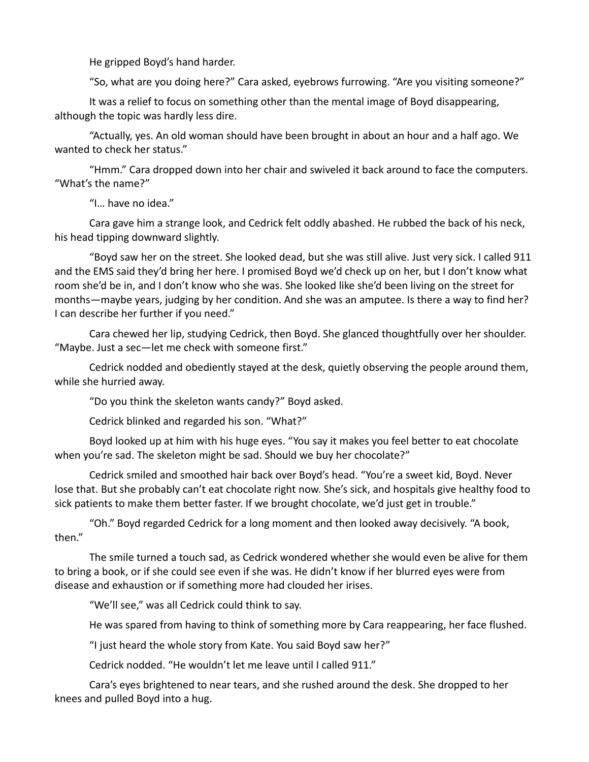He gripped Boyd's hand harder.

"So, what are you doing here?" Cara asked, eyebrows furrowing. "Are you visiting someone?"

It was a relief to focus on something other than the mental image of Boyd disappearing, although the topic was hardly less dire.

"Actually, yes. An old woman should have been brought in about an hour and a half ago. We wanted to check her status."

"Hmm." Cara dropped down into her chair and swiveled it back around to face the computers. "What's the name?"

"I… have no idea."

Cara gave him a strange look, and Cedrick felt oddly abashed. He rubbed the back of his neck, his head tipping downward slightly.

"Boyd saw her on the street. She looked dead, but she was still alive. Just very sick. I called 911 and the EMS said they'd bring her here. I promised Boyd we'd check up on her, but I don't know what room she'd be in, and I don't know who she was. She looked like she'd been living on the street for months—maybe years, judging by her condition. And she was an amputee. Is there a way to find her? I can describe her further if you need."

Cara chewed her lip, studying Cedrick, then Boyd. She glanced thoughtfully over her shoulder. "Maybe. Just a sec—let me check with someone first."

Cedrick nodded and obediently stayed at the desk, quietly observing the people around them, while she hurried away.

"Do you think the skeleton wants candy?" Boyd asked.

Cedrick blinked and regarded his son. "What?"

Boyd looked up at him with his huge eyes. "You say it makes you feel better to eat chocolate when you're sad. The skeleton might be sad. Should we buy her chocolate?"

Cedrick smiled and smoothed hair back over Boyd's head. "You're a sweet kid, Boyd. Never lose that. But she probably can't eat chocolate right now. She's sick, and hospitals give healthy food to sick patients to make them better faster. If we brought chocolate, we'd just get in trouble."

"Oh." Boyd regarded Cedrick for a long moment and then looked away decisively. "A book, then."

The smile turned a touch sad, as Cedrick wondered whether she would even be alive for them to bring a book, or if she could see even if she was. He didn't know if her blurred eyes were from disease and exhaustion or if something more had clouded her irises.

"We'll see," was all Cedrick could think to say.

He was spared from having to think of something more by Cara reappearing, her face flushed.

"I just heard the whole story from Kate. You said Boyd saw her?"

Cedrick nodded. "He wouldn't let me leave until I called 911."

Cara's eyes brightened to near tears, and she rushed around the desk. She dropped to her knees and pulled Boyd into a hug.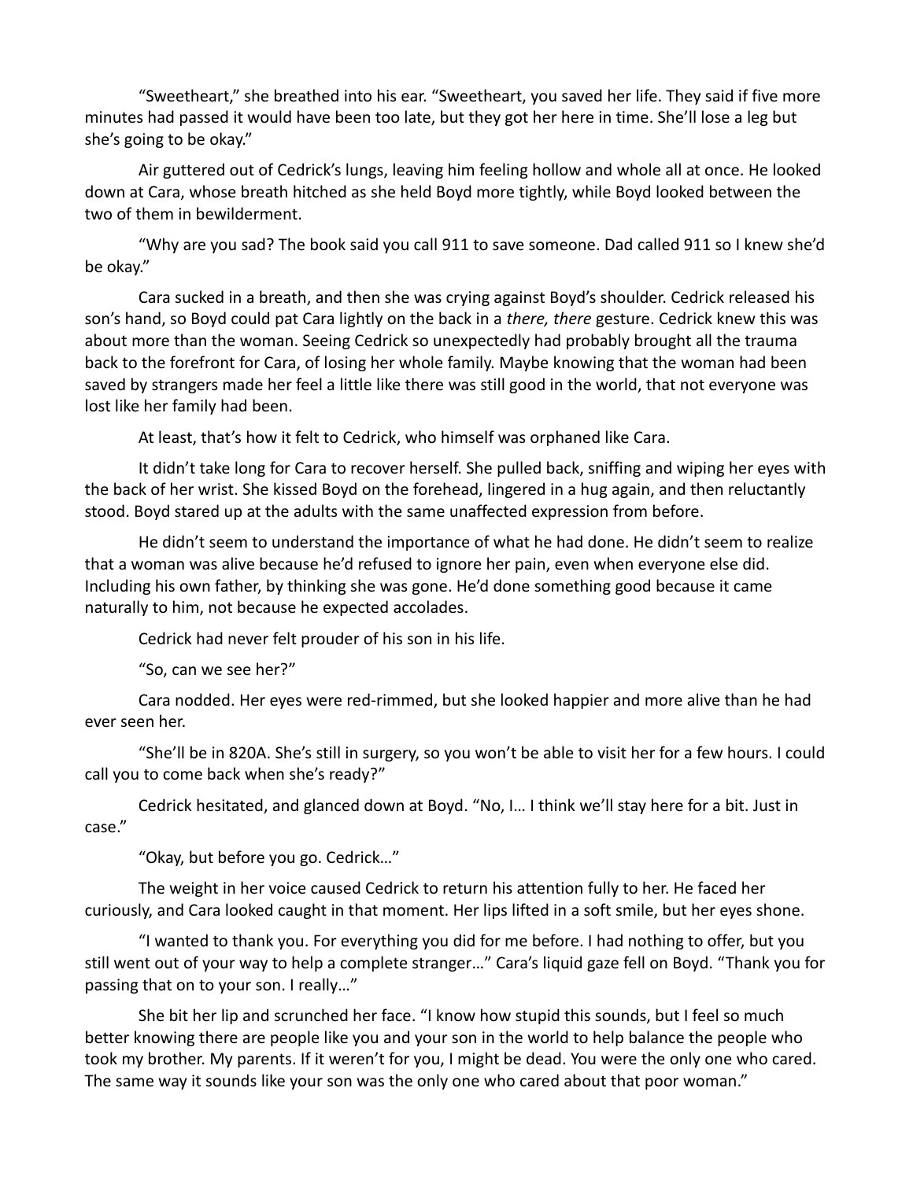"Sweetheart," she breathed into his ear. "Sweetheart, you saved her life. They said if five more minutes had passed it would have been too late, but they got her here in time. She'll lose a leg but she's going to be okay."

Air guttered out of Cedrick's lungs, leaving him feeling hollow and whole all at once. He looked down at Cara, whose breath hitched as she held Boyd more tightly, while Boyd looked between the two of them in bewilderment.

"Why are you sad? The book said you call 911 to save someone. Dad called 911 so I knew she'd be okay."

Cara sucked in a breath, and then she was crying against Boyd's shoulder. Cedrick released his son's hand, so Boyd could pat Cara lightly on the back in a *there, there* gesture. Cedrick knew this was about more than the woman. Seeing Cedrick so unexpectedly had probably brought all the trauma back to the forefront for Cara, of losing her whole family. Maybe knowing that the woman had been saved by strangers made her feel a little like there was still good in the world, that not everyone was lost like her family had been.

At least, that's how it felt to Cedrick, who himself was orphaned like Cara.

It didn't take long for Cara to recover herself. She pulled back, sniffing and wiping her eyes with the back of her wrist. She kissed Boyd on the forehead, lingered in a hug again, and then reluctantly stood. Boyd stared up at the adults with the same unaffected expression from before.

He didn't seem to understand the importance of what he had done. He didn't seem to realize that a woman was alive because he'd refused to ignore her pain, even when everyone else did. Including his own father, by thinking she was gone. He'd done something good because it came naturally to him, not because he expected accolades.

Cedrick had never felt prouder of his son in his life.

"So, can we see her?"

Cara nodded. Her eyes were red-rimmed, but she looked happier and more alive than he had ever seen her.

"She'll be in 820A. She's still in surgery, so you won't be able to visit her for a few hours. I could call you to come back when she's ready?"

Cedrick hesitated, and glanced down at Boyd. "No, I… I think we'll stay here for a bit. Just in case."

"Okay, but before you go. Cedrick…"

The weight in her voice caused Cedrick to return his attention fully to her. He faced her curiously, and Cara looked caught in that moment. Her lips lifted in a soft smile, but her eyes shone.

"I wanted to thank you. For everything you did for me before. I had nothing to offer, but you still went out of your way to help a complete stranger…" Cara's liquid gaze fell on Boyd. "Thank you for passing that on to your son. I really…"

She bit her lip and scrunched her face. "I know how stupid this sounds, but I feel so much better knowing there are people like you and your son in the world to help balance the people who took my brother. My parents. If it weren't for you, I might be dead. You were the only one who cared. The same way it sounds like your son was the only one who cared about that poor woman."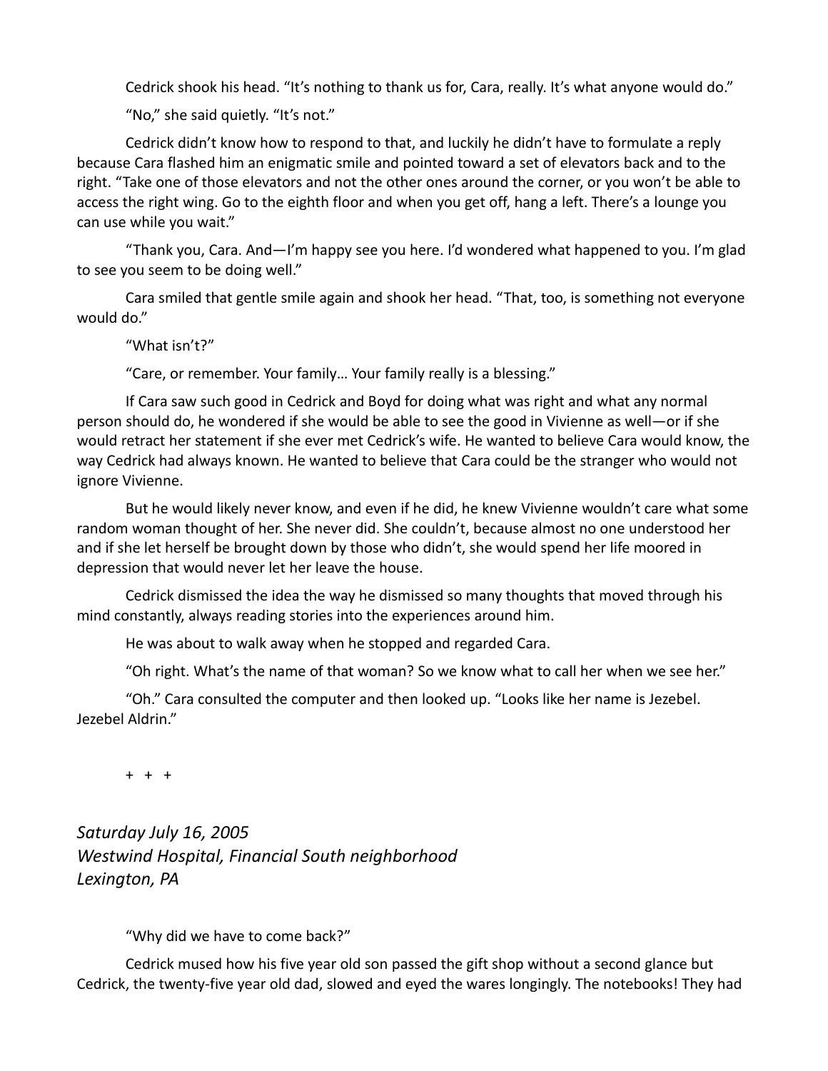Cedrick shook his head. "It's nothing to thank us for, Cara, really. It's what anyone would do."

"No," she said quietly. "It's not."

Cedrick didn't know how to respond to that, and luckily he didn't have to formulate a reply because Cara flashed him an enigmatic smile and pointed toward a set of elevators back and to the right. "Take one of those elevators and not the other ones around the corner, or you won't be able to access the right wing. Go to the eighth floor and when you get off, hang a left. There's a lounge you can use while you wait."

"Thank you, Cara. And—I'm happy see you here. I'd wondered what happened to you. I'm glad to see you seem to be doing well."

Cara smiled that gentle smile again and shook her head. "That, too, is something not everyone would do."

"What isn't?"

"Care, or remember. Your family… Your family really is a blessing."

If Cara saw such good in Cedrick and Boyd for doing what was right and what any normal person should do, he wondered if she would be able to see the good in Vivienne as well—or if she would retract her statement if she ever met Cedrick's wife. He wanted to believe Cara would know, the way Cedrick had always known. He wanted to believe that Cara could be the stranger who would not ignore Vivienne.

But he would likely never know, and even if he did, he knew Vivienne wouldn't care what some random woman thought of her. She never did. She couldn't, because almost no one understood her and if she let herself be brought down by those who didn't, she would spend her life moored in depression that would never let her leave the house.

Cedrick dismissed the idea the way he dismissed so many thoughts that moved through his mind constantly, always reading stories into the experiences around him.

He was about to walk away when he stopped and regarded Cara.

"Oh right. What's the name of that woman? So we know what to call her when we see her."

"Oh." Cara consulted the computer and then looked up. "Looks like her name is Jezebel. Jezebel Aldrin."

+ + +

*Saturday July 16, 2005*
*Westwind Hospital, Financial South neighborhood*
*Lexington, PA*

"Why did we have to come back?"

Cedrick mused how his five year old son passed the gift shop without a second glance but Cedrick, the twenty-five year old dad, slowed and eyed the wares longingly. The notebooks! They had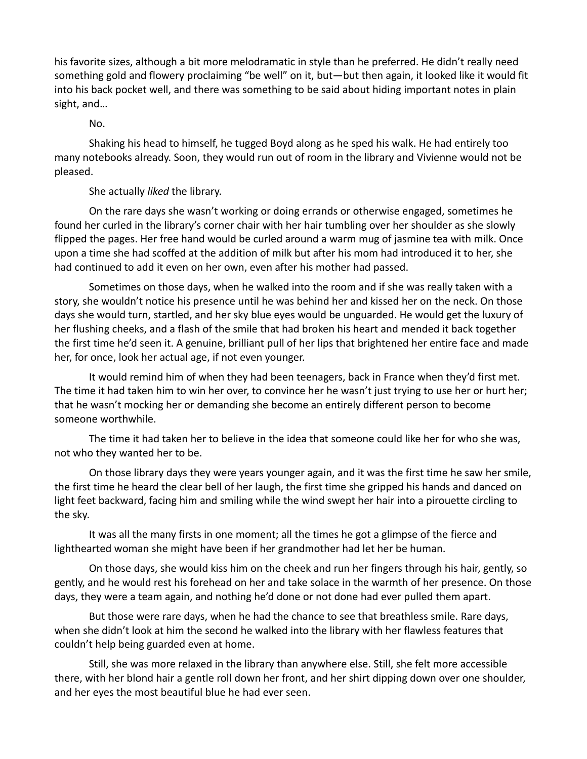his favorite sizes, although a bit more melodramatic in style than he preferred. He didn't really need something gold and flowery proclaiming "be well" on it, but—but then again, it looked like it would fit into his back pocket well, and there was something to be said about hiding important notes in plain sight, and…

No.

Shaking his head to himself, he tugged Boyd along as he sped his walk. He had entirely too many notebooks already. Soon, they would run out of room in the library and Vivienne would not be pleased.

She actually *liked* the library.

On the rare days she wasn't working or doing errands or otherwise engaged, sometimes he found her curled in the library's corner chair with her hair tumbling over her shoulder as she slowly flipped the pages. Her free hand would be curled around a warm mug of jasmine tea with milk. Once upon a time she had scoffed at the addition of milk but after his mom had introduced it to her, she had continued to add it even on her own, even after his mother had passed.

Sometimes on those days, when he walked into the room and if she was really taken with a story, she wouldn't notice his presence until he was behind her and kissed her on the neck. On those days she would turn, startled, and her sky blue eyes would be unguarded. He would get the luxury of her flushing cheeks, and a flash of the smile that had broken his heart and mended it back together the first time he'd seen it. A genuine, brilliant pull of her lips that brightened her entire face and made her, for once, look her actual age, if not even younger.

It would remind him of when they had been teenagers, back in France when they'd first met. The time it had taken him to win her over, to convince her he wasn't just trying to use her or hurt her; that he wasn't mocking her or demanding she become an entirely different person to become someone worthwhile.

The time it had taken her to believe in the idea that someone could like her for who she was, not who they wanted her to be.

On those library days they were years younger again, and it was the first time he saw her smile, the first time he heard the clear bell of her laugh, the first time she gripped his hands and danced on light feet backward, facing him and smiling while the wind swept her hair into a pirouette circling to the sky.

It was all the many firsts in one moment; all the times he got a glimpse of the fierce and lighthearted woman she might have been if her grandmother had let her be human.

On those days, she would kiss him on the cheek and run her fingers through his hair, gently, so gently, and he would rest his forehead on her and take solace in the warmth of her presence. On those days, they were a team again, and nothing he'd done or not done had ever pulled them apart.

But those were rare days, when he had the chance to see that breathless smile. Rare days, when she didn't look at him the second he walked into the library with her flawless features that couldn't help being guarded even at home.

Still, she was more relaxed in the library than anywhere else. Still, she felt more accessible there, with her blond hair a gentle roll down her front, and her shirt dipping down over one shoulder, and her eyes the most beautiful blue he had ever seen.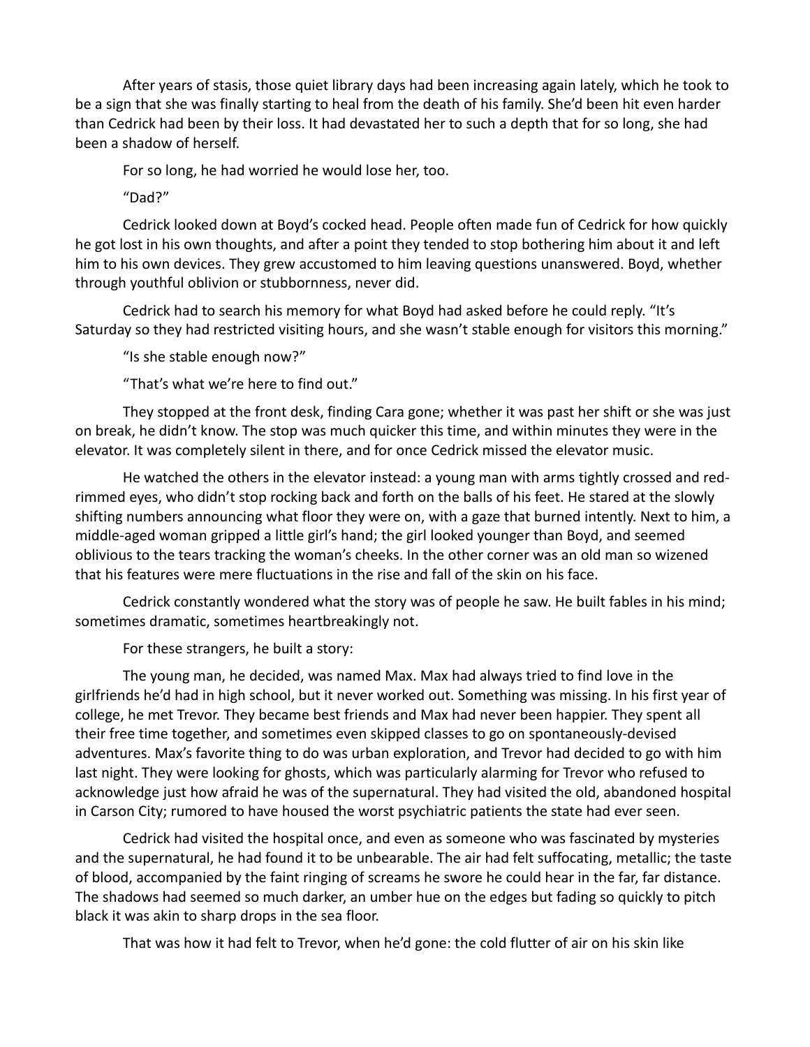After years of stasis, those quiet library days had been increasing again lately, which he took to be a sign that she was finally starting to heal from the death of his family. She'd been hit even harder than Cedrick had been by their loss. It had devastated her to such a depth that for so long, she had been a shadow of herself.

For so long, he had worried he would lose her, too.

"Dad?"

Cedrick looked down at Boyd's cocked head. People often made fun of Cedrick for how quickly he got lost in his own thoughts, and after a point they tended to stop bothering him about it and left him to his own devices. They grew accustomed to him leaving questions unanswered. Boyd, whether through youthful oblivion or stubbornness, never did.

Cedrick had to search his memory for what Boyd had asked before he could reply. "It's Saturday so they had restricted visiting hours, and she wasn't stable enough for visitors this morning."

"Is she stable enough now?"

"That's what we're here to find out."

They stopped at the front desk, finding Cara gone; whether it was past her shift or she was just on break, he didn't know. The stop was much quicker this time, and within minutes they were in the elevator. It was completely silent in there, and for once Cedrick missed the elevator music.

He watched the others in the elevator instead: a young man with arms tightly crossed and red-rimmed eyes, who didn't stop rocking back and forth on the balls of his feet. He stared at the slowly shifting numbers announcing what floor they were on, with a gaze that burned intently. Next to him, a middle-aged woman gripped a little girl's hand; the girl looked younger than Boyd, and seemed oblivious to the tears tracking the woman's cheeks. In the other corner was an old man so wizened that his features were mere fluctuations in the rise and fall of the skin on his face.

Cedrick constantly wondered what the story was of people he saw. He built fables in his mind; sometimes dramatic, sometimes heartbreakingly not.

For these strangers, he built a story:

The young man, he decided, was named Max. Max had always tried to find love in the girlfriends he'd had in high school, but it never worked out. Something was missing. In his first year of college, he met Trevor. They became best friends and Max had never been happier. They spent all their free time together, and sometimes even skipped classes to go on spontaneously-devised adventures. Max's favorite thing to do was urban exploration, and Trevor had decided to go with him last night. They were looking for ghosts, which was particularly alarming for Trevor who refused to acknowledge just how afraid he was of the supernatural. They had visited the old, abandoned hospital in Carson City; rumored to have housed the worst psychiatric patients the state had ever seen.

Cedrick had visited the hospital once, and even as someone who was fascinated by mysteries and the supernatural, he had found it to be unbearable. The air had felt suffocating, metallic; the taste of blood, accompanied by the faint ringing of screams he swore he could hear in the far, far distance. The shadows had seemed so much darker, an umber hue on the edges but fading so quickly to pitch black it was akin to sharp drops in the sea floor.

That was how it had felt to Trevor, when he'd gone: the cold flutter of air on his skin like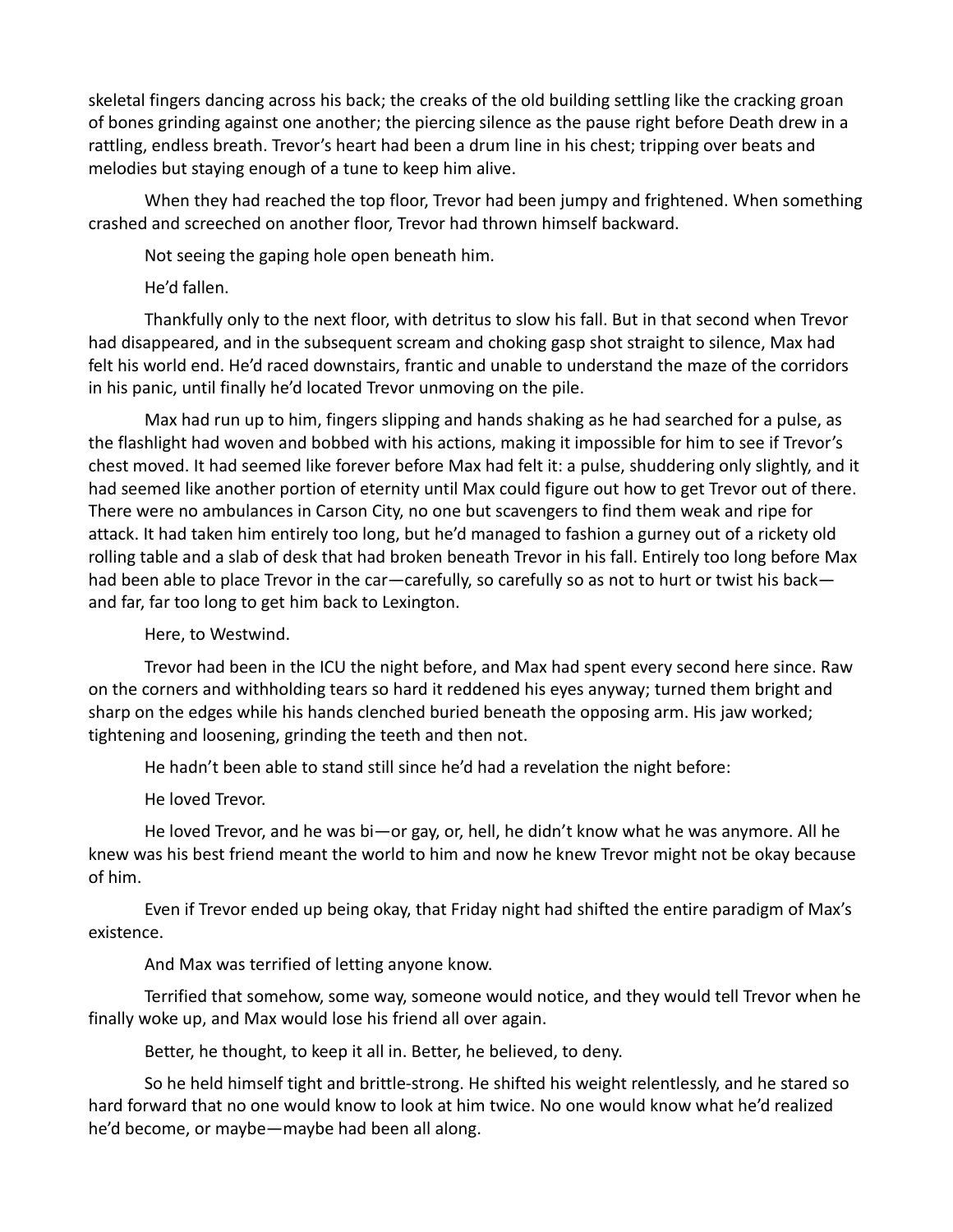skeletal fingers dancing across his back; the creaks of the old building settling like the cracking groan of bones grinding against one another; the piercing silence as the pause right before Death drew in a rattling, endless breath. Trevor's heart had been a drum line in his chest; tripping over beats and melodies but staying enough of a tune to keep him alive.

When they had reached the top floor, Trevor had been jumpy and frightened. When something crashed and screeched on another floor, Trevor had thrown himself backward.

Not seeing the gaping hole open beneath him.

He'd fallen.

Thankfully only to the next floor, with detritus to slow his fall. But in that second when Trevor had disappeared, and in the subsequent scream and choking gasp shot straight to silence, Max had felt his world end. He'd raced downstairs, frantic and unable to understand the maze of the corridors in his panic, until finally he'd located Trevor unmoving on the pile.

Max had run up to him, fingers slipping and hands shaking as he had searched for a pulse, as the flashlight had woven and bobbed with his actions, making it impossible for him to see if Trevor's chest moved. It had seemed like forever before Max had felt it: a pulse, shuddering only slightly, and it had seemed like another portion of eternity until Max could figure out how to get Trevor out of there. There were no ambulances in Carson City, no one but scavengers to find them weak and ripe for attack. It had taken him entirely too long, but he'd managed to fashion a gurney out of a rickety old rolling table and a slab of desk that had broken beneath Trevor in his fall. Entirely too long before Max had been able to place Trevor in the car—carefully, so carefully so as not to hurt or twist his back—and far, far too long to get him back to Lexington.

Here, to Westwind.

Trevor had been in the ICU the night before, and Max had spent every second here since. Raw on the corners and withholding tears so hard it reddened his eyes anyway; turned them bright and sharp on the edges while his hands clenched buried beneath the opposing arm. His jaw worked; tightening and loosening, grinding the teeth and then not.

He hadn't been able to stand still since he'd had a revelation the night before:

He loved Trevor.

He loved Trevor, and he was bi—or gay, or, hell, he didn't know what he was anymore. All he knew was his best friend meant the world to him and now he knew Trevor might not be okay because of him.

Even if Trevor ended up being okay, that Friday night had shifted the entire paradigm of Max's existence.

And Max was terrified of letting anyone know.

Terrified that somehow, some way, someone would notice, and they would tell Trevor when he finally woke up, and Max would lose his friend all over again.

Better, he thought, to keep it all in. Better, he believed, to deny.

So he held himself tight and brittle-strong. He shifted his weight relentlessly, and he stared so hard forward that no one would know to look at him twice. No one would know what he'd realized he'd become, or maybe—maybe had been all along.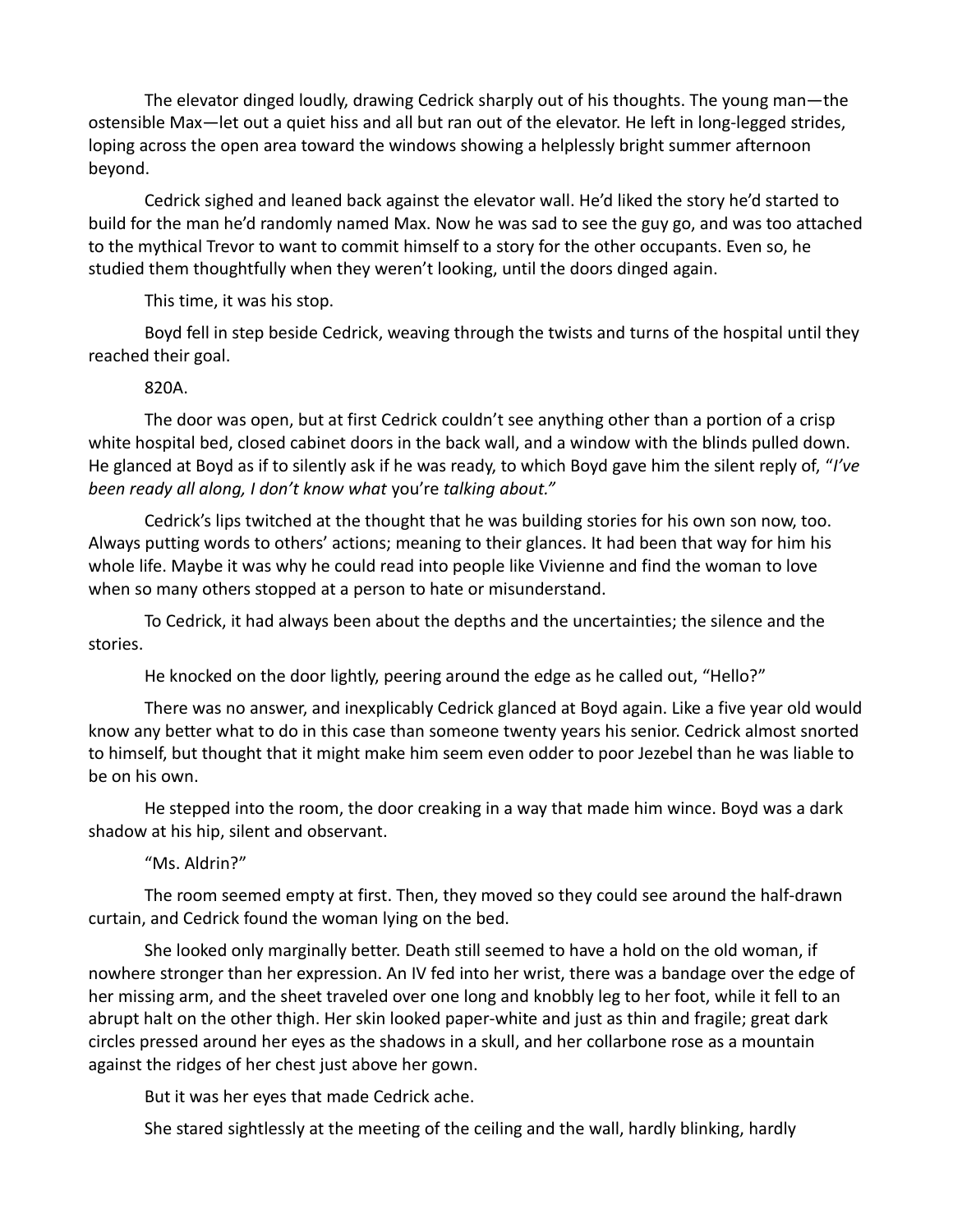The elevator dinged loudly, drawing Cedrick sharply out of his thoughts. The young man—the ostensible Max—let out a quiet hiss and all but ran out of the elevator. He left in long-legged strides, loping across the open area toward the windows showing a helplessly bright summer afternoon beyond.

Cedrick sighed and leaned back against the elevator wall. He'd liked the story he'd started to build for the man he'd randomly named Max. Now he was sad to see the guy go, and was too attached to the mythical Trevor to want to commit himself to a story for the other occupants. Even so, he studied them thoughtfully when they weren't looking, until the doors dinged again.

This time, it was his stop.

Boyd fell in step beside Cedrick, weaving through the twists and turns of the hospital until they reached their goal.

820A.

The door was open, but at first Cedrick couldn't see anything other than a portion of a crisp white hospital bed, closed cabinet doors in the back wall, and a window with the blinds pulled down. He glanced at Boyd as if to silently ask if he was ready, to which Boyd gave him the silent reply of, "*I've been ready all along, I don't know what* you're *talking about."*

Cedrick's lips twitched at the thought that he was building stories for his own son now, too. Always putting words to others' actions; meaning to their glances. It had been that way for him his whole life. Maybe it was why he could read into people like Vivienne and find the woman to love when so many others stopped at a person to hate or misunderstand.

To Cedrick, it had always been about the depths and the uncertainties; the silence and the stories.

He knocked on the door lightly, peering around the edge as he called out, "Hello?"

There was no answer, and inexplicably Cedrick glanced at Boyd again. Like a five year old would know any better what to do in this case than someone twenty years his senior. Cedrick almost snorted to himself, but thought that it might make him seem even odder to poor Jezebel than he was liable to be on his own.

He stepped into the room, the door creaking in a way that made him wince. Boyd was a dark shadow at his hip, silent and observant.

"Ms. Aldrin?"

The room seemed empty at first. Then, they moved so they could see around the half-drawn curtain, and Cedrick found the woman lying on the bed.

She looked only marginally better. Death still seemed to have a hold on the old woman, if nowhere stronger than her expression. An IV fed into her wrist, there was a bandage over the edge of her missing arm, and the sheet traveled over one long and knobbly leg to her foot, while it fell to an abrupt halt on the other thigh. Her skin looked paper-white and just as thin and fragile; great dark circles pressed around her eyes as the shadows in a skull, and her collarbone rose as a mountain against the ridges of her chest just above her gown.

But it was her eyes that made Cedrick ache.

She stared sightlessly at the meeting of the ceiling and the wall, hardly blinking, hardly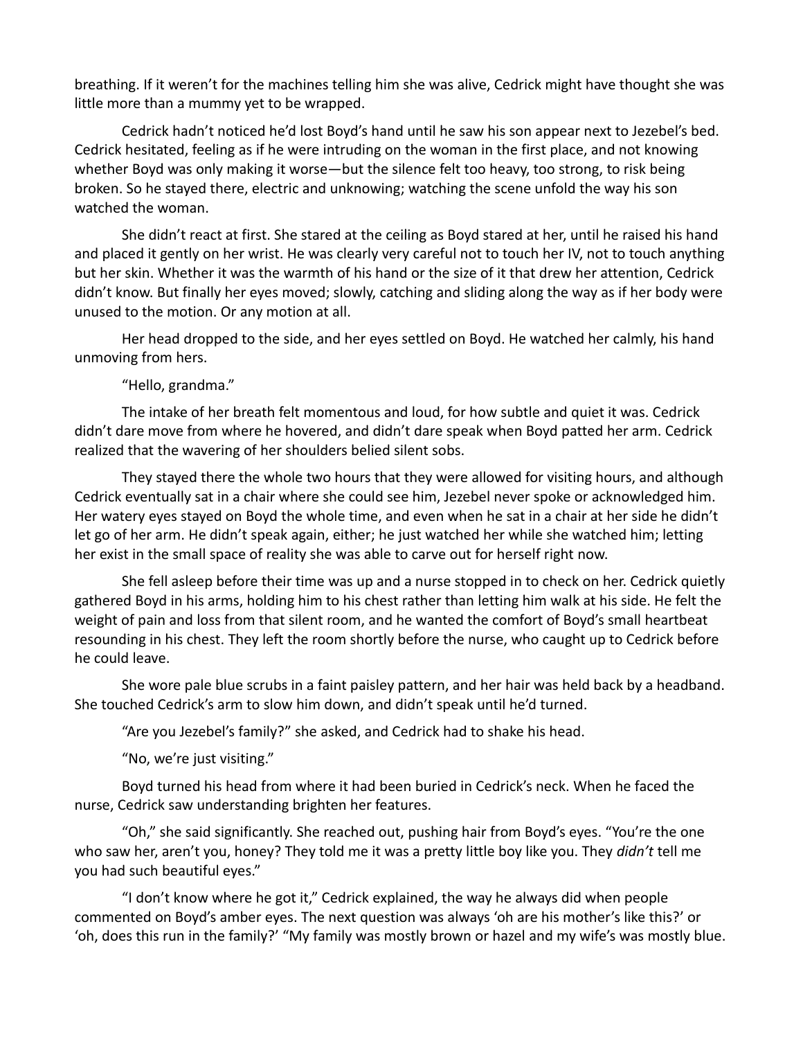breathing. If it weren't for the machines telling him she was alive, Cedrick might have thought she was little more than a mummy yet to be wrapped.

Cedrick hadn't noticed he'd lost Boyd's hand until he saw his son appear next to Jezebel's bed. Cedrick hesitated, feeling as if he were intruding on the woman in the first place, and not knowing whether Boyd was only making it worse—but the silence felt too heavy, too strong, to risk being broken. So he stayed there, electric and unknowing; watching the scene unfold the way his son watched the woman.

She didn't react at first. She stared at the ceiling as Boyd stared at her, until he raised his hand and placed it gently on her wrist. He was clearly very careful not to touch her IV, not to touch anything but her skin. Whether it was the warmth of his hand or the size of it that drew her attention, Cedrick didn't know. But finally her eyes moved; slowly, catching and sliding along the way as if her body were unused to the motion. Or any motion at all.

Her head dropped to the side, and her eyes settled on Boyd. He watched her calmly, his hand unmoving from hers.

"Hello, grandma."

The intake of her breath felt momentous and loud, for how subtle and quiet it was. Cedrick didn't dare move from where he hovered, and didn't dare speak when Boyd patted her arm. Cedrick realized that the wavering of her shoulders belied silent sobs.

They stayed there the whole two hours that they were allowed for visiting hours, and although Cedrick eventually sat in a chair where she could see him, Jezebel never spoke or acknowledged him. Her watery eyes stayed on Boyd the whole time, and even when he sat in a chair at her side he didn't let go of her arm. He didn't speak again, either; he just watched her while she watched him; letting her exist in the small space of reality she was able to carve out for herself right now.

She fell asleep before their time was up and a nurse stopped in to check on her. Cedrick quietly gathered Boyd in his arms, holding him to his chest rather than letting him walk at his side. He felt the weight of pain and loss from that silent room, and he wanted the comfort of Boyd's small heartbeat resounding in his chest. They left the room shortly before the nurse, who caught up to Cedrick before he could leave.

She wore pale blue scrubs in a faint paisley pattern, and her hair was held back by a headband. She touched Cedrick's arm to slow him down, and didn't speak until he'd turned.

"Are you Jezebel's family?" she asked, and Cedrick had to shake his head.

"No, we're just visiting."

Boyd turned his head from where it had been buried in Cedrick's neck. When he faced the nurse, Cedrick saw understanding brighten her features.

"Oh," she said significantly. She reached out, pushing hair from Boyd's eyes. "You're the one who saw her, aren't you, honey? They told me it was a pretty little boy like you. They *didn't* tell me you had such beautiful eyes."

"I don't know where he got it," Cedrick explained, the way he always did when people commented on Boyd's amber eyes. The next question was always 'oh are his mother's like this?' or 'oh, does this run in the family?' "My family was mostly brown or hazel and my wife's was mostly blue.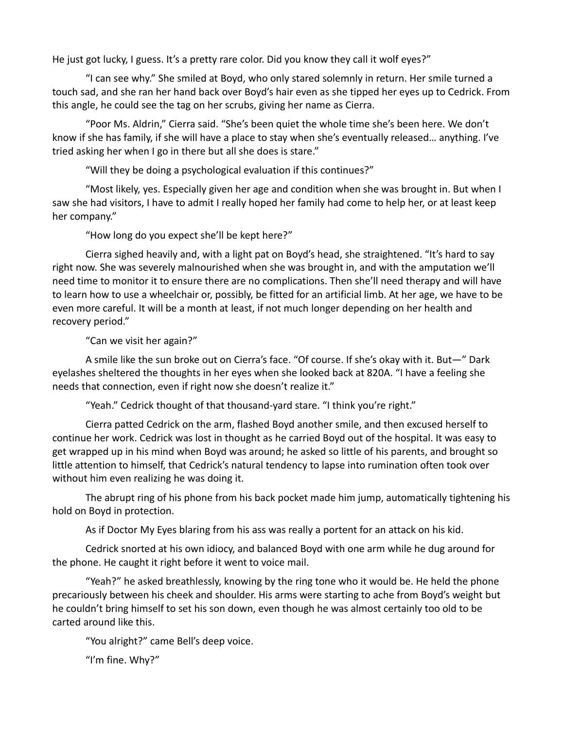He just got lucky, I guess. It's a pretty rare color. Did you know they call it wolf eyes?"

"I can see why." She smiled at Boyd, who only stared solemnly in return. Her smile turned a touch sad, and she ran her hand back over Boyd's hair even as she tipped her eyes up to Cedrick. From this angle, he could see the tag on her scrubs, giving her name as Cierra.

"Poor Ms. Aldrin," Cierra said. "She's been quiet the whole time she's been here. We don't know if she has family, if she will have a place to stay when she's eventually released… anything. I've tried asking her when I go in there but all she does is stare."

"Will they be doing a psychological evaluation if this continues?"

"Most likely, yes. Especially given her age and condition when she was brought in. But when I saw she had visitors, I have to admit I really hoped her family had come to help her, or at least keep her company."

"How long do you expect she'll be kept here?"

Cierra sighed heavily and, with a light pat on Boyd's head, she straightened. "It's hard to say right now. She was severely malnourished when she was brought in, and with the amputation we'll need time to monitor it to ensure there are no complications. Then she'll need therapy and will have to learn how to use a wheelchair or, possibly, be fitted for an artificial limb. At her age, we have to be even more careful. It will be a month at least, if not much longer depending on her health and recovery period."

"Can we visit her again?"

A smile like the sun broke out on Cierra's face. "Of course. If she's okay with it. But—" Dark eyelashes sheltered the thoughts in her eyes when she looked back at 820A. "I have a feeling she needs that connection, even if right now she doesn't realize it."

"Yeah." Cedrick thought of that thousand-yard stare. "I think you're right."

Cierra patted Cedrick on the arm, flashed Boyd another smile, and then excused herself to continue her work. Cedrick was lost in thought as he carried Boyd out of the hospital. It was easy to get wrapped up in his mind when Boyd was around; he asked so little of his parents, and brought so little attention to himself, that Cedrick's natural tendency to lapse into rumination often took over without him even realizing he was doing it.

The abrupt ring of his phone from his back pocket made him jump, automatically tightening his hold on Boyd in protection.

As if Doctor My Eyes blaring from his ass was really a portent for an attack on his kid.

Cedrick snorted at his own idiocy, and balanced Boyd with one arm while he dug around for the phone. He caught it right before it went to voice mail.

"Yeah?" he asked breathlessly, knowing by the ring tone who it would be. He held the phone precariously between his cheek and shoulder. His arms were starting to ache from Boyd's weight but he couldn't bring himself to set his son down, even though he was almost certainly too old to be carted around like this.

"You alright?" came Bell's deep voice.

"I'm fine. Why?"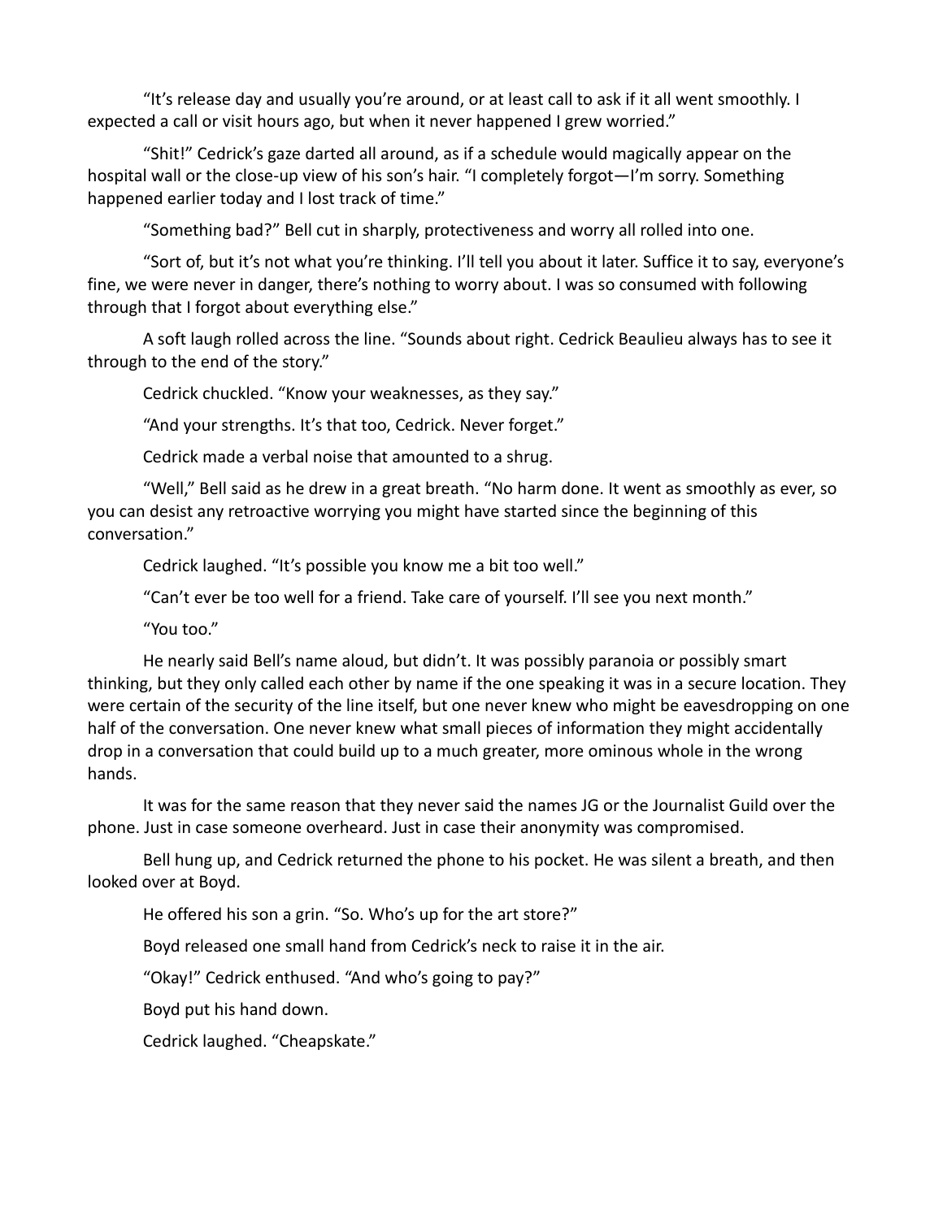"It's release day and usually you're around, or at least call to ask if it all went smoothly. I expected a call or visit hours ago, but when it never happened I grew worried."

"Shit!" Cedrick's gaze darted all around, as if a schedule would magically appear on the hospital wall or the close-up view of his son's hair. "I completely forgot—I'm sorry. Something happened earlier today and I lost track of time."

"Something bad?" Bell cut in sharply, protectiveness and worry all rolled into one.

"Sort of, but it's not what you're thinking. I'll tell you about it later. Suffice it to say, everyone's fine, we were never in danger, there's nothing to worry about. I was so consumed with following through that I forgot about everything else."

A soft laugh rolled across the line. "Sounds about right. Cedrick Beaulieu always has to see it through to the end of the story."

Cedrick chuckled. "Know your weaknesses, as they say."

"And your strengths. It's that too, Cedrick. Never forget."

Cedrick made a verbal noise that amounted to a shrug.

"Well," Bell said as he drew in a great breath. "No harm done. It went as smoothly as ever, so you can desist any retroactive worrying you might have started since the beginning of this conversation."

Cedrick laughed. "It's possible you know me a bit too well."

"Can't ever be too well for a friend. Take care of yourself. I'll see you next month."

"You too."

He nearly said Bell's name aloud, but didn't. It was possibly paranoia or possibly smart thinking, but they only called each other by name if the one speaking it was in a secure location. They were certain of the security of the line itself, but one never knew who might be eavesdropping on one half of the conversation. One never knew what small pieces of information they might accidentally drop in a conversation that could build up to a much greater, more ominous whole in the wrong hands.

It was for the same reason that they never said the names JG or the Journalist Guild over the phone. Just in case someone overheard. Just in case their anonymity was compromised.

Bell hung up, and Cedrick returned the phone to his pocket. He was silent a breath, and then looked over at Boyd.

He offered his son a grin. "So. Who's up for the art store?"

Boyd released one small hand from Cedrick's neck to raise it in the air.

"Okay!" Cedrick enthused. "And who's going to pay?"

Boyd put his hand down.

Cedrick laughed. "Cheapskate."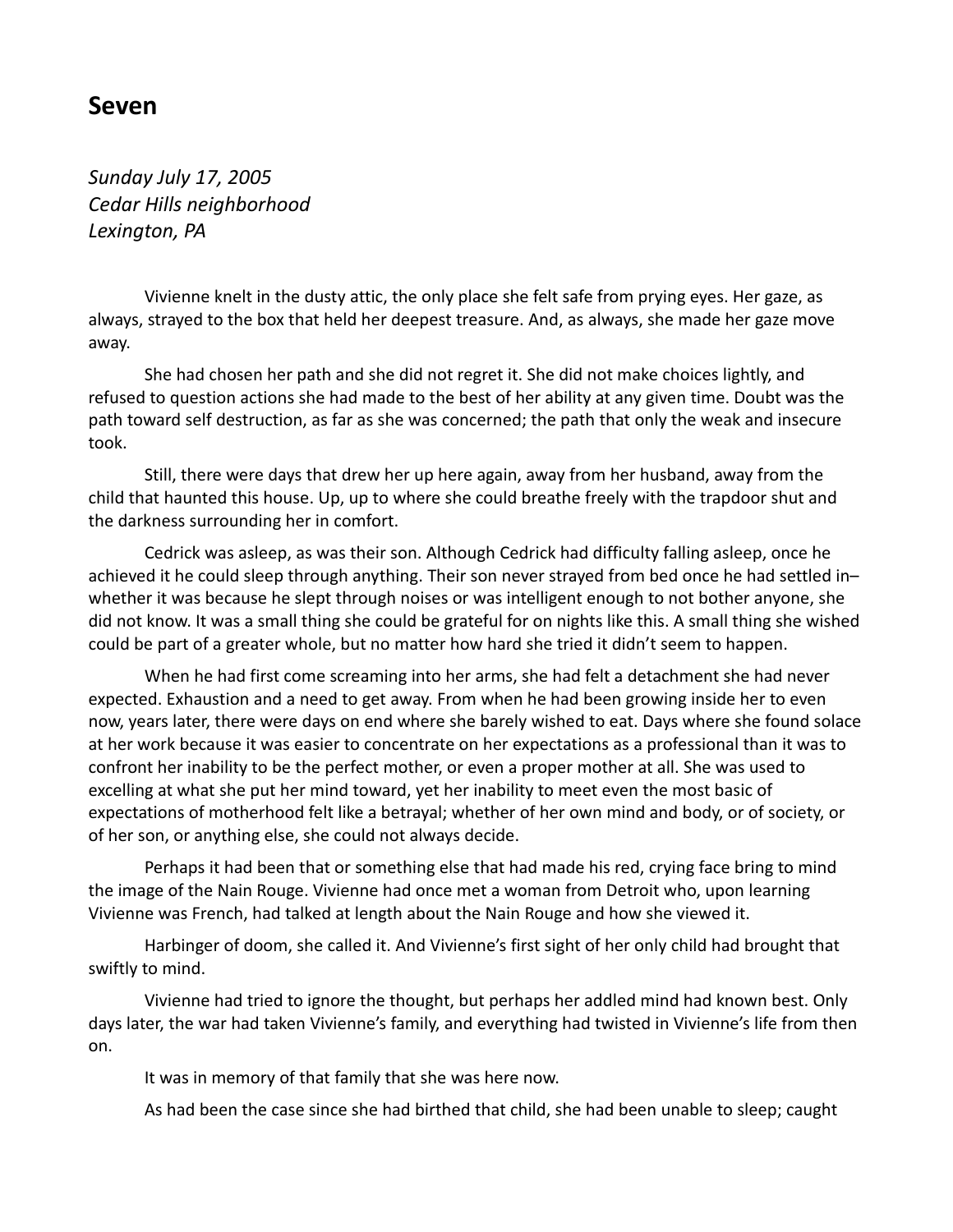## Seven

*Sunday July 17, 2005*
*Cedar Hills neighborhood*
*Lexington, PA*

Vivienne knelt in the dusty attic, the only place she felt safe from prying eyes. Her gaze, as always, strayed to the box that held her deepest treasure. And, as always, she made her gaze move away.

She had chosen her path and she did not regret it. She did not make choices lightly, and refused to question actions she had made to the best of her ability at any given time. Doubt was the path toward self destruction, as far as she was concerned; the path that only the weak and insecure took.

Still, there were days that drew her up here again, away from her husband, away from the child that haunted this house. Up, up to where she could breathe freely with the trapdoor shut and the darkness surrounding her in comfort.

Cedrick was asleep, as was their son. Although Cedrick had difficulty falling asleep, once he achieved it he could sleep through anything. Their son never strayed from bed once he had settled in–whether it was because he slept through noises or was intelligent enough to not bother anyone, she did not know. It was a small thing she could be grateful for on nights like this. A small thing she wished could be part of a greater whole, but no matter how hard she tried it didn't seem to happen.

When he had first come screaming into her arms, she had felt a detachment she had never expected. Exhaustion and a need to get away. From when he had been growing inside her to even now, years later, there were days on end where she barely wished to eat. Days where she found solace at her work because it was easier to concentrate on her expectations as a professional than it was to confront her inability to be the perfect mother, or even a proper mother at all. She was used to excelling at what she put her mind toward, yet her inability to meet even the most basic of expectations of motherhood felt like a betrayal; whether of her own mind and body, or of society, or of her son, or anything else, she could not always decide.

Perhaps it had been that or something else that had made his red, crying face bring to mind the image of the Nain Rouge. Vivienne had once met a woman from Detroit who, upon learning Vivienne was French, had talked at length about the Nain Rouge and how she viewed it.

Harbinger of doom, she called it. And Vivienne's first sight of her only child had brought that swiftly to mind.

Vivienne had tried to ignore the thought, but perhaps her addled mind had known best. Only days later, the war had taken Vivienne's family, and everything had twisted in Vivienne's life from then on.

It was in memory of that family that she was here now.

As had been the case since she had birthed that child, she had been unable to sleep; caught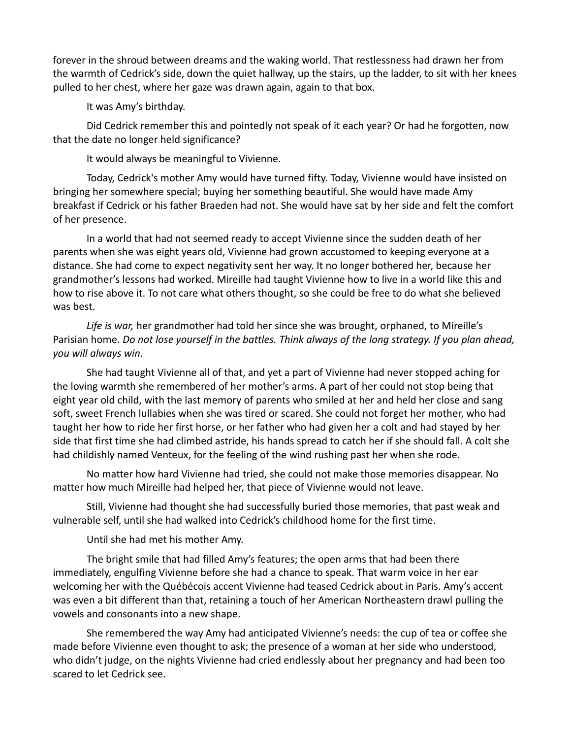forever in the shroud between dreams and the waking world. That restlessness had drawn her from the warmth of Cedrick's side, down the quiet hallway, up the stairs, up the ladder, to sit with her knees pulled to her chest, where her gaze was drawn again, again to that box.

It was Amy's birthday.

Did Cedrick remember this and pointedly not speak of it each year? Or had he forgotten, now that the date no longer held significance?

It would always be meaningful to Vivienne.

Today, Cedrick's mother Amy would have turned fifty. Today, Vivienne would have insisted on bringing her somewhere special; buying her something beautiful. She would have made Amy breakfast if Cedrick or his father Braeden had not. She would have sat by her side and felt the comfort of her presence.

In a world that had not seemed ready to accept Vivienne since the sudden death of her parents when she was eight years old, Vivienne had grown accustomed to keeping everyone at a distance. She had come to expect negativity sent her way. It no longer bothered her, because her grandmother's lessons had worked. Mireille had taught Vivienne how to live in a world like this and how to rise above it. To not care what others thought, so she could be free to do what she believed was best.

*Life is war,* her grandmother had told her since she was brought, orphaned, to Mireille's Parisian home. *Do not lose yourself in the battles. Think always of the long strategy. If you plan ahead, you will always win.*

She had taught Vivienne all of that, and yet a part of Vivienne had never stopped aching for the loving warmth she remembered of her mother's arms. A part of her could not stop being that eight year old child, with the last memory of parents who smiled at her and held her close and sang soft, sweet French lullabies when she was tired or scared. She could not forget her mother, who had taught her how to ride her first horse, or her father who had given her a colt and had stayed by her side that first time she had climbed astride, his hands spread to catch her if she should fall. A colt she had childishly named Venteux, for the feeling of the wind rushing past her when she rode.

No matter how hard Vivienne had tried, she could not make those memories disappear. No matter how much Mireille had helped her, that piece of Vivienne would not leave.

Still, Vivienne had thought she had successfully buried those memories, that past weak and vulnerable self, until she had walked into Cedrick's childhood home for the first time.

Until she had met his mother Amy.

The bright smile that had filled Amy's features; the open arms that had been there immediately, engulfing Vivienne before she had a chance to speak. That warm voice in her ear welcoming her with the Québécois accent Vivienne had teased Cedrick about in Paris. Amy's accent was even a bit different than that, retaining a touch of her American Northeastern drawl pulling the vowels and consonants into a new shape.

She remembered the way Amy had anticipated Vivienne's needs: the cup of tea or coffee she made before Vivienne even thought to ask; the presence of a woman at her side who understood, who didn't judge, on the nights Vivienne had cried endlessly about her pregnancy and had been too scared to let Cedrick see.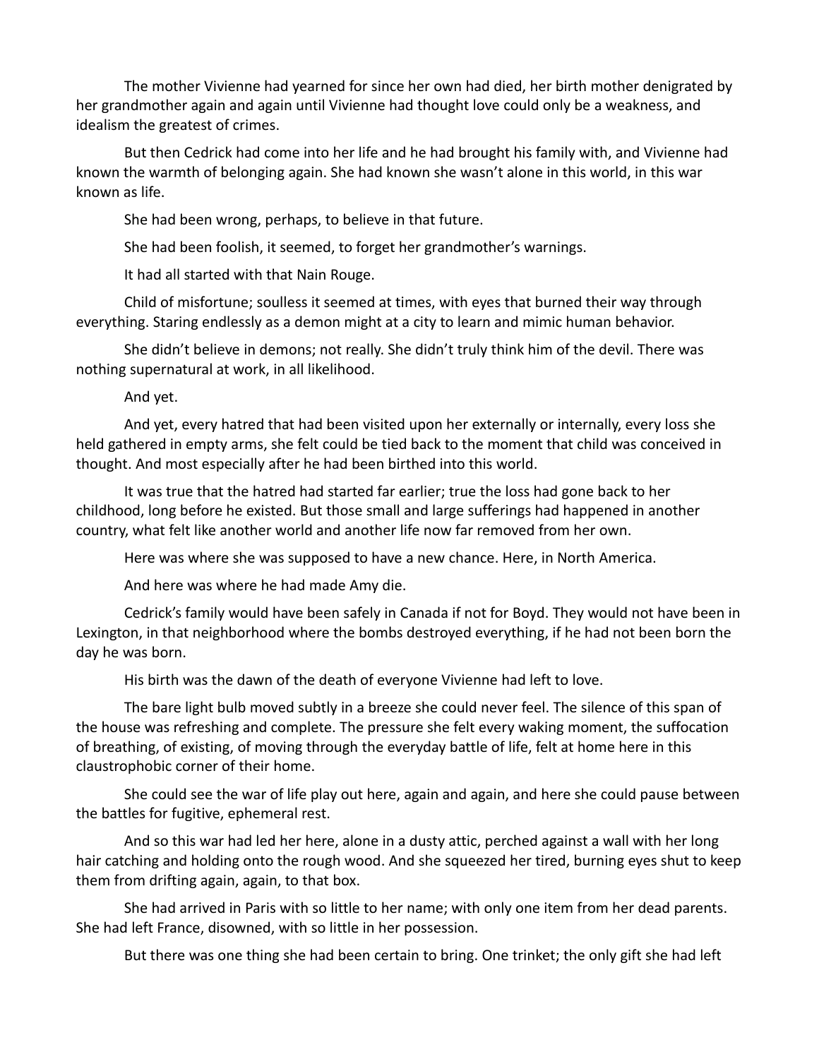The mother Vivienne had yearned for since her own had died, her birth mother denigrated by her grandmother again and again until Vivienne had thought love could only be a weakness, and idealism the greatest of crimes.

But then Cedrick had come into her life and he had brought his family with, and Vivienne had known the warmth of belonging again. She had known she wasn't alone in this world, in this war known as life.

She had been wrong, perhaps, to believe in that future.

She had been foolish, it seemed, to forget her grandmother's warnings.

It had all started with that Nain Rouge.

Child of misfortune; soulless it seemed at times, with eyes that burned their way through everything. Staring endlessly as a demon might at a city to learn and mimic human behavior.

She didn't believe in demons; not really. She didn't truly think him of the devil. There was nothing supernatural at work, in all likelihood.

And yet.

And yet, every hatred that had been visited upon her externally or internally, every loss she held gathered in empty arms, she felt could be tied back to the moment that child was conceived in thought. And most especially after he had been birthed into this world.

It was true that the hatred had started far earlier; true the loss had gone back to her childhood, long before he existed. But those small and large sufferings had happened in another country, what felt like another world and another life now far removed from her own.

Here was where she was supposed to have a new chance. Here, in North America.

And here was where he had made Amy die.

Cedrick's family would have been safely in Canada if not for Boyd. They would not have been in Lexington, in that neighborhood where the bombs destroyed everything, if he had not been born the day he was born.

His birth was the dawn of the death of everyone Vivienne had left to love.

The bare light bulb moved subtly in a breeze she could never feel. The silence of this span of the house was refreshing and complete. The pressure she felt every waking moment, the suffocation of breathing, of existing, of moving through the everyday battle of life, felt at home here in this claustrophobic corner of their home.

She could see the war of life play out here, again and again, and here she could pause between the battles for fugitive, ephemeral rest.

And so this war had led her here, alone in a dusty attic, perched against a wall with her long hair catching and holding onto the rough wood. And she squeezed her tired, burning eyes shut to keep them from drifting again, again, to that box.

She had arrived in Paris with so little to her name; with only one item from her dead parents. She had left France, disowned, with so little in her possession.

But there was one thing she had been certain to bring. One trinket; the only gift she had left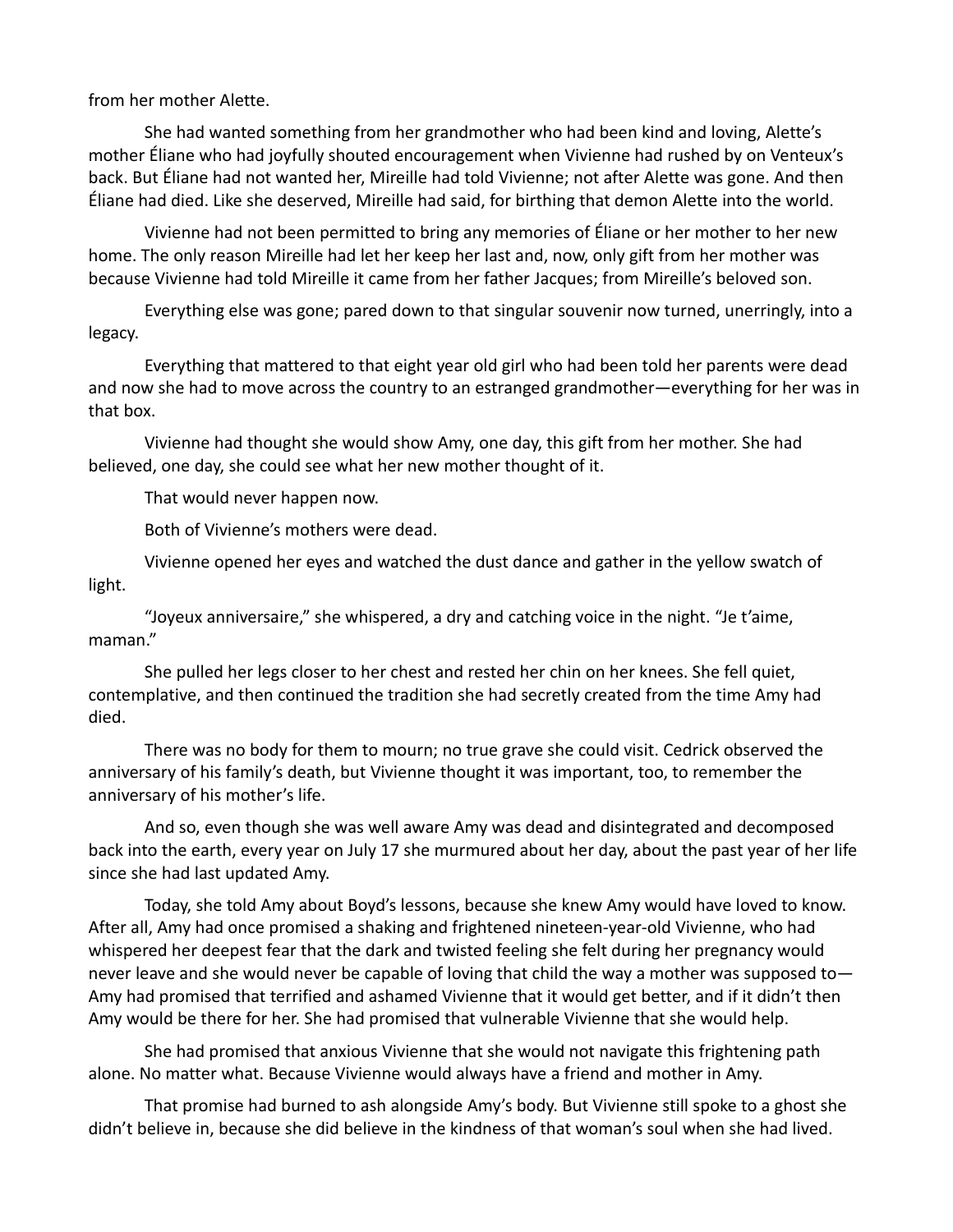from her mother Alette.

She had wanted something from her grandmother who had been kind and loving, Alette's mother Éliane who had joyfully shouted encouragement when Vivienne had rushed by on Venteux's back. But Éliane had not wanted her, Mireille had told Vivienne; not after Alette was gone. And then Éliane had died. Like she deserved, Mireille had said, for birthing that demon Alette into the world.

Vivienne had not been permitted to bring any memories of Éliane or her mother to her new home. The only reason Mireille had let her keep her last and, now, only gift from her mother was because Vivienne had told Mireille it came from her father Jacques; from Mireille's beloved son.

Everything else was gone; pared down to that singular souvenir now turned, unerringly, into a legacy.

Everything that mattered to that eight year old girl who had been told her parents were dead and now she had to move across the country to an estranged grandmother—everything for her was in that box.

Vivienne had thought she would show Amy, one day, this gift from her mother. She had believed, one day, she could see what her new mother thought of it.

That would never happen now.

Both of Vivienne's mothers were dead.

Vivienne opened her eyes and watched the dust dance and gather in the yellow swatch of light.

"Joyeux anniversaire," she whispered, a dry and catching voice in the night. "Je t'aime, maman."

She pulled her legs closer to her chest and rested her chin on her knees. She fell quiet, contemplative, and then continued the tradition she had secretly created from the time Amy had died.

There was no body for them to mourn; no true grave she could visit. Cedrick observed the anniversary of his family's death, but Vivienne thought it was important, too, to remember the anniversary of his mother's life.

And so, even though she was well aware Amy was dead and disintegrated and decomposed back into the earth, every year on July 17 she murmured about her day, about the past year of her life since she had last updated Amy.

Today, she told Amy about Boyd's lessons, because she knew Amy would have loved to know. After all, Amy had once promised a shaking and frightened nineteen-year-old Vivienne, who had whispered her deepest fear that the dark and twisted feeling she felt during her pregnancy would never leave and she would never be capable of loving that child the way a mother was supposed to—Amy had promised that terrified and ashamed Vivienne that it would get better, and if it didn't then Amy would be there for her. She had promised that vulnerable Vivienne that she would help.

She had promised that anxious Vivienne that she would not navigate this frightening path alone. No matter what. Because Vivienne would always have a friend and mother in Amy.

That promise had burned to ash alongside Amy's body. But Vivienne still spoke to a ghost she didn't believe in, because she did believe in the kindness of that woman's soul when she had lived.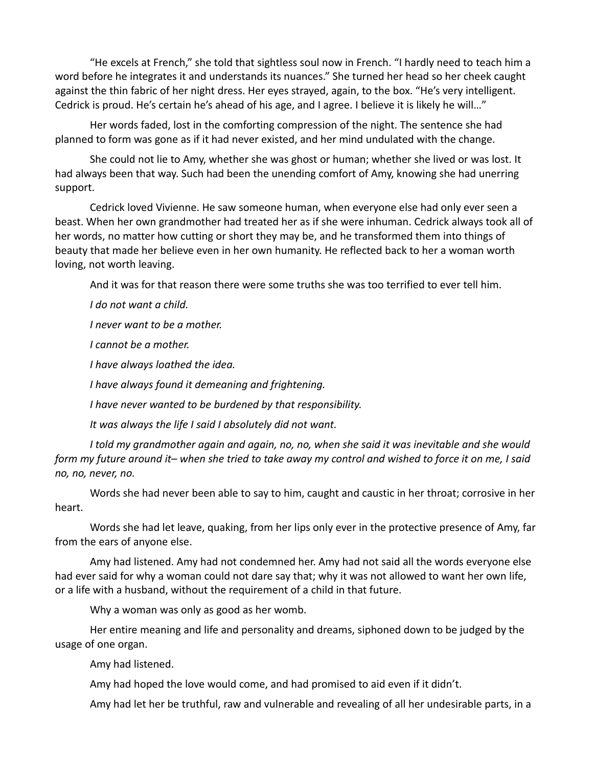"He excels at French," she told that sightless soul now in French. "I hardly need to teach him a word before he integrates it and understands its nuances." She turned her head so her cheek caught against the thin fabric of her night dress. Her eyes strayed, again, to the box. "He's very intelligent. Cedrick is proud. He's certain he's ahead of his age, and I agree. I believe it is likely he will…"

Her words faded, lost in the comforting compression of the night. The sentence she had planned to form was gone as if it had never existed, and her mind undulated with the change.

She could not lie to Amy, whether she was ghost or human; whether she lived or was lost. It had always been that way. Such had been the unending comfort of Amy, knowing she had unerring support.

Cedrick loved Vivienne. He saw someone human, when everyone else had only ever seen a beast. When her own grandmother had treated her as if she were inhuman. Cedrick always took all of her words, no matter how cutting or short they may be, and he transformed them into things of beauty that made her believe even in her own humanity. He reflected back to her a woman worth loving, not worth leaving.

And it was for that reason there were some truths she was too terrified to ever tell him.

*I do not want a child.*

*I never want to be a mother.*

*I cannot be a mother.*

*I have always loathed the idea.*

*I have always found it demeaning and frightening.*

*I have never wanted to be burdened by that responsibility.*

*It was always the life I said I absolutely did not want.*

*I told my grandmother again and again, no, no, when she said it was inevitable and she would form my future around it– when she tried to take away my control and wished to force it on me, I said no, no, never, no.*

Words she had never been able to say to him, caught and caustic in her throat; corrosive in her heart.

Words she had let leave, quaking, from her lips only ever in the protective presence of Amy, far from the ears of anyone else.

Amy had listened. Amy had not condemned her. Amy had not said all the words everyone else had ever said for why a woman could not dare say that; why it was not allowed to want her own life, or a life with a husband, without the requirement of a child in that future.

Why a woman was only as good as her womb.

Her entire meaning and life and personality and dreams, siphoned down to be judged by the usage of one organ.

Amy had listened.

Amy had hoped the love would come, and had promised to aid even if it didn't.

Amy had let her be truthful, raw and vulnerable and revealing of all her undesirable parts, in a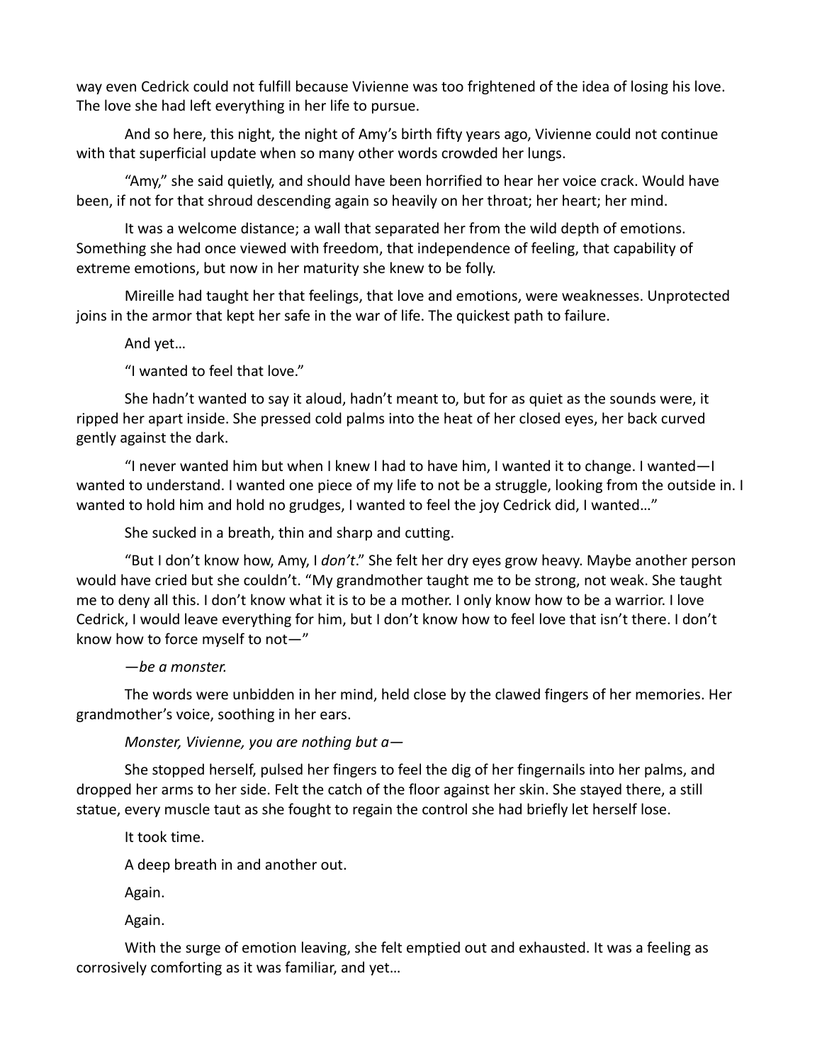way even Cedrick could not fulfill because Vivienne was too frightened of the idea of losing his love. The love she had left everything in her life to pursue.

And so here, this night, the night of Amy's birth fifty years ago, Vivienne could not continue with that superficial update when so many other words crowded her lungs.

"Amy," she said quietly, and should have been horrified to hear her voice crack. Would have been, if not for that shroud descending again so heavily on her throat; her heart; her mind.

It was a welcome distance; a wall that separated her from the wild depth of emotions. Something she had once viewed with freedom, that independence of feeling, that capability of extreme emotions, but now in her maturity she knew to be folly.

Mireille had taught her that feelings, that love and emotions, were weaknesses. Unprotected joins in the armor that kept her safe in the war of life. The quickest path to failure.

And yet…

"I wanted to feel that love."

She hadn't wanted to say it aloud, hadn't meant to, but for as quiet as the sounds were, it ripped her apart inside. She pressed cold palms into the heat of her closed eyes, her back curved gently against the dark.

"I never wanted him but when I knew I had to have him, I wanted it to change. I wanted—I wanted to understand. I wanted one piece of my life to not be a struggle, looking from the outside in. I wanted to hold him and hold no grudges, I wanted to feel the joy Cedrick did, I wanted…"

She sucked in a breath, thin and sharp and cutting.

"But I don't know how, Amy, I *don't*." She felt her dry eyes grow heavy. Maybe another person would have cried but she couldn't. "My grandmother taught me to be strong, not weak. She taught me to deny all this. I don't know what it is to be a mother. I only know how to be a warrior. I love Cedrick, I would leave everything for him, but I don't know how to feel love that isn't there. I don't know how to force myself to not—"

*—be a monster.*

The words were unbidden in her mind, held close by the clawed fingers of her memories. Her grandmother's voice, soothing in her ears.

*Monster, Vivienne, you are nothing but a—*

She stopped herself, pulsed her fingers to feel the dig of her fingernails into her palms, and dropped her arms to her side. Felt the catch of the floor against her skin. She stayed there, a still statue, every muscle taut as she fought to regain the control she had briefly let herself lose.

It took time.

A deep breath in and another out.

Again.

Again.

With the surge of emotion leaving, she felt emptied out and exhausted. It was a feeling as corrosively comforting as it was familiar, and yet…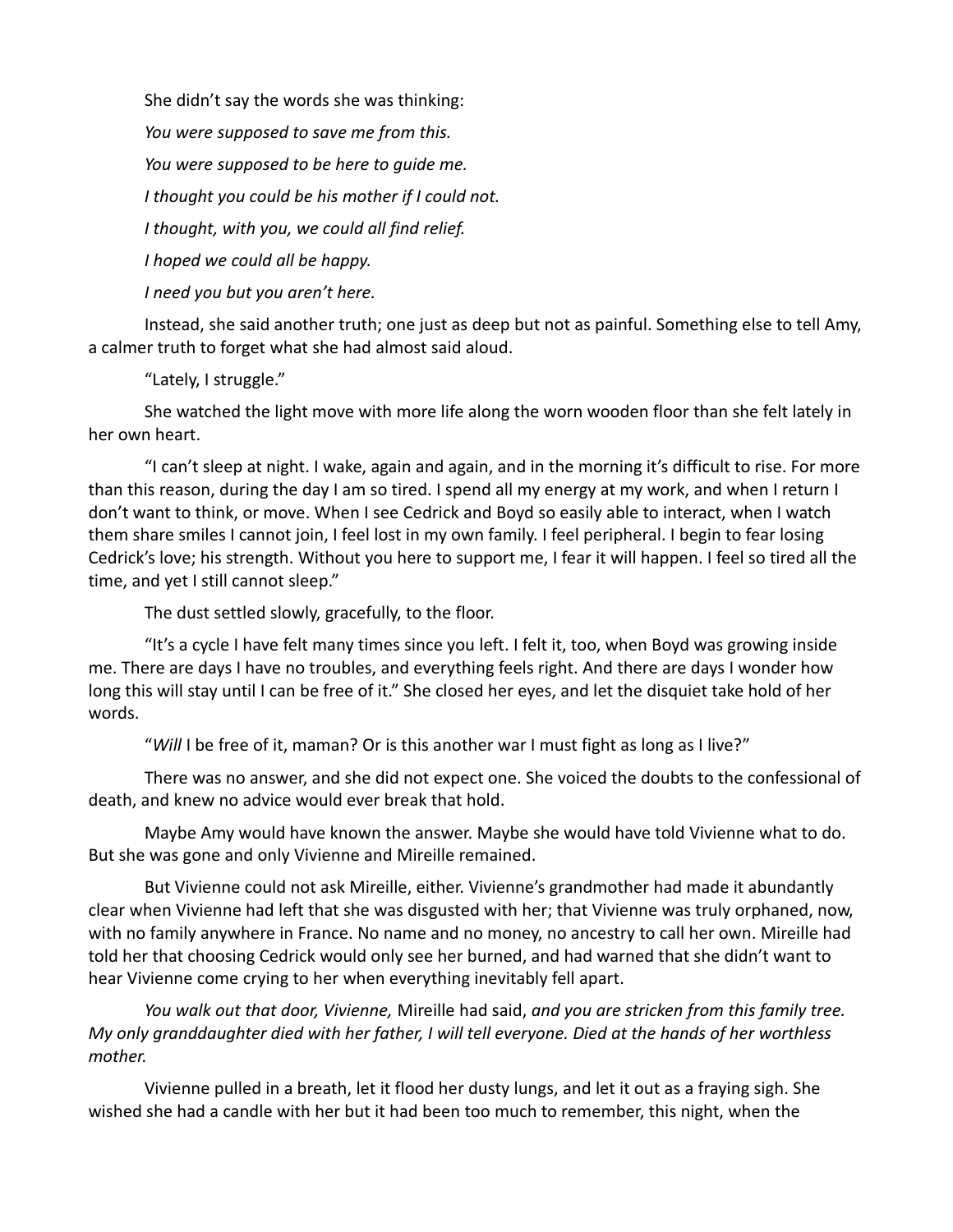She didn't say the words she was thinking:

*You were supposed to save me from this.*

*You were supposed to be here to guide me.*

*I thought you could be his mother if I could not.*

*I thought, with you, we could all find relief.*

*I hoped we could all be happy.*

*I need you but you aren't here.*

Instead, she said another truth; one just as deep but not as painful. Something else to tell Amy, a calmer truth to forget what she had almost said aloud.

"Lately, I struggle."

She watched the light move with more life along the worn wooden floor than she felt lately in her own heart.

"I can't sleep at night. I wake, again and again, and in the morning it's difficult to rise. For more than this reason, during the day I am so tired. I spend all my energy at my work, and when I return I don't want to think, or move. When I see Cedrick and Boyd so easily able to interact, when I watch them share smiles I cannot join, I feel lost in my own family. I feel peripheral. I begin to fear losing Cedrick's love; his strength. Without you here to support me, I fear it will happen. I feel so tired all the time, and yet I still cannot sleep."

The dust settled slowly, gracefully, to the floor.

"It's a cycle I have felt many times since you left. I felt it, too, when Boyd was growing inside me. There are days I have no troubles, and everything feels right. And there are days I wonder how long this will stay until I can be free of it." She closed her eyes, and let the disquiet take hold of her words.

"*Will* I be free of it, maman? Or is this another war I must fight as long as I live?"

There was no answer, and she did not expect one. She voiced the doubts to the confessional of death, and knew no advice would ever break that hold.

Maybe Amy would have known the answer. Maybe she would have told Vivienne what to do. But she was gone and only Vivienne and Mireille remained.

But Vivienne could not ask Mireille, either. Vivienne's grandmother had made it abundantly clear when Vivienne had left that she was disgusted with her; that Vivienne was truly orphaned, now, with no family anywhere in France. No name and no money, no ancestry to call her own. Mireille had told her that choosing Cedrick would only see her burned, and had warned that she didn't want to hear Vivienne come crying to her when everything inevitably fell apart.

*You walk out that door, Vivienne,* Mireille had said, *and you are stricken from this family tree. My only granddaughter died with her father, I will tell everyone. Died at the hands of her worthless mother.*

Vivienne pulled in a breath, let it flood her dusty lungs, and let it out as a fraying sigh. She wished she had a candle with her but it had been too much to remember, this night, when the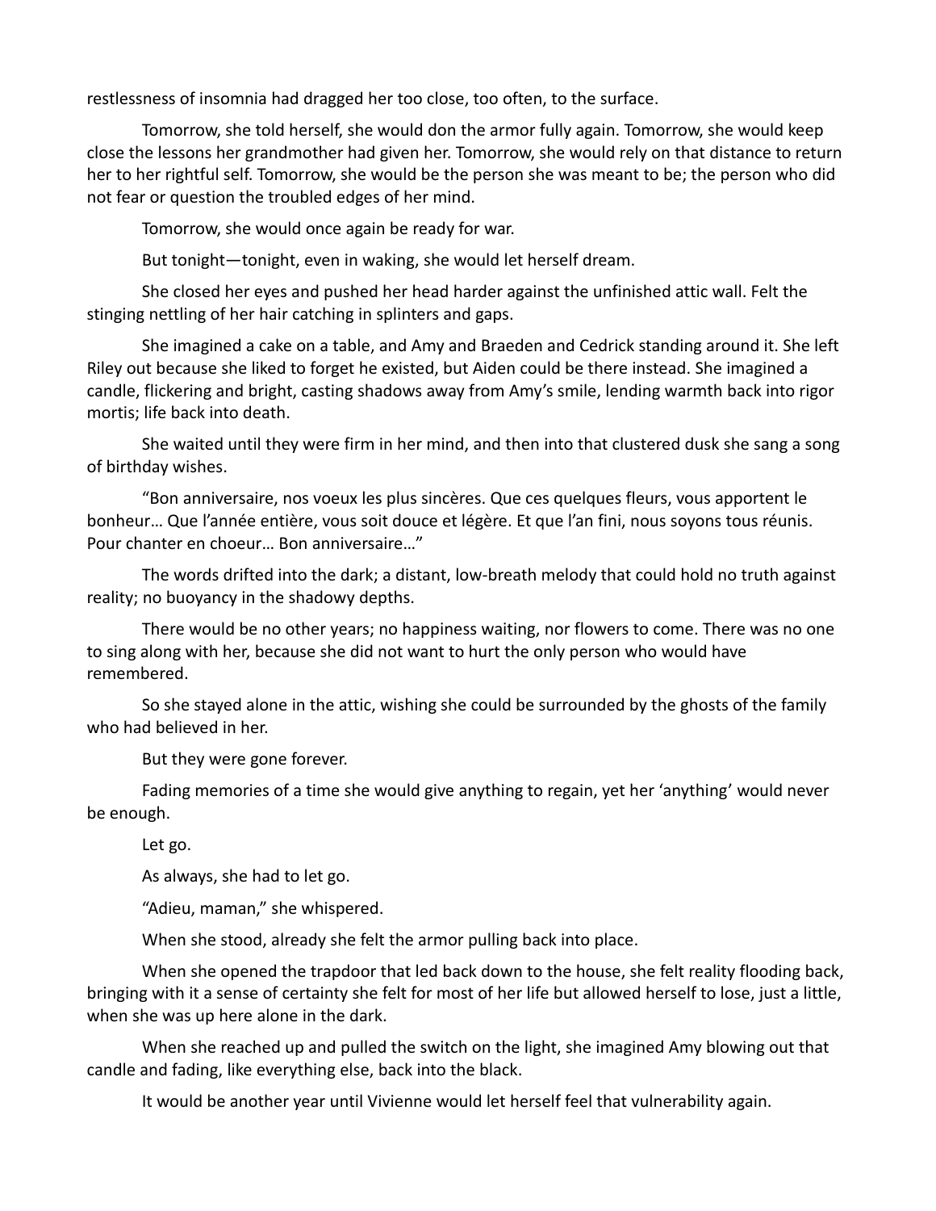restlessness of insomnia had dragged her too close, too often, to the surface.

Tomorrow, she told herself, she would don the armor fully again. Tomorrow, she would keep close the lessons her grandmother had given her. Tomorrow, she would rely on that distance to return her to her rightful self. Tomorrow, she would be the person she was meant to be; the person who did not fear or question the troubled edges of her mind.

Tomorrow, she would once again be ready for war.

But tonight—tonight, even in waking, she would let herself dream.

She closed her eyes and pushed her head harder against the unfinished attic wall. Felt the stinging nettling of her hair catching in splinters and gaps.

She imagined a cake on a table, and Amy and Braeden and Cedrick standing around it. She left Riley out because she liked to forget he existed, but Aiden could be there instead. She imagined a candle, flickering and bright, casting shadows away from Amy's smile, lending warmth back into rigor mortis; life back into death.

She waited until they were firm in her mind, and then into that clustered dusk she sang a song of birthday wishes.

"Bon anniversaire, nos voeux les plus sincères. Que ces quelques fleurs, vous apportent le bonheur… Que l'année entière, vous soit douce et légère. Et que l'an fini, nous soyons tous réunis. Pour chanter en choeur… Bon anniversaire…"

The words drifted into the dark; a distant, low-breath melody that could hold no truth against reality; no buoyancy in the shadowy depths.

There would be no other years; no happiness waiting, nor flowers to come. There was no one to sing along with her, because she did not want to hurt the only person who would have remembered.

So she stayed alone in the attic, wishing she could be surrounded by the ghosts of the family who had believed in her.

But they were gone forever.

Fading memories of a time she would give anything to regain, yet her 'anything' would never be enough.

Let go.

As always, she had to let go.

"Adieu, maman," she whispered.

When she stood, already she felt the armor pulling back into place.

When she opened the trapdoor that led back down to the house, she felt reality flooding back, bringing with it a sense of certainty she felt for most of her life but allowed herself to lose, just a little, when she was up here alone in the dark.

When she reached up and pulled the switch on the light, she imagined Amy blowing out that candle and fading, like everything else, back into the black.

It would be another year until Vivienne would let herself feel that vulnerability again.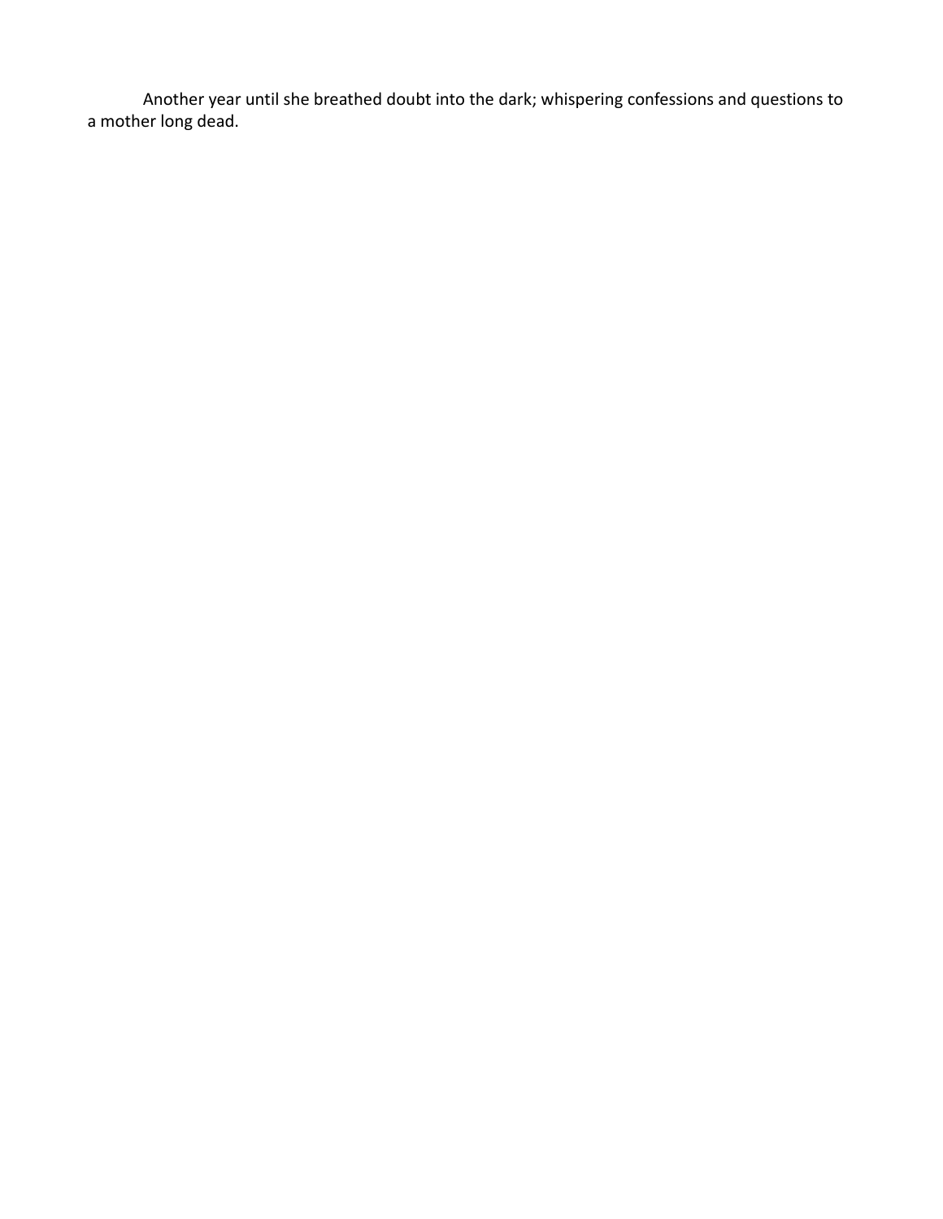Another year until she breathed doubt into the dark; whispering confessions and questions to a mother long dead.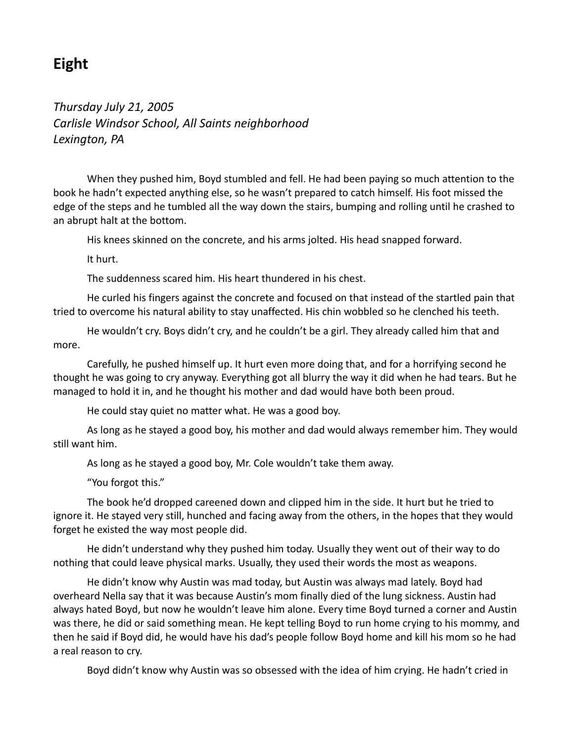## Eight

*Thursday July 21, 2005*
*Carlisle Windsor School, All Saints neighborhood*
*Lexington, PA*

When they pushed him, Boyd stumbled and fell. He had been paying so much attention to the book he hadn't expected anything else, so he wasn't prepared to catch himself. His foot missed the edge of the steps and he tumbled all the way down the stairs, bumping and rolling until he crashed to an abrupt halt at the bottom.

His knees skinned on the concrete, and his arms jolted. His head snapped forward.

It hurt.

The suddenness scared him. His heart thundered in his chest.

He curled his fingers against the concrete and focused on that instead of the startled pain that tried to overcome his natural ability to stay unaffected. His chin wobbled so he clenched his teeth.

He wouldn't cry. Boys didn't cry, and he couldn't be a girl. They already called him that and more.

Carefully, he pushed himself up. It hurt even more doing that, and for a horrifying second he thought he was going to cry anyway. Everything got all blurry the way it did when he had tears. But he managed to hold it in, and he thought his mother and dad would have both been proud.

He could stay quiet no matter what. He was a good boy.

As long as he stayed a good boy, his mother and dad would always remember him. They would still want him.

As long as he stayed a good boy, Mr. Cole wouldn't take them away.

"You forgot this."

The book he'd dropped careened down and clipped him in the side. It hurt but he tried to ignore it. He stayed very still, hunched and facing away from the others, in the hopes that they would forget he existed the way most people did.

He didn't understand why they pushed him today. Usually they went out of their way to do nothing that could leave physical marks. Usually, they used their words the most as weapons.

He didn't know why Austin was mad today, but Austin was always mad lately. Boyd had overheard Nella say that it was because Austin's mom finally died of the lung sickness. Austin had always hated Boyd, but now he wouldn't leave him alone. Every time Boyd turned a corner and Austin was there, he did or said something mean. He kept telling Boyd to run home crying to his mommy, and then he said if Boyd did, he would have his dad's people follow Boyd home and kill his mom so he had a real reason to cry.

Boyd didn't know why Austin was so obsessed with the idea of him crying. He hadn't cried in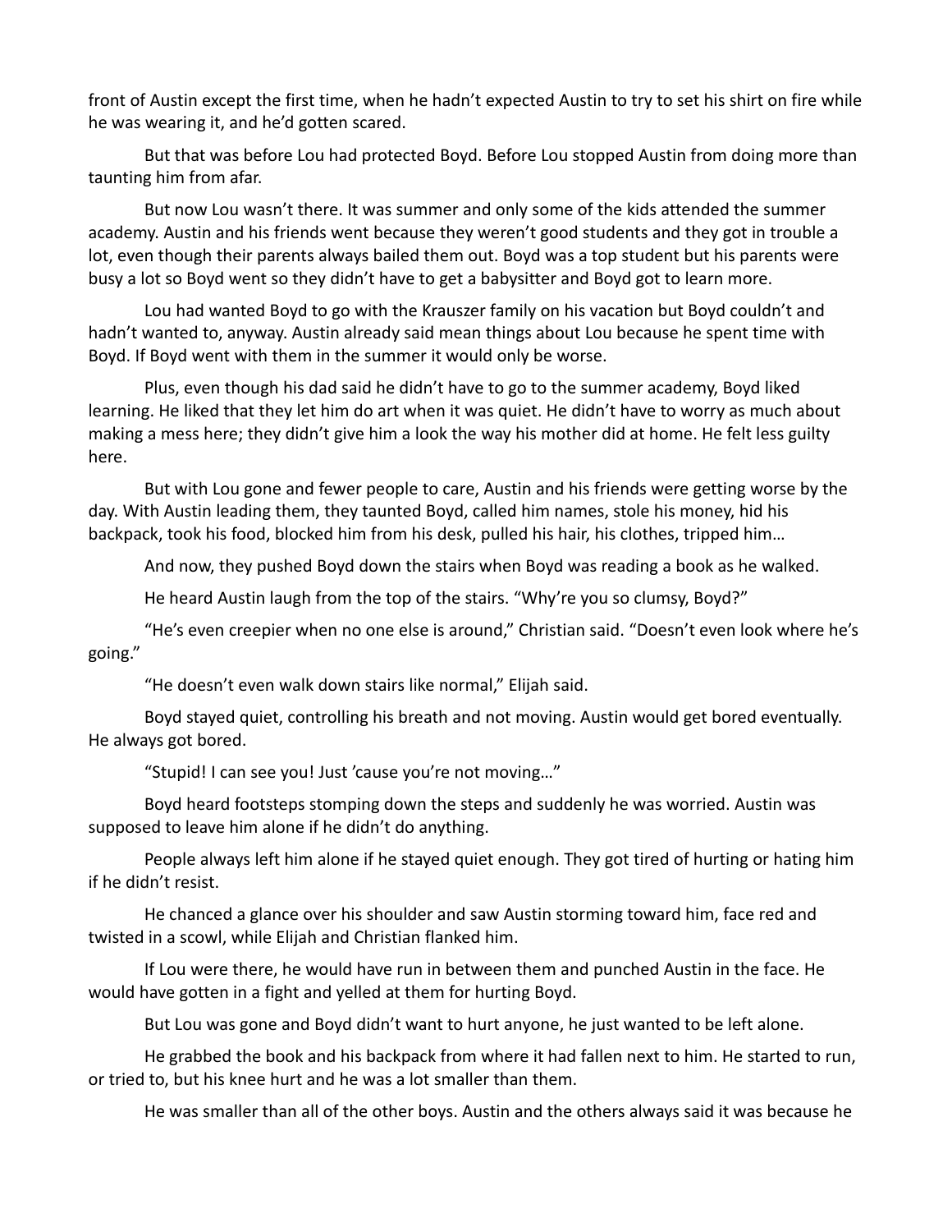front of Austin except the first time, when he hadn't expected Austin to try to set his shirt on fire while he was wearing it, and he'd gotten scared.

But that was before Lou had protected Boyd. Before Lou stopped Austin from doing more than taunting him from afar.

But now Lou wasn't there. It was summer and only some of the kids attended the summer academy. Austin and his friends went because they weren't good students and they got in trouble a lot, even though their parents always bailed them out. Boyd was a top student but his parents were busy a lot so Boyd went so they didn't have to get a babysitter and Boyd got to learn more.

Lou had wanted Boyd to go with the Krauszer family on his vacation but Boyd couldn't and hadn't wanted to, anyway. Austin already said mean things about Lou because he spent time with Boyd. If Boyd went with them in the summer it would only be worse.

Plus, even though his dad said he didn't have to go to the summer academy, Boyd liked learning. He liked that they let him do art when it was quiet. He didn't have to worry as much about making a mess here; they didn't give him a look the way his mother did at home. He felt less guilty here.

But with Lou gone and fewer people to care, Austin and his friends were getting worse by the day. With Austin leading them, they taunted Boyd, called him names, stole his money, hid his backpack, took his food, blocked him from his desk, pulled his hair, his clothes, tripped him…

And now, they pushed Boyd down the stairs when Boyd was reading a book as he walked.

He heard Austin laugh from the top of the stairs. "Why're you so clumsy, Boyd?"

"He's even creepier when no one else is around," Christian said. "Doesn't even look where he's going."

"He doesn't even walk down stairs like normal," Elijah said.

Boyd stayed quiet, controlling his breath and not moving. Austin would get bored eventually. He always got bored.

"Stupid! I can see you! Just 'cause you're not moving…"

Boyd heard footsteps stomping down the steps and suddenly he was worried. Austin was supposed to leave him alone if he didn't do anything.

People always left him alone if he stayed quiet enough. They got tired of hurting or hating him if he didn't resist.

He chanced a glance over his shoulder and saw Austin storming toward him, face red and twisted in a scowl, while Elijah and Christian flanked him.

If Lou were there, he would have run in between them and punched Austin in the face. He would have gotten in a fight and yelled at them for hurting Boyd.

But Lou was gone and Boyd didn't want to hurt anyone, he just wanted to be left alone.

He grabbed the book and his backpack from where it had fallen next to him. He started to run, or tried to, but his knee hurt and he was a lot smaller than them.

He was smaller than all of the other boys. Austin and the others always said it was because he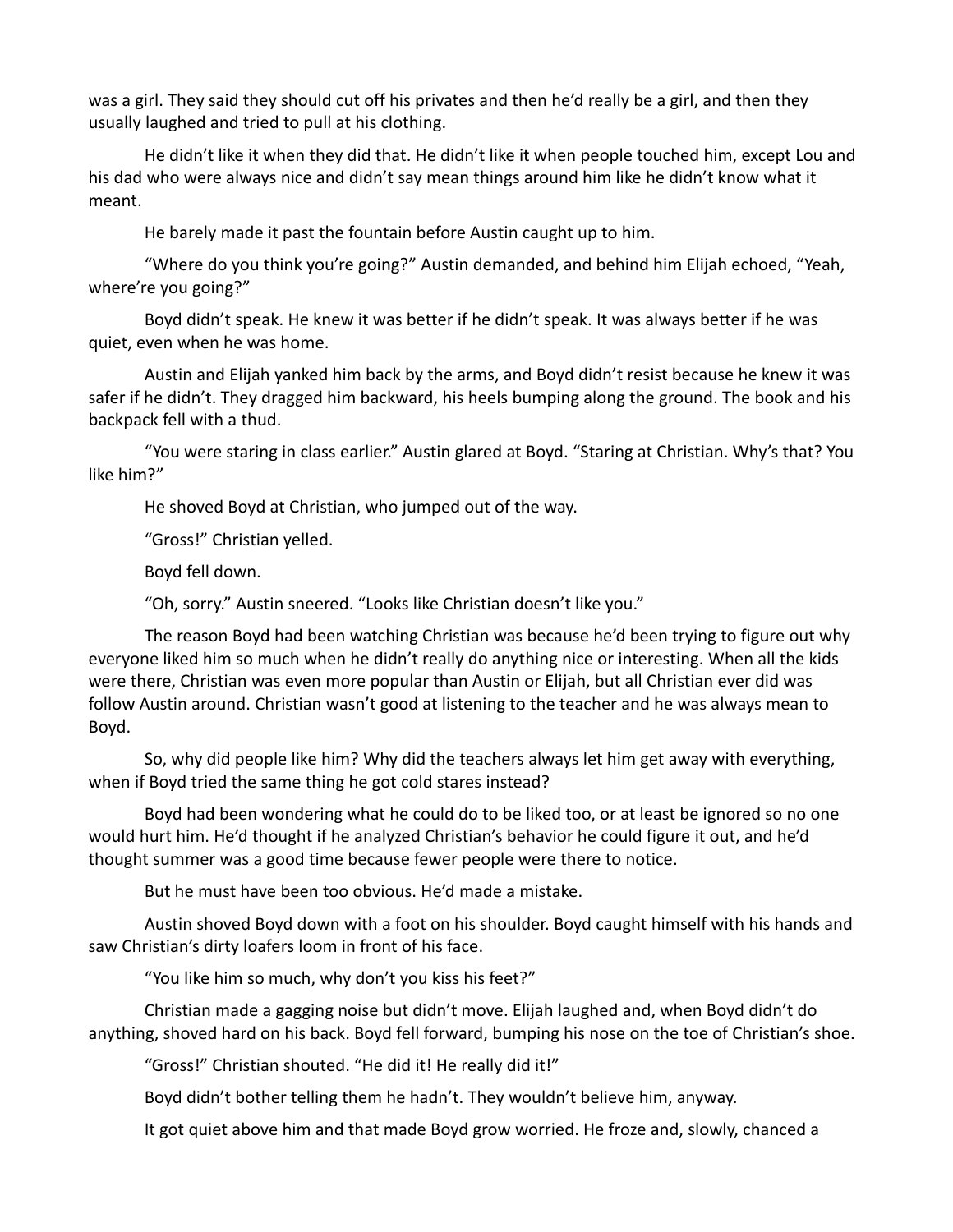was a girl. They said they should cut off his privates and then he'd really be a girl, and then they usually laughed and tried to pull at his clothing.

He didn't like it when they did that. He didn't like it when people touched him, except Lou and his dad who were always nice and didn't say mean things around him like he didn't know what it meant.

He barely made it past the fountain before Austin caught up to him.

"Where do you think you're going?" Austin demanded, and behind him Elijah echoed, "Yeah, where're you going?"

Boyd didn't speak. He knew it was better if he didn't speak. It was always better if he was quiet, even when he was home.

Austin and Elijah yanked him back by the arms, and Boyd didn't resist because he knew it was safer if he didn't. They dragged him backward, his heels bumping along the ground. The book and his backpack fell with a thud.

"You were staring in class earlier." Austin glared at Boyd. "Staring at Christian. Why's that? You like him?"

He shoved Boyd at Christian, who jumped out of the way.

"Gross!" Christian yelled.

Boyd fell down.

"Oh, sorry." Austin sneered. "Looks like Christian doesn't like you."

The reason Boyd had been watching Christian was because he'd been trying to figure out why everyone liked him so much when he didn't really do anything nice or interesting. When all the kids were there, Christian was even more popular than Austin or Elijah, but all Christian ever did was follow Austin around. Christian wasn't good at listening to the teacher and he was always mean to Boyd.

So, why did people like him? Why did the teachers always let him get away with everything, when if Boyd tried the same thing he got cold stares instead?

Boyd had been wondering what he could do to be liked too, or at least be ignored so no one would hurt him. He'd thought if he analyzed Christian's behavior he could figure it out, and he'd thought summer was a good time because fewer people were there to notice.

But he must have been too obvious. He'd made a mistake.

Austin shoved Boyd down with a foot on his shoulder. Boyd caught himself with his hands and saw Christian's dirty loafers loom in front of his face.

"You like him so much, why don't you kiss his feet?"

Christian made a gagging noise but didn't move. Elijah laughed and, when Boyd didn't do anything, shoved hard on his back. Boyd fell forward, bumping his nose on the toe of Christian's shoe.

"Gross!" Christian shouted. "He did it! He really did it!"

Boyd didn't bother telling them he hadn't. They wouldn't believe him, anyway.

It got quiet above him and that made Boyd grow worried. He froze and, slowly, chanced a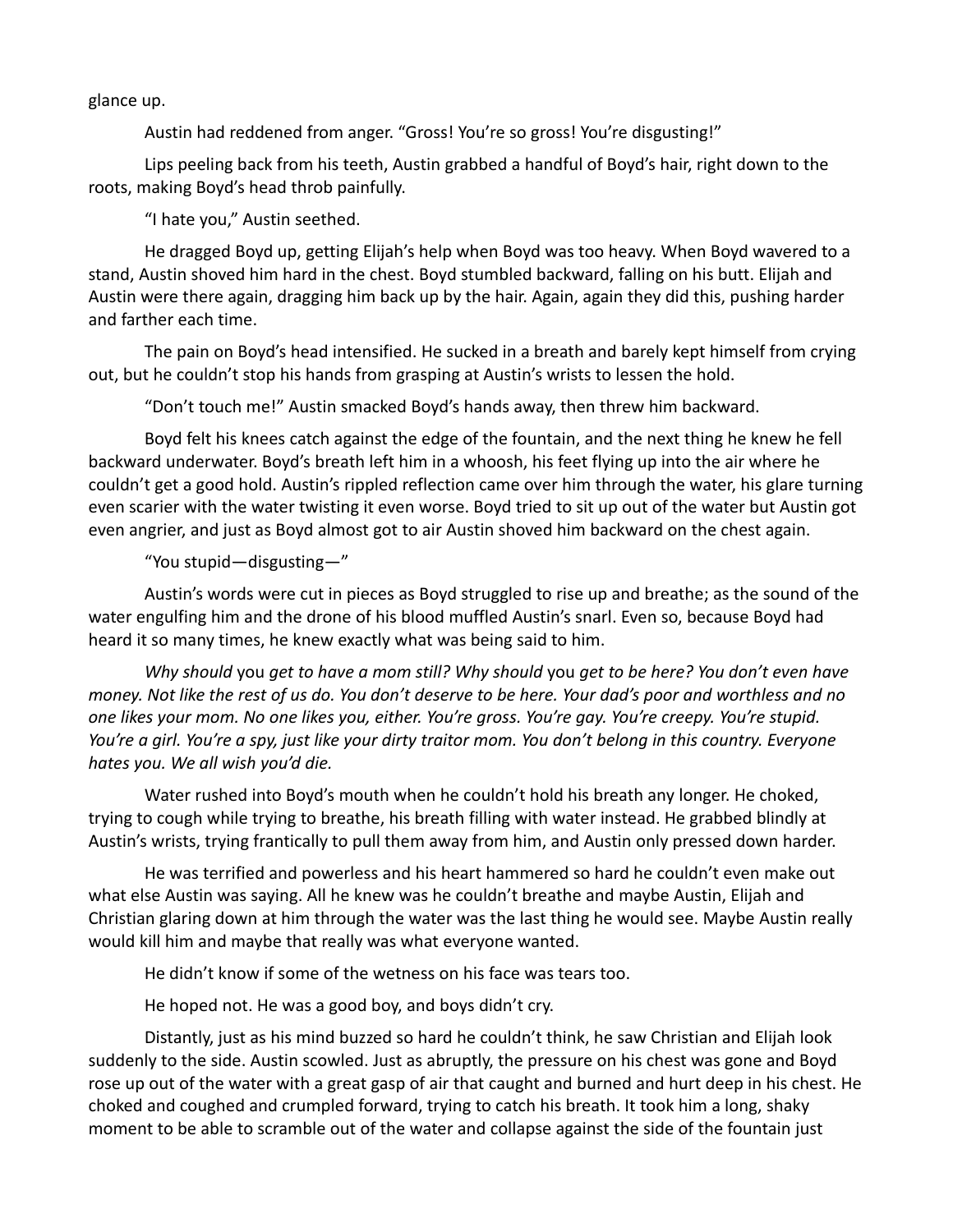glance up.

Austin had reddened from anger. “Gross! You’re so gross! You’re disgusting!”

Lips peeling back from his teeth, Austin grabbed a handful of Boyd’s hair, right down to the roots, making Boyd’s head throb painfully.

“I hate you,” Austin seethed.

He dragged Boyd up, getting Elijah’s help when Boyd was too heavy. When Boyd wavered to a stand, Austin shoved him hard in the chest. Boyd stumbled backward, falling on his butt. Elijah and Austin were there again, dragging him back up by the hair. Again, again they did this, pushing harder and farther each time.

The pain on Boyd’s head intensified. He sucked in a breath and barely kept himself from crying out, but he couldn’t stop his hands from grasping at Austin’s wrists to lessen the hold.

“Don’t touch me!” Austin smacked Boyd’s hands away, then threw him backward.

Boyd felt his knees catch against the edge of the fountain, and the next thing he knew he fell backward underwater. Boyd’s breath left him in a whoosh, his feet flying up into the air where he couldn’t get a good hold. Austin’s rippled reflection came over him through the water, his glare turning even scarier with the water twisting it even worse. Boyd tried to sit up out of the water but Austin got even angrier, and just as Boyd almost got to air Austin shoved him backward on the chest again.

“You stupid—disgusting—”

Austin’s words were cut in pieces as Boyd struggled to rise up and breathe; as the sound of the water engulfing him and the drone of his blood muffled Austin’s snarl. Even so, because Boyd had heard it so many times, he knew exactly what was being said to him.

*Why should* you *get to have a mom still? Why should* you *get to be here? You don’t even have money. Not like the rest of us do. You don’t deserve to be here. Your dad’s poor and worthless and no one likes your mom. No one likes you, either. You’re gross. You’re gay. You’re creepy. You’re stupid. You’re a girl. You’re a spy, just like your dirty traitor mom. You don’t belong in this country. Everyone hates you. We all wish you’d die.*

Water rushed into Boyd’s mouth when he couldn’t hold his breath any longer. He choked, trying to cough while trying to breathe, his breath filling with water instead. He grabbed blindly at Austin’s wrists, trying frantically to pull them away from him, and Austin only pressed down harder.

He was terrified and powerless and his heart hammered so hard he couldn’t even make out what else Austin was saying. All he knew was he couldn’t breathe and maybe Austin, Elijah and Christian glaring down at him through the water was the last thing he would see. Maybe Austin really would kill him and maybe that really was what everyone wanted.

He didn’t know if some of the wetness on his face was tears too.

He hoped not. He was a good boy, and boys didn’t cry.

Distantly, just as his mind buzzed so hard he couldn’t think, he saw Christian and Elijah look suddenly to the side. Austin scowled. Just as abruptly, the pressure on his chest was gone and Boyd rose up out of the water with a great gasp of air that caught and burned and hurt deep in his chest. He choked and coughed and crumpled forward, trying to catch his breath. It took him a long, shaky moment to be able to scramble out of the water and collapse against the side of the fountain just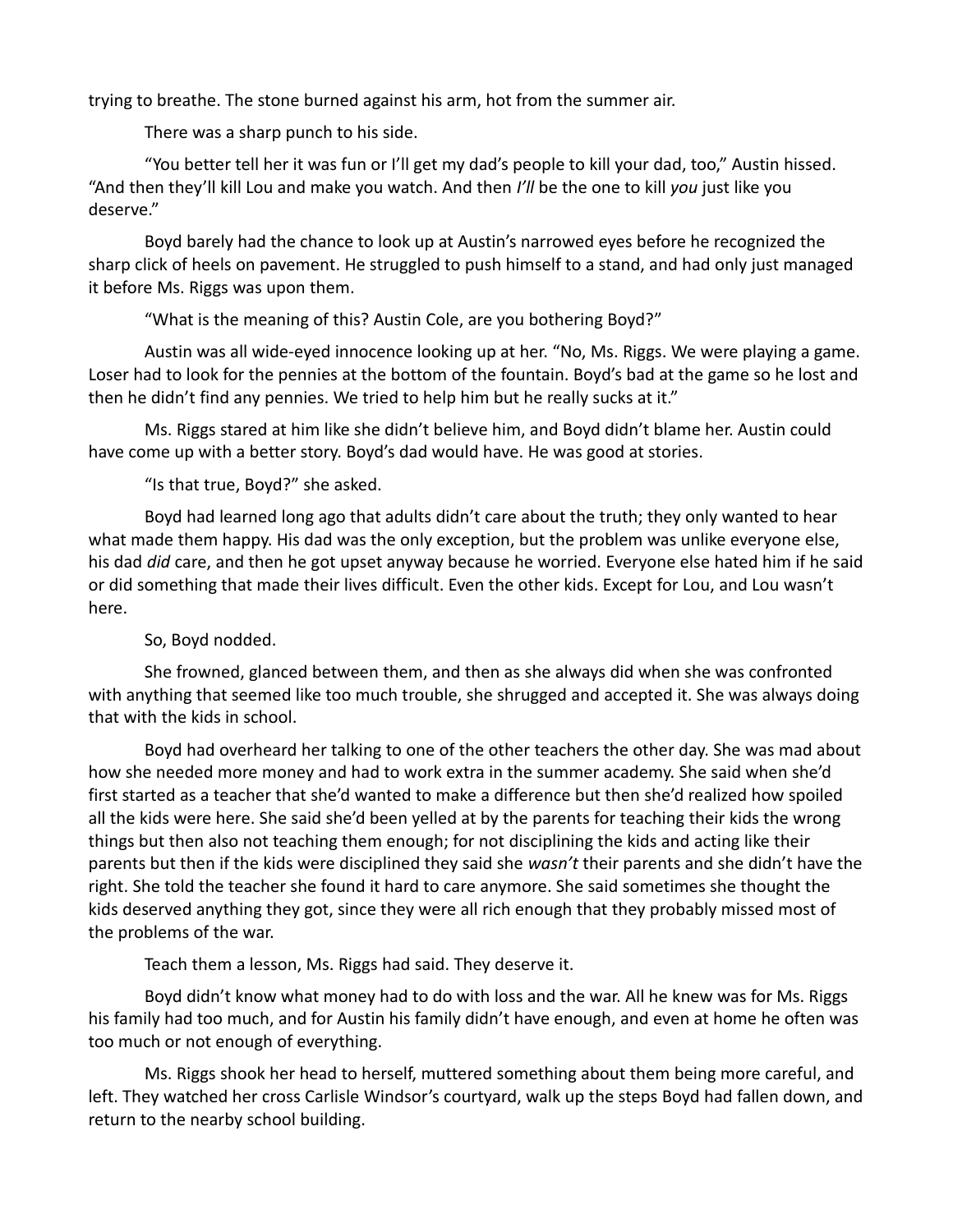trying to breathe. The stone burned against his arm, hot from the summer air.

There was a sharp punch to his side.

"You better tell her it was fun or I'll get my dad's people to kill your dad, too," Austin hissed. "And then they'll kill Lou and make you watch. And then *I'll* be the one to kill *you* just like you deserve."

Boyd barely had the chance to look up at Austin's narrowed eyes before he recognized the sharp click of heels on pavement. He struggled to push himself to a stand, and had only just managed it before Ms. Riggs was upon them.

"What is the meaning of this? Austin Cole, are you bothering Boyd?"

Austin was all wide-eyed innocence looking up at her. "No, Ms. Riggs. We were playing a game. Loser had to look for the pennies at the bottom of the fountain. Boyd's bad at the game so he lost and then he didn't find any pennies. We tried to help him but he really sucks at it."

Ms. Riggs stared at him like she didn't believe him, and Boyd didn't blame her. Austin could have come up with a better story. Boyd's dad would have. He was good at stories.

"Is that true, Boyd?" she asked.

Boyd had learned long ago that adults didn't care about the truth; they only wanted to hear what made them happy. His dad was the only exception, but the problem was unlike everyone else, his dad *did* care, and then he got upset anyway because he worried. Everyone else hated him if he said or did something that made their lives difficult. Even the other kids. Except for Lou, and Lou wasn't here.

So, Boyd nodded.

She frowned, glanced between them, and then as she always did when she was confronted with anything that seemed like too much trouble, she shrugged and accepted it. She was always doing that with the kids in school.

Boyd had overheard her talking to one of the other teachers the other day. She was mad about how she needed more money and had to work extra in the summer academy. She said when she'd first started as a teacher that she'd wanted to make a difference but then she'd realized how spoiled all the kids were here. She said she'd been yelled at by the parents for teaching their kids the wrong things but then also not teaching them enough; for not disciplining the kids and acting like their parents but then if the kids were disciplined they said she *wasn't* their parents and she didn't have the right. She told the teacher she found it hard to care anymore. She said sometimes she thought the kids deserved anything they got, since they were all rich enough that they probably missed most of the problems of the war.

Teach them a lesson, Ms. Riggs had said. They deserve it.

Boyd didn't know what money had to do with loss and the war. All he knew was for Ms. Riggs his family had too much, and for Austin his family didn't have enough, and even at home he often was too much or not enough of everything.

Ms. Riggs shook her head to herself, muttered something about them being more careful, and left. They watched her cross Carlisle Windsor's courtyard, walk up the steps Boyd had fallen down, and return to the nearby school building.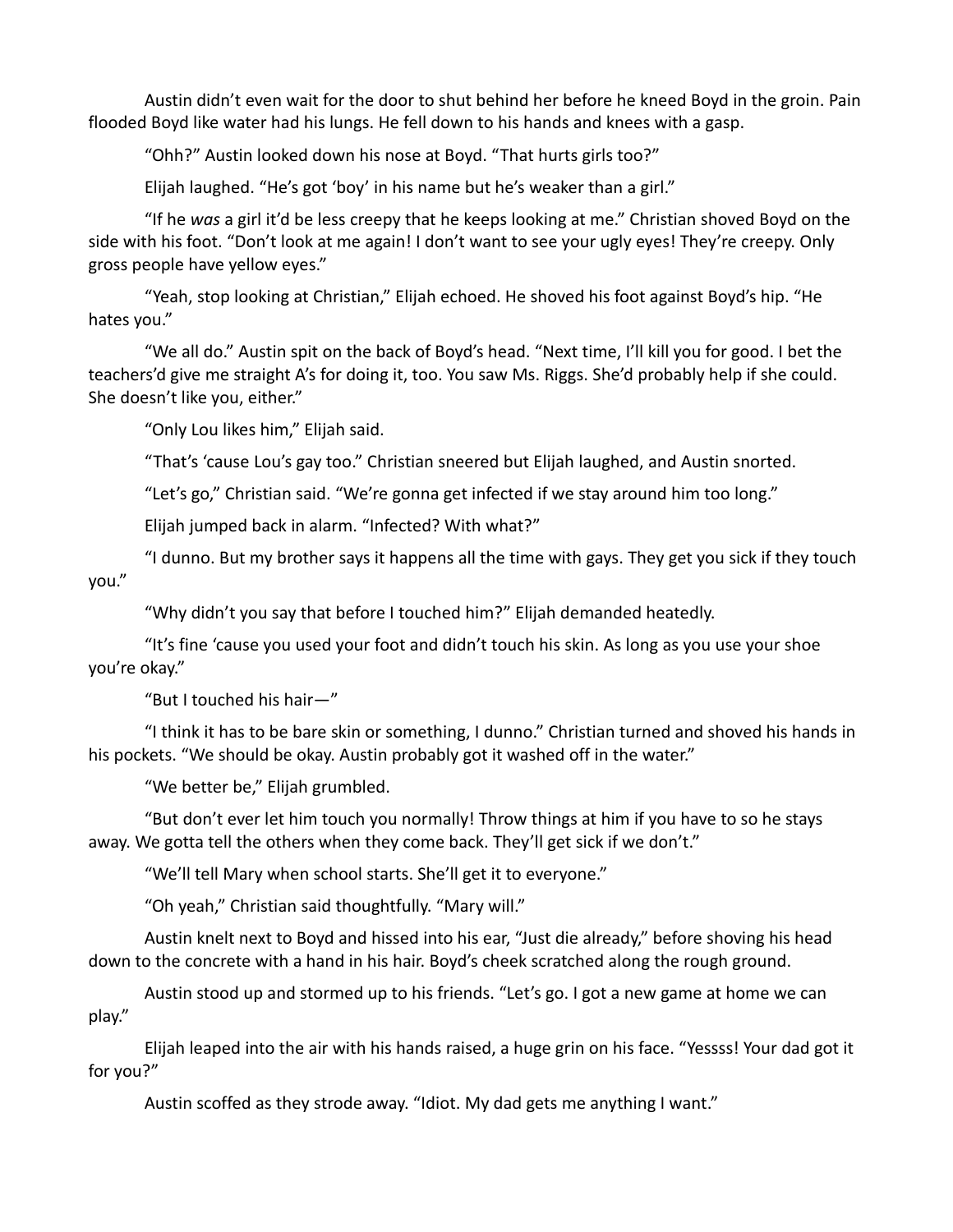Austin didn't even wait for the door to shut behind her before he kneed Boyd in the groin. Pain flooded Boyd like water had his lungs. He fell down to his hands and knees with a gasp.

"Ohh?" Austin looked down his nose at Boyd. "That hurts girls too?"

Elijah laughed. "He's got 'boy' in his name but he's weaker than a girl."

"If he *was* a girl it'd be less creepy that he keeps looking at me." Christian shoved Boyd on the side with his foot. "Don't look at me again! I don't want to see your ugly eyes! They're creepy. Only gross people have yellow eyes."

"Yeah, stop looking at Christian," Elijah echoed. He shoved his foot against Boyd's hip. "He hates you."

"We all do." Austin spit on the back of Boyd's head. "Next time, I'll kill you for good. I bet the teachers'd give me straight A's for doing it, too. You saw Ms. Riggs. She'd probably help if she could. She doesn't like you, either."

"Only Lou likes him," Elijah said.

"That's 'cause Lou's gay too." Christian sneered but Elijah laughed, and Austin snorted.

"Let's go," Christian said. "We're gonna get infected if we stay around him too long."

Elijah jumped back in alarm. "Infected? With what?"

"I dunno. But my brother says it happens all the time with gays. They get you sick if they touch you."

"Why didn't you say that before I touched him?" Elijah demanded heatedly.

"It's fine 'cause you used your foot and didn't touch his skin. As long as you use your shoe you're okay."

"But I touched his hair—"

"I think it has to be bare skin or something, I dunno." Christian turned and shoved his hands in his pockets. "We should be okay. Austin probably got it washed off in the water."

"We better be," Elijah grumbled.

"But don't ever let him touch you normally! Throw things at him if you have to so he stays away. We gotta tell the others when they come back. They'll get sick if we don't."

"We'll tell Mary when school starts. She'll get it to everyone."

"Oh yeah," Christian said thoughtfully. "Mary will."

Austin knelt next to Boyd and hissed into his ear, "Just die already," before shoving his head down to the concrete with a hand in his hair. Boyd's cheek scratched along the rough ground.

Austin stood up and stormed up to his friends. "Let's go. I got a new game at home we can play."

Elijah leaped into the air with his hands raised, a huge grin on his face. "Yessss! Your dad got it for you?"

Austin scoffed as they strode away. "Idiot. My dad gets me anything I want."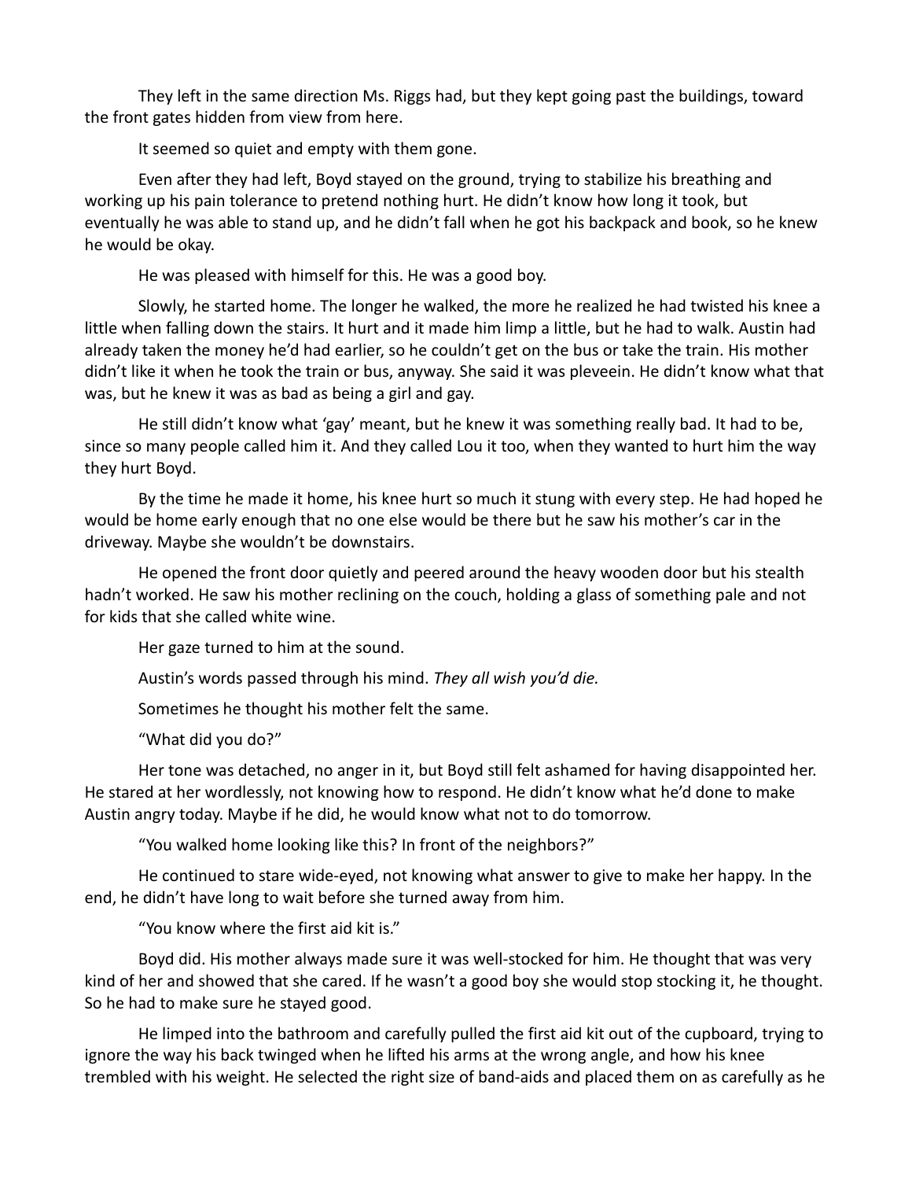They left in the same direction Ms. Riggs had, but they kept going past the buildings, toward the front gates hidden from view from here.

It seemed so quiet and empty with them gone.

Even after they had left, Boyd stayed on the ground, trying to stabilize his breathing and working up his pain tolerance to pretend nothing hurt. He didn't know how long it took, but eventually he was able to stand up, and he didn't fall when he got his backpack and book, so he knew he would be okay.

He was pleased with himself for this. He was a good boy.

Slowly, he started home. The longer he walked, the more he realized he had twisted his knee a little when falling down the stairs. It hurt and it made him limp a little, but he had to walk. Austin had already taken the money he'd had earlier, so he couldn't get on the bus or take the train. His mother didn't like it when he took the train or bus, anyway. She said it was pleveein. He didn't know what that was, but he knew it was as bad as being a girl and gay.

He still didn't know what 'gay' meant, but he knew it was something really bad. It had to be, since so many people called him it. And they called Lou it too, when they wanted to hurt him the way they hurt Boyd.

By the time he made it home, his knee hurt so much it stung with every step. He had hoped he would be home early enough that no one else would be there but he saw his mother's car in the driveway. Maybe she wouldn't be downstairs.

He opened the front door quietly and peered around the heavy wooden door but his stealth hadn't worked. He saw his mother reclining on the couch, holding a glass of something pale and not for kids that she called white wine.

Her gaze turned to him at the sound.

Austin's words passed through his mind. *They all wish you'd die.*

Sometimes he thought his mother felt the same.

"What did you do?"

Her tone was detached, no anger in it, but Boyd still felt ashamed for having disappointed her. He stared at her wordlessly, not knowing how to respond. He didn't know what he'd done to make Austin angry today. Maybe if he did, he would know what not to do tomorrow.

"You walked home looking like this? In front of the neighbors?"

He continued to stare wide-eyed, not knowing what answer to give to make her happy. In the end, he didn't have long to wait before she turned away from him.

"You know where the first aid kit is."

Boyd did. His mother always made sure it was well-stocked for him. He thought that was very kind of her and showed that she cared. If he wasn't a good boy she would stop stocking it, he thought. So he had to make sure he stayed good.

He limped into the bathroom and carefully pulled the first aid kit out of the cupboard, trying to ignore the way his back twinged when he lifted his arms at the wrong angle, and how his knee trembled with his weight. He selected the right size of band-aids and placed them on as carefully as he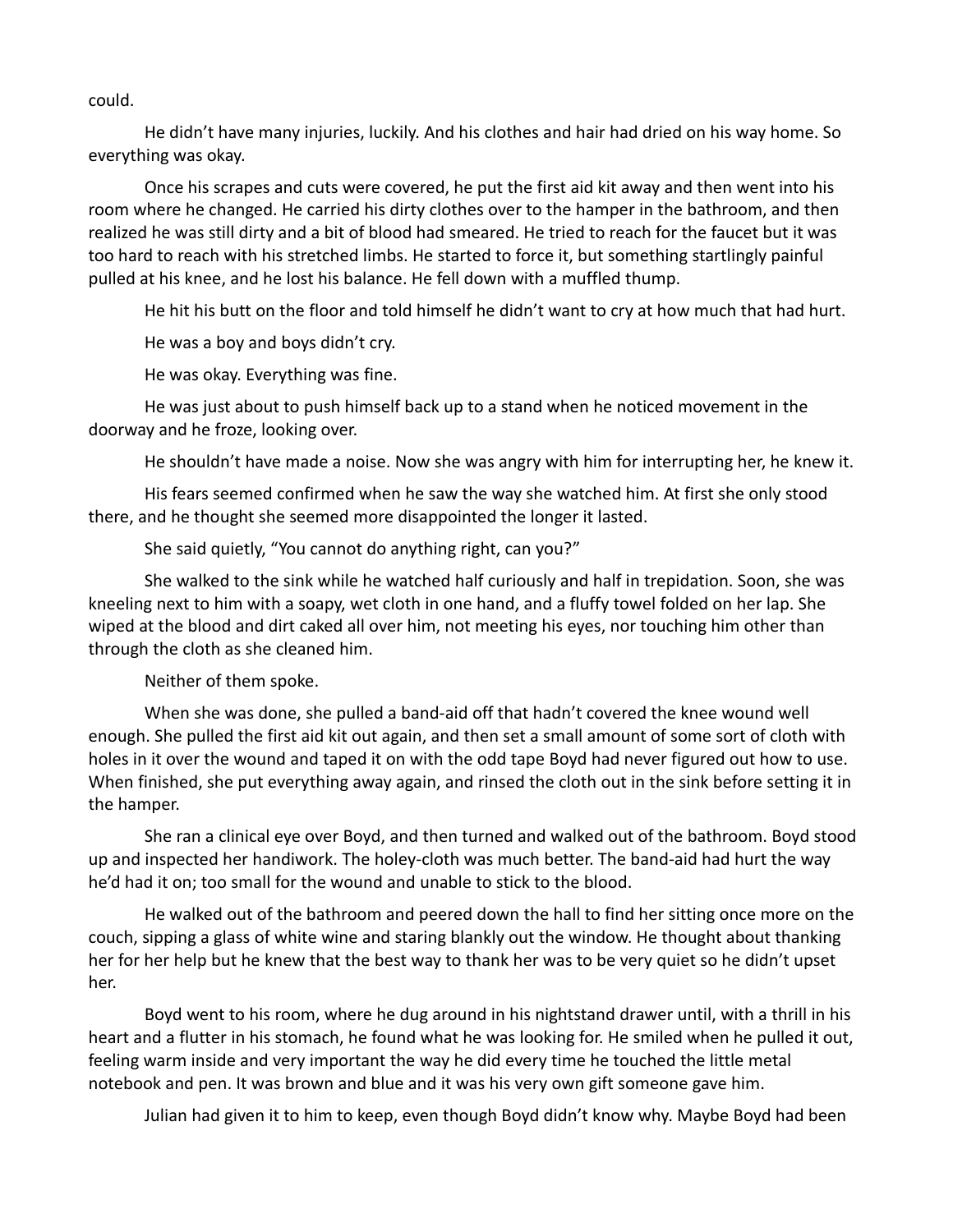could.

He didn't have many injuries, luckily. And his clothes and hair had dried on his way home. So everything was okay.

Once his scrapes and cuts were covered, he put the first aid kit away and then went into his room where he changed. He carried his dirty clothes over to the hamper in the bathroom, and then realized he was still dirty and a bit of blood had smeared. He tried to reach for the faucet but it was too hard to reach with his stretched limbs. He started to force it, but something startlingly painful pulled at his knee, and he lost his balance. He fell down with a muffled thump.

He hit his butt on the floor and told himself he didn't want to cry at how much that had hurt.

He was a boy and boys didn't cry.

He was okay. Everything was fine.

He was just about to push himself back up to a stand when he noticed movement in the doorway and he froze, looking over.

He shouldn't have made a noise. Now she was angry with him for interrupting her, he knew it.

His fears seemed confirmed when he saw the way she watched him. At first she only stood there, and he thought she seemed more disappointed the longer it lasted.

She said quietly, "You cannot do anything right, can you?"

She walked to the sink while he watched half curiously and half in trepidation. Soon, she was kneeling next to him with a soapy, wet cloth in one hand, and a fluffy towel folded on her lap. She wiped at the blood and dirt caked all over him, not meeting his eyes, nor touching him other than through the cloth as she cleaned him.

Neither of them spoke.

When she was done, she pulled a band-aid off that hadn't covered the knee wound well enough. She pulled the first aid kit out again, and then set a small amount of some sort of cloth with holes in it over the wound and taped it on with the odd tape Boyd had never figured out how to use. When finished, she put everything away again, and rinsed the cloth out in the sink before setting it in the hamper.

She ran a clinical eye over Boyd, and then turned and walked out of the bathroom. Boyd stood up and inspected her handiwork. The holey-cloth was much better. The band-aid had hurt the way he'd had it on; too small for the wound and unable to stick to the blood.

He walked out of the bathroom and peered down the hall to find her sitting once more on the couch, sipping a glass of white wine and staring blankly out the window. He thought about thanking her for her help but he knew that the best way to thank her was to be very quiet so he didn't upset her.

Boyd went to his room, where he dug around in his nightstand drawer until, with a thrill in his heart and a flutter in his stomach, he found what he was looking for. He smiled when he pulled it out, feeling warm inside and very important the way he did every time he touched the little metal notebook and pen. It was brown and blue and it was his very own gift someone gave him.

Julian had given it to him to keep, even though Boyd didn't know why. Maybe Boyd had been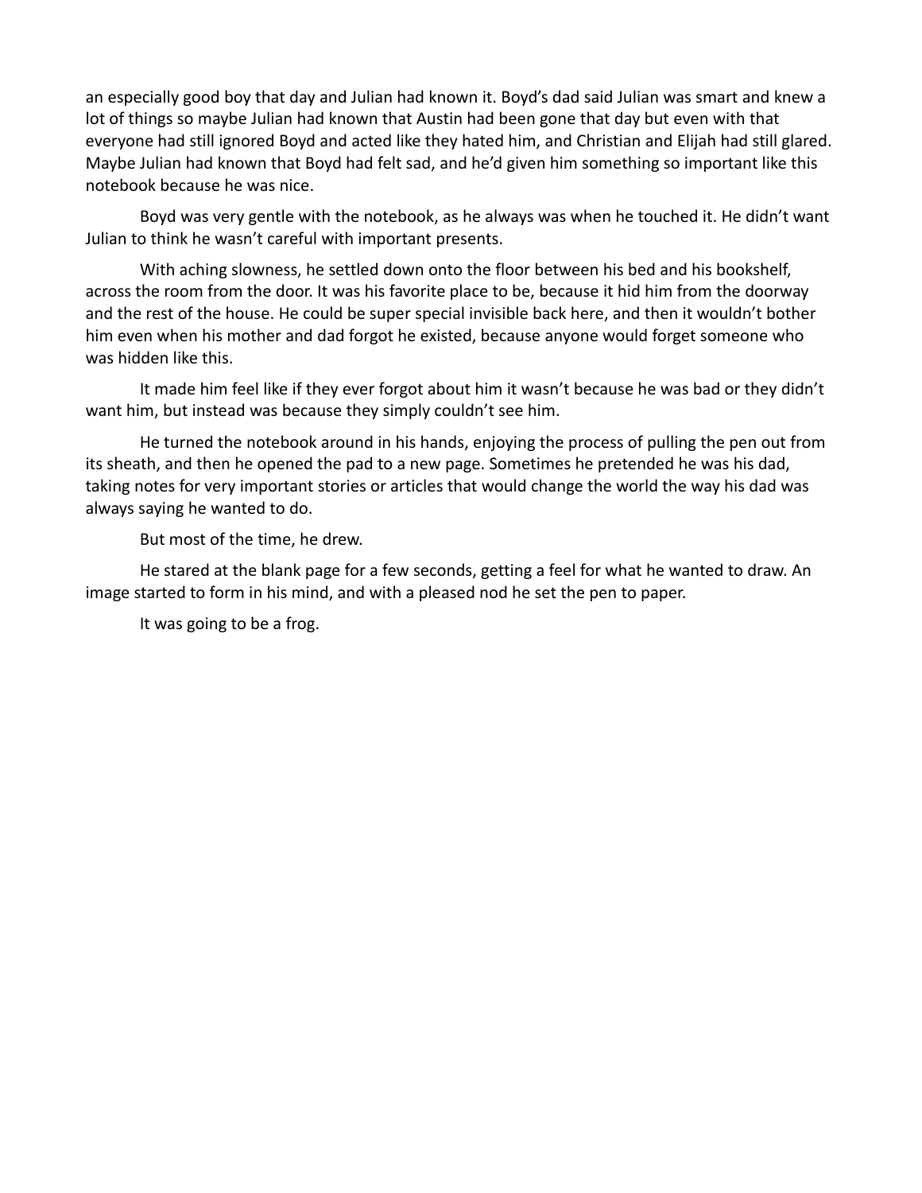an especially good boy that day and Julian had known it. Boyd's dad said Julian was smart and knew a lot of things so maybe Julian had known that Austin had been gone that day but even with that everyone had still ignored Boyd and acted like they hated him, and Christian and Elijah had still glared. Maybe Julian had known that Boyd had felt sad, and he'd given him something so important like this notebook because he was nice.

Boyd was very gentle with the notebook, as he always was when he touched it. He didn't want Julian to think he wasn't careful with important presents.

With aching slowness, he settled down onto the floor between his bed and his bookshelf, across the room from the door. It was his favorite place to be, because it hid him from the doorway and the rest of the house. He could be super special invisible back here, and then it wouldn't bother him even when his mother and dad forgot he existed, because anyone would forget someone who was hidden like this.

It made him feel like if they ever forgot about him it wasn't because he was bad or they didn't want him, but instead was because they simply couldn't see him.

He turned the notebook around in his hands, enjoying the process of pulling the pen out from its sheath, and then he opened the pad to a new page. Sometimes he pretended he was his dad, taking notes for very important stories or articles that would change the world the way his dad was always saying he wanted to do.

But most of the time, he drew.

He stared at the blank page for a few seconds, getting a feel for what he wanted to draw. An image started to form in his mind, and with a pleased nod he set the pen to paper.

It was going to be a frog.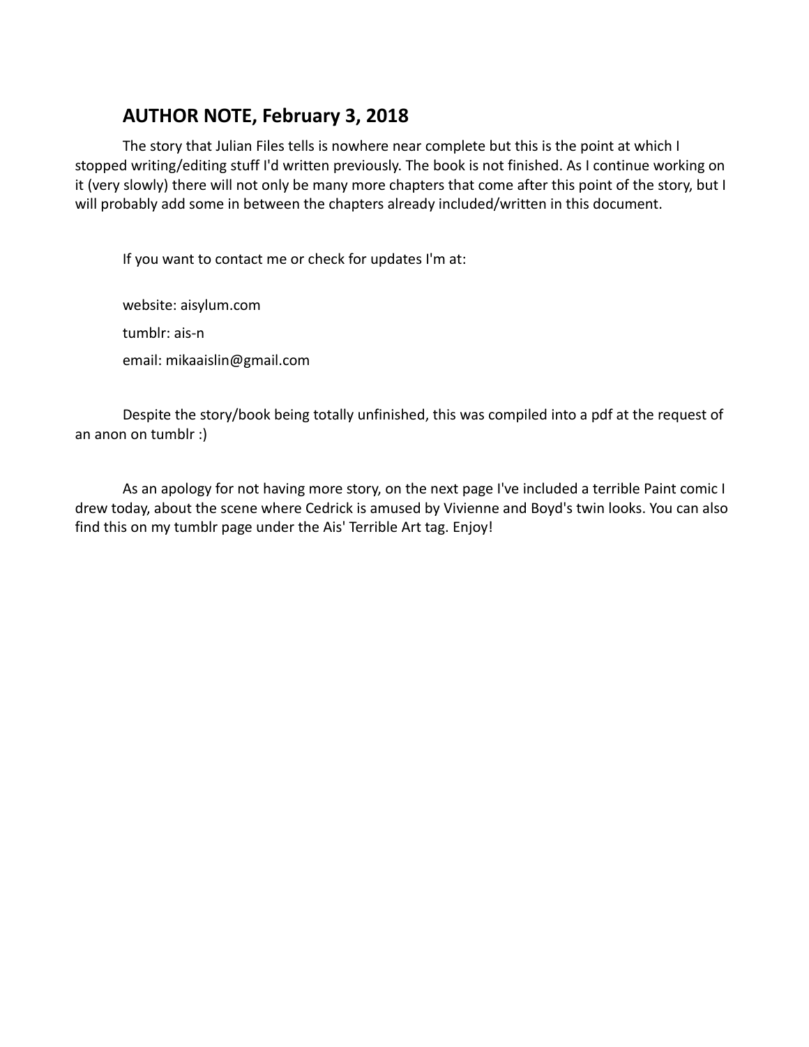## AUTHOR NOTE, February 3, 2018

The story that Julian Files tells is nowhere near complete but this is the point at which I stopped writing/editing stuff I'd written previously. The book is not finished. As I continue working on it (very slowly) there will not only be many more chapters that come after this point of the story, but I will probably add some in between the chapters already included/written in this document.

If you want to contact me or check for updates I'm at:

website: aisylum.com

tumblr: ais-n

email: mikaaislin@gmail.com

Despite the story/book being totally unfinished, this was compiled into a pdf at the request of an anon on tumblr :)

As an apology for not having more story, on the next page I've included a terrible Paint comic I drew today, about the scene where Cedrick is amused by Vivienne and Boyd's twin looks. You can also find this on my tumblr page under the Ais' Terrible Art tag. Enjoy!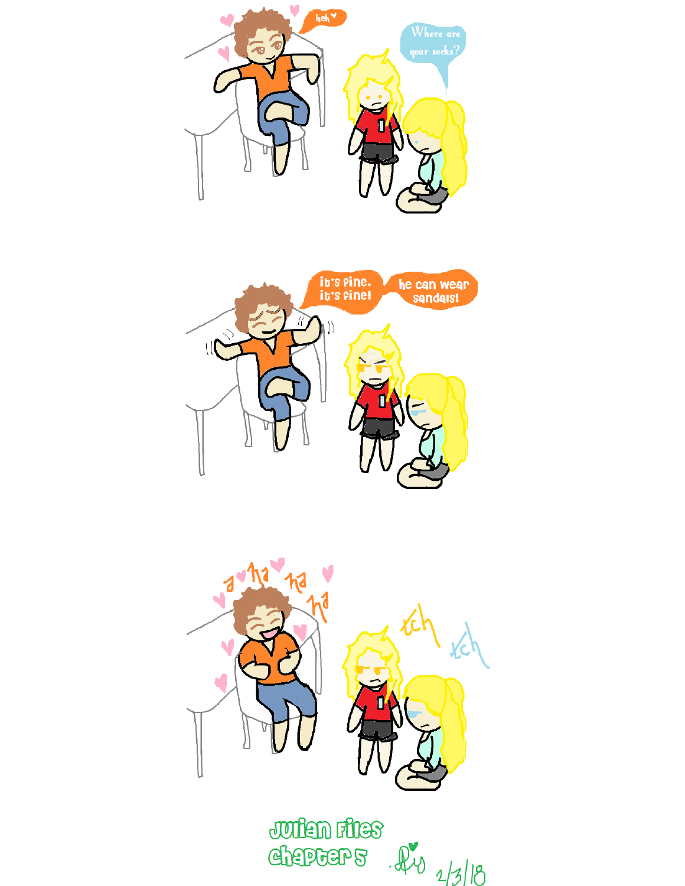heh ♥

Where are your socks?

it's fine. it's fine!

he can wear sandals!

a ha ha ha

tch

tch

Julian Files
Chapter 5

2/3/18